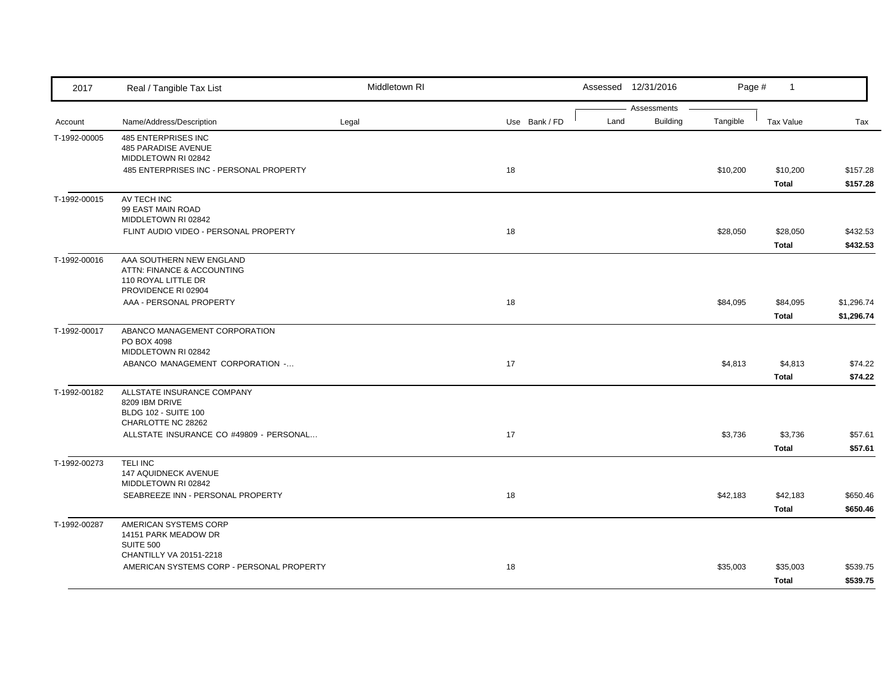| 2017 | Real / Tangible Tax List | Middletown RI | | Assessed 12/31/2016 | | Page # 1 | | |
|---|---|---|---|---|---|---|---|---|

| Account | Name/Address/Description | Legal | Use Bank / FD | Assessments Land | Assessments Building | Tangible | Tax Value | Tax |
|---|---|---|---|---|---|---|---|---|
| T-1992-00005 | 485 ENTERPRISES INC<br>485 PARADISE AVENUE<br>MIDDLETOWN RI 02842 | | | | | | | |
| | 485 ENTERPRISES INC - PERSONAL PROPERTY | | 18 | | | $10,200 | $10,200 | $157.28 |
| | | | | | | | **Total** | **$157.28** |
| T-1992-00015 | AV TECH INC<br>99 EAST MAIN ROAD<br>MIDDLETOWN RI 02842 | | | | | | | |
| | FLINT AUDIO VIDEO - PERSONAL PROPERTY | | 18 | | | $28,050 | $28,050 | $432.53 |
| | | | | | | | **Total** | **$432.53** |
| T-1992-00016 | AAA SOUTHERN NEW ENGLAND<br>ATTN: FINANCE & ACCOUNTING<br>110 ROYAL LITTLE DR<br>PROVIDENCE RI 02904 | | | | | | | |
| | AAA - PERSONAL PROPERTY | | 18 | | | $84,095 | $84,095 | $1,296.74 |
| | | | | | | | **Total** | **$1,296.74** |
| T-1992-00017 | ABANCO MANAGEMENT CORPORATION<br>PO BOX 4098<br>MIDDLETOWN RI 02842 | | | | | | | |
| | ABANCO MANAGEMENT CORPORATION -... | | 17 | | | $4,813 | $4,813 | $74.22 |
| | | | | | | | **Total** | **$74.22** |
| T-1992-00182 | ALLSTATE INSURANCE COMPANY<br>8209 IBM DRIVE<br>BLDG 102 - SUITE 100<br>CHARLOTTE NC 28262 | | | | | | | |
| | ALLSTATE INSURANCE CO #49809 - PERSONAL... | | 17 | | | $3,736 | $3,736 | $57.61 |
| | | | | | | | **Total** | **$57.61** |
| T-1992-00273 | TELI INC<br>147 AQUIDNECK AVENUE<br>MIDDLETOWN RI 02842 | | | | | | | |
| | SEABREEZE INN - PERSONAL PROPERTY | | 18 | | | $42,183 | $42,183 | $650.46 |
| | | | | | | | **Total** | **$650.46** |
| T-1992-00287 | AMERICAN SYSTEMS CORP<br>14151 PARK MEADOW DR<br>SUITE 500<br>CHANTILLY VA 20151-2218 | | | | | | | |
| | AMERICAN SYSTEMS CORP - PERSONAL PROPERTY | | 18 | | | $35,003 | $35,003 | $539.75 |
| | | | | | | | **Total** | **$539.75** |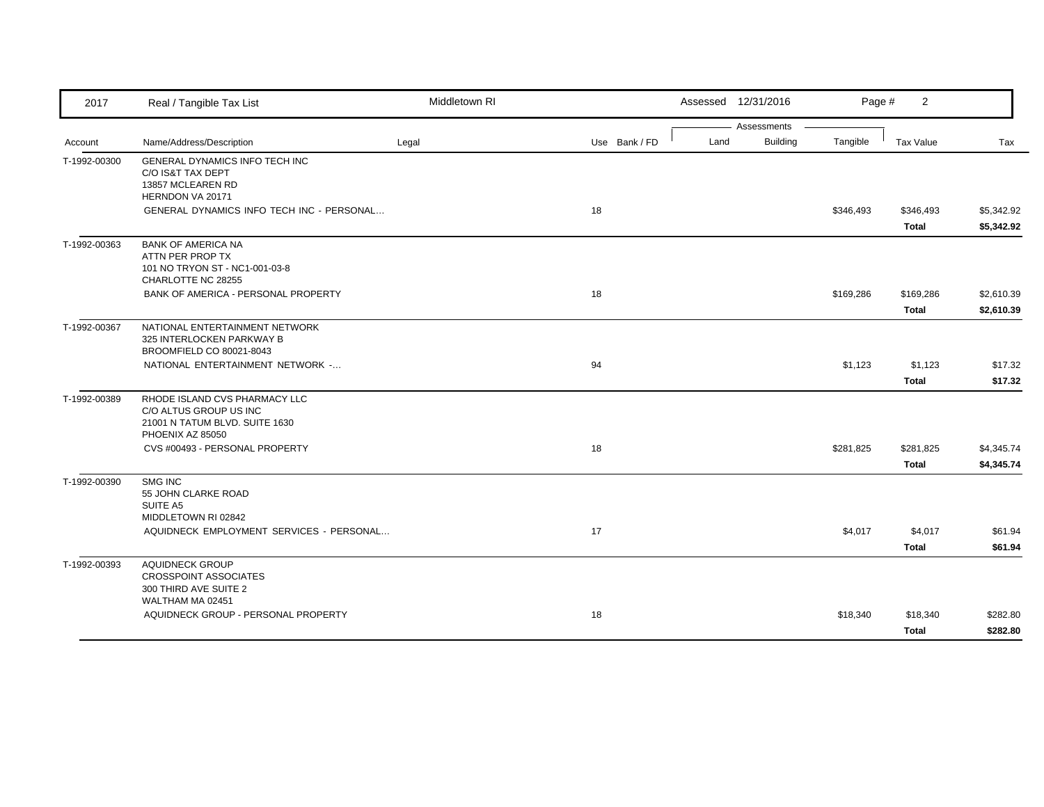| 2017 | Real / Tangible Tax List | Middletown RI | | Assessed 12/31/2016 | | Page # 2 | | |
|---|---|---|---|---|---|---|---|---|

| Account | Name/Address/Description | Legal | Use | Bank / FD | Land | Building | Tangible | Tax Value | Tax |
|---|---|---|---|---|---|---|---|---|---|
| T-1992-00300 | GENERAL DYNAMICS INFO TECH INC<br>C/O IS&T TAX DEPT<br>13857 MCLEAREN RD<br>HERNDON VA 20171 | | | | | | | | |
| | GENERAL DYNAMICS INFO TECH INC - PERSONAL... | | 18 | | | | $346,493 | $346,493 | $5,342.92 |
| | | | | | | | | **Total** | **$5,342.92** |
| T-1992-00363 | BANK OF AMERICA NA<br>ATTN PER PROP TX<br>101 NO TRYON ST - NC1-001-03-8<br>CHARLOTTE NC 28255 | | | | | | | | |
| | BANK OF AMERICA - PERSONAL PROPERTY | | 18 | | | | $169,286 | $169,286 | $2,610.39 |
| | | | | | | | | **Total** | **$2,610.39** |
| T-1992-00367 | NATIONAL ENTERTAINMENT NETWORK<br>325 INTERLOCKEN PARKWAY B<br>BROOMFIELD CO 80021-8043 | | | | | | | | |
| | NATIONAL ENTERTAINMENT NETWORK -... | | 94 | | | | $1,123 | $1,123 | $17.32 |
| | | | | | | | | **Total** | **$17.32** |
| T-1992-00389 | RHODE ISLAND CVS PHARMACY LLC<br>C/O ALTUS GROUP US INC<br>21001 N TATUM BLVD. SUITE 1630<br>PHOENIX AZ 85050 | | | | | | | | |
| | CVS #00493 - PERSONAL PROPERTY | | 18 | | | | $281,825 | $281,825 | $4,345.74 |
| | | | | | | | | **Total** | **$4,345.74** |
| T-1992-00390 | SMG INC<br>55 JOHN CLARKE ROAD<br>SUITE A5<br>MIDDLETOWN RI 02842 | | | | | | | | |
| | AQUIDNECK EMPLOYMENT SERVICES - PERSONAL... | | 17 | | | | $4,017 | $4,017 | $61.94 |
| | | | | | | | | **Total** | **$61.94** |
| T-1992-00393 | AQUIDNECK GROUP<br>CROSSPOINT ASSOCIATES<br>300 THIRD AVE SUITE 2<br>WALTHAM MA 02451 | | | | | | | | |
| | AQUIDNECK GROUP - PERSONAL PROPERTY | | 18 | | | | $18,340 | $18,340 | $282.80 |
| | | | | | | | | **Total** | **$282.80** |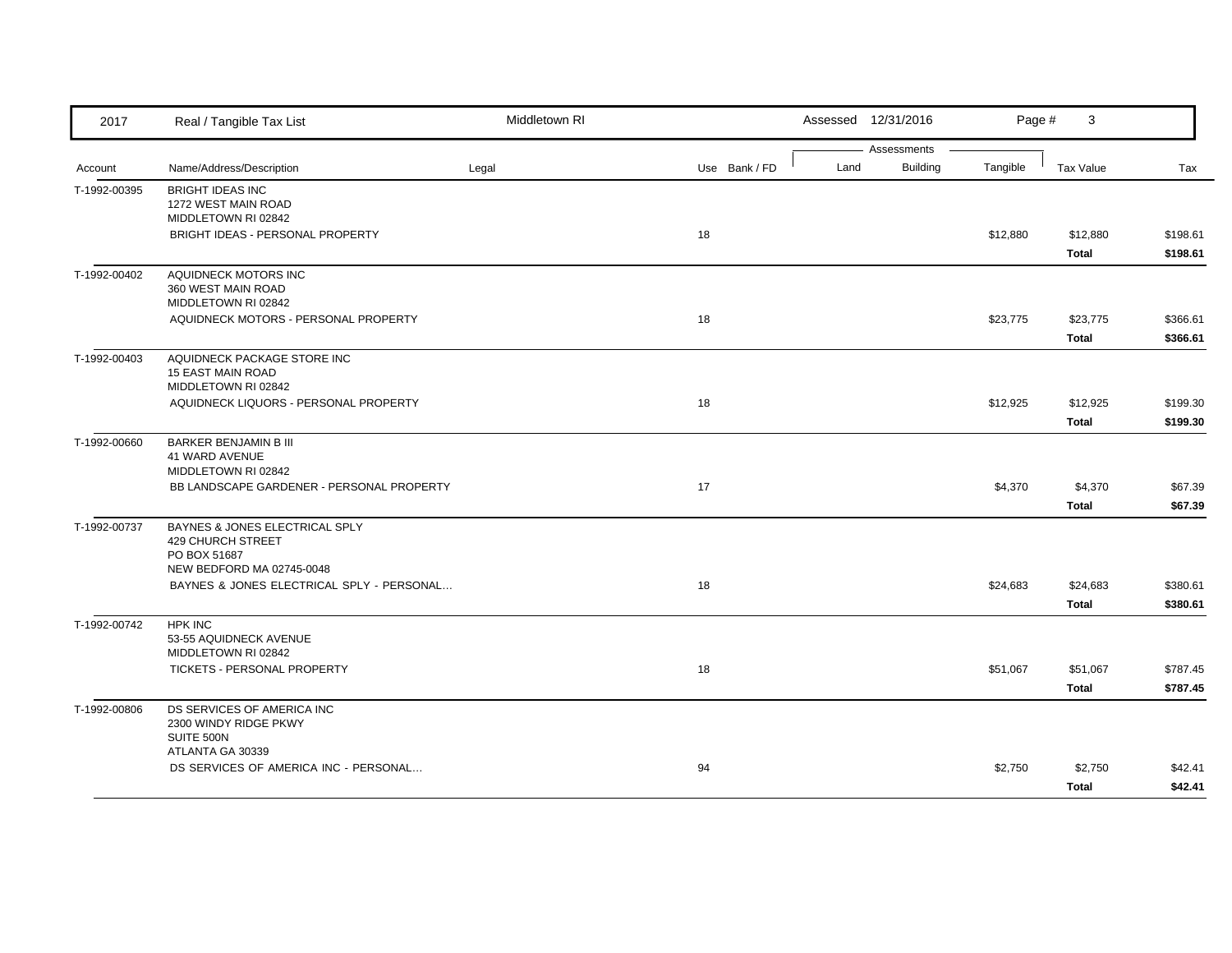| Account | Name/Address/Description | Legal | Use | Bank / FD | Land | Building | Tangible | Tax Value | Tax |
|---|---|---|---|---|---|---|---|---|---|
| T-1992-00395 | BRIGHT IDEAS INC<br>1272 WEST MAIN ROAD<br>MIDDLETOWN RI 02842 | | | | | | | | |
| | BRIGHT IDEAS - PERSONAL PROPERTY | | 18 | | | | $12,880 | $12,880 | $198.61 |
| | | | | | | | | **Total** | **$198.61** |
| T-1992-00402 | AQUIDNECK MOTORS INC<br>360 WEST MAIN ROAD<br>MIDDLETOWN RI 02842 | | | | | | | | |
| | AQUIDNECK MOTORS - PERSONAL PROPERTY | | 18 | | | | $23,775 | $23,775 | $366.61 |
| | | | | | | | | **Total** | **$366.61** |
| T-1992-00403 | AQUIDNECK PACKAGE STORE INC<br>15 EAST MAIN ROAD<br>MIDDLETOWN RI 02842 | | | | | | | | |
| | AQUIDNECK LIQUORS - PERSONAL PROPERTY | | 18 | | | | $12,925 | $12,925 | $199.30 |
| | | | | | | | | **Total** | **$199.30** |
| T-1992-00660 | BARKER BENJAMIN B III<br>41 WARD AVENUE<br>MIDDLETOWN RI 02842 | | | | | | | | |
| | BB LANDSCAPE GARDENER - PERSONAL PROPERTY | | 17 | | | | $4,370 | $4,370 | $67.39 |
| | | | | | | | | **Total** | **$67.39** |
| T-1992-00737 | BAYNES & JONES ELECTRICAL SPLY<br>429 CHURCH STREET<br>PO BOX 51687<br>NEW BEDFORD MA 02745-0048 | | | | | | | | |
| | BAYNES & JONES ELECTRICAL SPLY - PERSONAL... | | 18 | | | | $24,683 | $24,683 | $380.61 |
| | | | | | | | | **Total** | **$380.61** |
| T-1992-00742 | HPK INC<br>53-55 AQUIDNECK AVENUE<br>MIDDLETOWN RI 02842 | | | | | | | | |
| | TICKETS - PERSONAL PROPERTY | | 18 | | | | $51,067 | $51,067 | $787.45 |
| | | | | | | | | **Total** | **$787.45** |
| T-1992-00806 | DS SERVICES OF AMERICA INC<br>2300 WINDY RIDGE PKWY<br>SUITE 500N<br>ATLANTA GA 30339 | | | | | | | | |
| | DS SERVICES OF AMERICA INC - PERSONAL... | | 94 | | | | $2,750 | $2,750 | $42.41 |
| | | | | | | | | **Total** | **$42.41** |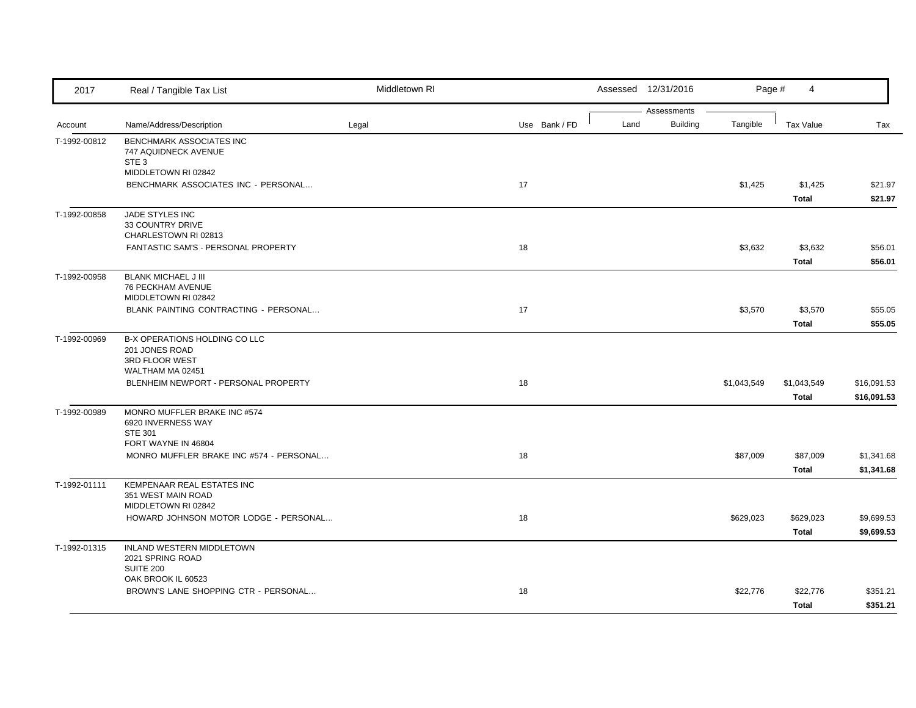| 2017 | Real / Tangible Tax List | Middletown RI | | | Assessed 12/31/2016 | | | | |
|---|---|---|---|---|---|---|---|---|---|
| | | | | | Assessments | | | | |
| Account | Name/Address/Description | Legal | Use | Bank / FD | Land | Building | Tangible | Tax Value | Tax |
| T-1992-00812 | BENCHMARK ASSOCIATES INC<br>747 AQUIDNECK AVENUE<br>STE 3<br>MIDDLETOWN RI 02842 | | | | | | | | |
| | BENCHMARK ASSOCIATES INC - PERSONAL... | | 17 | | | | $1,425 | $1,425 | $21.97 |
| | | | | | | | | **Total** | **$21.97** |
| T-1992-00858 | JADE STYLES INC<br>33 COUNTRY DRIVE<br>CHARLESTOWN RI 02813 | | | | | | | | |
| | FANTASTIC SAM'S - PERSONAL PROPERTY | | 18 | | | | $3,632 | $3,632 | $56.01 |
| | | | | | | | | **Total** | **$56.01** |
| T-1992-00958 | BLANK MICHAEL J III<br>76 PECKHAM AVENUE<br>MIDDLETOWN RI 02842 | | | | | | | | |
| | BLANK PAINTING CONTRACTING - PERSONAL... | | 17 | | | | $3,570 | $3,570 | $55.05 |
| | | | | | | | | **Total** | **$55.05** |
| T-1992-00969 | B-X OPERATIONS HOLDING CO LLC<br>201 JONES ROAD<br>3RD FLOOR WEST<br>WALTHAM MA 02451 | | | | | | | | |
| | BLENHEIM NEWPORT - PERSONAL PROPERTY | | 18 | | | | $1,043,549 | $1,043,549 | $16,091.53 |
| | | | | | | | | **Total** | **$16,091.53** |
| T-1992-00989 | MONRO MUFFLER BRAKE INC #574<br>6920 INVERNESS WAY<br>STE 301<br>FORT WAYNE IN 46804 | | | | | | | | |
| | MONRO MUFFLER BRAKE INC #574 - PERSONAL... | | 18 | | | | $87,009 | $87,009 | $1,341.68 |
| | | | | | | | | **Total** | **$1,341.68** |
| T-1992-01111 | KEMPENAAR REAL ESTATES INC<br>351 WEST MAIN ROAD<br>MIDDLETOWN RI 02842 | | | | | | | | |
| | HOWARD JOHNSON MOTOR LODGE - PERSONAL... | | 18 | | | | $629,023 | $629,023 | $9,699.53 |
| | | | | | | | | **Total** | **$9,699.53** |
| T-1992-01315 | INLAND WESTERN MIDDLETOWN<br>2021 SPRING ROAD<br>SUITE 200<br>OAK BROOK IL 60523 | | | | | | | | |
| | BROWN'S LANE SHOPPING CTR - PERSONAL... | | 18 | | | | $22,776 | $22,776 | $351.21 |
| | | | | | | | | **Total** | **$351.21** |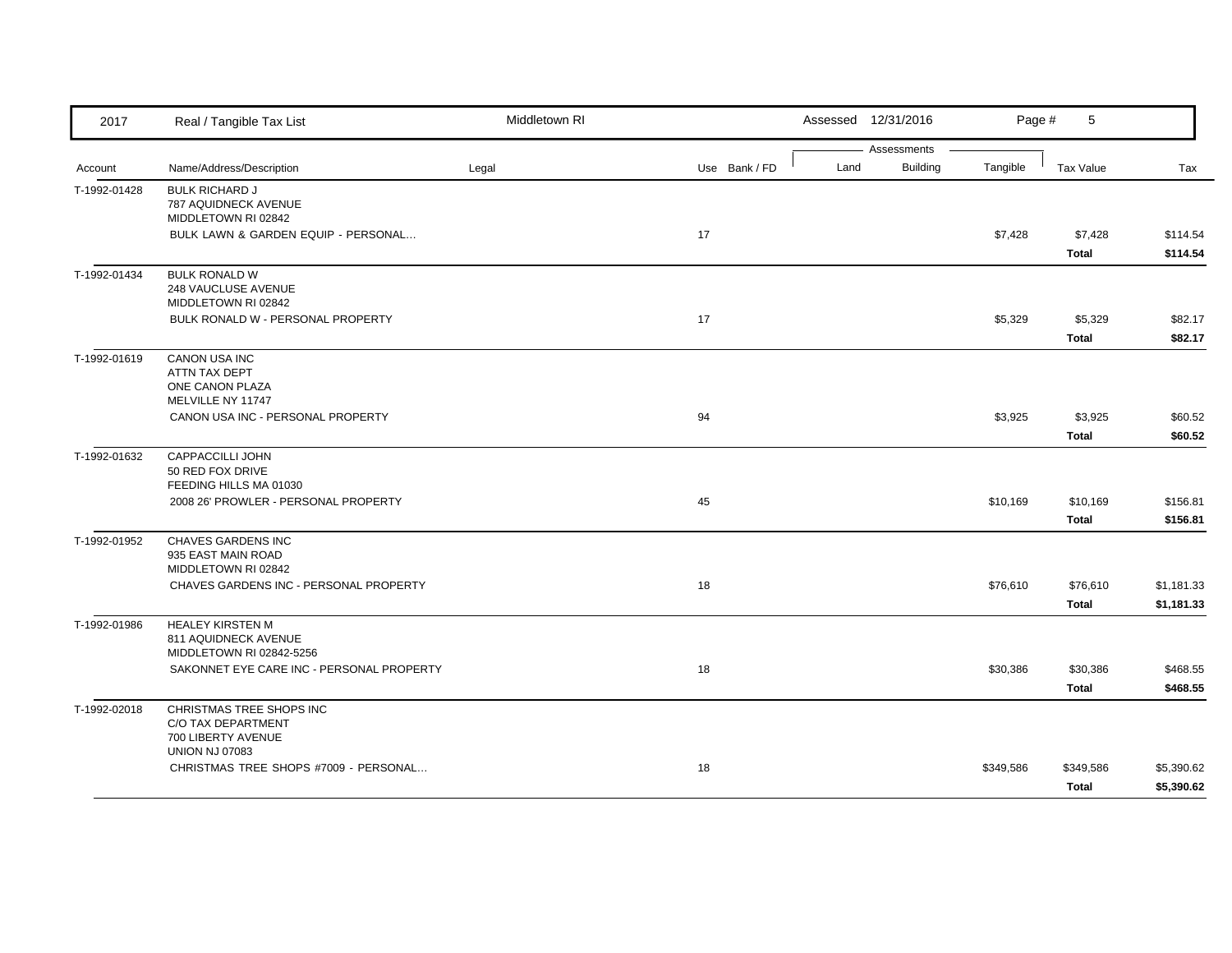| 2017 | Real / Tangible Tax List | Middletown RI | | Assessed 12/31/2016 | | | | |
|---|---|---|---|---|---|---|---|---|

| Account | Name/Address/Description | Legal | Use | Bank / FD | Land | Building | Tangible | Tax Value | Tax |
|---|---|---|---|---|---|---|---|---|---|
| T-1992-01428 | BULK RICHARD J<br>787 AQUIDNECK AVENUE<br>MIDDLETOWN RI 02842 | | | | | | | | |
| | BULK LAWN & GARDEN EQUIP - PERSONAL... | | 17 | | | | $7,428 | $7,428 | $114.54 |
| | | | | | | | | **Total** | **$114.54** |
| T-1992-01434 | BULK RONALD W<br>248 VAUCLUSE AVENUE<br>MIDDLETOWN RI 02842 | | | | | | | | |
| | BULK RONALD W - PERSONAL PROPERTY | | 17 | | | | $5,329 | $5,329 | $82.17 |
| | | | | | | | | **Total** | **$82.17** |
| T-1992-01619 | CANON USA INC<br>ATTN TAX DEPT<br>ONE CANON PLAZA<br>MELVILLE NY 11747 | | | | | | | | |
| | CANON USA INC - PERSONAL PROPERTY | | 94 | | | | $3,925 | $3,925 | $60.52 |
| | | | | | | | | **Total** | **$60.52** |
| T-1992-01632 | CAPPACCILLI JOHN<br>50 RED FOX DRIVE<br>FEEDING HILLS MA 01030 | | | | | | | | |
| | 2008 26' PROWLER - PERSONAL PROPERTY | | 45 | | | | $10,169 | $10,169 | $156.81 |
| | | | | | | | | **Total** | **$156.81** |
| T-1992-01952 | CHAVES GARDENS INC<br>935 EAST MAIN ROAD<br>MIDDLETOWN RI 02842 | | | | | | | | |
| | CHAVES GARDENS INC - PERSONAL PROPERTY | | 18 | | | | $76,610 | $76,610 | $1,181.33 |
| | | | | | | | | **Total** | **$1,181.33** |
| T-1992-01986 | HEALEY KIRSTEN M<br>811 AQUIDNECK AVENUE<br>MIDDLETOWN RI 02842-5256 | | | | | | | | |
| | SAKONNET EYE CARE INC - PERSONAL PROPERTY | | 18 | | | | $30,386 | $30,386 | $468.55 |
| | | | | | | | | **Total** | **$468.55** |
| T-1992-02018 | CHRISTMAS TREE SHOPS INC<br>C/O TAX DEPARTMENT<br>700 LIBERTY AVENUE<br>UNION NJ 07083 | | | | | | | | |
| | CHRISTMAS TREE SHOPS #7009 - PERSONAL... | | 18 | | | | $349,586 | $349,586 | $5,390.62 |
| | | | | | | | | **Total** | **$5,390.62** |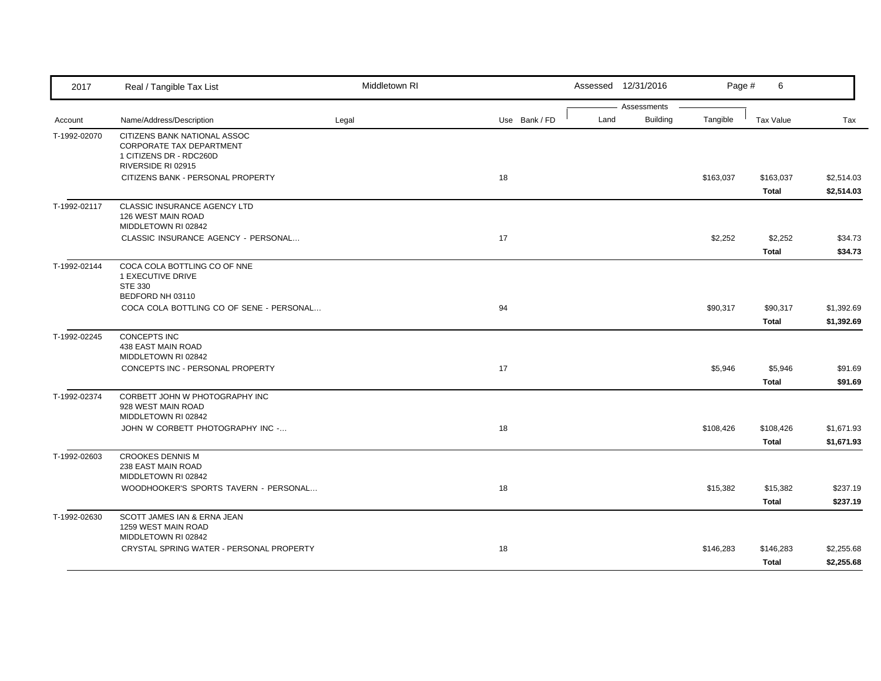| 2017 | Real / Tangible Tax List | Middletown RI | | | Assessed 12/31/2016 | | Page # 6 | | |
|---|---|---|---|---|---|---|---|---|---|
| | | | | | Assessments | | | | |
| Account | Name/Address/Description | Legal | Use | Bank / FD | Land | Building | Tangible | Tax Value | Tax |
| T-1992-02070 | CITIZENS BANK NATIONAL ASSOC<br>CORPORATE TAX DEPARTMENT<br>1 CITIZENS DR - RDC260D<br>RIVERSIDE RI 02915 | | | | | | | | |
| | CITIZENS BANK - PERSONAL PROPERTY | | 18 | | | | $163,037 | $163,037 | $2,514.03 |
| | | | | | | | | **Total** | **$2,514.03** |
| T-1992-02117 | CLASSIC INSURANCE AGENCY LTD<br>126 WEST MAIN ROAD<br>MIDDLETOWN RI 02842 | | | | | | | | |
| | CLASSIC INSURANCE AGENCY - PERSONAL... | | 17 | | | | $2,252 | $2,252 | $34.73 |
| | | | | | | | | **Total** | **$34.73** |
| T-1992-02144 | COCA COLA BOTTLING CO OF NNE<br>1 EXECUTIVE DRIVE<br>STE 330<br>BEDFORD NH 03110 | | | | | | | | |
| | COCA COLA BOTTLING CO OF SENE - PERSONAL... | | 94 | | | | $90,317 | $90,317 | $1,392.69 |
| | | | | | | | | **Total** | **$1,392.69** |
| T-1992-02245 | CONCEPTS INC<br>438 EAST MAIN ROAD<br>MIDDLETOWN RI 02842 | | | | | | | | |
| | CONCEPTS INC - PERSONAL PROPERTY | | 17 | | | | $5,946 | $5,946 | $91.69 |
| | | | | | | | | **Total** | **$91.69** |
| T-1992-02374 | CORBETT JOHN W PHOTOGRAPHY INC<br>928 WEST MAIN ROAD<br>MIDDLETOWN RI 02842 | | | | | | | | |
| | JOHN W CORBETT PHOTOGRAPHY INC -... | | 18 | | | | $108,426 | $108,426 | $1,671.93 |
| | | | | | | | | **Total** | **$1,671.93** |
| T-1992-02603 | CROOKES DENNIS M<br>238 EAST MAIN ROAD<br>MIDDLETOWN RI 02842 | | | | | | | | |
| | WOODHOOKER'S SPORTS TAVERN - PERSONAL... | | 18 | | | | $15,382 | $15,382 | $237.19 |
| | | | | | | | | **Total** | **$237.19** |
| T-1992-02630 | SCOTT JAMES IAN & ERNA JEAN<br>1259 WEST MAIN ROAD<br>MIDDLETOWN RI 02842 | | | | | | | | |
| | CRYSTAL SPRING WATER - PERSONAL PROPERTY | | 18 | | | | $146,283 | $146,283 | $2,255.68 |
| | | | | | | | | **Total** | **$2,255.68** |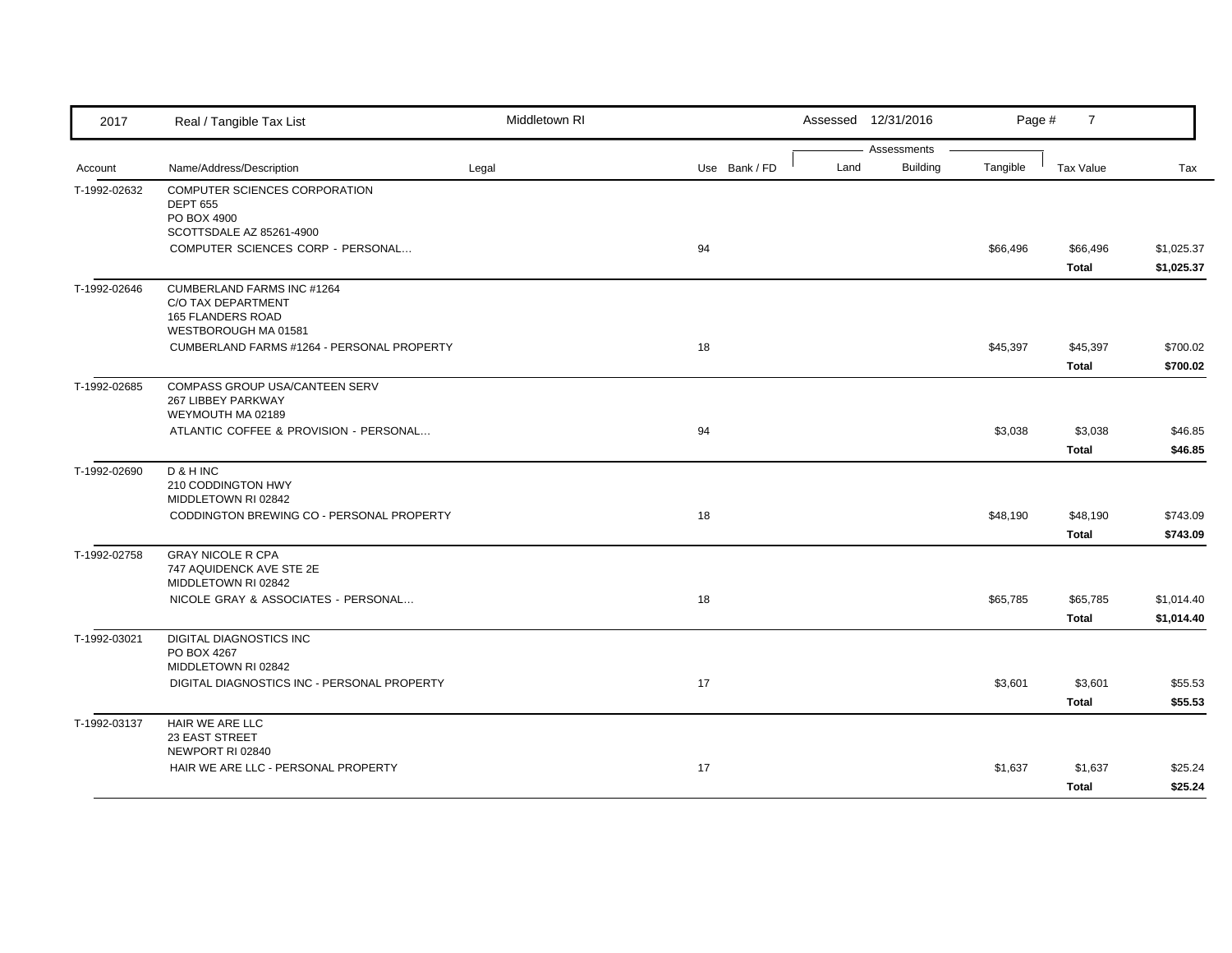| 2017 | Real / Tangible Tax List | Middletown RI | | Assessed 12/31/2016 | | | | |
|---|---|---|---|---|---|---|---|---|
| | | | | Assessments | | | | |
| Account | Name/Address/Description | Legal | Use Bank / FD | Land | Building | Tangible | Tax Value | Tax |
| T-1992-02632 | COMPUTER SCIENCES CORPORATION<br>DEPT 655<br>PO BOX 4900<br>SCOTTSDALE AZ 85261-4900 | | | | | | | |
| | COMPUTER SCIENCES CORP - PERSONAL... | | 94 | | | $66,496 | $66,496 | $1,025.37 |
| | | | | | | | **Total** | **$1,025.37** |
| T-1992-02646 | CUMBERLAND FARMS INC #1264<br>C/O TAX DEPARTMENT<br>165 FLANDERS ROAD<br>WESTBOROUGH MA 01581 | | | | | | | |
| | CUMBERLAND FARMS #1264 - PERSONAL PROPERTY | | 18 | | | $45,397 | $45,397 | $700.02 |
| | | | | | | | **Total** | **$700.02** |
| T-1992-02685 | COMPASS GROUP USA/CANTEEN SERV<br>267 LIBBEY PARKWAY<br>WEYMOUTH MA 02189 | | | | | | | |
| | ATLANTIC COFFEE & PROVISION - PERSONAL... | | 94 | | | $3,038 | $3,038 | $46.85 |
| | | | | | | | **Total** | **$46.85** |
| T-1992-02690 | D & H INC<br>210 CODDINGTON HWY<br>MIDDLETOWN RI 02842 | | | | | | | |
| | CODDINGTON BREWING CO - PERSONAL PROPERTY | | 18 | | | $48,190 | $48,190 | $743.09 |
| | | | | | | | **Total** | **$743.09** |
| T-1992-02758 | GRAY NICOLE R CPA<br>747 AQUIDENCK AVE STE 2E<br>MIDDLETOWN RI 02842 | | | | | | | |
| | NICOLE GRAY & ASSOCIATES - PERSONAL... | | 18 | | | $65,785 | $65,785 | $1,014.40 |
| | | | | | | | **Total** | **$1,014.40** |
| T-1992-03021 | DIGITAL DIAGNOSTICS INC<br>PO BOX 4267<br>MIDDLETOWN RI 02842 | | | | | | | |
| | DIGITAL DIAGNOSTICS INC - PERSONAL PROPERTY | | 17 | | | $3,601 | $3,601 | $55.53 |
| | | | | | | | **Total** | **$55.53** |
| T-1992-03137 | HAIR WE ARE LLC<br>23 EAST STREET<br>NEWPORT RI 02840 | | | | | | | |
| | HAIR WE ARE LLC - PERSONAL PROPERTY | | 17 | | | $1,637 | $1,637 | $25.24 |
| | | | | | | | **Total** | **$25.24** |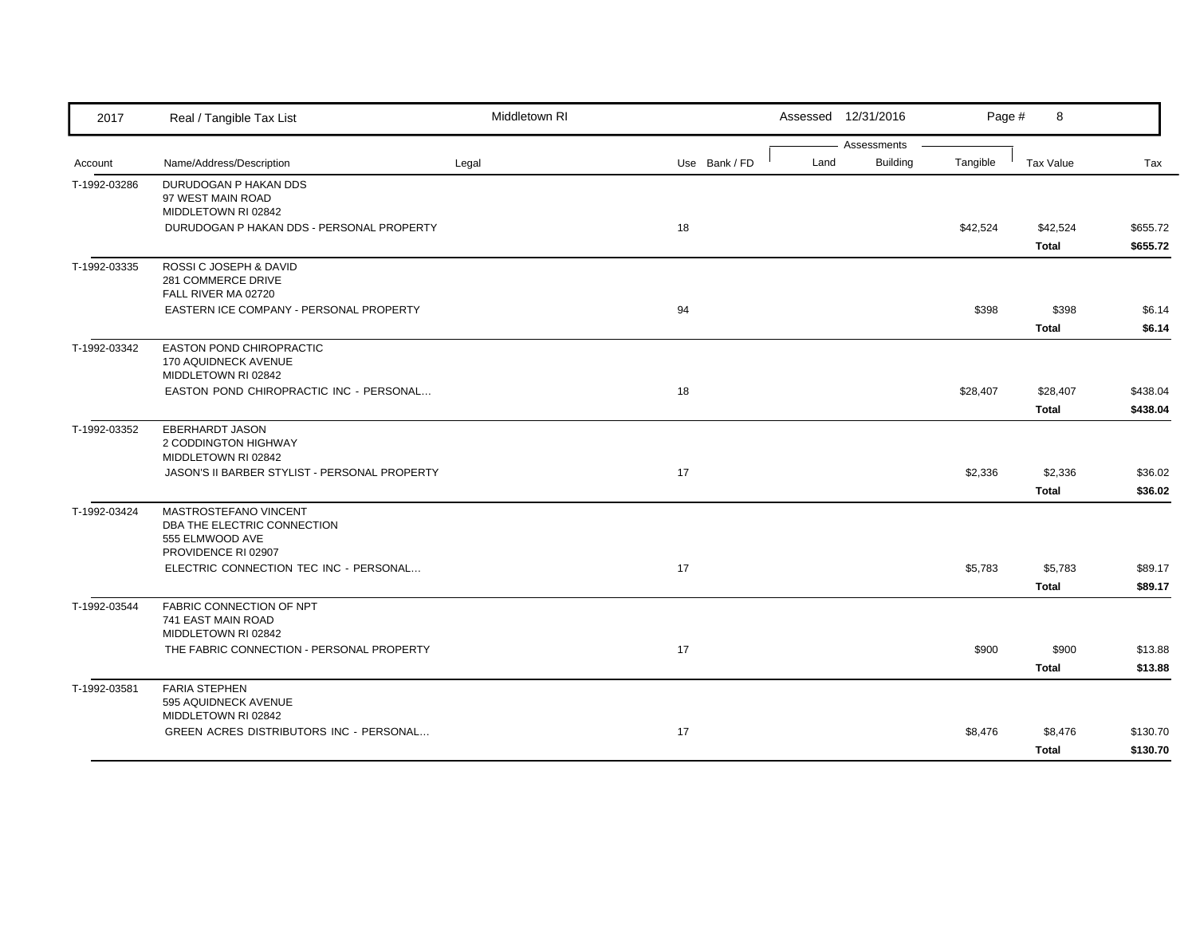| 2017 | Real / Tangible Tax List | Middletown RI | | Assessed 12/31/2016 | | | | |
|---|---|---|---|---|---|---|---|---|

| Account | Name/Address/Description | Legal | Use | Bank / FD | Land | Building | Tangible | Tax Value | Tax |
|---|---|---|---|---|---|---|---|---|---|
| T-1992-03286 | DURUDOGAN P HAKAN DDS<br>97 WEST MAIN ROAD<br>MIDDLETOWN RI 02842 | | | | | | | | |
| | DURUDOGAN P HAKAN DDS - PERSONAL PROPERTY | | 18 | | | | $42,524 | $42,524 | $655.72 |
| | | | | | | | | **Total** | **$655.72** |
| T-1992-03335 | ROSSI C JOSEPH & DAVID<br>281 COMMERCE DRIVE<br>FALL RIVER MA 02720 | | | | | | | | |
| | EASTERN ICE COMPANY - PERSONAL PROPERTY | | 94 | | | | $398 | $398 | $6.14 |
| | | | | | | | | **Total** | **$6.14** |
| T-1992-03342 | EASTON POND CHIROPRACTIC<br>170 AQUIDNECK AVENUE<br>MIDDLETOWN RI 02842 | | | | | | | | |
| | EASTON POND CHIROPRACTIC INC - PERSONAL... | | 18 | | | | $28,407 | $28,407 | $438.04 |
| | | | | | | | | **Total** | **$438.04** |
| T-1992-03352 | EBERHARDT JASON<br>2 CODDINGTON HIGHWAY<br>MIDDLETOWN RI 02842 | | | | | | | | |
| | JASON'S II BARBER STYLIST - PERSONAL PROPERTY | | 17 | | | | $2,336 | $2,336 | $36.02 |
| | | | | | | | | **Total** | **$36.02** |
| T-1992-03424 | MASTROSTEFANO VINCENT<br>DBA THE ELECTRIC CONNECTION<br>555 ELMWOOD AVE<br>PROVIDENCE RI 02907 | | | | | | | | |
| | ELECTRIC CONNECTION TEC INC - PERSONAL... | | 17 | | | | $5,783 | $5,783 | $89.17 |
| | | | | | | | | **Total** | **$89.17** |
| T-1992-03544 | FABRIC CONNECTION OF NPT<br>741 EAST MAIN ROAD<br>MIDDLETOWN RI 02842 | | | | | | | | |
| | THE FABRIC CONNECTION - PERSONAL PROPERTY | | 17 | | | | $900 | $900 | $13.88 |
| | | | | | | | | **Total** | **$13.88** |
| T-1992-03581 | FARIA STEPHEN<br>595 AQUIDNECK AVENUE<br>MIDDLETOWN RI 02842 | | | | | | | | |
| | GREEN ACRES DISTRIBUTORS INC - PERSONAL... | | 17 | | | | $8,476 | $8,476 | $130.70 |
| | | | | | | | | **Total** | **$130.70** |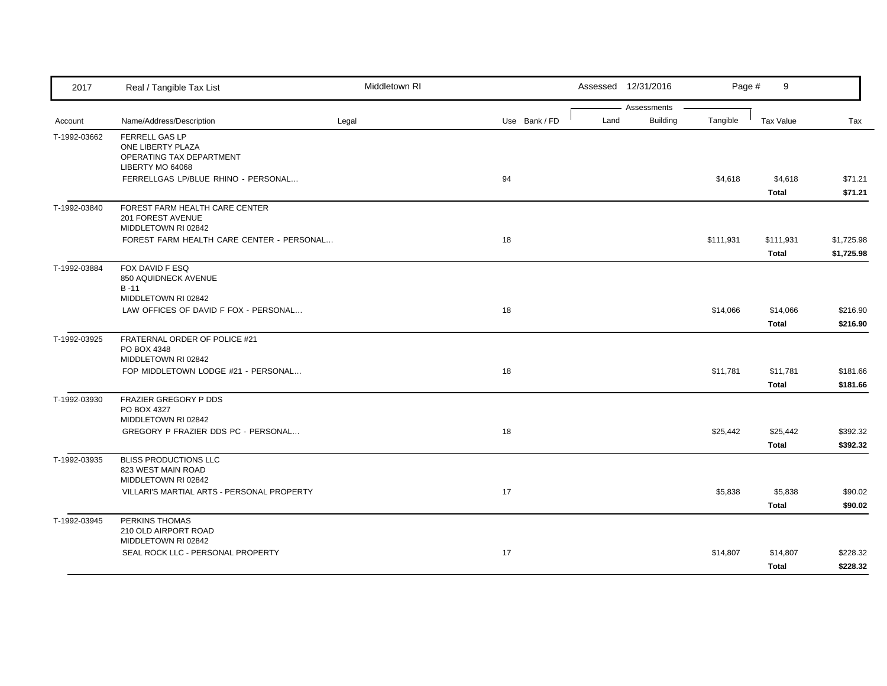| 2017 | Real / Tangible Tax List | Middletown RI | | | Assessed 12/31/2016 | | | | |
|---|---|---|---|---|---|---|---|---|---|
| | | | | | Assessments | | | | |
| Account | Name/Address/Description | Legal | Use | Bank / FD | Land | Building | Tangible | Tax Value | Tax |
| T-1992-03662 | FERRELL GAS LP<br>ONE LIBERTY PLAZA<br>OPERATING TAX DEPARTMENT<br>LIBERTY MO 64068 | | | | | | | | |
| | FERRELLGAS LP/BLUE RHINO - PERSONAL... | | 94 | | | | $4,618 | $4,618 | $71.21 |
| | | | | | | | | **Total** | **$71.21** |
| T-1992-03840 | FOREST FARM HEALTH CARE CENTER<br>201 FOREST AVENUE<br>MIDDLETOWN RI 02842 | | | | | | | | |
| | FOREST FARM HEALTH CARE CENTER - PERSONAL... | | 18 | | | | $111,931 | $111,931 | $1,725.98 |
| | | | | | | | | **Total** | **$1,725.98** |
| T-1992-03884 | FOX DAVID F ESQ<br>850 AQUIDNECK AVENUE<br>B -11<br>MIDDLETOWN RI 02842 | | | | | | | | |
| | LAW OFFICES OF DAVID F FOX - PERSONAL... | | 18 | | | | $14,066 | $14,066 | $216.90 |
| | | | | | | | | **Total** | **$216.90** |
| T-1992-03925 | FRATERNAL ORDER OF POLICE #21<br>PO BOX 4348<br>MIDDLETOWN RI 02842 | | | | | | | | |
| | FOP MIDDLETOWN LODGE #21 - PERSONAL... | | 18 | | | | $11,781 | $11,781 | $181.66 |
| | | | | | | | | **Total** | **$181.66** |
| T-1992-03930 | FRAZIER GREGORY P DDS<br>PO BOX 4327<br>MIDDLETOWN RI 02842 | | | | | | | | |
| | GREGORY P FRAZIER DDS PC - PERSONAL... | | 18 | | | | $25,442 | $25,442 | $392.32 |
| | | | | | | | | **Total** | **$392.32** |
| T-1992-03935 | BLISS PRODUCTIONS LLC<br>823 WEST MAIN ROAD<br>MIDDLETOWN RI 02842 | | | | | | | | |
| | VILLARI'S MARTIAL ARTS - PERSONAL PROPERTY | | 17 | | | | $5,838 | $5,838 | $90.02 |
| | | | | | | | | **Total** | **$90.02** |
| T-1992-03945 | PERKINS THOMAS<br>210 OLD AIRPORT ROAD<br>MIDDLETOWN RI 02842 | | | | | | | | |
| | SEAL ROCK LLC - PERSONAL PROPERTY | | 17 | | | | $14,807 | $14,807 | $228.32 |
| | | | | | | | | **Total** | **$228.32** |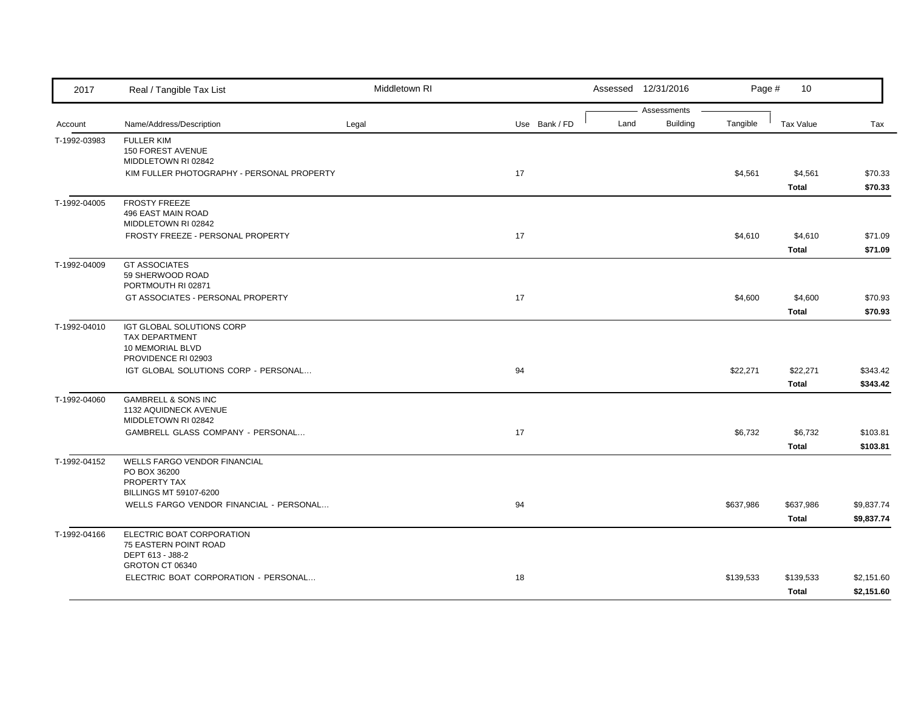| 2017 | Real / Tangible Tax List | Middletown RI | | | Assessed 12/31/2016 | | | | |
|---|---|---|---|---|---|---|---|---|---|
| | | | | | Assessments | | | | |
| Account | Name/Address/Description | Legal | Use | Bank / FD | Land | Building | Tangible | Tax Value | Tax |
| T-1992-03983 | FULLER KIM<br>150 FOREST AVENUE<br>MIDDLETOWN RI 02842 | | | | | | | | |
| | KIM FULLER PHOTOGRAPHY - PERSONAL PROPERTY | | 17 | | | | $4,561 | $4,561 | $70.33 |
| | | | | | | | | **Total** | **$70.33** |
| T-1992-04005 | FROSTY FREEZE<br>496 EAST MAIN ROAD<br>MIDDLETOWN RI 02842 | | | | | | | | |
| | FROSTY FREEZE - PERSONAL PROPERTY | | 17 | | | | $4,610 | $4,610 | $71.09 |
| | | | | | | | | **Total** | **$71.09** |
| T-1992-04009 | GT ASSOCIATES<br>59 SHERWOOD ROAD<br>PORTMOUTH RI 02871 | | | | | | | | |
| | GT ASSOCIATES - PERSONAL PROPERTY | | 17 | | | | $4,600 | $4,600 | $70.93 |
| | | | | | | | | **Total** | **$70.93** |
| T-1992-04010 | IGT GLOBAL SOLUTIONS CORP<br>TAX DEPARTMENT<br>10 MEMORIAL BLVD<br>PROVIDENCE RI 02903 | | | | | | | | |
| | IGT GLOBAL SOLUTIONS CORP - PERSONAL... | | 94 | | | | $22,271 | $22,271 | $343.42 |
| | | | | | | | | **Total** | **$343.42** |
| T-1992-04060 | GAMBRELL & SONS INC<br>1132 AQUIDNECK AVENUE<br>MIDDLETOWN RI 02842 | | | | | | | | |
| | GAMBRELL GLASS COMPANY - PERSONAL... | | 17 | | | | $6,732 | $6,732 | $103.81 |
| | | | | | | | | **Total** | **$103.81** |
| T-1992-04152 | WELLS FARGO VENDOR FINANCIAL<br>PO BOX 36200<br>PROPERTY TAX<br>BILLINGS MT 59107-6200 | | | | | | | | |
| | WELLS FARGO VENDOR FINANCIAL - PERSONAL... | | 94 | | | | $637,986 | $637,986 | $9,837.74 |
| | | | | | | | | **Total** | **$9,837.74** |
| T-1992-04166 | ELECTRIC BOAT CORPORATION<br>75 EASTERN POINT ROAD<br>DEPT 613 - J88-2<br>GROTON CT 06340 | | | | | | | | |
| | ELECTRIC BOAT CORPORATION - PERSONAL... | | 18 | | | | $139,533 | $139,533 | $2,151.60 |
| | | | | | | | | **Total** | **$2,151.60** |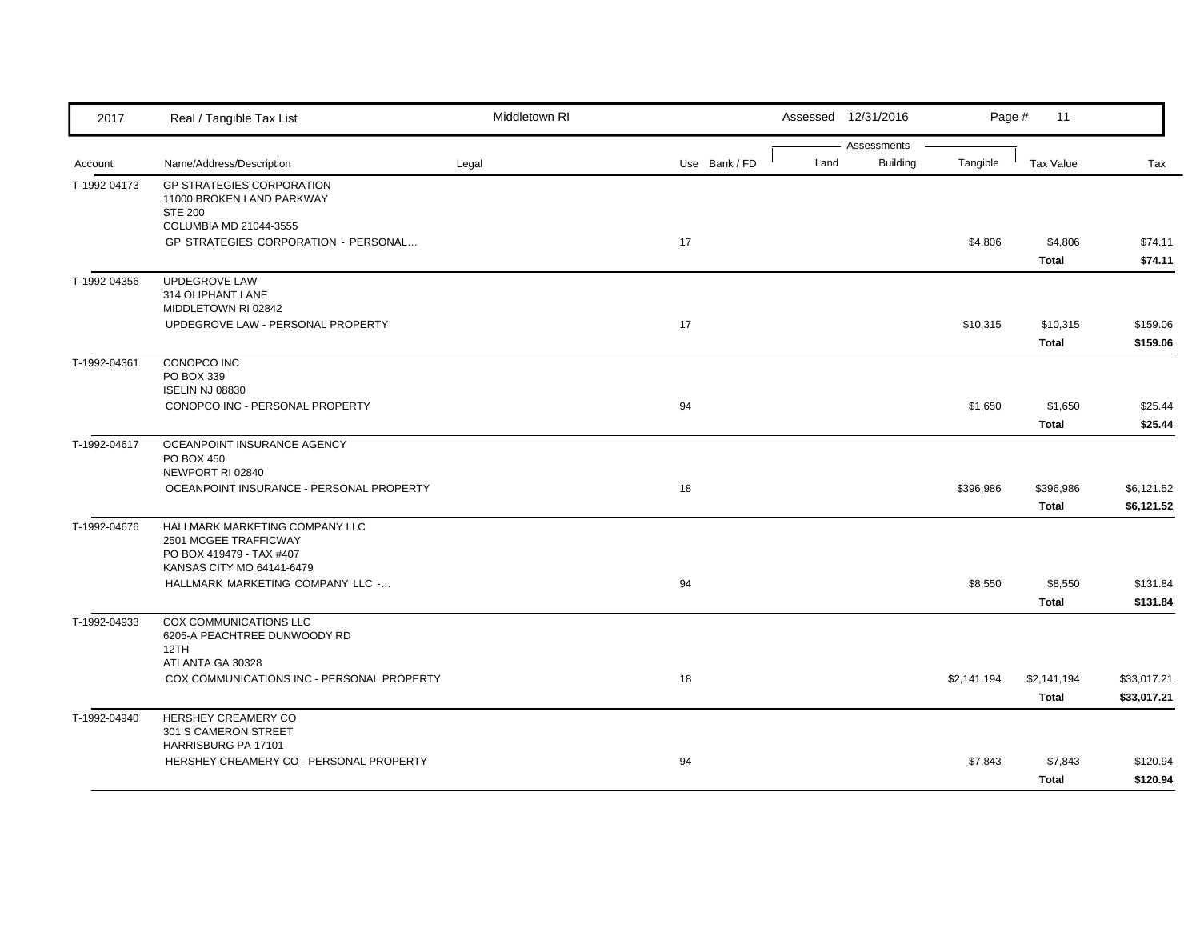| Account | Name/Address/Description | Legal | Use | Bank / FD | Land | Building | Tangible | Tax Value | Tax |
|---|---|---|---|---|---|---|---|---|---|
| T-1992-04173 | GP STRATEGIES CORPORATION<br>11000 BROKEN LAND PARKWAY<br>STE 200<br>COLUMBIA MD 21044-3555 | | | | | | | | |
| | GP STRATEGIES CORPORATION - PERSONAL... | | 17 | | | | $4,806 | $4,806 | $74.11 |
| | | | | | | | | **Total** | **$74.11** |
| T-1992-04356 | UPDEGROVE LAW<br>314 OLIPHANT LANE<br>MIDDLETOWN RI 02842 | | | | | | | | |
| | UPDEGROVE LAW - PERSONAL PROPERTY | | 17 | | | | $10,315 | $10,315 | $159.06 |
| | | | | | | | | **Total** | **$159.06** |
| T-1992-04361 | CONOPCO INC<br>PO BOX 339<br>ISELIN NJ 08830 | | | | | | | | |
| | CONOPCO INC - PERSONAL PROPERTY | | 94 | | | | $1,650 | $1,650 | $25.44 |
| | | | | | | | | **Total** | **$25.44** |
| T-1992-04617 | OCEANPOINT INSURANCE AGENCY<br>PO BOX 450<br>NEWPORT RI 02840 | | | | | | | | |
| | OCEANPOINT INSURANCE - PERSONAL PROPERTY | | 18 | | | | $396,986 | $396,986 | $6,121.52 |
| | | | | | | | | **Total** | **$6,121.52** |
| T-1992-04676 | HALLMARK MARKETING COMPANY LLC<br>2501 MCGEE TRAFFICWAY<br>PO BOX 419479 - TAX #407<br>KANSAS CITY MO 64141-6479 | | | | | | | | |
| | HALLMARK MARKETING COMPANY LLC -... | | 94 | | | | $8,550 | $8,550 | $131.84 |
| | | | | | | | | **Total** | **$131.84** |
| T-1992-04933 | COX COMMUNICATIONS LLC<br>6205-A PEACHTREE DUNWOODY RD<br>12TH<br>ATLANTA GA 30328 | | | | | | | | |
| | COX COMMUNICATIONS INC - PERSONAL PROPERTY | | 18 | | | | $2,141,194 | $2,141,194 | $33,017.21 |
| | | | | | | | | **Total** | **$33,017.21** |
| T-1992-04940 | HERSHEY CREAMERY CO<br>301 S CAMERON STREET<br>HARRISBURG PA 17101 | | | | | | | | |
| | HERSHEY CREAMERY CO - PERSONAL PROPERTY | | 94 | | | | $7,843 | $7,843 | $120.94 |
| | | | | | | | | **Total** | **$120.94** |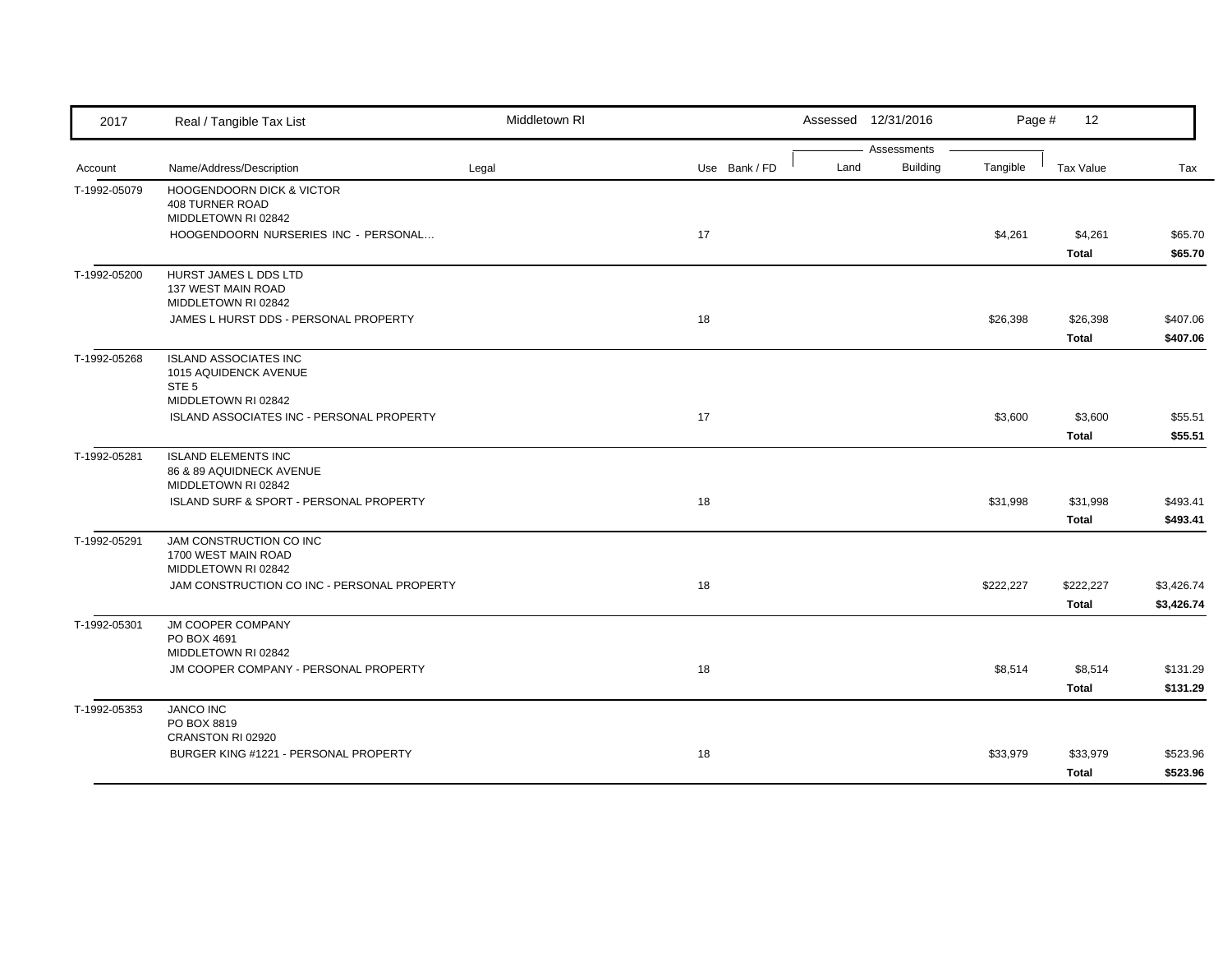| Account | Name/Address/Description | Legal | Use | Bank / FD | Land | Building | Tangible | Tax Value | Tax |
|---|---|---|---|---|---|---|---|---|---|
| T-1992-05079 | HOOGENDOORN DICK & VICTOR<br>408 TURNER ROAD<br>MIDDLETOWN RI 02842 | | | | | | | | |
| | HOOGENDOORN NURSERIES INC - PERSONAL... | | 17 | | | | $4,261 | $4,261 | $65.70 |
| | | | | | | | | **Total** | **$65.70** |
| T-1992-05200 | HURST JAMES L DDS LTD<br>137 WEST MAIN ROAD<br>MIDDLETOWN RI 02842 | | | | | | | | |
| | JAMES L HURST DDS - PERSONAL PROPERTY | | 18 | | | | $26,398 | $26,398 | $407.06 |
| | | | | | | | | **Total** | **$407.06** |
| T-1992-05268 | ISLAND ASSOCIATES INC<br>1015 AQUIDENCK AVENUE<br>STE 5<br>MIDDLETOWN RI 02842 | | | | | | | | |
| | ISLAND ASSOCIATES INC - PERSONAL PROPERTY | | 17 | | | | $3,600 | $3,600 | $55.51 |
| | | | | | | | | **Total** | **$55.51** |
| T-1992-05281 | ISLAND ELEMENTS INC<br>86 & 89 AQUIDNECK AVENUE<br>MIDDLETOWN RI 02842 | | | | | | | | |
| | ISLAND SURF & SPORT - PERSONAL PROPERTY | | 18 | | | | $31,998 | $31,998 | $493.41 |
| | | | | | | | | **Total** | **$493.41** |
| T-1992-05291 | JAM CONSTRUCTION CO INC<br>1700 WEST MAIN ROAD<br>MIDDLETOWN RI 02842 | | | | | | | | |
| | JAM CONSTRUCTION CO INC - PERSONAL PROPERTY | | 18 | | | | $222,227 | $222,227 | $3,426.74 |
| | | | | | | | | **Total** | **$3,426.74** |
| T-1992-05301 | JM COOPER COMPANY<br>PO BOX 4691<br>MIDDLETOWN RI 02842 | | | | | | | | |
| | JM COOPER COMPANY - PERSONAL PROPERTY | | 18 | | | | $8,514 | $8,514 | $131.29 |
| | | | | | | | | **Total** | **$131.29** |
| T-1992-05353 | JANCO INC<br>PO BOX 8819<br>CRANSTON RI 02920 | | | | | | | | |
| | BURGER KING #1221 - PERSONAL PROPERTY | | 18 | | | | $33,979 | $33,979 | $523.96 |
| | | | | | | | | **Total** | **$523.96** |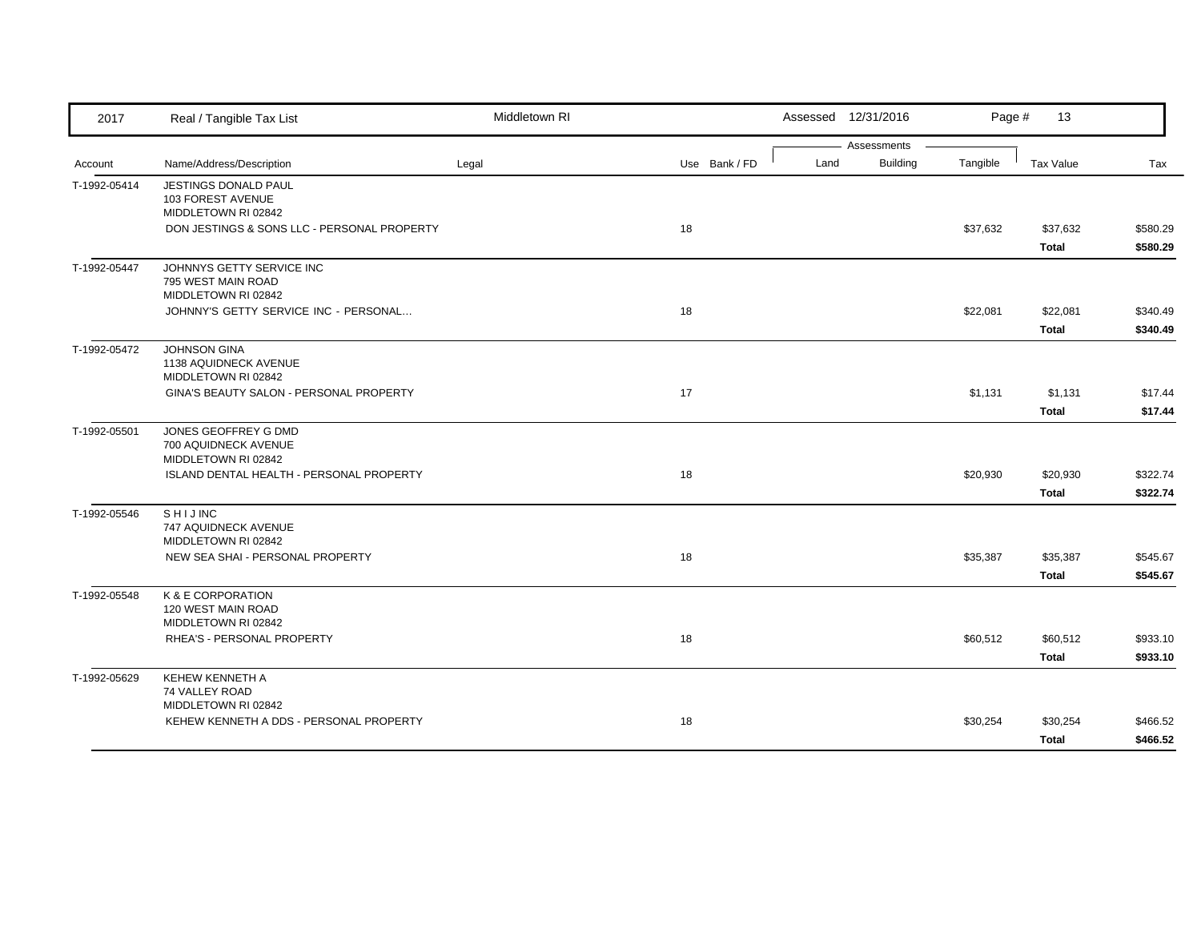| 2017 | Real / Tangible Tax List | Middletown RI | | | Assessed 12/31/2016 | | | | |
|---|---|---|---|---|---|---|---|---|---|
| | | | | | Assessments | | | | |
| Account | Name/Address/Description | Legal | Use | Bank / FD | Land | Building | Tangible | Tax Value | Tax |
| T-1992-05414 | JESTINGS DONALD PAUL<br>103 FOREST AVENUE<br>MIDDLETOWN RI 02842 | | | | | | | | |
| | DON JESTINGS & SONS LLC - PERSONAL PROPERTY | | 18 | | | | $37,632 | $37,632 | $580.29 |
| | | | | | | | | **Total** | **$580.29** |
| T-1992-05447 | JOHNNYS GETTY SERVICE INC<br>795 WEST MAIN ROAD<br>MIDDLETOWN RI 02842 | | | | | | | | |
| | JOHNNY'S GETTY SERVICE INC - PERSONAL... | | 18 | | | | $22,081 | $22,081 | $340.49 |
| | | | | | | | | **Total** | **$340.49** |
| T-1992-05472 | JOHNSON GINA<br>1138 AQUIDNECK AVENUE<br>MIDDLETOWN RI 02842 | | | | | | | | |
| | GINA'S BEAUTY SALON - PERSONAL PROPERTY | | 17 | | | | $1,131 | $1,131 | $17.44 |
| | | | | | | | | **Total** | **$17.44** |
| T-1992-05501 | JONES GEOFFREY G DMD<br>700 AQUIDNECK AVENUE<br>MIDDLETOWN RI 02842 | | | | | | | | |
| | ISLAND DENTAL HEALTH - PERSONAL PROPERTY | | 18 | | | | $20,930 | $20,930 | $322.74 |
| | | | | | | | | **Total** | **$322.74** |
| T-1992-05546 | S H I J INC<br>747 AQUIDNECK AVENUE<br>MIDDLETOWN RI 02842 | | | | | | | | |
| | NEW SEA SHAI - PERSONAL PROPERTY | | 18 | | | | $35,387 | $35,387 | $545.67 |
| | | | | | | | | **Total** | **$545.67** |
| T-1992-05548 | K & E CORPORATION<br>120 WEST MAIN ROAD<br>MIDDLETOWN RI 02842 | | | | | | | | |
| | RHEA'S - PERSONAL PROPERTY | | 18 | | | | $60,512 | $60,512 | $933.10 |
| | | | | | | | | **Total** | **$933.10** |
| T-1992-05629 | KEHEW KENNETH A<br>74 VALLEY ROAD<br>MIDDLETOWN RI 02842 | | | | | | | | |
| | KEHEW KENNETH A DDS - PERSONAL PROPERTY | | 18 | | | | $30,254 | $30,254 | $466.52 |
| | | | | | | | | **Total** | **$466.52** |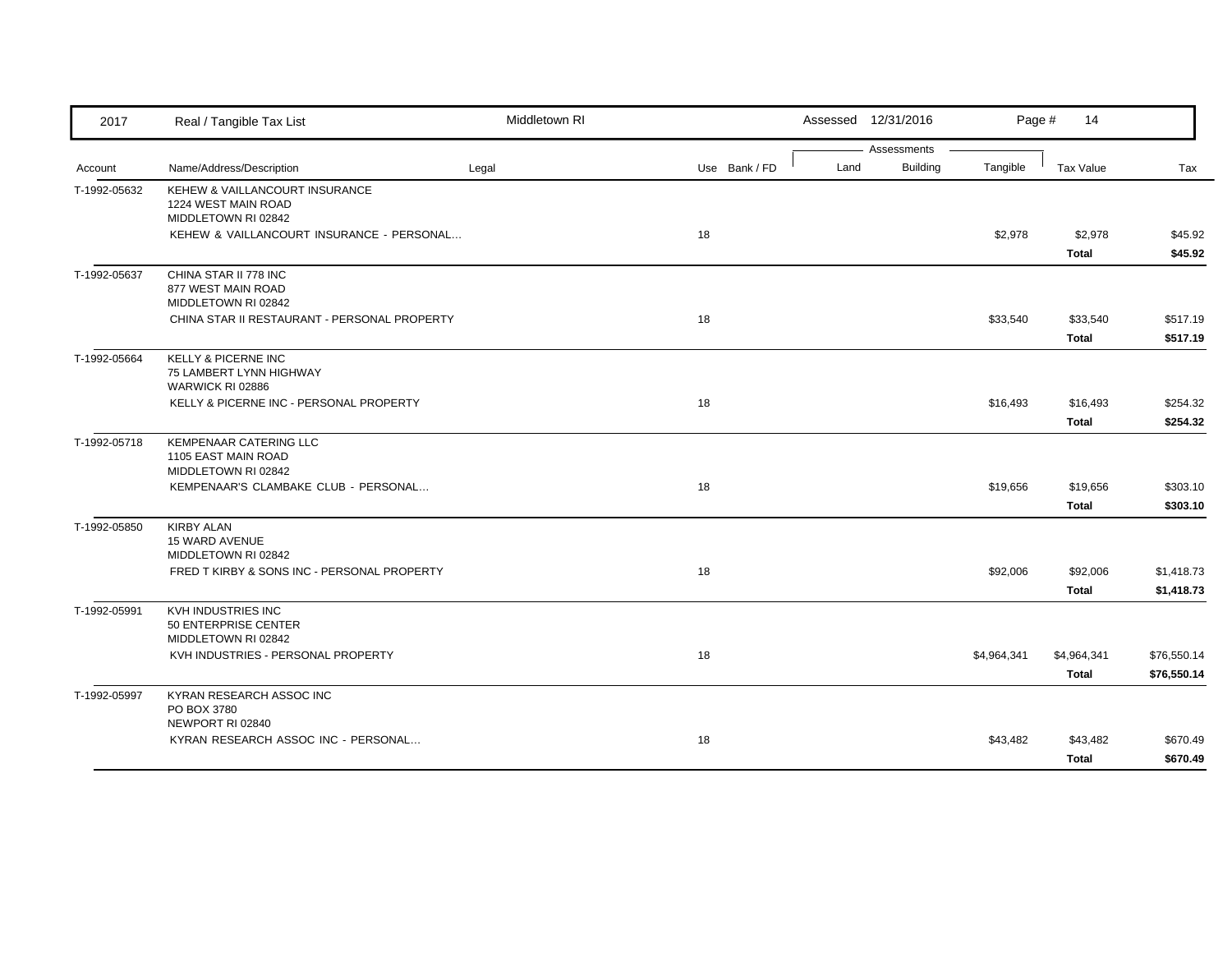| Account | Name/Address/Description | Legal | Use | Bank / FD | Land | Building | Tangible | Tax Value | Tax |
|---|---|---|---|---|---|---|---|---|---|
| T-1992-05632 | KEHEW & VAILLANCOURT INSURANCE<br>1224 WEST MAIN ROAD<br>MIDDLETOWN RI 02842 | | | | | | | | |
| | KEHEW & VAILLANCOURT INSURANCE - PERSONAL... | | 18 | | | | $2,978 | $2,978 | $45.92 |
| | | | | | | | | **Total** | **$45.92** |
| T-1992-05637 | CHINA STAR II 778 INC<br>877 WEST MAIN ROAD<br>MIDDLETOWN RI 02842 | | | | | | | | |
| | CHINA STAR II RESTAURANT - PERSONAL PROPERTY | | 18 | | | | $33,540 | $33,540 | $517.19 |
| | | | | | | | | **Total** | **$517.19** |
| T-1992-05664 | KELLY & PICERNE INC<br>75 LAMBERT LYNN HIGHWAY<br>WARWICK RI 02886 | | | | | | | | |
| | KELLY & PICERNE INC - PERSONAL PROPERTY | | 18 | | | | $16,493 | $16,493 | $254.32 |
| | | | | | | | | **Total** | **$254.32** |
| T-1992-05718 | KEMPENAAR CATERING LLC<br>1105 EAST MAIN ROAD<br>MIDDLETOWN RI 02842 | | | | | | | | |
| | KEMPENAAR'S CLAMBAKE CLUB - PERSONAL... | | 18 | | | | $19,656 | $19,656 | $303.10 |
| | | | | | | | | **Total** | **$303.10** |
| T-1992-05850 | KIRBY ALAN<br>15 WARD AVENUE<br>MIDDLETOWN RI 02842 | | | | | | | | |
| | FRED T KIRBY & SONS INC - PERSONAL PROPERTY | | 18 | | | | $92,006 | $92,006 | $1,418.73 |
| | | | | | | | | **Total** | **$1,418.73** |
| T-1992-05991 | KVH INDUSTRIES INC<br>50 ENTERPRISE CENTER<br>MIDDLETOWN RI 02842 | | | | | | | | |
| | KVH INDUSTRIES - PERSONAL PROPERTY | | 18 | | | | $4,964,341 | $4,964,341 | $76,550.14 |
| | | | | | | | | **Total** | **$76,550.14** |
| T-1992-05997 | KYRAN RESEARCH ASSOC INC<br>PO BOX 3780<br>NEWPORT RI 02840 | | | | | | | | |
| | KYRAN RESEARCH ASSOC INC - PERSONAL... | | 18 | | | | $43,482 | $43,482 | $670.49 |
| | | | | | | | | **Total** | **$670.49** |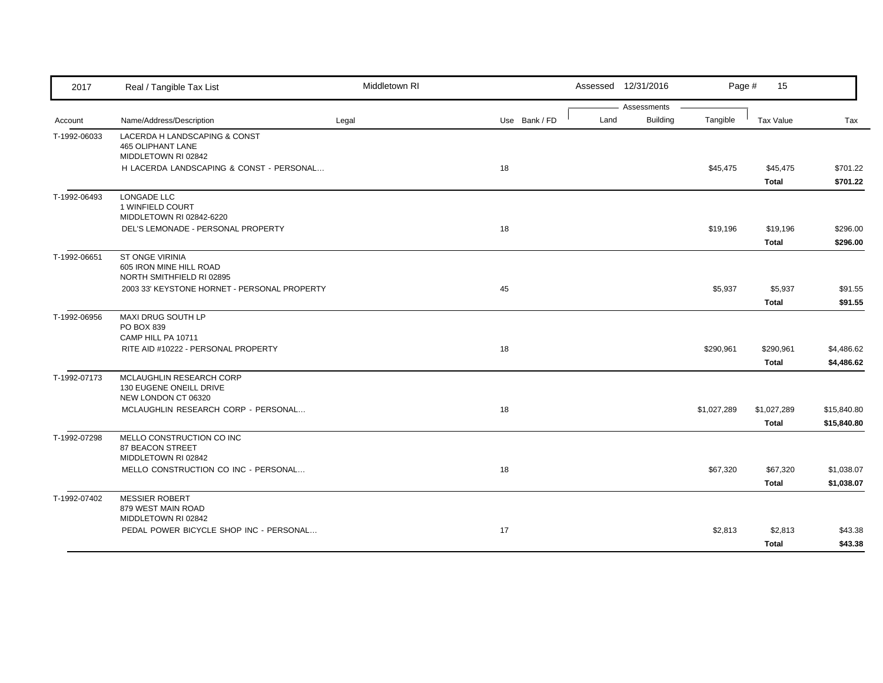| 2017 | Real / Tangible Tax List | Middletown RI | | Assessed 12/31/2016 | | | | |
|---|---|---|---|---|---|---|---|---|
| | | | | Assessments | | | | |
| Account | Name/Address/Description | Legal | Use Bank / FD | Land | Building | Tangible | Tax Value | Tax |
| T-1992-06033 | LACERDA H LANDSCAPING & CONST<br>465 OLIPHANT LANE<br>MIDDLETOWN RI 02842 | | | | | | | |
| | H LACERDA LANDSCAPING & CONST - PERSONAL... | | 18 | | | $45,475 | $45,475 | $701.22 |
| | | | | | | | **Total** | **$701.22** |
| T-1992-06493 | LONGADE LLC<br>1 WINFIELD COURT<br>MIDDLETOWN RI 02842-6220 | | | | | | | |
| | DEL'S LEMONADE - PERSONAL PROPERTY | | 18 | | | $19,196 | $19,196 | $296.00 |
| | | | | | | | **Total** | **$296.00** |
| T-1992-06651 | ST ONGE VIRINIA<br>605 IRON MINE HILL ROAD<br>NORTH SMITHFIELD RI 02895 | | | | | | | |
| | 2003 33' KEYSTONE HORNET - PERSONAL PROPERTY | | 45 | | | $5,937 | $5,937 | $91.55 |
| | | | | | | | **Total** | **$91.55** |
| T-1992-06956 | MAXI DRUG SOUTH LP<br>PO BOX 839<br>CAMP HILL PA 10711 | | | | | | | |
| | RITE AID #10222 - PERSONAL PROPERTY | | 18 | | | $290,961 | $290,961 | $4,486.62 |
| | | | | | | | **Total** | **$4,486.62** |
| T-1992-07173 | MCLAUGHLIN RESEARCH CORP<br>130 EUGENE ONEILL DRIVE<br>NEW LONDON CT 06320 | | | | | | | |
| | MCLAUGHLIN RESEARCH CORP - PERSONAL... | | 18 | | | $1,027,289 | $1,027,289 | $15,840.80 |
| | | | | | | | **Total** | **$15,840.80** |
| T-1992-07298 | MELLO CONSTRUCTION CO INC<br>87 BEACON STREET<br>MIDDLETOWN RI 02842 | | | | | | | |
| | MELLO CONSTRUCTION CO INC - PERSONAL... | | 18 | | | $67,320 | $67,320 | $1,038.07 |
| | | | | | | | **Total** | **$1,038.07** |
| T-1992-07402 | MESSIER ROBERT<br>879 WEST MAIN ROAD<br>MIDDLETOWN RI 02842 | | | | | | | |
| | PEDAL POWER BICYCLE SHOP INC - PERSONAL... | | 17 | | | $2,813 | $2,813 | $43.38 |
| | | | | | | | **Total** | **$43.38** |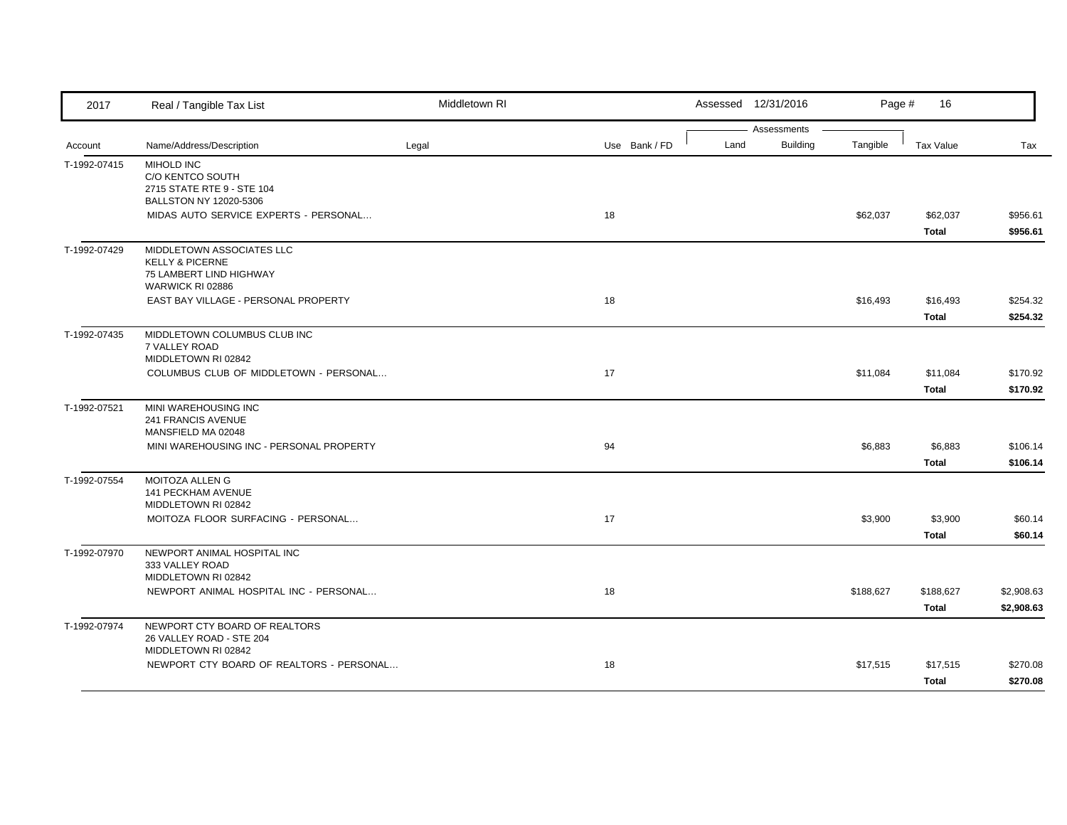| 2017 | Real / Tangible Tax List | Middletown RI | | | Assessed 12/31/2016 | | | | |
|---|---|---|---|---|---|---|---|---|---|
| | | | | | Assessments | | | | |
| Account | Name/Address/Description | Legal | Use | Bank / FD | Land | Building | Tangible | Tax Value | Tax |
| T-1992-07415 | MIHOLD INC<br>C/O KENTCO SOUTH<br>2715 STATE RTE 9 - STE 104<br>BALLSTON NY 12020-5306 | | | | | | | | |
| | MIDAS AUTO SERVICE EXPERTS - PERSONAL... | | 18 | | | | $62,037 | $62,037 | $956.61 |
| | | | | | | | | **Total** | **$956.61** |
| T-1992-07429 | MIDDLETOWN ASSOCIATES LLC<br>KELLY & PICERNE<br>75 LAMBERT LIND HIGHWAY<br>WARWICK RI 02886 | | | | | | | | |
| | EAST BAY VILLAGE - PERSONAL PROPERTY | | 18 | | | | $16,493 | $16,493 | $254.32 |
| | | | | | | | | **Total** | **$254.32** |
| T-1992-07435 | MIDDLETOWN COLUMBUS CLUB INC<br>7 VALLEY ROAD<br>MIDDLETOWN RI 02842 | | | | | | | | |
| | COLUMBUS CLUB OF MIDDLETOWN - PERSONAL... | | 17 | | | | $11,084 | $11,084 | $170.92 |
| | | | | | | | | **Total** | **$170.92** |
| T-1992-07521 | MINI WAREHOUSING INC<br>241 FRANCIS AVENUE<br>MANSFIELD MA 02048 | | | | | | | | |
| | MINI WAREHOUSING INC - PERSONAL PROPERTY | | 94 | | | | $6,883 | $6,883 | $106.14 |
| | | | | | | | | **Total** | **$106.14** |
| T-1992-07554 | MOITOZA ALLEN G<br>141 PECKHAM AVENUE<br>MIDDLETOWN RI 02842 | | | | | | | | |
| | MOITOZA FLOOR SURFACING - PERSONAL... | | 17 | | | | $3,900 | $3,900 | $60.14 |
| | | | | | | | | **Total** | **$60.14** |
| T-1992-07970 | NEWPORT ANIMAL HOSPITAL INC<br>333 VALLEY ROAD<br>MIDDLETOWN RI 02842 | | | | | | | | |
| | NEWPORT ANIMAL HOSPITAL INC - PERSONAL... | | 18 | | | | $188,627 | $188,627 | $2,908.63 |
| | | | | | | | | **Total** | **$2,908.63** |
| T-1992-07974 | NEWPORT CTY BOARD OF REALTORS<br>26 VALLEY ROAD - STE 204<br>MIDDLETOWN RI 02842 | | | | | | | | |
| | NEWPORT CTY BOARD OF REALTORS - PERSONAL... | | 18 | | | | $17,515 | $17,515 | $270.08 |
| | | | | | | | | **Total** | **$270.08** |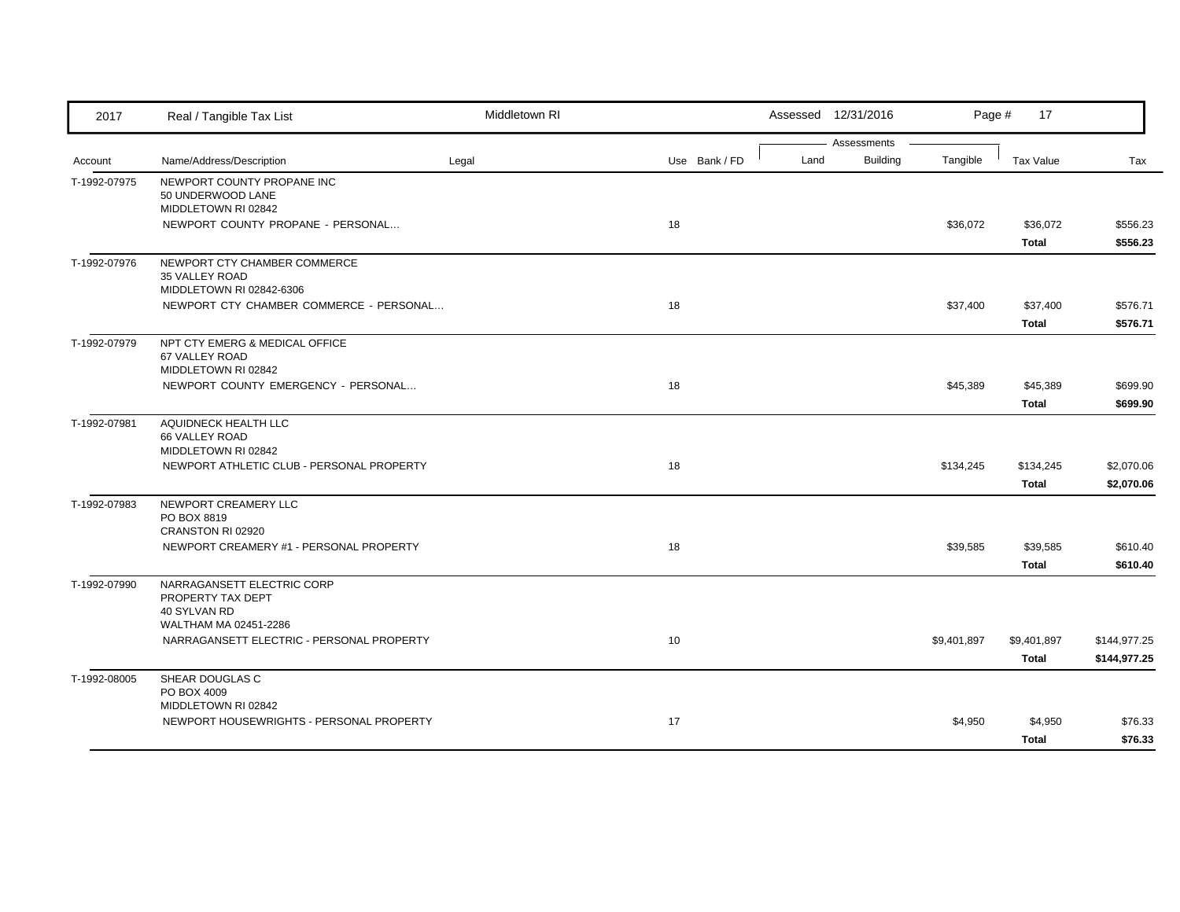| Account | Name/Address/Description | Legal | Use | Bank / FD | Land | Building | Tangible | Tax Value | Tax |
|---|---|---|---|---|---|---|---|---|---|
| T-1992-07975 | NEWPORT COUNTY PROPANE INC<br>50 UNDERWOOD LANE<br>MIDDLETOWN RI 02842 | | | | | | | | |
| | NEWPORT COUNTY PROPANE - PERSONAL... | | 18 | | | | $36,072 | $36,072 | $556.23 |
| | | | | | | | | **Total** | **$556.23** |
| T-1992-07976 | NEWPORT CTY CHAMBER COMMERCE<br>35 VALLEY ROAD<br>MIDDLETOWN RI 02842-6306 | | | | | | | | |
| | NEWPORT CTY CHAMBER COMMERCE - PERSONAL... | | 18 | | | | $37,400 | $37,400 | $576.71 |
| | | | | | | | | **Total** | **$576.71** |
| T-1992-07979 | NPT CTY EMERG & MEDICAL OFFICE<br>67 VALLEY ROAD<br>MIDDLETOWN RI 02842 | | | | | | | | |
| | NEWPORT COUNTY EMERGENCY - PERSONAL... | | 18 | | | | $45,389 | $45,389 | $699.90 |
| | | | | | | | | **Total** | **$699.90** |
| T-1992-07981 | AQUIDNECK HEALTH LLC<br>66 VALLEY ROAD<br>MIDDLETOWN RI 02842 | | | | | | | | |
| | NEWPORT ATHLETIC CLUB - PERSONAL PROPERTY | | 18 | | | | $134,245 | $134,245 | $2,070.06 |
| | | | | | | | | **Total** | **$2,070.06** |
| T-1992-07983 | NEWPORT CREAMERY LLC<br>PO BOX 8819<br>CRANSTON RI 02920 | | | | | | | | |
| | NEWPORT CREAMERY #1 - PERSONAL PROPERTY | | 18 | | | | $39,585 | $39,585 | $610.40 |
| | | | | | | | | **Total** | **$610.40** |
| T-1992-07990 | NARRAGANSETT ELECTRIC CORP<br>PROPERTY TAX DEPT<br>40 SYLVAN RD<br>WALTHAM MA 02451-2286 | | | | | | | | |
| | NARRAGANSETT ELECTRIC - PERSONAL PROPERTY | | 10 | | | | $9,401,897 | $9,401,897 | $144,977.25 |
| | | | | | | | | **Total** | **$144,977.25** |
| T-1992-08005 | SHEAR DOUGLAS C<br>PO BOX 4009<br>MIDDLETOWN RI 02842 | | | | | | | | |
| | NEWPORT HOUSEWRIGHTS - PERSONAL PROPERTY | | 17 | | | | $4,950 | $4,950 | $76.33 |
| | | | | | | | | **Total** | **$76.33** |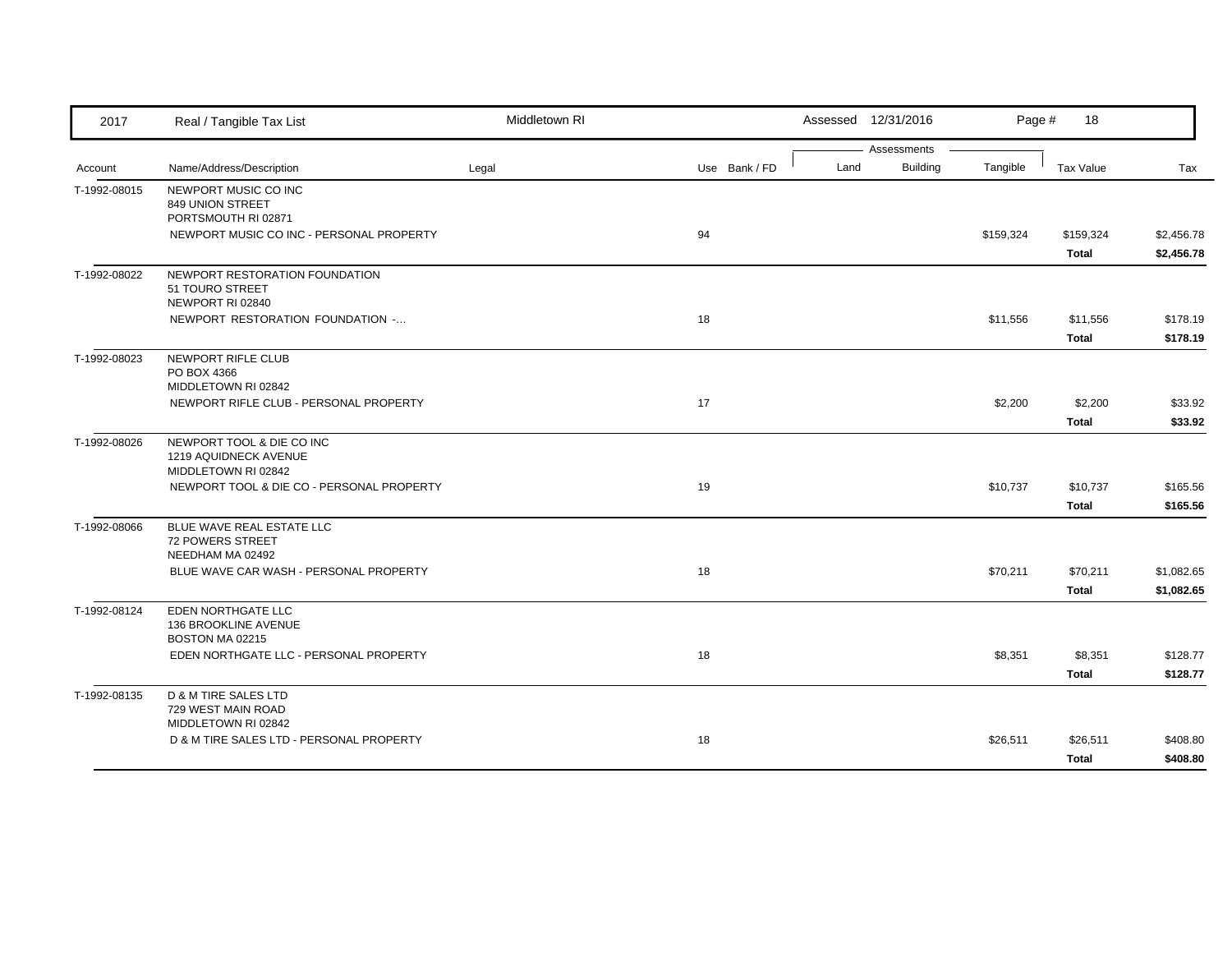| Account | Name/Address/Description | Legal | Use | Bank / FD | Land | Building | Tangible | Tax Value | Tax |
|---|---|---|---|---|---|---|---|---|---|
| T-1992-08015 | NEWPORT MUSIC CO INC<br>849 UNION STREET<br>PORTSMOUTH RI 02871 | | | | | | | | |
| | NEWPORT MUSIC CO INC - PERSONAL PROPERTY | | 94 | | | | $159,324 | $159,324 | $2,456.78 |
| | | | | | | | | **Total** | **$2,456.78** |
| T-1992-08022 | NEWPORT RESTORATION FOUNDATION<br>51 TOURO STREET<br>NEWPORT RI 02840 | | | | | | | | |
| | NEWPORT RESTORATION FOUNDATION -... | | 18 | | | | $11,556 | $11,556 | $178.19 |
| | | | | | | | | **Total** | **$178.19** |
| T-1992-08023 | NEWPORT RIFLE CLUB<br>PO BOX 4366<br>MIDDLETOWN RI 02842 | | | | | | | | |
| | NEWPORT RIFLE CLUB - PERSONAL PROPERTY | | 17 | | | | $2,200 | $2,200 | $33.92 |
| | | | | | | | | **Total** | **$33.92** |
| T-1992-08026 | NEWPORT TOOL & DIE CO INC<br>1219 AQUIDNECK AVENUE<br>MIDDLETOWN RI 02842 | | | | | | | | |
| | NEWPORT TOOL & DIE CO - PERSONAL PROPERTY | | 19 | | | | $10,737 | $10,737 | $165.56 |
| | | | | | | | | **Total** | **$165.56** |
| T-1992-08066 | BLUE WAVE REAL ESTATE LLC<br>72 POWERS STREET<br>NEEDHAM MA 02492 | | | | | | | | |
| | BLUE WAVE CAR WASH - PERSONAL PROPERTY | | 18 | | | | $70,211 | $70,211 | $1,082.65 |
| | | | | | | | | **Total** | **$1,082.65** |
| T-1992-08124 | EDEN NORTHGATE LLC<br>136 BROOKLINE AVENUE<br>BOSTON MA 02215 | | | | | | | | |
| | EDEN NORTHGATE LLC - PERSONAL PROPERTY | | 18 | | | | $8,351 | $8,351 | $128.77 |
| | | | | | | | | **Total** | **$128.77** |
| T-1992-08135 | D & M TIRE SALES LTD<br>729 WEST MAIN ROAD<br>MIDDLETOWN RI 02842 | | | | | | | | |
| | D & M TIRE SALES LTD - PERSONAL PROPERTY | | 18 | | | | $26,511 | $26,511 | $408.80 |
| | | | | | | | | **Total** | **$408.80** |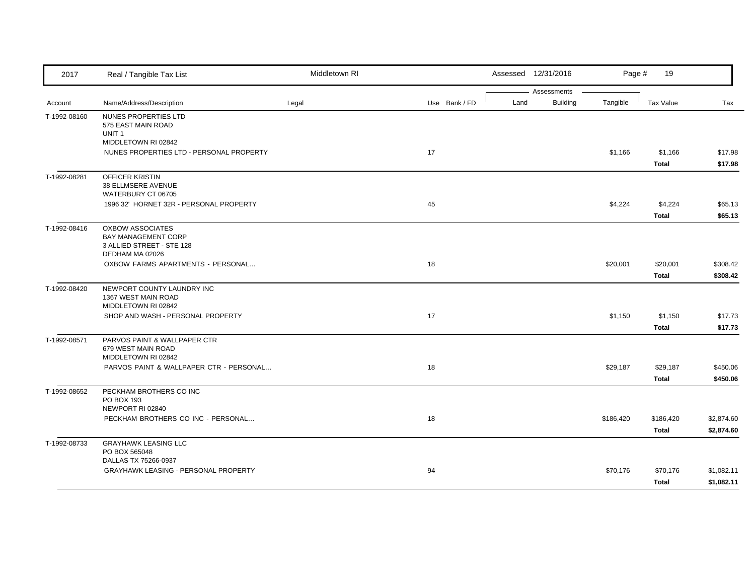| 2017 | Real / Tangible Tax List | Middletown RI | | | Assessed 12/31/2016 | | Page # 19 | | |
|---|---|---|---|---|---|---|---|---|---|
| | | | | | Assessments | | | | |
| Account | Name/Address/Description | Legal | Use | Bank / FD | Land | Building | Tangible | Tax Value | Tax |
| T-1992-08160 | NUNES PROPERTIES LTD<br>575 EAST MAIN ROAD<br>UNIT 1<br>MIDDLETOWN RI 02842 | | | | | | | | |
| | NUNES PROPERTIES LTD - PERSONAL PROPERTY | | 17 | | | | $1,166 | $1,166 | $17.98 |
| | | | | | | | | **Total** | **$17.98** |
| T-1992-08281 | OFFICER KRISTIN<br>38 ELLMSERE AVENUE<br>WATERBURY CT 06705 | | | | | | | | |
| | 1996 32' HORNET 32R - PERSONAL PROPERTY | | 45 | | | | $4,224 | $4,224 | $65.13 |
| | | | | | | | | **Total** | **$65.13** |
| T-1992-08416 | OXBOW ASSOCIATES<br>BAY MANAGEMENT CORP<br>3 ALLIED STREET - STE 128<br>DEDHAM MA 02026 | | | | | | | | |
| | OXBOW FARMS APARTMENTS - PERSONAL... | | 18 | | | | $20,001 | $20,001 | $308.42 |
| | | | | | | | | **Total** | **$308.42** |
| T-1992-08420 | NEWPORT COUNTY LAUNDRY INC<br>1367 WEST MAIN ROAD<br>MIDDLETOWN RI 02842 | | | | | | | | |
| | SHOP AND WASH - PERSONAL PROPERTY | | 17 | | | | $1,150 | $1,150 | $17.73 |
| | | | | | | | | **Total** | **$17.73** |
| T-1992-08571 | PARVOS PAINT & WALLPAPER CTR<br>679 WEST MAIN ROAD<br>MIDDLETOWN RI 02842 | | | | | | | | |
| | PARVOS PAINT & WALLPAPER CTR - PERSONAL... | | 18 | | | | $29,187 | $29,187 | $450.06 |
| | | | | | | | | **Total** | **$450.06** |
| T-1992-08652 | PECKHAM BROTHERS CO INC<br>PO BOX 193<br>NEWPORT RI 02840 | | | | | | | | |
| | PECKHAM BROTHERS CO INC - PERSONAL... | | 18 | | | | $186,420 | $186,420 | $2,874.60 |
| | | | | | | | | **Total** | **$2,874.60** |
| T-1992-08733 | GRAYHAWK LEASING LLC<br>PO BOX 565048<br>DALLAS TX 75266-0937 | | | | | | | | |
| | GRAYHAWK LEASING - PERSONAL PROPERTY | | 94 | | | | $70,176 | $70,176 | $1,082.11 |
| | | | | | | | | **Total** | **$1,082.11** |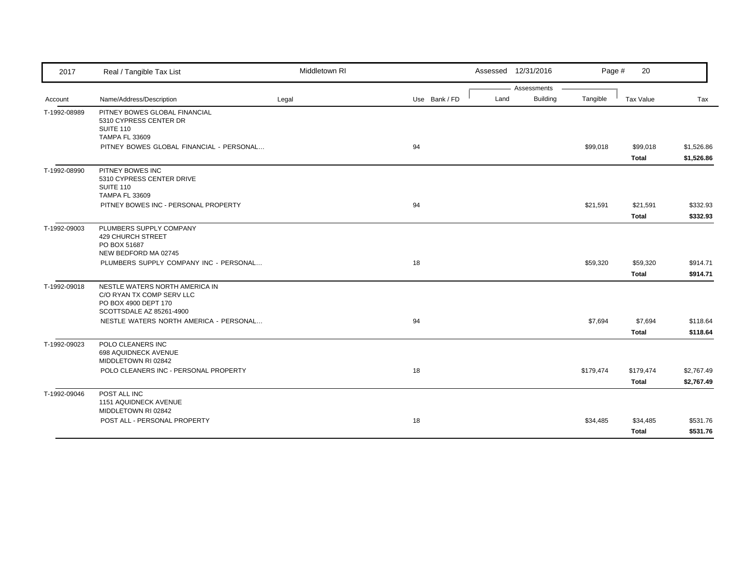| Account | Name/Address/Description | Legal | Use | Bank / FD | Land | Building | Tangible | Tax Value | Tax |
|---|---|---|---|---|---|---|---|---|---|
| T-1992-08989 | PITNEY BOWES GLOBAL FINANCIAL<br>5310 CYPRESS CENTER DR<br>SUITE 110<br>TAMPA FL 33609 | | | | | | | | |
| | PITNEY BOWES GLOBAL FINANCIAL - PERSONAL... | | 94 | | | | $99,018 | $99,018 | $1,526.86 |
| | | | | | | | | **Total** | **$1,526.86** |
| T-1992-08990 | PITNEY BOWES INC<br>5310 CYPRESS CENTER DRIVE<br>SUITE 110<br>TAMPA FL 33609 | | | | | | | | |
| | PITNEY BOWES INC - PERSONAL PROPERTY | | 94 | | | | $21,591 | $21,591 | $332.93 |
| | | | | | | | | **Total** | **$332.93** |
| T-1992-09003 | PLUMBERS SUPPLY COMPANY<br>429 CHURCH STREET<br>PO BOX 51687<br>NEW BEDFORD MA 02745 | | | | | | | | |
| | PLUMBERS SUPPLY COMPANY INC - PERSONAL... | | 18 | | | | $59,320 | $59,320 | $914.71 |
| | | | | | | | | **Total** | **$914.71** |
| T-1992-09018 | NESTLE WATERS NORTH AMERICA IN<br>C/O RYAN TX COMP SERV LLC<br>PO BOX 4900 DEPT 170<br>SCOTTSDALE AZ 85261-4900 | | | | | | | | |
| | NESTLE WATERS NORTH AMERICA - PERSONAL... | | 94 | | | | $7,694 | $7,694 | $118.64 |
| | | | | | | | | **Total** | **$118.64** |
| T-1992-09023 | POLO CLEANERS INC<br>698 AQUIDNECK AVENUE<br>MIDDLETOWN RI 02842 | | | | | | | | |
| | POLO CLEANERS INC - PERSONAL PROPERTY | | 18 | | | | $179,474 | $179,474 | $2,767.49 |
| | | | | | | | | **Total** | **$2,767.49** |
| T-1992-09046 | POST ALL INC<br>1151 AQUIDNECK AVENUE<br>MIDDLETOWN RI 02842 | | | | | | | | |
| | POST ALL - PERSONAL PROPERTY | | 18 | | | | $34,485 | $34,485 | $531.76 |
| | | | | | | | | **Total** | **$531.76** |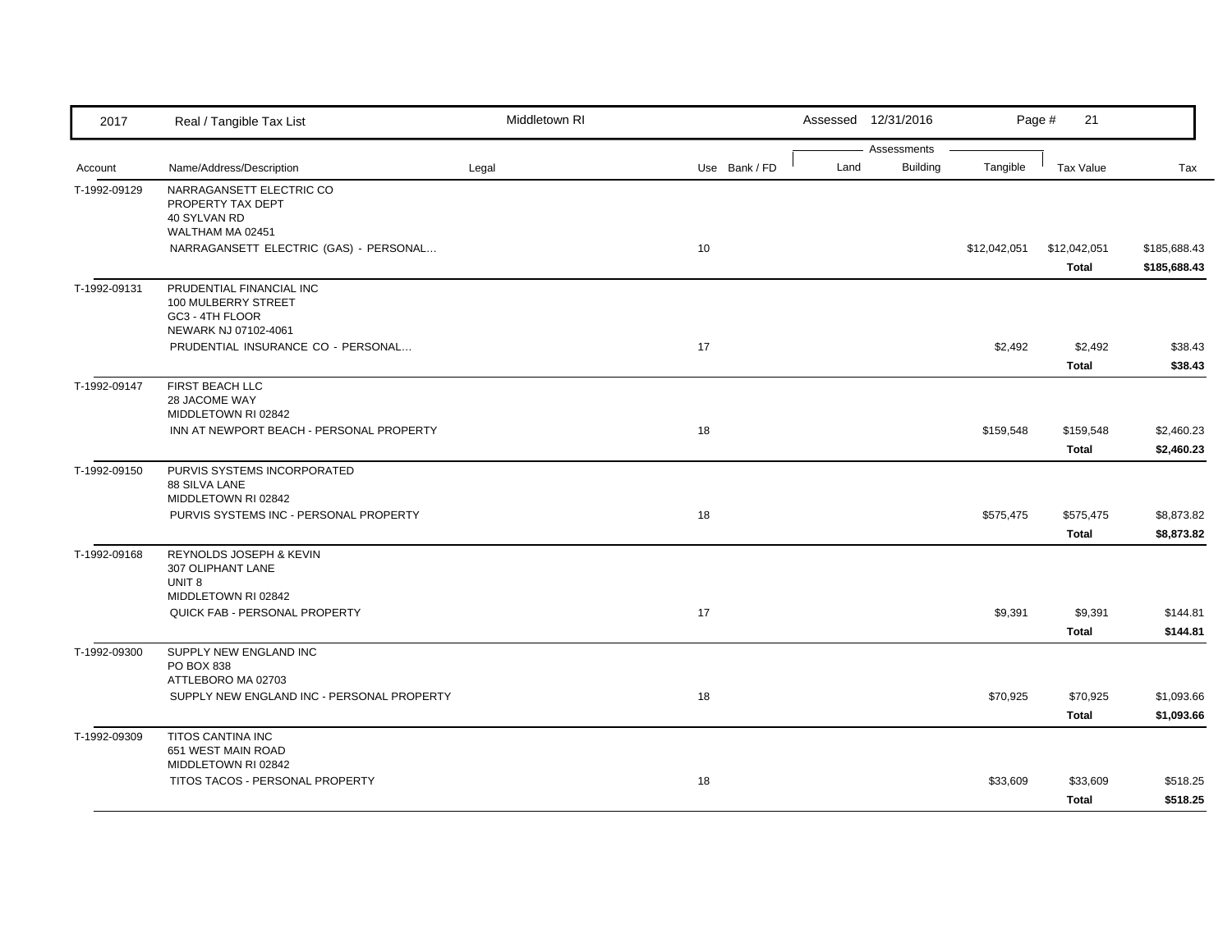| 2017 | Real / Tangible Tax List | Middletown RI | | | Assessed 12/31/2016 | | Page # 21 | | |
|---|---|---|---|---|---|---|---|---|---|
| | | | | | Assessments | | | | |
| Account | Name/Address/Description | Legal | Use | Bank / FD | Land | Building | Tangible | Tax Value | Tax |
| T-1992-09129 | NARRAGANSETT ELECTRIC CO<br>PROPERTY TAX DEPT<br>40 SYLVAN RD<br>WALTHAM MA 02451 | | | | | | | | |
| | NARRAGANSETT ELECTRIC (GAS) - PERSONAL... | | 10 | | | | $12,042,051 | $12,042,051 | $185,688.43 |
| | | | | | | | | **Total** | **$185,688.43** |
| T-1992-09131 | PRUDENTIAL FINANCIAL INC<br>100 MULBERRY STREET<br>GC3 - 4TH FLOOR<br>NEWARK NJ 07102-4061 | | | | | | | | |
| | PRUDENTIAL INSURANCE CO - PERSONAL... | | 17 | | | | $2,492 | $2,492 | $38.43 |
| | | | | | | | | **Total** | **$38.43** |
| T-1992-09147 | FIRST BEACH LLC<br>28 JACOME WAY<br>MIDDLETOWN RI 02842 | | | | | | | | |
| | INN AT NEWPORT BEACH - PERSONAL PROPERTY | | 18 | | | | $159,548 | $159,548 | $2,460.23 |
| | | | | | | | | **Total** | **$2,460.23** |
| T-1992-09150 | PURVIS SYSTEMS INCORPORATED<br>88 SILVA LANE<br>MIDDLETOWN RI 02842 | | | | | | | | |
| | PURVIS SYSTEMS INC - PERSONAL PROPERTY | | 18 | | | | $575,475 | $575,475 | $8,873.82 |
| | | | | | | | | **Total** | **$8,873.82** |
| T-1992-09168 | REYNOLDS JOSEPH & KEVIN<br>307 OLIPHANT LANE<br>UNIT 8<br>MIDDLETOWN RI 02842 | | | | | | | | |
| | QUICK FAB - PERSONAL PROPERTY | | 17 | | | | $9,391 | $9,391 | $144.81 |
| | | | | | | | | **Total** | **$144.81** |
| T-1992-09300 | SUPPLY NEW ENGLAND INC<br>PO BOX 838<br>ATTLEBORO MA 02703 | | | | | | | | |
| | SUPPLY NEW ENGLAND INC - PERSONAL PROPERTY | | 18 | | | | $70,925 | $70,925 | $1,093.66 |
| | | | | | | | | **Total** | **$1,093.66** |
| T-1992-09309 | TITOS CANTINA INC<br>651 WEST MAIN ROAD<br>MIDDLETOWN RI 02842 | | | | | | | | |
| | TITOS TACOS - PERSONAL PROPERTY | | 18 | | | | $33,609 | $33,609 | $518.25 |
| | | | | | | | | **Total** | **$518.25** |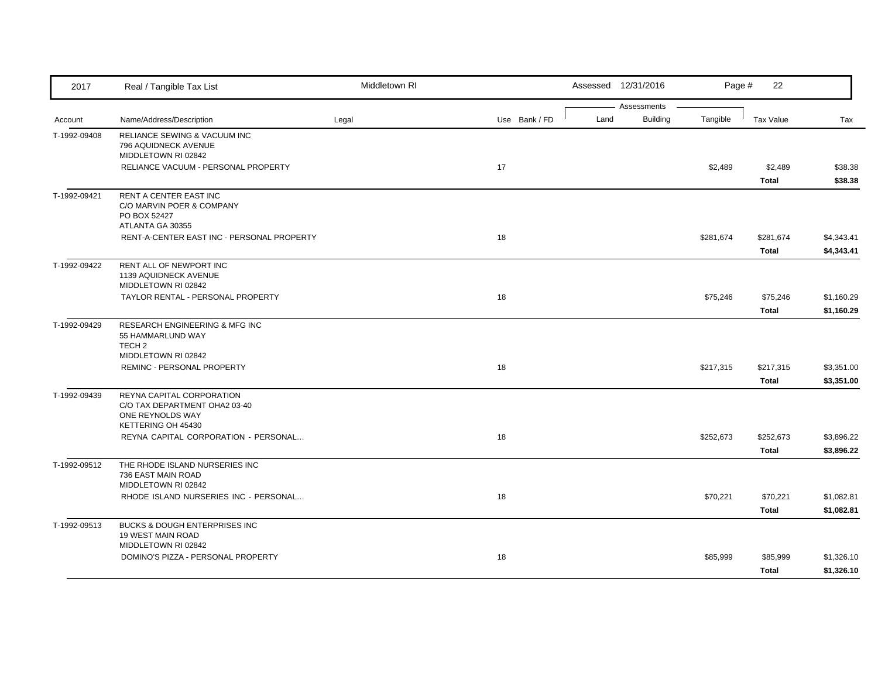| 2017 | Real / Tangible Tax List | Middletown RI | | Assessed 12/31/2016 | | | Page # 22 | |
|---|---|---|---|---|---|---|---|---|
| | | | | Assessments | | | | |
| Account | Name/Address/Description | Legal | Use Bank / FD | Land | Building | Tangible | Tax Value | Tax |
| T-1992-09408 | RELIANCE SEWING & VACUUM INC<br>796 AQUIDNECK AVENUE<br>MIDDLETOWN RI 02842 | | | | | | | |
| | RELIANCE VACUUM - PERSONAL PROPERTY | | 17 | | | $2,489 | $2,489 | $38.38 |
| | | | | | | | **Total** | **$38.38** |
| T-1992-09421 | RENT A CENTER EAST INC<br>C/O MARVIN POER & COMPANY<br>PO BOX 52427<br>ATLANTA GA 30355 | | | | | | | |
| | RENT-A-CENTER EAST INC - PERSONAL PROPERTY | | 18 | | | $281,674 | $281,674 | $4,343.41 |
| | | | | | | | **Total** | **$4,343.41** |
| T-1992-09422 | RENT ALL OF NEWPORT INC<br>1139 AQUIDNECK AVENUE<br>MIDDLETOWN RI 02842 | | | | | | | |
| | TAYLOR RENTAL - PERSONAL PROPERTY | | 18 | | | $75,246 | $75,246 | $1,160.29 |
| | | | | | | | **Total** | **$1,160.29** |
| T-1992-09429 | RESEARCH ENGINEERING & MFG INC<br>55 HAMMARLUND WAY<br>TECH 2<br>MIDDLETOWN RI 02842 | | | | | | | |
| | REMINC - PERSONAL PROPERTY | | 18 | | | $217,315 | $217,315 | $3,351.00 |
| | | | | | | | **Total** | **$3,351.00** |
| T-1992-09439 | REYNA CAPITAL CORPORATION<br>C/O TAX DEPARTMENT OHA2 03-40<br>ONE REYNOLDS WAY<br>KETTERING OH 45430 | | | | | | | |
| | REYNA CAPITAL CORPORATION - PERSONAL... | | 18 | | | $252,673 | $252,673 | $3,896.22 |
| | | | | | | | **Total** | **$3,896.22** |
| T-1992-09512 | THE RHODE ISLAND NURSERIES INC<br>736 EAST MAIN ROAD<br>MIDDLETOWN RI 02842 | | | | | | | |
| | RHODE ISLAND NURSERIES INC - PERSONAL... | | 18 | | | $70,221 | $70,221 | $1,082.81 |
| | | | | | | | **Total** | **$1,082.81** |
| T-1992-09513 | BUCKS & DOUGH ENTERPRISES INC<br>19 WEST MAIN ROAD<br>MIDDLETOWN RI 02842 | | | | | | | |
| | DOMINO'S PIZZA - PERSONAL PROPERTY | | 18 | | | $85,999 | $85,999 | $1,326.10 |
| | | | | | | | **Total** | **$1,326.10** |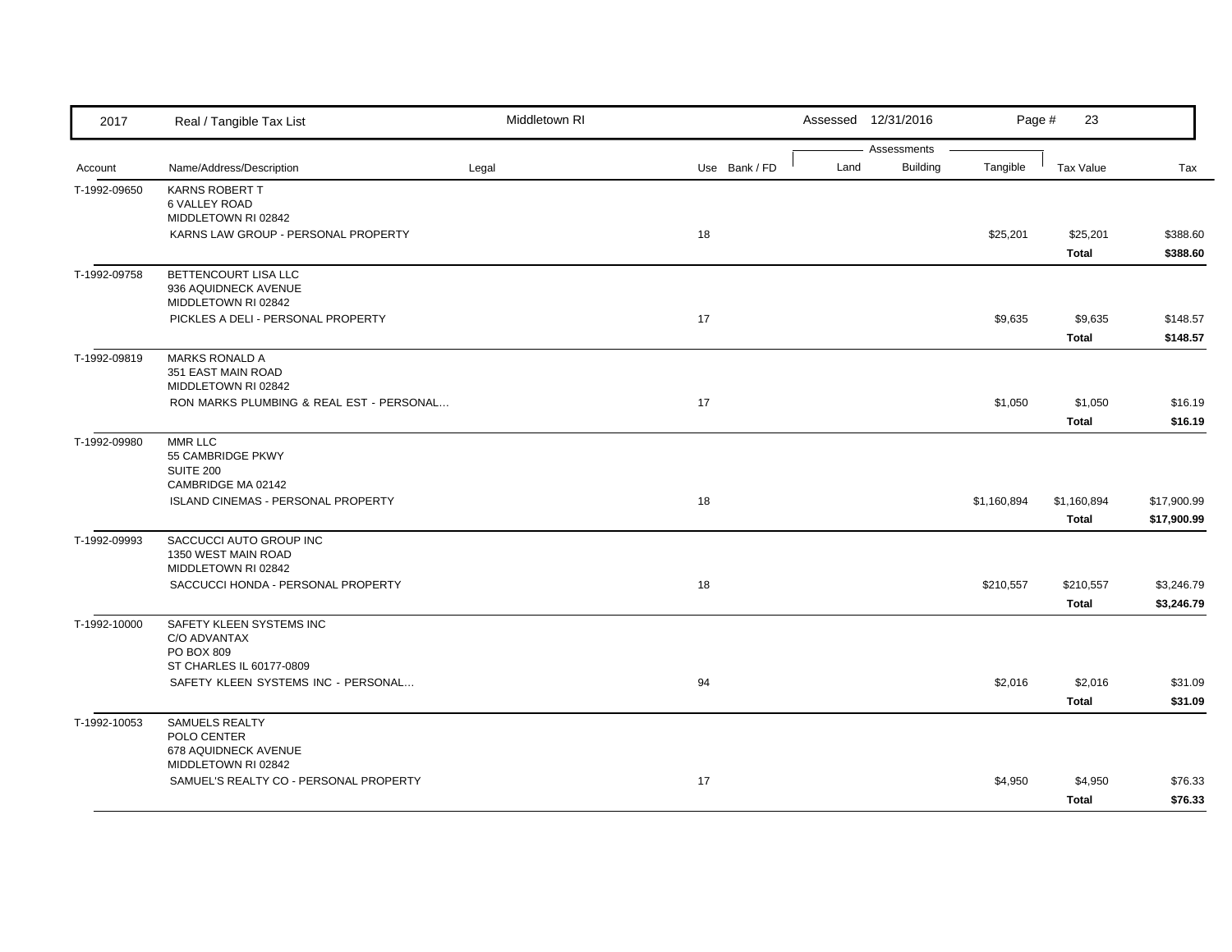| 2017 | Real / Tangible Tax List | Middletown RI | | | Assessed 12/31/2016 | | | Page # 23 | |
|---|---|---|---|---|---|---|---|---|---|
| | | | | | Assessments | | | | |
| Account | Name/Address/Description | Legal | Use | Bank / FD | Land | Building | Tangible | Tax Value | Tax |
| T-1992-09650 | KARNS ROBERT T<br>6 VALLEY ROAD<br>MIDDLETOWN RI 02842 | | | | | | | | |
| | KARNS LAW GROUP - PERSONAL PROPERTY | | 18 | | | | $25,201 | $25,201 | $388.60 |
| | | | | | | | | **Total** | **$388.60** |
| T-1992-09758 | BETTENCOURT LISA LLC<br>936 AQUIDNECK AVENUE<br>MIDDLETOWN RI 02842 | | | | | | | | |
| | PICKLES A DELI - PERSONAL PROPERTY | | 17 | | | | $9,635 | $9,635 | $148.57 |
| | | | | | | | | **Total** | **$148.57** |
| T-1992-09819 | MARKS RONALD A<br>351 EAST MAIN ROAD<br>MIDDLETOWN RI 02842 | | | | | | | | |
| | RON MARKS PLUMBING & REAL EST - PERSONAL... | | 17 | | | | $1,050 | $1,050 | $16.19 |
| | | | | | | | | **Total** | **$16.19** |
| T-1992-09980 | MMR LLC<br>55 CAMBRIDGE PKWY<br>SUITE 200<br>CAMBRIDGE MA 02142 | | | | | | | | |
| | ISLAND CINEMAS - PERSONAL PROPERTY | | 18 | | | | $1,160,894 | $1,160,894 | $17,900.99 |
| | | | | | | | | **Total** | **$17,900.99** |
| T-1992-09993 | SACCUCCI AUTO GROUP INC<br>1350 WEST MAIN ROAD<br>MIDDLETOWN RI 02842 | | | | | | | | |
| | SACCUCCI HONDA - PERSONAL PROPERTY | | 18 | | | | $210,557 | $210,557 | $3,246.79 |
| | | | | | | | | **Total** | **$3,246.79** |
| T-1992-10000 | SAFETY KLEEN SYSTEMS INC<br>C/O ADVANTAX<br>PO BOX 809<br>ST CHARLES IL 60177-0809 | | | | | | | | |
| | SAFETY KLEEN SYSTEMS INC - PERSONAL... | | 94 | | | | $2,016 | $2,016 | $31.09 |
| | | | | | | | | **Total** | **$31.09** |
| T-1992-10053 | SAMUELS REALTY<br>POLO CENTER<br>678 AQUIDNECK AVENUE<br>MIDDLETOWN RI 02842 | | | | | | | | |
| | SAMUEL'S REALTY CO - PERSONAL PROPERTY | | 17 | | | | $4,950 | $4,950 | $76.33 |
| | | | | | | | | **Total** | **$76.33** |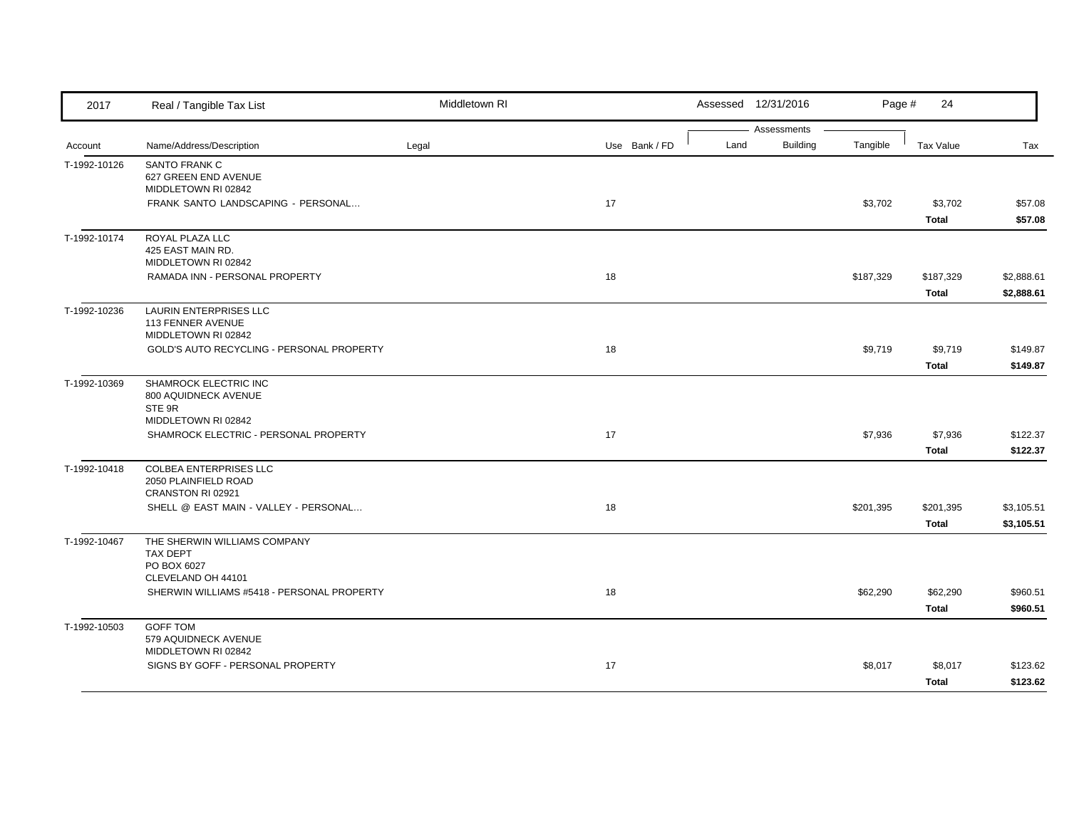| 2017 | Real / Tangible Tax List | Middletown RI | | Assessed 12/31/2016 | | | | |
|---|---|---|---|---|---|---|---|---|
| | | | | Assessments | | | | |
| Account | Name/Address/Description | Legal | Use Bank / FD | Land | Building | Tangible | Tax Value | Tax |
| T-1992-10126 | SANTO FRANK C<br>627 GREEN END AVENUE<br>MIDDLETOWN RI 02842 | | | | | | | |
| | FRANK SANTO LANDSCAPING - PERSONAL... | | 17 | | | $3,702 | $3,702 | $57.08 |
| | | | | | | | **Total** | **$57.08** |
| T-1992-10174 | ROYAL PLAZA LLC<br>425 EAST MAIN RD.<br>MIDDLETOWN RI 02842 | | | | | | | |
| | RAMADA INN - PERSONAL PROPERTY | | 18 | | | $187,329 | $187,329 | $2,888.61 |
| | | | | | | | **Total** | **$2,888.61** |
| T-1992-10236 | LAURIN ENTERPRISES LLC<br>113 FENNER AVENUE<br>MIDDLETOWN RI 02842 | | | | | | | |
| | GOLD'S AUTO RECYCLING - PERSONAL PROPERTY | | 18 | | | $9,719 | $9,719 | $149.87 |
| | | | | | | | **Total** | **$149.87** |
| T-1992-10369 | SHAMROCK ELECTRIC INC<br>800 AQUIDNECK AVENUE<br>STE 9R<br>MIDDLETOWN RI 02842 | | | | | | | |
| | SHAMROCK ELECTRIC - PERSONAL PROPERTY | | 17 | | | $7,936 | $7,936 | $122.37 |
| | | | | | | | **Total** | **$122.37** |
| T-1992-10418 | COLBEA ENTERPRISES LLC<br>2050 PLAINFIELD ROAD<br>CRANSTON RI 02921 | | | | | | | |
| | SHELL @ EAST MAIN - VALLEY - PERSONAL... | | 18 | | | $201,395 | $201,395 | $3,105.51 |
| | | | | | | | **Total** | **$3,105.51** |
| T-1992-10467 | THE SHERWIN WILLIAMS COMPANY<br>TAX DEPT<br>PO BOX 6027<br>CLEVELAND OH 44101 | | | | | | | |
| | SHERWIN WILLIAMS #5418 - PERSONAL PROPERTY | | 18 | | | $62,290 | $62,290 | $960.51 |
| | | | | | | | **Total** | **$960.51** |
| T-1992-10503 | GOFF TOM<br>579 AQUIDNECK AVENUE<br>MIDDLETOWN RI 02842 | | | | | | | |
| | SIGNS BY GOFF - PERSONAL PROPERTY | | 17 | | | $8,017 | $8,017 | $123.62 |
| | | | | | | | **Total** | **$123.62** |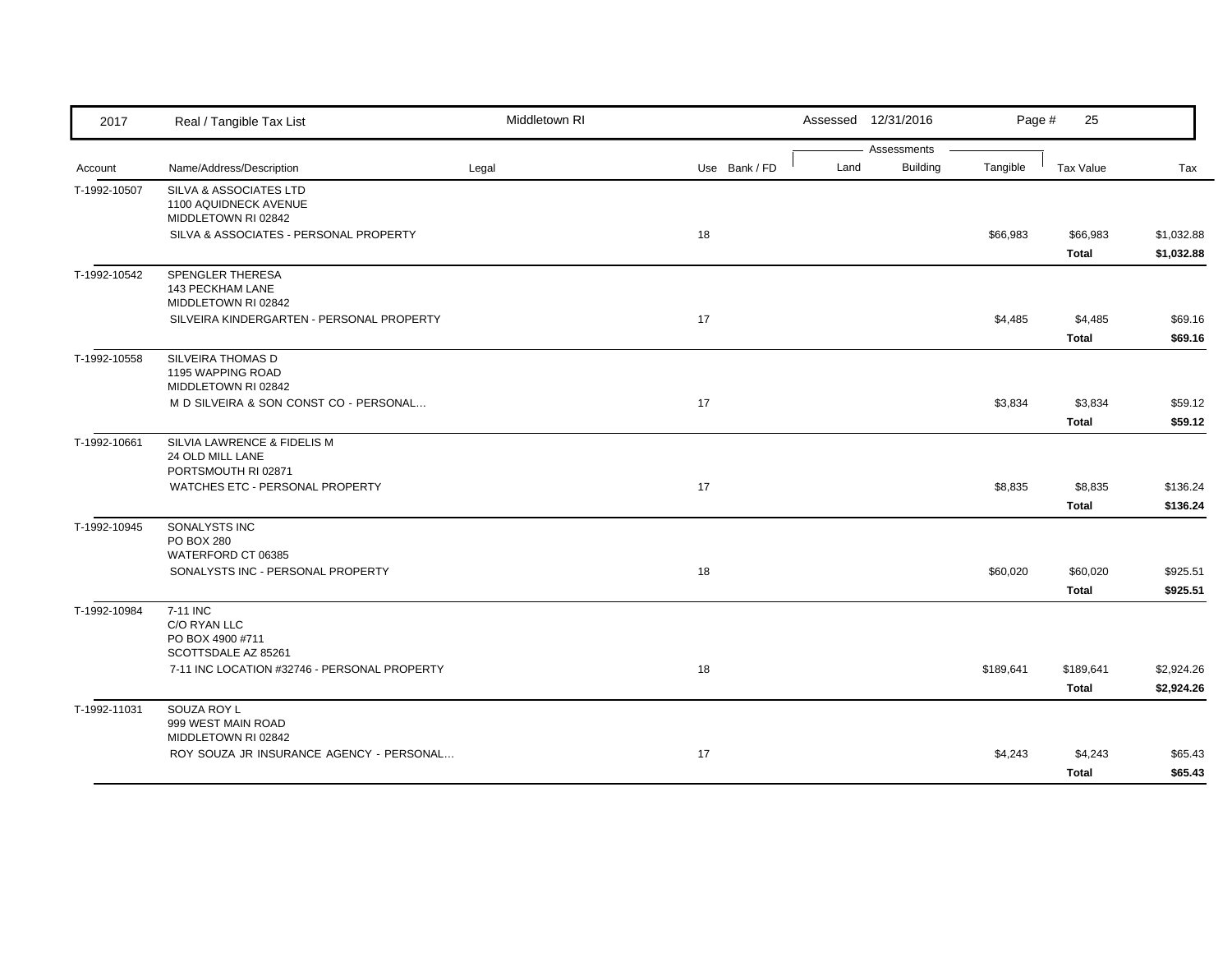| 2017 | Real / Tangible Tax List | Middletown RI | | Assessed 12/31/2016 | | | Page # 25 | |
|---|---|---|---|---|---|---|---|---|

| Account | Name/Address/Description | Legal | Use | Bank / FD | Assessments Land | Building | Tangible | Tax Value | Tax |
|---|---|---|---|---|---|---|---|---|---|
| T-1992-10507 | SILVA & ASSOCIATES LTD<br>1100 AQUIDNECK AVENUE<br>MIDDLETOWN RI 02842 | | | | | | | | |
| | SILVA & ASSOCIATES - PERSONAL PROPERTY | | 18 | | | | $66,983 | $66,983 | $1,032.88 |
| | | | | | | | | **Total** | **$1,032.88** |
| T-1992-10542 | SPENGLER THERESA<br>143 PECKHAM LANE<br>MIDDLETOWN RI 02842 | | | | | | | | |
| | SILVEIRA KINDERGARTEN - PERSONAL PROPERTY | | 17 | | | | $4,485 | $4,485 | $69.16 |
| | | | | | | | | **Total** | **$69.16** |
| T-1992-10558 | SILVEIRA THOMAS D<br>1195 WAPPING ROAD<br>MIDDLETOWN RI 02842 | | | | | | | | |
| | M D SILVEIRA & SON CONST CO - PERSONAL... | | 17 | | | | $3,834 | $3,834 | $59.12 |
| | | | | | | | | **Total** | **$59.12** |
| T-1992-10661 | SILVIA LAWRENCE & FIDELIS M<br>24 OLD MILL LANE<br>PORTSMOUTH RI 02871 | | | | | | | | |
| | WATCHES ETC - PERSONAL PROPERTY | | 17 | | | | $8,835 | $8,835 | $136.24 |
| | | | | | | | | **Total** | **$136.24** |
| T-1992-10945 | SONALYSTS INC<br>PO BOX 280<br>WATERFORD CT 06385 | | | | | | | | |
| | SONALYSTS INC - PERSONAL PROPERTY | | 18 | | | | $60,020 | $60,020 | $925.51 |
| | | | | | | | | **Total** | **$925.51** |
| T-1992-10984 | 7-11 INC<br>C/O RYAN LLC<br>PO BOX 4900 #711<br>SCOTTSDALE AZ 85261 | | | | | | | | |
| | 7-11 INC LOCATION #32746 - PERSONAL PROPERTY | | 18 | | | | $189,641 | $189,641 | $2,924.26 |
| | | | | | | | | **Total** | **$2,924.26** |
| T-1992-11031 | SOUZA ROY L<br>999 WEST MAIN ROAD<br>MIDDLETOWN RI 02842 | | | | | | | | |
| | ROY SOUZA JR INSURANCE AGENCY - PERSONAL... | | 17 | | | | $4,243 | $4,243 | $65.43 |
| | | | | | | | | **Total** | **$65.43** |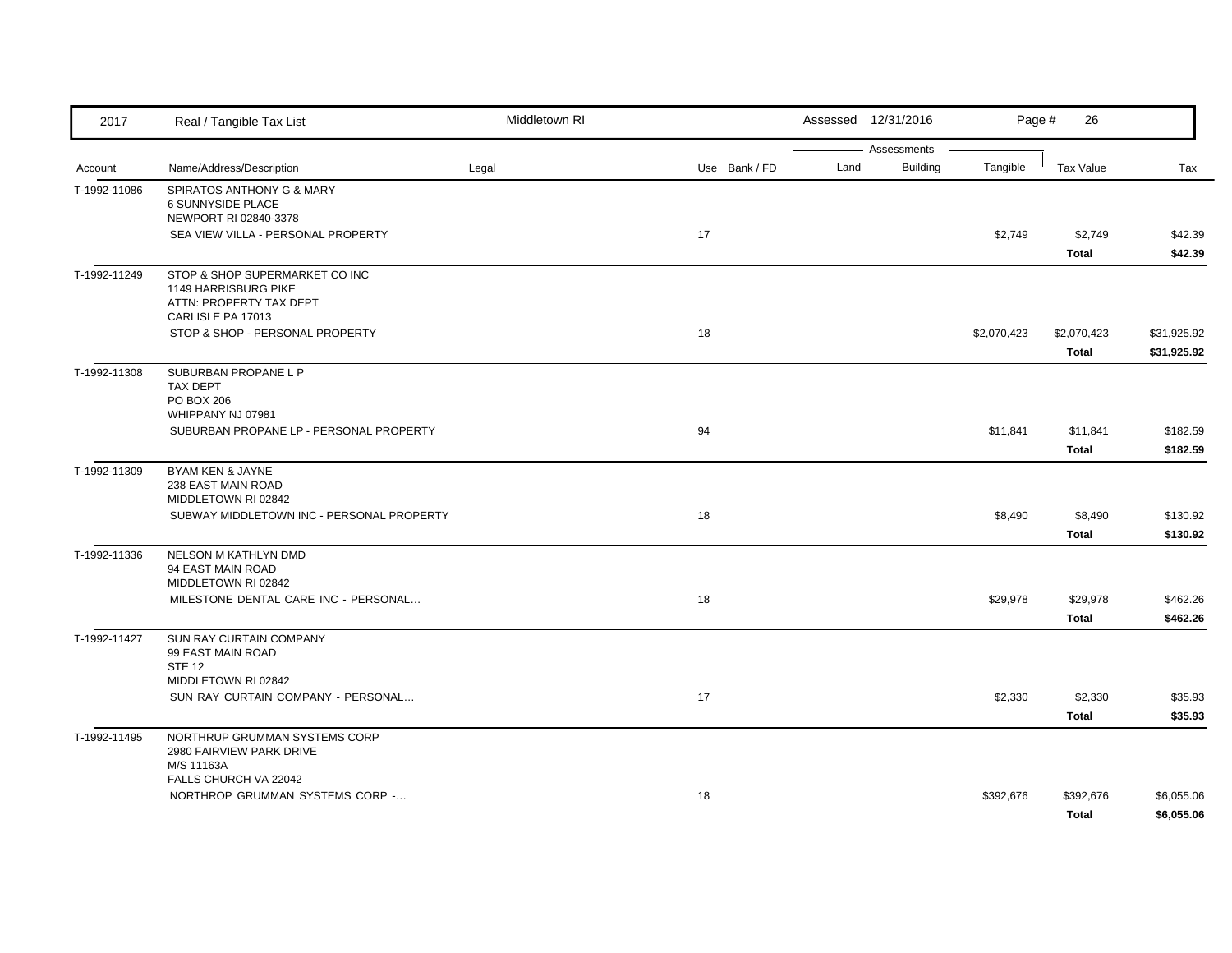| 2017 | Real / Tangible Tax List | Middletown RI | | | Assessed 12/31/2016 | | Page # 26 | | |
|---|---|---|---|---|---|---|---|---|---|
| | | | | | Assessments | | | | |
| Account | Name/Address/Description | Legal | Use | Bank / FD | Land | Building | Tangible | Tax Value | Tax |
| T-1992-11086 | SPIRATOS ANTHONY G & MARY<br>6 SUNNYSIDE PLACE<br>NEWPORT RI 02840-3378 | | | | | | | | |
| | SEA VIEW VILLA - PERSONAL PROPERTY | | 17 | | | | $2,749 | $2,749 | $42.39 |
| | | | | | | | | **Total** | **$42.39** |
| T-1992-11249 | STOP & SHOP SUPERMARKET CO INC<br>1149 HARRISBURG PIKE<br>ATTN: PROPERTY TAX DEPT<br>CARLISLE PA 17013 | | | | | | | | |
| | STOP & SHOP - PERSONAL PROPERTY | | 18 | | | | $2,070,423 | $2,070,423 | $31,925.92 |
| | | | | | | | | **Total** | **$31,925.92** |
| T-1992-11308 | SUBURBAN PROPANE L P<br>TAX DEPT<br>PO BOX 206<br>WHIPPANY NJ 07981 | | | | | | | | |
| | SUBURBAN PROPANE LP - PERSONAL PROPERTY | | 94 | | | | $11,841 | $11,841 | $182.59 |
| | | | | | | | | **Total** | **$182.59** |
| T-1992-11309 | BYAM KEN & JAYNE<br>238 EAST MAIN ROAD<br>MIDDLETOWN RI 02842 | | | | | | | | |
| | SUBWAY MIDDLETOWN INC - PERSONAL PROPERTY | | 18 | | | | $8,490 | $8,490 | $130.92 |
| | | | | | | | | **Total** | **$130.92** |
| T-1992-11336 | NELSON M KATHLYN DMD<br>94 EAST MAIN ROAD<br>MIDDLETOWN RI 02842 | | | | | | | | |
| | MILESTONE DENTAL CARE INC - PERSONAL... | | 18 | | | | $29,978 | $29,978 | $462.26 |
| | | | | | | | | **Total** | **$462.26** |
| T-1992-11427 | SUN RAY CURTAIN COMPANY<br>99 EAST MAIN ROAD<br>STE 12<br>MIDDLETOWN RI 02842 | | | | | | | | |
| | SUN RAY CURTAIN COMPANY - PERSONAL... | | 17 | | | | $2,330 | $2,330 | $35.93 |
| | | | | | | | | **Total** | **$35.93** |
| T-1992-11495 | NORTHRUP GRUMMAN SYSTEMS CORP<br>2980 FAIRVIEW PARK DRIVE<br>M/S 11163A<br>FALLS CHURCH VA 22042 | | | | | | | | |
| | NORTHROP GRUMMAN SYSTEMS CORP -... | | 18 | | | | $392,676 | $392,676 | $6,055.06 |
| | | | | | | | | **Total** | **$6,055.06** |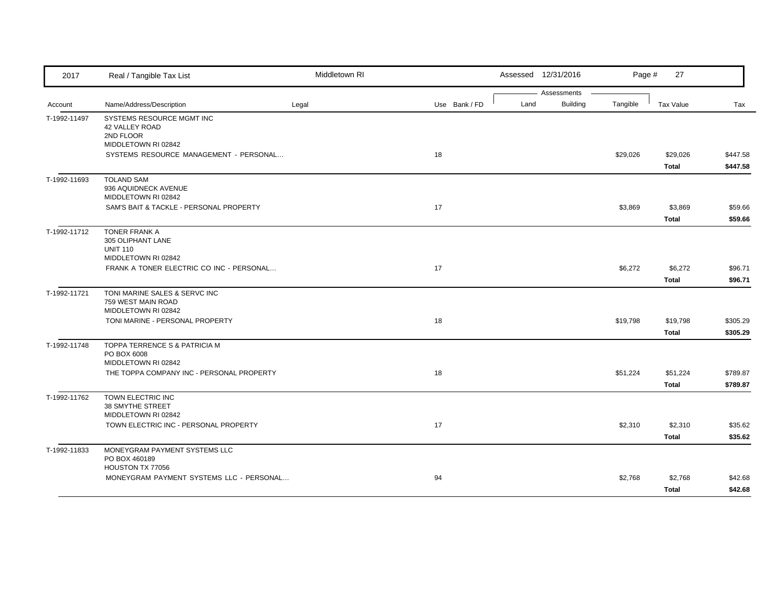| 2017 | Real / Tangible Tax List | Middletown RI | | Assessed 12/31/2016 | | Page # 27 | | |
|---|---|---|---|---|---|---|---|---|
| | | | | Assessments | | | | |
| Account | Name/Address/Description | Legal | Use Bank / FD | Land | Building | Tangible | Tax Value | Tax |
| T-1992-11497 | SYSTEMS RESOURCE MGMT INC<br>42 VALLEY ROAD<br>2ND FLOOR<br>MIDDLETOWN RI 02842 | | | | | | | |
| | SYSTEMS RESOURCE MANAGEMENT - PERSONAL... | | 18 | | | $29,026 | $29,026 | $447.58 |
| | | | | | | | **Total** | **$447.58** |
| T-1992-11693 | TOLAND SAM<br>936 AQUIDNECK AVENUE<br>MIDDLETOWN RI 02842 | | | | | | | |
| | SAM'S BAIT & TACKLE - PERSONAL PROPERTY | | 17 | | | $3,869 | $3,869 | $59.66 |
| | | | | | | | **Total** | **$59.66** |
| T-1992-11712 | TONER FRANK A<br>305 OLIPHANT LANE<br>UNIT 110<br>MIDDLETOWN RI 02842 | | | | | | | |
| | FRANK A TONER ELECTRIC CO INC - PERSONAL... | | 17 | | | $6,272 | $6,272 | $96.71 |
| | | | | | | | **Total** | **$96.71** |
| T-1992-11721 | TONI MARINE SALES & SERVC INC<br>759 WEST MAIN ROAD<br>MIDDLETOWN RI 02842 | | | | | | | |
| | TONI MARINE - PERSONAL PROPERTY | | 18 | | | $19,798 | $19,798 | $305.29 |
| | | | | | | | **Total** | **$305.29** |
| T-1992-11748 | TOPPA TERRENCE S & PATRICIA M<br>PO BOX 6008<br>MIDDLETOWN RI 02842 | | | | | | | |
| | THE TOPPA COMPANY INC - PERSONAL PROPERTY | | 18 | | | $51,224 | $51,224 | $789.87 |
| | | | | | | | **Total** | **$789.87** |
| T-1992-11762 | TOWN ELECTRIC INC<br>38 SMYTHE STREET<br>MIDDLETOWN RI 02842 | | | | | | | |
| | TOWN ELECTRIC INC - PERSONAL PROPERTY | | 17 | | | $2,310 | $2,310 | $35.62 |
| | | | | | | | **Total** | **$35.62** |
| T-1992-11833 | MONEYGRAM PAYMENT SYSTEMS LLC<br>PO BOX 460189<br>HOUSTON TX 77056 | | | | | | | |
| | MONEYGRAM PAYMENT SYSTEMS LLC - PERSONAL... | | 94 | | | $2,768 | $2,768 | $42.68 |
| | | | | | | | **Total** | **$42.68** |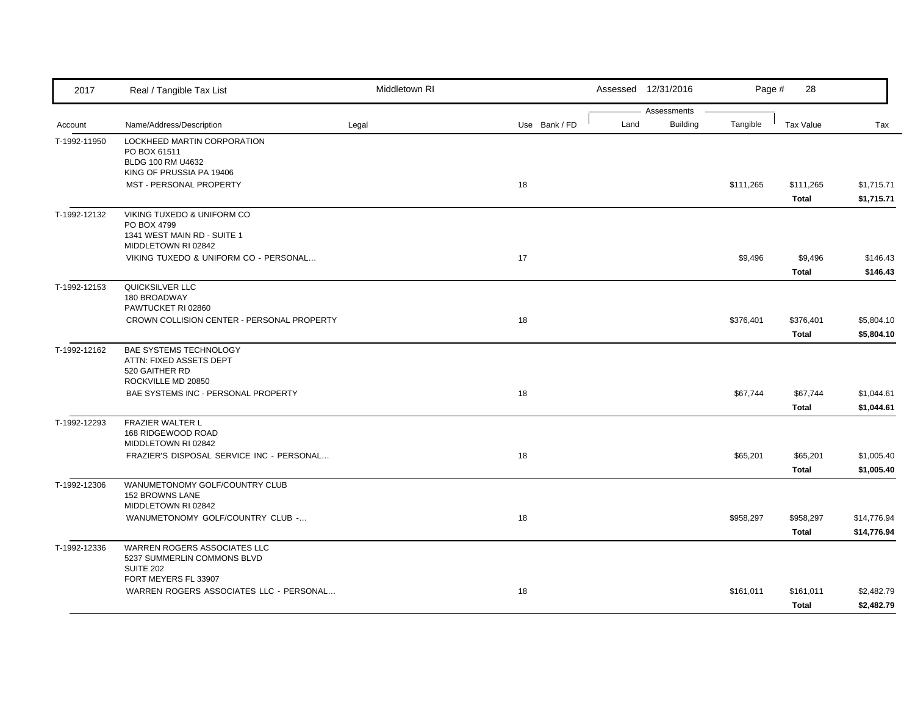| Account | Name/Address/Description | Legal | Use | Bank / FD | Land | Building | Tangible | Tax Value | Tax |
|---|---|---|---|---|---|---|---|---|---|
| T-1992-11950 | LOCKHEED MARTIN CORPORATION<br>PO BOX 61511<br>BLDG 100 RM U4632<br>KING OF PRUSSIA PA 19406 | | | | | | | | |
| | MST - PERSONAL PROPERTY | | 18 | | | | $111,265 | $111,265 | $1,715.71 |
| | | | | | | | | **Total** | **$1,715.71** |
| T-1992-12132 | VIKING TUXEDO & UNIFORM CO<br>PO BOX 4799<br>1341 WEST MAIN RD - SUITE 1<br>MIDDLETOWN RI 02842 | | | | | | | | |
| | VIKING TUXEDO & UNIFORM CO - PERSONAL... | | 17 | | | | $9,496 | $9,496 | $146.43 |
| | | | | | | | | **Total** | **$146.43** |
| T-1992-12153 | QUICKSILVER LLC<br>180 BROADWAY<br>PAWTUCKET RI 02860 | | | | | | | | |
| | CROWN COLLISION CENTER - PERSONAL PROPERTY | | 18 | | | | $376,401 | $376,401 | $5,804.10 |
| | | | | | | | | **Total** | **$5,804.10** |
| T-1992-12162 | BAE SYSTEMS TECHNOLOGY<br>ATTN: FIXED ASSETS DEPT<br>520 GAITHER RD<br>ROCKVILLE MD 20850 | | | | | | | | |
| | BAE SYSTEMS INC - PERSONAL PROPERTY | | 18 | | | | $67,744 | $67,744 | $1,044.61 |
| | | | | | | | | **Total** | **$1,044.61** |
| T-1992-12293 | FRAZIER WALTER L<br>168 RIDGEWOOD ROAD<br>MIDDLETOWN RI 02842 | | | | | | | | |
| | FRAZIER'S DISPOSAL SERVICE INC - PERSONAL... | | 18 | | | | $65,201 | $65,201 | $1,005.40 |
| | | | | | | | | **Total** | **$1,005.40** |
| T-1992-12306 | WANUMETONOMY GOLF/COUNTRY CLUB<br>152 BROWNS LANE<br>MIDDLETOWN RI 02842 | | | | | | | | |
| | WANUMETONOMY GOLF/COUNTRY CLUB -... | | 18 | | | | $958,297 | $958,297 | $14,776.94 |
| | | | | | | | | **Total** | **$14,776.94** |
| T-1992-12336 | WARREN ROGERS ASSOCIATES LLC<br>5237 SUMMERLIN COMMONS BLVD<br>SUITE 202<br>FORT MEYERS FL 33907 | | | | | | | | |
| | WARREN ROGERS ASSOCIATES LLC - PERSONAL... | | 18 | | | | $161,011 | $161,011 | $2,482.79 |
| | | | | | | | | **Total** | **$2,482.79** |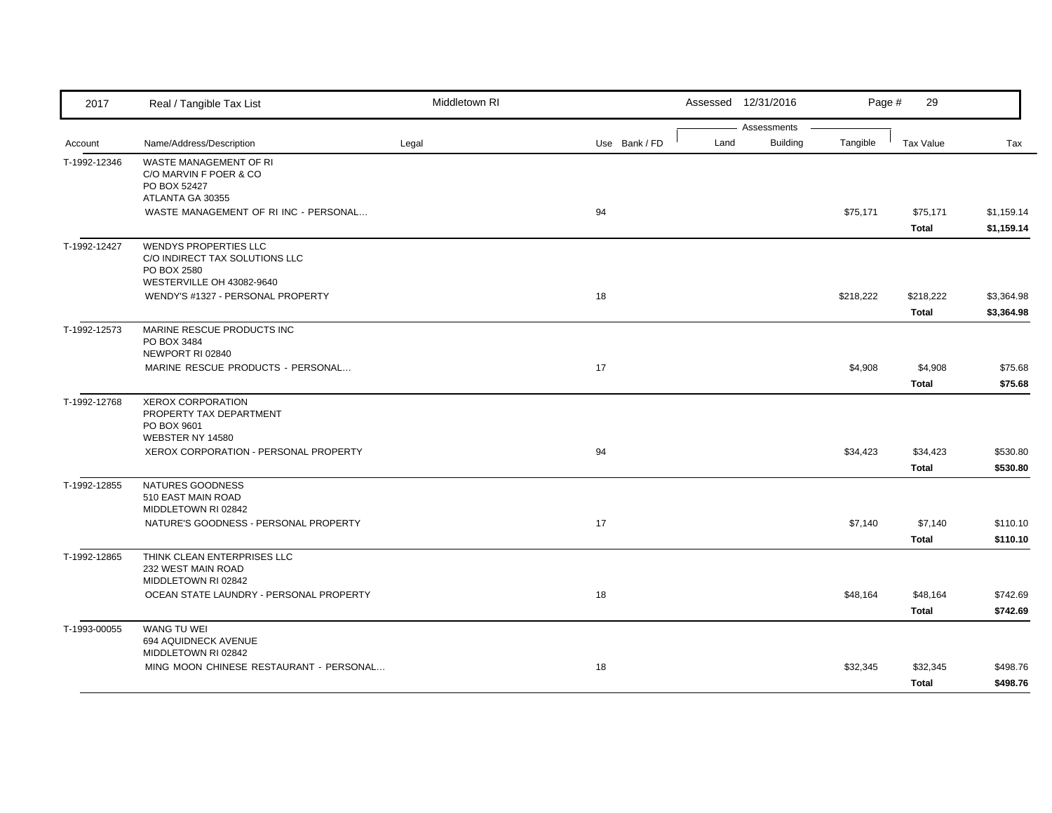| 2017 | Real / Tangible Tax List | Middletown RI | | | Assessed 12/31/2016 | | Page # 29 | | |
|---|---|---|---|---|---|---|---|---|---|
| | | | | | Assessments | | | | |
| Account | Name/Address/Description | Legal | Use | Bank / FD | Land | Building | Tangible | Tax Value | Tax |
| T-1992-12346 | WASTE MANAGEMENT OF RI<br>C/O MARVIN F POER & CO<br>PO BOX 52427<br>ATLANTA GA 30355 | | | | | | | | |
| | WASTE MANAGEMENT OF RI INC - PERSONAL... | | 94 | | | | $75,171 | $75,171 | $1,159.14 |
| | | | | | | | | **Total** | **$1,159.14** |
| T-1992-12427 | WENDYS PROPERTIES LLC<br>C/O INDIRECT TAX SOLUTIONS LLC<br>PO BOX 2580<br>WESTERVILLE OH 43082-9640 | | | | | | | | |
| | WENDY'S #1327 - PERSONAL PROPERTY | | 18 | | | | $218,222 | $218,222 | $3,364.98 |
| | | | | | | | | **Total** | **$3,364.98** |
| T-1992-12573 | MARINE RESCUE PRODUCTS INC<br>PO BOX 3484<br>NEWPORT RI 02840 | | | | | | | | |
| | MARINE RESCUE PRODUCTS - PERSONAL... | | 17 | | | | $4,908 | $4,908 | $75.68 |
| | | | | | | | | **Total** | **$75.68** |
| T-1992-12768 | XEROX CORPORATION<br>PROPERTY TAX DEPARTMENT<br>PO BOX 9601<br>WEBSTER NY 14580 | | | | | | | | |
| | XEROX CORPORATION - PERSONAL PROPERTY | | 94 | | | | $34,423 | $34,423 | $530.80 |
| | | | | | | | | **Total** | **$530.80** |
| T-1992-12855 | NATURES GOODNESS<br>510 EAST MAIN ROAD<br>MIDDLETOWN RI 02842 | | | | | | | | |
| | NATURE'S GOODNESS - PERSONAL PROPERTY | | 17 | | | | $7,140 | $7,140 | $110.10 |
| | | | | | | | | **Total** | **$110.10** |
| T-1992-12865 | THINK CLEAN ENTERPRISES LLC<br>232 WEST MAIN ROAD<br>MIDDLETOWN RI 02842 | | | | | | | | |
| | OCEAN STATE LAUNDRY - PERSONAL PROPERTY | | 18 | | | | $48,164 | $48,164 | $742.69 |
| | | | | | | | | **Total** | **$742.69** |
| T-1993-00055 | WANG TU WEI<br>694 AQUIDNECK AVENUE<br>MIDDLETOWN RI 02842 | | | | | | | | |
| | MING MOON CHINESE RESTAURANT - PERSONAL... | | 18 | | | | $32,345 | $32,345 | $498.76 |
| | | | | | | | | **Total** | **$498.76** |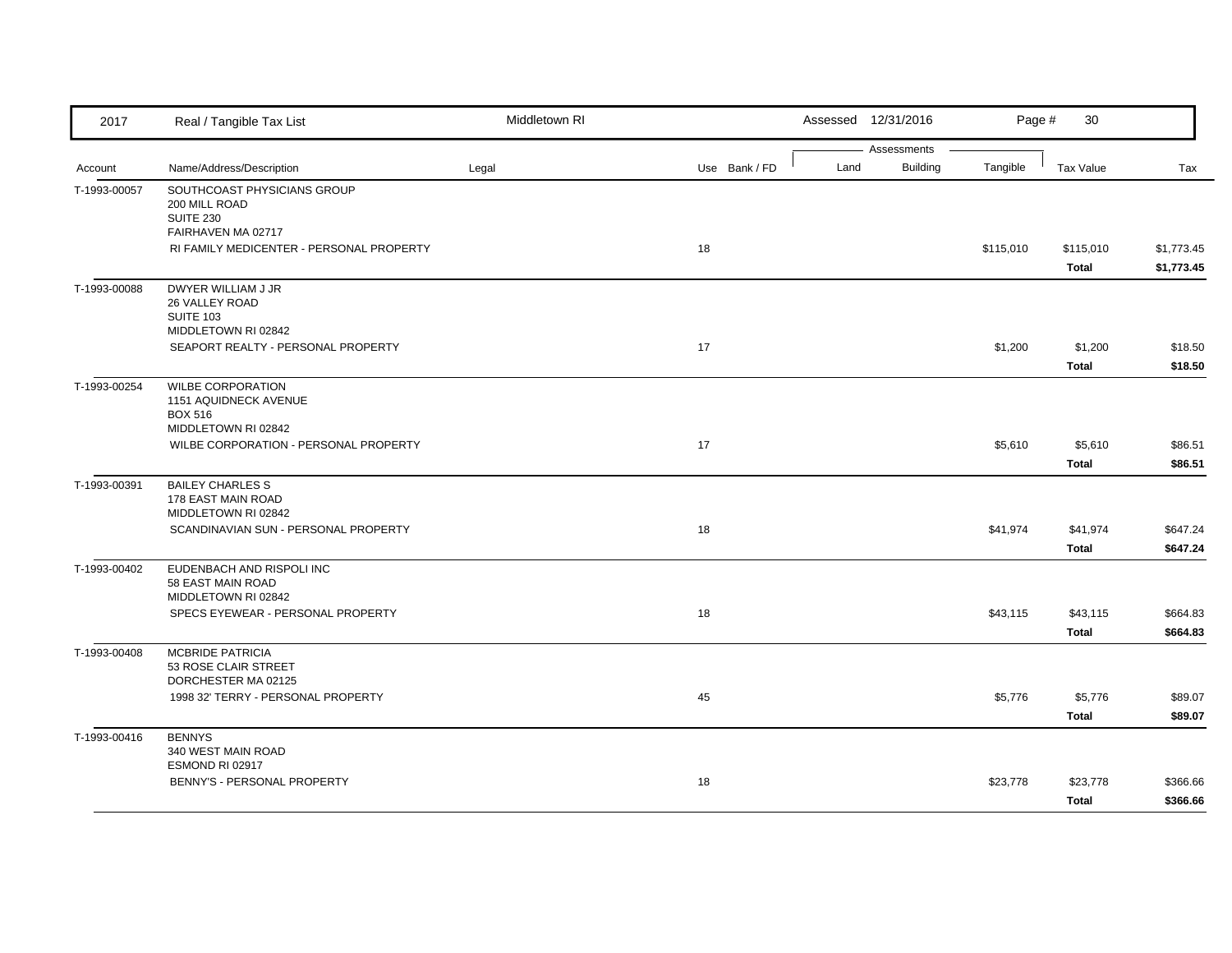| 2017 | Real / Tangible Tax List | Middletown RI | | | Assessed 12/31/2016 | | | | |
|---|---|---|---|---|---|---|---|---|---|
| | | | | | Assessments | | | | |
| Account | Name/Address/Description | Legal | Use | Bank / FD | Land | Building | Tangible | Tax Value | Tax |
| T-1993-00057 | SOUTHCOAST PHYSICIANS GROUP<br>200 MILL ROAD<br>SUITE 230<br>FAIRHAVEN MA 02717 | | | | | | | | |
| | RI FAMILY MEDICENTER - PERSONAL PROPERTY | | 18 | | | | $115,010 | $115,010 | $1,773.45 |
| | | | | | | | | **Total** | **$1,773.45** |
| T-1993-00088 | DWYER WILLIAM J JR<br>26 VALLEY ROAD<br>SUITE 103<br>MIDDLETOWN RI 02842 | | | | | | | | |
| | SEAPORT REALTY - PERSONAL PROPERTY | | 17 | | | | $1,200 | $1,200 | $18.50 |
| | | | | | | | | **Total** | **$18.50** |
| T-1993-00254 | WILBE CORPORATION<br>1151 AQUIDNECK AVENUE<br>BOX 516<br>MIDDLETOWN RI 02842 | | | | | | | | |
| | WILBE CORPORATION - PERSONAL PROPERTY | | 17 | | | | $5,610 | $5,610 | $86.51 |
| | | | | | | | | **Total** | **$86.51** |
| T-1993-00391 | BAILEY CHARLES S<br>178 EAST MAIN ROAD<br>MIDDLETOWN RI 02842 | | | | | | | | |
| | SCANDINAVIAN SUN - PERSONAL PROPERTY | | 18 | | | | $41,974 | $41,974 | $647.24 |
| | | | | | | | | **Total** | **$647.24** |
| T-1993-00402 | EUDENBACH AND RISPOLI INC<br>58 EAST MAIN ROAD<br>MIDDLETOWN RI 02842 | | | | | | | | |
| | SPECS EYEWEAR - PERSONAL PROPERTY | | 18 | | | | $43,115 | $43,115 | $664.83 |
| | | | | | | | | **Total** | **$664.83** |
| T-1993-00408 | MCBRIDE PATRICIA<br>53 ROSE CLAIR STREET<br>DORCHESTER MA 02125 | | | | | | | | |
| | 1998 32' TERRY - PERSONAL PROPERTY | | 45 | | | | $5,776 | $5,776 | $89.07 |
| | | | | | | | | **Total** | **$89.07** |
| T-1993-00416 | BENNYS<br>340 WEST MAIN ROAD<br>ESMOND RI 02917 | | | | | | | | |
| | BENNY'S - PERSONAL PROPERTY | | 18 | | | | $23,778 | $23,778 | $366.66 |
| | | | | | | | | **Total** | **$366.66** |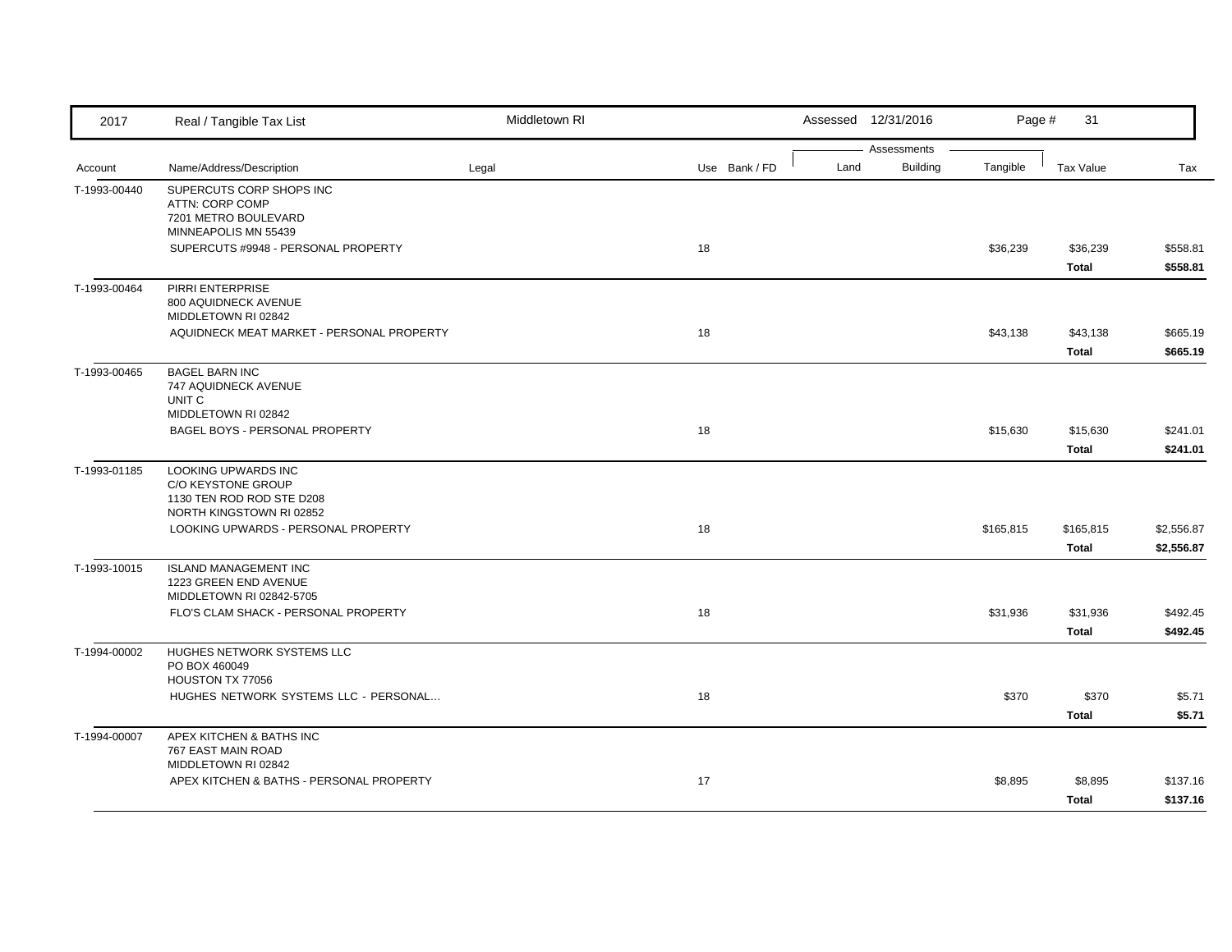| 2017 | Real / Tangible Tax List | Middletown RI | | Assessed 12/31/2016 | | | Page # 31 | |
|---|---|---|---|---|---|---|---|---|
| | | | | Assessments | | | | |
| Account | Name/Address/Description | Legal | Use Bank / FD | Land | Building | Tangible | Tax Value | Tax |
| T-1993-00440 | SUPERCUTS CORP SHOPS INC<br>ATTN: CORP COMP<br>7201 METRO BOULEVARD<br>MINNEAPOLIS MN 55439 | | | | | | | |
| | SUPERCUTS #9948 - PERSONAL PROPERTY | | 18 | | | $36,239 | $36,239 | $558.81 |
| | | | | | | | **Total** | **$558.81** |
| T-1993-00464 | PIRRI ENTERPRISE<br>800 AQUIDNECK AVENUE<br>MIDDLETOWN RI 02842 | | | | | | | |
| | AQUIDNECK MEAT MARKET - PERSONAL PROPERTY | | 18 | | | $43,138 | $43,138 | $665.19 |
| | | | | | | | **Total** | **$665.19** |
| T-1993-00465 | BAGEL BARN INC<br>747 AQUIDNECK AVENUE<br>UNIT C<br>MIDDLETOWN RI 02842 | | | | | | | |
| | BAGEL BOYS - PERSONAL PROPERTY | | 18 | | | $15,630 | $15,630 | $241.01 |
| | | | | | | | **Total** | **$241.01** |
| T-1993-01185 | LOOKING UPWARDS INC<br>C/O KEYSTONE GROUP<br>1130 TEN ROD ROD STE D208<br>NORTH KINGSTOWN RI 02852 | | | | | | | |
| | LOOKING UPWARDS - PERSONAL PROPERTY | | 18 | | | $165,815 | $165,815 | $2,556.87 |
| | | | | | | | **Total** | **$2,556.87** |
| T-1993-10015 | ISLAND MANAGEMENT INC<br>1223 GREEN END AVENUE<br>MIDDLETOWN RI 02842-5705 | | | | | | | |
| | FLO'S CLAM SHACK - PERSONAL PROPERTY | | 18 | | | $31,936 | $31,936 | $492.45 |
| | | | | | | | **Total** | **$492.45** |
| T-1994-00002 | HUGHES NETWORK SYSTEMS LLC<br>PO BOX 460049<br>HOUSTON TX 77056 | | | | | | | |
| | HUGHES NETWORK SYSTEMS LLC - PERSONAL... | | 18 | | | $370 | $370 | $5.71 |
| | | | | | | | **Total** | **$5.71** |
| T-1994-00007 | APEX KITCHEN & BATHS INC<br>767 EAST MAIN ROAD<br>MIDDLETOWN RI 02842 | | | | | | | |
| | APEX KITCHEN & BATHS - PERSONAL PROPERTY | | 17 | | | $8,895 | $8,895 | $137.16 |
| | | | | | | | **Total** | **$137.16** |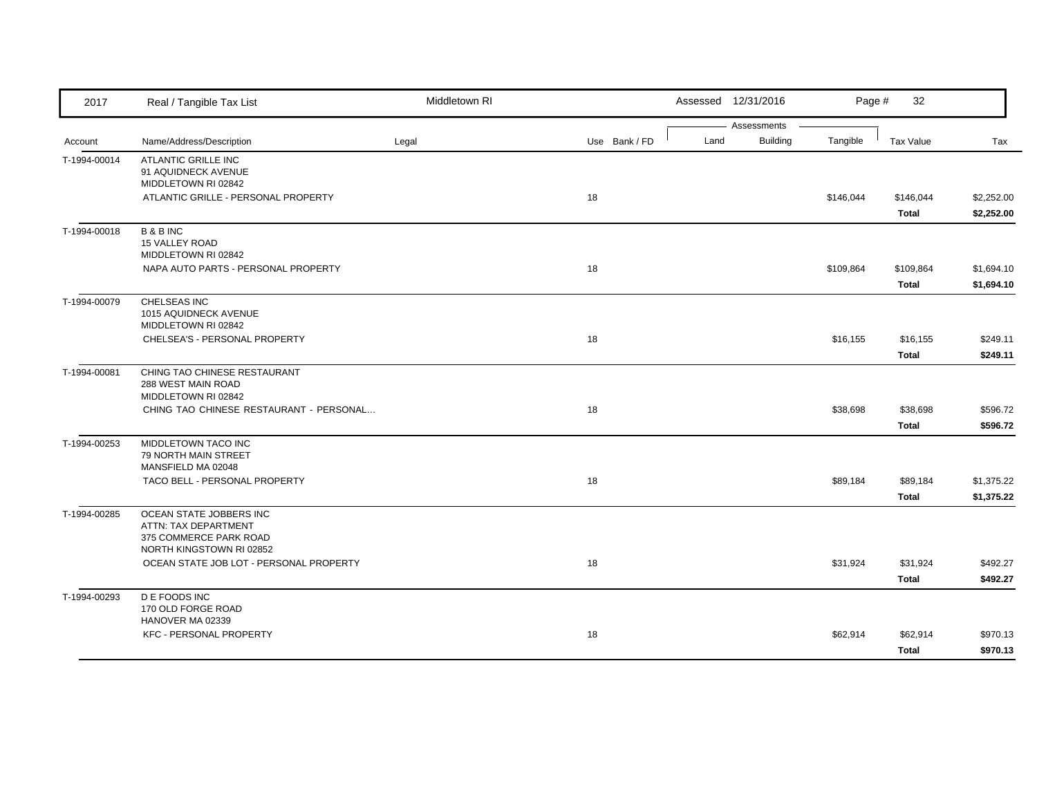| 2017 | Real / Tangible Tax List | Middletown RI | | | Assessed 12/31/2016 | | | |
|---|---|---|---|---|---|---|---|---|
| | | | | | Assessments | | | |
| Account | Name/Address/Description | Legal | Use | Bank / FD | Land | Building | Tangible | Tax Value | Tax |
| T-1994-00014 | ATLANTIC GRILLE INC<br>91 AQUIDNECK AVENUE<br>MIDDLETOWN RI 02842 | | | | | | | | |
| | ATLANTIC GRILLE - PERSONAL PROPERTY | | 18 | | | | $146,044 | $146,044 | $2,252.00 |
| | | | | | | | | **Total** | **$2,252.00** |
| T-1994-00018 | B & B INC<br>15 VALLEY ROAD<br>MIDDLETOWN RI 02842 | | | | | | | | |
| | NAPA AUTO PARTS - PERSONAL PROPERTY | | 18 | | | | $109,864 | $109,864 | $1,694.10 |
| | | | | | | | | **Total** | **$1,694.10** |
| T-1994-00079 | CHELSEAS INC<br>1015 AQUIDNECK AVENUE<br>MIDDLETOWN RI 02842 | | | | | | | | |
| | CHELSEA'S - PERSONAL PROPERTY | | 18 | | | | $16,155 | $16,155 | $249.11 |
| | | | | | | | | **Total** | **$249.11** |
| T-1994-00081 | CHING TAO CHINESE RESTAURANT<br>288 WEST MAIN ROAD<br>MIDDLETOWN RI 02842 | | | | | | | | |
| | CHING TAO CHINESE RESTAURANT - PERSONAL... | | 18 | | | | $38,698 | $38,698 | $596.72 |
| | | | | | | | | **Total** | **$596.72** |
| T-1994-00253 | MIDDLETOWN TACO INC<br>79 NORTH MAIN STREET<br>MANSFIELD MA 02048 | | | | | | | | |
| | TACO BELL - PERSONAL PROPERTY | | 18 | | | | $89,184 | $89,184 | $1,375.22 |
| | | | | | | | | **Total** | **$1,375.22** |
| T-1994-00285 | OCEAN STATE JOBBERS INC<br>ATTN: TAX DEPARTMENT<br>375 COMMERCE PARK ROAD<br>NORTH KINGSTOWN RI 02852 | | | | | | | | |
| | OCEAN STATE JOB LOT - PERSONAL PROPERTY | | 18 | | | | $31,924 | $31,924 | $492.27 |
| | | | | | | | | **Total** | **$492.27** |
| T-1994-00293 | D E FOODS INC<br>170 OLD FORGE ROAD<br>HANOVER MA 02339 | | | | | | | | |
| | KFC - PERSONAL PROPERTY | | 18 | | | | $62,914 | $62,914 | $970.13 |
| | | | | | | | | **Total** | **$970.13** |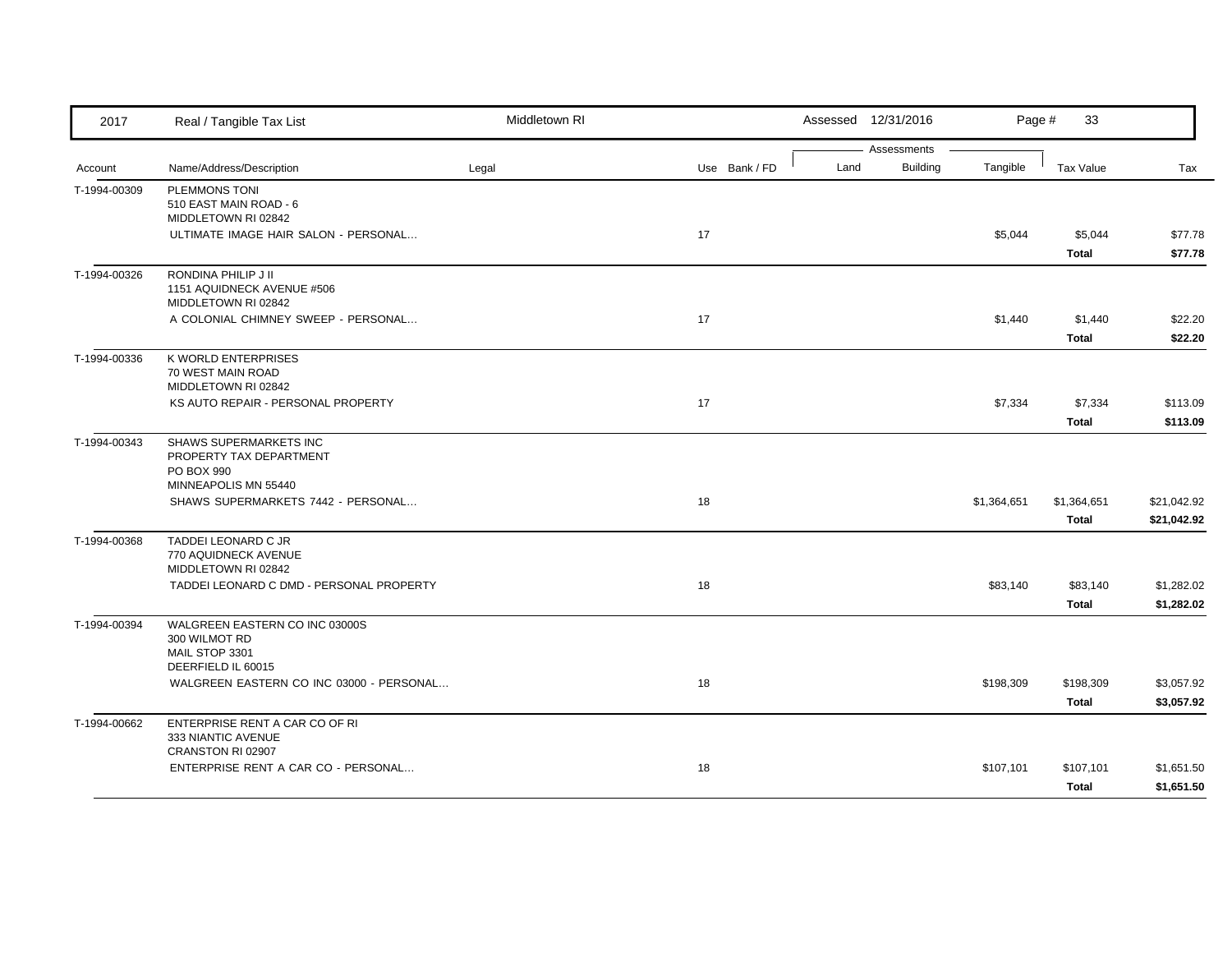| Account | Name/Address/Description | Legal | Use | Bank / FD | Land | Building | Tangible | Tax Value | Tax |
|---|---|---|---|---|---|---|---|---|---|
| T-1994-00309 | PLEMMONS TONI<br>510 EAST MAIN ROAD - 6<br>MIDDLETOWN RI 02842 | | | | | | | | |
| | ULTIMATE IMAGE HAIR SALON - PERSONAL... | | 17 | | | | $5,044 | $5,044 | $77.78 |
| | | | | | | | | **Total** | **$77.78** |
| T-1994-00326 | RONDINA PHILIP J II<br>1151 AQUIDNECK AVENUE #506<br>MIDDLETOWN RI 02842 | | | | | | | | |
| | A COLONIAL CHIMNEY SWEEP - PERSONAL... | | 17 | | | | $1,440 | $1,440 | $22.20 |
| | | | | | | | | **Total** | **$22.20** |
| T-1994-00336 | K WORLD ENTERPRISES<br>70 WEST MAIN ROAD<br>MIDDLETOWN RI 02842 | | | | | | | | |
| | KS AUTO REPAIR - PERSONAL PROPERTY | | 17 | | | | $7,334 | $7,334 | $113.09 |
| | | | | | | | | **Total** | **$113.09** |
| T-1994-00343 | SHAWS SUPERMARKETS INC<br>PROPERTY TAX DEPARTMENT<br>PO BOX 990<br>MINNEAPOLIS MN 55440 | | | | | | | | |
| | SHAWS SUPERMARKETS 7442 - PERSONAL... | | 18 | | | | $1,364,651 | $1,364,651 | $21,042.92 |
| | | | | | | | | **Total** | **$21,042.92** |
| T-1994-00368 | TADDEI LEONARD C JR<br>770 AQUIDNECK AVENUE<br>MIDDLETOWN RI 02842 | | | | | | | | |
| | TADDEI LEONARD C DMD - PERSONAL PROPERTY | | 18 | | | | $83,140 | $83,140 | $1,282.02 |
| | | | | | | | | **Total** | **$1,282.02** |
| T-1994-00394 | WALGREEN EASTERN CO INC 03000S<br>300 WILMOT RD<br>MAIL STOP 3301<br>DEERFIELD IL 60015 | | | | | | | | |
| | WALGREEN EASTERN CO INC 03000 - PERSONAL... | | 18 | | | | $198,309 | $198,309 | $3,057.92 |
| | | | | | | | | **Total** | **$3,057.92** |
| T-1994-00662 | ENTERPRISE RENT A CAR CO OF RI<br>333 NIANTIC AVENUE<br>CRANSTON RI 02907 | | | | | | | | |
| | ENTERPRISE RENT A CAR CO - PERSONAL... | | 18 | | | | $107,101 | $107,101 | $1,651.50 |
| | | | | | | | | **Total** | **$1,651.50** |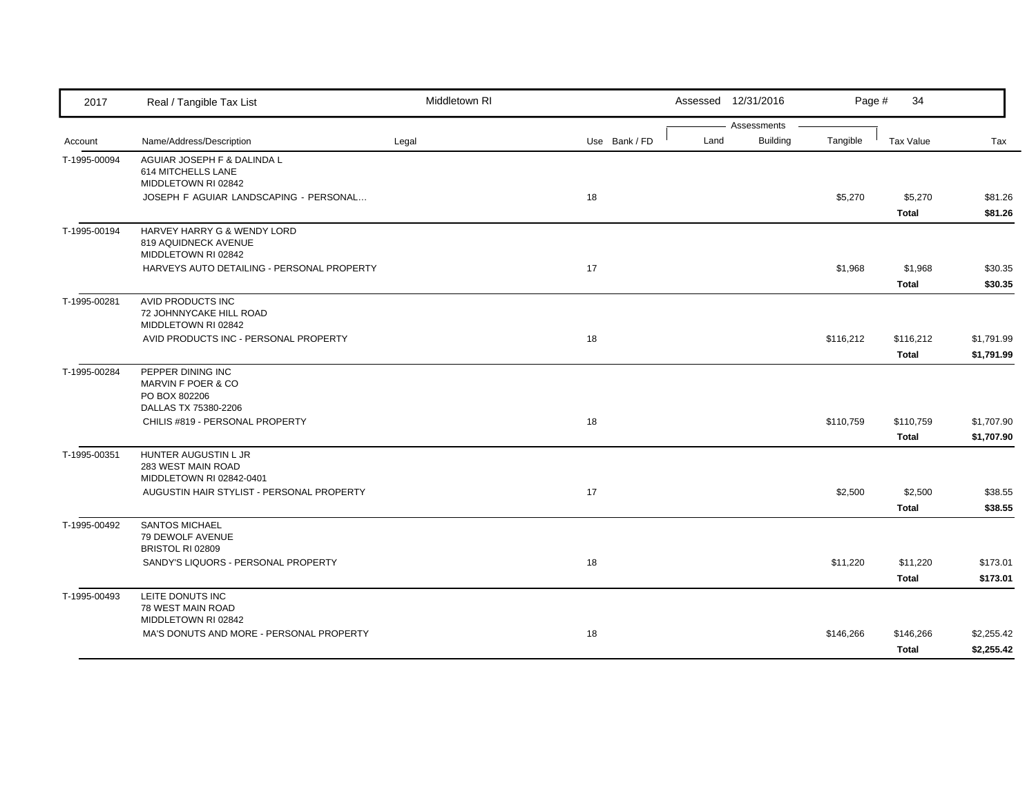| 2017 | Real / Tangible Tax List | Middletown RI | | | Assessed 12/31/2016 | | | | |
|---|---|---|---|---|---|---|---|---|---|
| | | | | | Assessments | | | | |
| Account | Name/Address/Description | Legal | Use | Bank / FD | Land | Building | Tangible | Tax Value | Tax |
| T-1995-00094 | AGUIAR JOSEPH F & DALINDA L<br>614 MITCHELLS LANE<br>MIDDLETOWN RI 02842 | | | | | | | | |
| | JOSEPH F AGUIAR LANDSCAPING - PERSONAL... | | 18 | | | | $5,270 | $5,270 | $81.26 |
| | | | | | | | | **Total** | **$81.26** |
| T-1995-00194 | HARVEY HARRY G & WENDY LORD<br>819 AQUIDNECK AVENUE<br>MIDDLETOWN RI 02842 | | | | | | | | |
| | HARVEYS AUTO DETAILING - PERSONAL PROPERTY | | 17 | | | | $1,968 | $1,968 | $30.35 |
| | | | | | | | | **Total** | **$30.35** |
| T-1995-00281 | AVID PRODUCTS INC<br>72 JOHNNYCAKE HILL ROAD<br>MIDDLETOWN RI 02842 | | | | | | | | |
| | AVID PRODUCTS INC - PERSONAL PROPERTY | | 18 | | | | $116,212 | $116,212 | $1,791.99 |
| | | | | | | | | **Total** | **$1,791.99** |
| T-1995-00284 | PEPPER DINING INC<br>MARVIN F POER & CO<br>PO BOX 802206<br>DALLAS TX 75380-2206 | | | | | | | | |
| | CHILIS #819 - PERSONAL PROPERTY | | 18 | | | | $110,759 | $110,759 | $1,707.90 |
| | | | | | | | | **Total** | **$1,707.90** |
| T-1995-00351 | HUNTER AUGUSTIN L JR<br>283 WEST MAIN ROAD<br>MIDDLETOWN RI 02842-0401 | | | | | | | | |
| | AUGUSTIN HAIR STYLIST - PERSONAL PROPERTY | | 17 | | | | $2,500 | $2,500 | $38.55 |
| | | | | | | | | **Total** | **$38.55** |
| T-1995-00492 | SANTOS MICHAEL<br>79 DEWOLF AVENUE<br>BRISTOL RI 02809 | | | | | | | | |
| | SANDY'S LIQUORS - PERSONAL PROPERTY | | 18 | | | | $11,220 | $11,220 | $173.01 |
| | | | | | | | | **Total** | **$173.01** |
| T-1995-00493 | LEITE DONUTS INC<br>78 WEST MAIN ROAD<br>MIDDLETOWN RI 02842 | | | | | | | | |
| | MA'S DONUTS AND MORE - PERSONAL PROPERTY | | 18 | | | | $146,266 | $146,266 | $2,255.42 |
| | | | | | | | | **Total** | **$2,255.42** |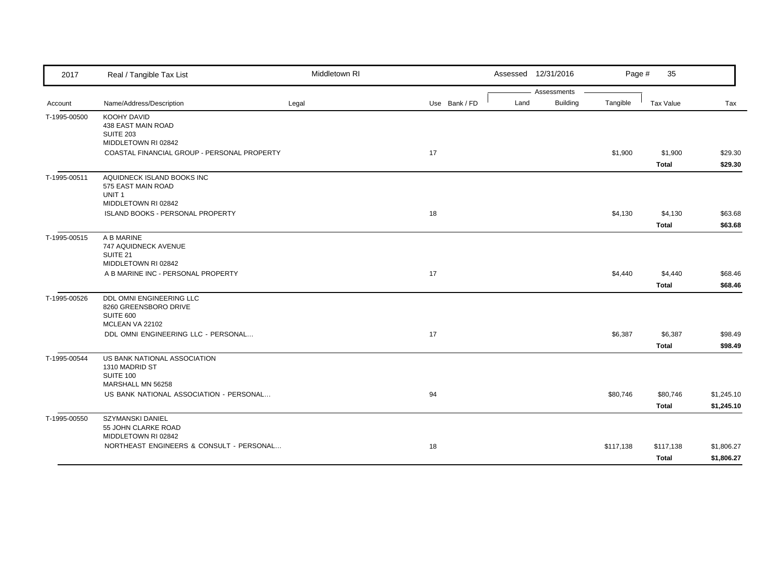| 2017 | Real / Tangible Tax List | Middletown RI | | | Assessed 12/31/2016 | | | | |
|---|---|---|---|---|---|---|---|---|---|
| | | | | | Assessments | | | | |
| Account | Name/Address/Description | Legal | Use | Bank / FD | Land | Building | Tangible | Tax Value | Tax |
| T-1995-00500 | KOOHY DAVID<br>438 EAST MAIN ROAD<br>SUITE 203<br>MIDDLETOWN RI 02842 | | | | | | | | |
| | COASTAL FINANCIAL GROUP - PERSONAL PROPERTY | | 17 | | | | $1,900 | $1,900 | $29.30 |
| | | | | | | | | **Total** | **$29.30** |
| T-1995-00511 | AQUIDNECK ISLAND BOOKS INC<br>575 EAST MAIN ROAD<br>UNIT 1<br>MIDDLETOWN RI 02842 | | | | | | | | |
| | ISLAND BOOKS - PERSONAL PROPERTY | | 18 | | | | $4,130 | $4,130 | $63.68 |
| | | | | | | | | **Total** | **$63.68** |
| T-1995-00515 | A B MARINE<br>747 AQUIDNECK AVENUE<br>SUITE 21<br>MIDDLETOWN RI 02842 | | | | | | | | |
| | A B MARINE INC - PERSONAL PROPERTY | | 17 | | | | $4,440 | $4,440 | $68.46 |
| | | | | | | | | **Total** | **$68.46** |
| T-1995-00526 | DDL OMNI ENGINEERING LLC<br>8260 GREENSBORO DRIVE<br>SUITE 600<br>MCLEAN VA 22102 | | | | | | | | |
| | DDL OMNI ENGINEERING LLC - PERSONAL... | | 17 | | | | $6,387 | $6,387 | $98.49 |
| | | | | | | | | **Total** | **$98.49** |
| T-1995-00544 | US BANK NATIONAL ASSOCIATION<br>1310 MADRID ST<br>SUITE 100<br>MARSHALL MN 56258 | | | | | | | | |
| | US BANK NATIONAL ASSOCIATION - PERSONAL... | | 94 | | | | $80,746 | $80,746 | $1,245.10 |
| | | | | | | | | **Total** | **$1,245.10** |
| T-1995-00550 | SZYMANSKI DANIEL<br>55 JOHN CLARKE ROAD<br>MIDDLETOWN RI 02842 | | | | | | | | |
| | NORTHEAST ENGINEERS & CONSULT - PERSONAL... | | 18 | | | | $117,138 | $117,138 | $1,806.27 |
| | | | | | | | | **Total** | **$1,806.27** |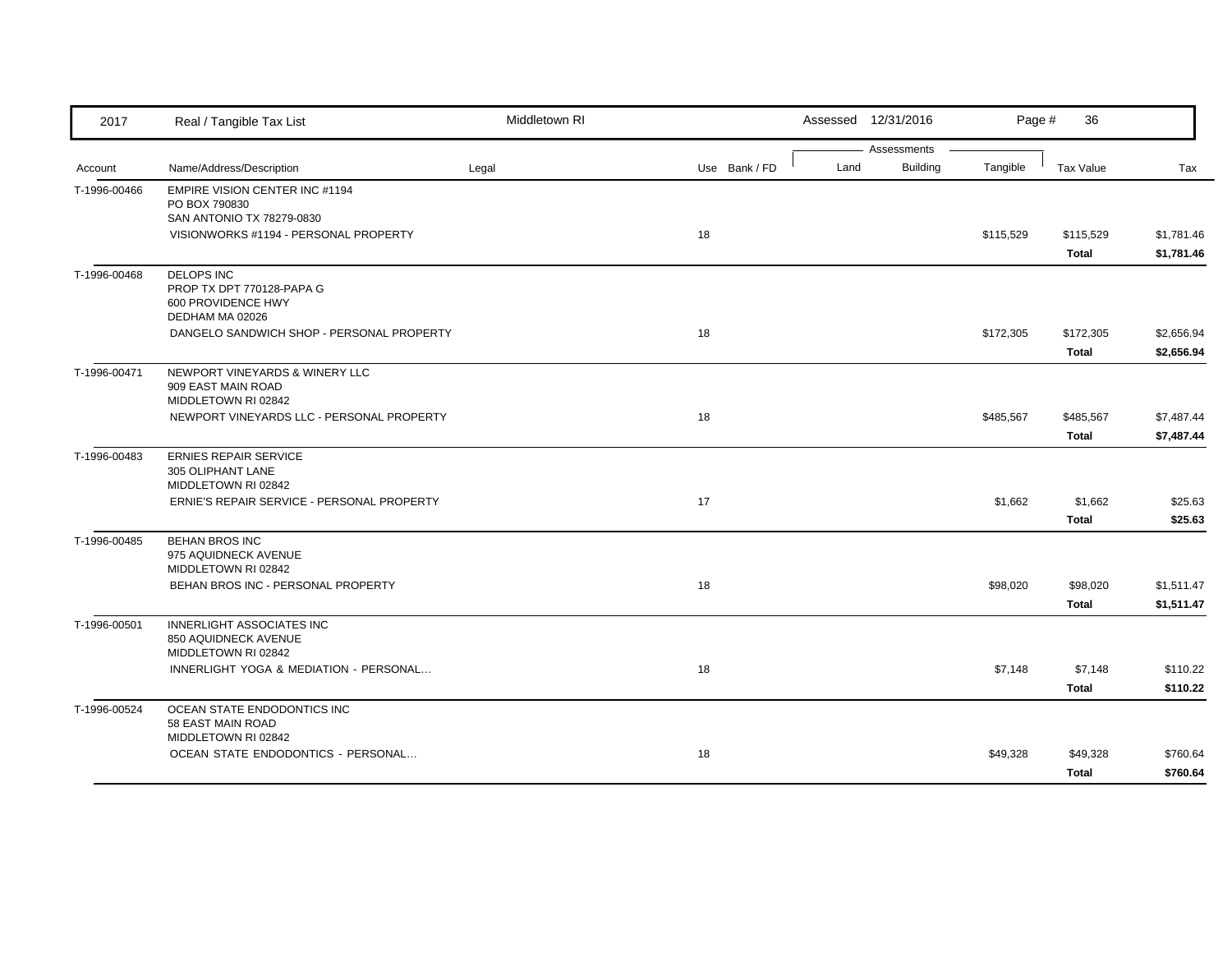| 2017 | Real / Tangible Tax List | Middletown RI | | Assessed 12/31/2016 | | | | |
|---|---|---|---|---|---|---|---|---|
| | | | | Assessments | | | | |
| Account | Name/Address/Description | Legal | Use Bank / FD | Land | Building | Tangible | Tax Value | Tax |
| T-1996-00466 | EMPIRE VISION CENTER INC #1194<br>PO BOX 790830<br>SAN ANTONIO TX 78279-0830 | | | | | | | |
| | VISIONWORKS #1194 - PERSONAL PROPERTY | | 18 | | | $115,529 | $115,529 | $1,781.46 |
| | | | | | | | **Total** | **$1,781.46** |
| T-1996-00468 | DELOPS INC<br>PROP TX DPT 770128-PAPA G<br>600 PROVIDENCE HWY<br>DEDHAM MA 02026 | | | | | | | |
| | DANGELO SANDWICH SHOP - PERSONAL PROPERTY | | 18 | | | $172,305 | $172,305 | $2,656.94 |
| | | | | | | | **Total** | **$2,656.94** |
| T-1996-00471 | NEWPORT VINEYARDS & WINERY LLC<br>909 EAST MAIN ROAD<br>MIDDLETOWN RI 02842 | | | | | | | |
| | NEWPORT VINEYARDS LLC - PERSONAL PROPERTY | | 18 | | | $485,567 | $485,567 | $7,487.44 |
| | | | | | | | **Total** | **$7,487.44** |
| T-1996-00483 | ERNIES REPAIR SERVICE<br>305 OLIPHANT LANE<br>MIDDLETOWN RI 02842 | | | | | | | |
| | ERNIE'S REPAIR SERVICE - PERSONAL PROPERTY | | 17 | | | $1,662 | $1,662 | $25.63 |
| | | | | | | | **Total** | **$25.63** |
| T-1996-00485 | BEHAN BROS INC<br>975 AQUIDNECK AVENUE<br>MIDDLETOWN RI 02842 | | | | | | | |
| | BEHAN BROS INC - PERSONAL PROPERTY | | 18 | | | $98,020 | $98,020 | $1,511.47 |
| | | | | | | | **Total** | **$1,511.47** |
| T-1996-00501 | INNERLIGHT ASSOCIATES INC<br>850 AQUIDNECK AVENUE<br>MIDDLETOWN RI 02842 | | | | | | | |
| | INNERLIGHT YOGA & MEDIATION - PERSONAL... | | 18 | | | $7,148 | $7,148 | $110.22 |
| | | | | | | | **Total** | **$110.22** |
| T-1996-00524 | OCEAN STATE ENDODONTICS INC<br>58 EAST MAIN ROAD<br>MIDDLETOWN RI 02842 | | | | | | | |
| | OCEAN STATE ENDODONTICS - PERSONAL... | | 18 | | | $49,328 | $49,328 | $760.64 |
| | | | | | | | **Total** | **$760.64** |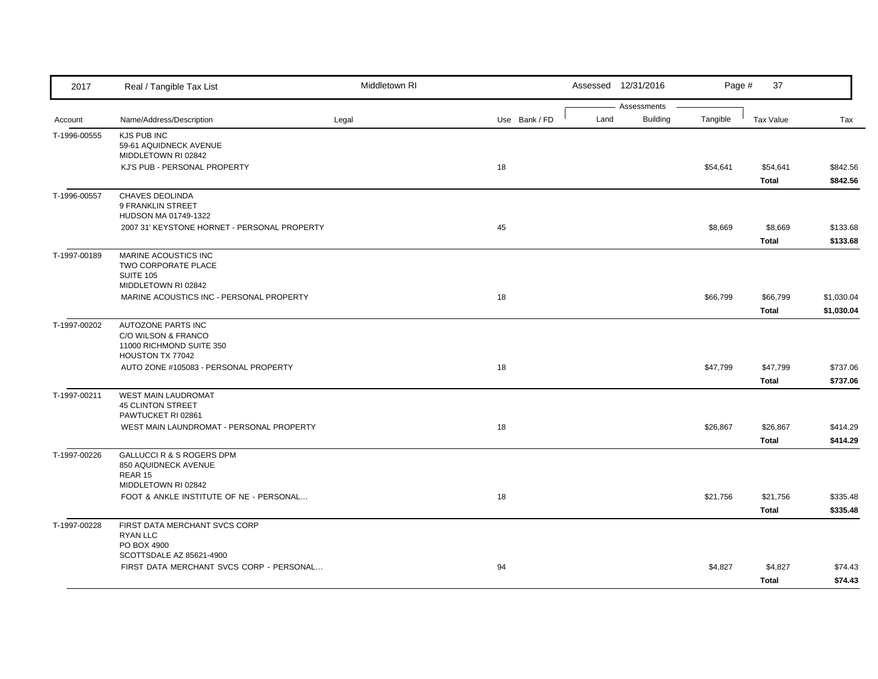| 2017 | Real / Tangible Tax List | Middletown RI | | Assessed 12/31/2016 | | Page # 37 | | |
|---|---|---|---|---|---|---|---|---|
| | | | | Assessments | | | | |
| Account | Name/Address/Description | Legal | Use Bank / FD | Land | Building | Tangible | Tax Value | Tax |
| T-1996-00555 | KJS PUB INC<br>59-61 AQUIDNECK AVENUE<br>MIDDLETOWN RI 02842 | | | | | | | |
| | KJ'S PUB - PERSONAL PROPERTY | | 18 | | | $54,641 | $54,641 | $842.56 |
| | | | | | | | **Total** | **$842.56** |
| T-1996-00557 | CHAVES DEOLINDA<br>9 FRANKLIN STREET<br>HUDSON MA 01749-1322 | | | | | | | |
| | 2007 31' KEYSTONE HORNET - PERSONAL PROPERTY | | 45 | | | $8,669 | $8,669 | $133.68 |
| | | | | | | | **Total** | **$133.68** |
| T-1997-00189 | MARINE ACOUSTICS INC<br>TWO CORPORATE PLACE<br>SUITE 105<br>MIDDLETOWN RI 02842 | | | | | | | |
| | MARINE ACOUSTICS INC - PERSONAL PROPERTY | | 18 | | | $66,799 | $66,799 | $1,030.04 |
| | | | | | | | **Total** | **$1,030.04** |
| T-1997-00202 | AUTOZONE PARTS INC<br>C/O WILSON & FRANCO<br>11000 RICHMOND SUITE 350<br>HOUSTON TX 77042 | | | | | | | |
| | AUTO ZONE #105083 - PERSONAL PROPERTY | | 18 | | | $47,799 | $47,799 | $737.06 |
| | | | | | | | **Total** | **$737.06** |
| T-1997-00211 | WEST MAIN LAUDROMAT<br>45 CLINTON STREET<br>PAWTUCKET RI 02861 | | | | | | | |
| | WEST MAIN LAUNDROMAT - PERSONAL PROPERTY | | 18 | | | $26,867 | $26,867 | $414.29 |
| | | | | | | | **Total** | **$414.29** |
| T-1997-00226 | GALLUCCI R & S ROGERS DPM<br>850 AQUIDNECK AVENUE<br>REAR 15<br>MIDDLETOWN RI 02842 | | | | | | | |
| | FOOT & ANKLE INSTITUTE OF NE - PERSONAL... | | 18 | | | $21,756 | $21,756 | $335.48 |
| | | | | | | | **Total** | **$335.48** |
| T-1997-00228 | FIRST DATA MERCHANT SVCS CORP<br>RYAN LLC<br>PO BOX 4900<br>SCOTTSDALE AZ 85621-4900 | | | | | | | |
| | FIRST DATA MERCHANT SVCS CORP - PERSONAL... | | 94 | | | $4,827 | $4,827 | $74.43 |
| | | | | | | | **Total** | **$74.43** |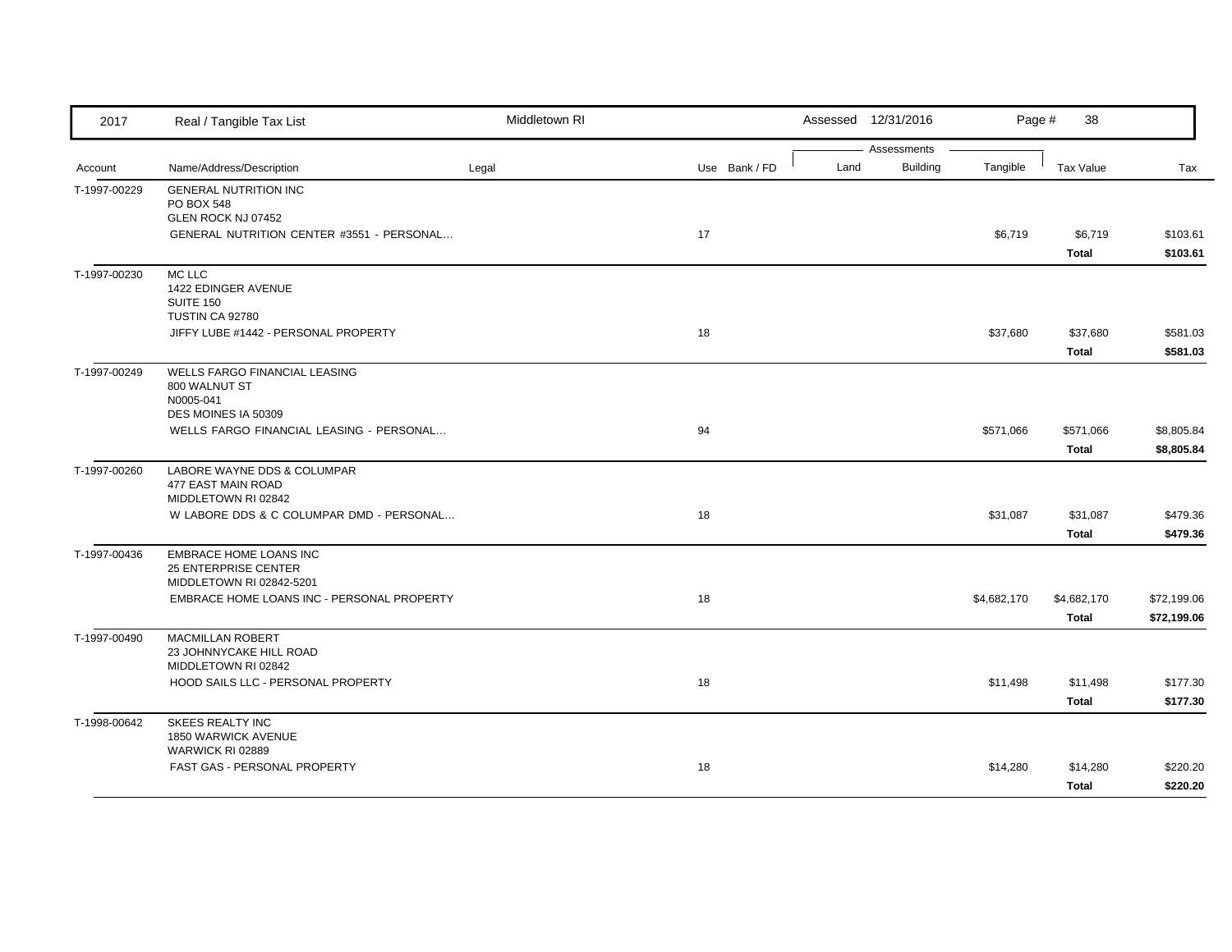| 2017 | Real / Tangible Tax List | Middletown RI | | | Assessed 12/31/2016 | | | | |
|---|---|---|---|---|---|---|---|---|---|
| | | | | | Assessments | | | | |
| Account | Name/Address/Description | Legal | Use | Bank / FD | Land | Building | Tangible | Tax Value | Tax |
| T-1997-00229 | GENERAL NUTRITION INC<br>PO BOX 548<br>GLEN ROCK NJ 07452 | | | | | | | | |
| | GENERAL NUTRITION CENTER #3551 - PERSONAL... | | 17 | | | | $6,719 | $6,719 | $103.61 |
| | | | | | | | | **Total** | **$103.61** |
| T-1997-00230 | MC LLC<br>1422 EDINGER AVENUE<br>SUITE 150<br>TUSTIN CA 92780 | | | | | | | | |
| | JIFFY LUBE #1442 - PERSONAL PROPERTY | | 18 | | | | $37,680 | $37,680 | $581.03 |
| | | | | | | | | **Total** | **$581.03** |
| T-1997-00249 | WELLS FARGO FINANCIAL LEASING<br>800 WALNUT ST<br>N0005-041<br>DES MOINES IA 50309 | | | | | | | | |
| | WELLS FARGO FINANCIAL LEASING - PERSONAL... | | 94 | | | | $571,066 | $571,066 | $8,805.84 |
| | | | | | | | | **Total** | **$8,805.84** |
| T-1997-00260 | LABORE WAYNE DDS & COLUMPAR<br>477 EAST MAIN ROAD<br>MIDDLETOWN RI 02842 | | | | | | | | |
| | W LABORE DDS & C COLUMPAR DMD - PERSONAL... | | 18 | | | | $31,087 | $31,087 | $479.36 |
| | | | | | | | | **Total** | **$479.36** |
| T-1997-00436 | EMBRACE HOME LOANS INC<br>25 ENTERPRISE CENTER<br>MIDDLETOWN RI 02842-5201 | | | | | | | | |
| | EMBRACE HOME LOANS INC - PERSONAL PROPERTY | | 18 | | | | $4,682,170 | $4,682,170 | $72,199.06 |
| | | | | | | | | **Total** | **$72,199.06** |
| T-1997-00490 | MACMILLAN ROBERT<br>23 JOHNNYCAKE HILL ROAD<br>MIDDLETOWN RI 02842 | | | | | | | | |
| | HOOD SAILS LLC - PERSONAL PROPERTY | | 18 | | | | $11,498 | $11,498 | $177.30 |
| | | | | | | | | **Total** | **$177.30** |
| T-1998-00642 | SKEES REALTY INC<br>1850 WARWICK AVENUE<br>WARWICK RI 02889 | | | | | | | | |
| | FAST GAS - PERSONAL PROPERTY | | 18 | | | | $14,280 | $14,280 | $220.20 |
| | | | | | | | | **Total** | **$220.20** |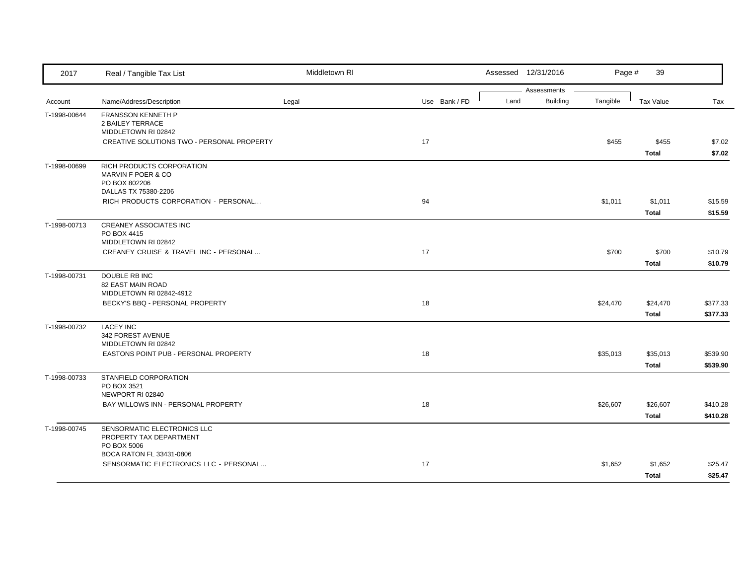| Account | Name/Address/Description | Legal | Use | Bank / FD | Land | Building | Tangible | Tax Value | Tax |
|---|---|---|---|---|---|---|---|---|---|
| T-1998-00644 | FRANSSON KENNETH P<br>2 BAILEY TERRACE<br>MIDDLETOWN RI 02842 | | | | | | | | |
| | CREATIVE SOLUTIONS TWO - PERSONAL PROPERTY | | 17 | | | | $455 | $455 | $7.02 |
| | | | | | | | | **Total** | **$7.02** |
| T-1998-00699 | RICH PRODUCTS CORPORATION<br>MARVIN F POER & CO<br>PO BOX 802206<br>DALLAS TX 75380-2206 | | | | | | | | |
| | RICH PRODUCTS CORPORATION - PERSONAL... | | 94 | | | | $1,011 | $1,011 | $15.59 |
| | | | | | | | | **Total** | **$15.59** |
| T-1998-00713 | CREANEY ASSOCIATES INC<br>PO BOX 4415<br>MIDDLETOWN RI 02842 | | | | | | | | |
| | CREANEY CRUISE & TRAVEL INC - PERSONAL... | | 17 | | | | $700 | $700 | $10.79 |
| | | | | | | | | **Total** | **$10.79** |
| T-1998-00731 | DOUBLE RB INC<br>82 EAST MAIN ROAD<br>MIDDLETOWN RI 02842-4912 | | | | | | | | |
| | BECKY'S BBQ - PERSONAL PROPERTY | | 18 | | | | $24,470 | $24,470 | $377.33 |
| | | | | | | | | **Total** | **$377.33** |
| T-1998-00732 | LACEY INC<br>342 FOREST AVENUE<br>MIDDLETOWN RI 02842 | | | | | | | | |
| | EASTONS POINT PUB - PERSONAL PROPERTY | | 18 | | | | $35,013 | $35,013 | $539.90 |
| | | | | | | | | **Total** | **$539.90** |
| T-1998-00733 | STANFIELD CORPORATION<br>PO BOX 3521<br>NEWPORT RI 02840 | | | | | | | | |
| | BAY WILLOWS INN - PERSONAL PROPERTY | | 18 | | | | $26,607 | $26,607 | $410.28 |
| | | | | | | | | **Total** | **$410.28** |
| T-1998-00745 | SENSORMATIC ELECTRONICS LLC<br>PROPERTY TAX DEPARTMENT<br>PO BOX 5006<br>BOCA RATON FL 33431-0806 | | | | | | | | |
| | SENSORMATIC ELECTRONICS LLC - PERSONAL... | | 17 | | | | $1,652 | $1,652 | $25.47 |
| | | | | | | | | **Total** | **$25.47** |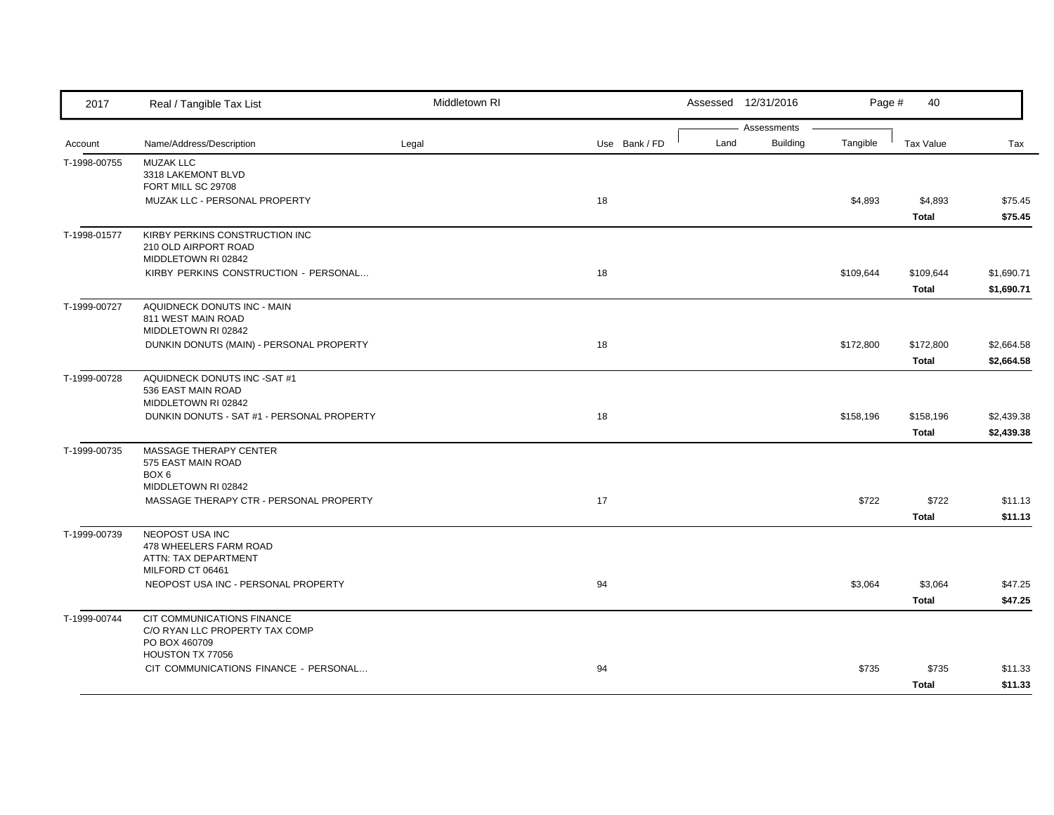| Account | Name/Address/Description | Legal | Use | Bank / FD | Land | Building | Tangible | Tax Value | Tax |
|---|---|---|---|---|---|---|---|---|---|
| T-1998-00755 | MUZAK LLC<br>3318 LAKEMONT BLVD<br>FORT MILL SC 29708 | | | | | | | | |
| | MUZAK LLC - PERSONAL PROPERTY | | 18 | | | | $4,893 | $4,893 | $75.45 |
| | | | | | | | | **Total** | **$75.45** |
| T-1998-01577 | KIRBY PERKINS CONSTRUCTION INC<br>210 OLD AIRPORT ROAD<br>MIDDLETOWN RI 02842 | | | | | | | | |
| | KIRBY PERKINS CONSTRUCTION - PERSONAL... | | 18 | | | | $109,644 | $109,644 | $1,690.71 |
| | | | | | | | | **Total** | **$1,690.71** |
| T-1999-00727 | AQUIDNECK DONUTS INC - MAIN<br>811 WEST MAIN ROAD<br>MIDDLETOWN RI 02842 | | | | | | | | |
| | DUNKIN DONUTS (MAIN) - PERSONAL PROPERTY | | 18 | | | | $172,800 | $172,800 | $2,664.58 |
| | | | | | | | | **Total** | **$2,664.58** |
| T-1999-00728 | AQUIDNECK DONUTS INC -SAT #1<br>536 EAST MAIN ROAD<br>MIDDLETOWN RI 02842 | | | | | | | | |
| | DUNKIN DONUTS - SAT #1 - PERSONAL PROPERTY | | 18 | | | | $158,196 | $158,196 | $2,439.38 |
| | | | | | | | | **Total** | **$2,439.38** |
| T-1999-00735 | MASSAGE THERAPY CENTER<br>575 EAST MAIN ROAD<br>BOX 6<br>MIDDLETOWN RI 02842 | | | | | | | | |
| | MASSAGE THERAPY CTR - PERSONAL PROPERTY | | 17 | | | | $722 | $722 | $11.13 |
| | | | | | | | | **Total** | **$11.13** |
| T-1999-00739 | NEOPOST USA INC<br>478 WHEELERS FARM ROAD<br>ATTN: TAX DEPARTMENT<br>MILFORD CT 06461 | | | | | | | | |
| | NEOPOST USA INC - PERSONAL PROPERTY | | 94 | | | | $3,064 | $3,064 | $47.25 |
| | | | | | | | | **Total** | **$47.25** |
| T-1999-00744 | CIT COMMUNICATIONS FINANCE<br>C/O RYAN LLC PROPERTY TAX COMP<br>PO BOX 460709<br>HOUSTON TX 77056 | | | | | | | | |
| | CIT COMMUNICATIONS FINANCE - PERSONAL... | | 94 | | | | $735 | $735 | $11.33 |
| | | | | | | | | **Total** | **$11.33** |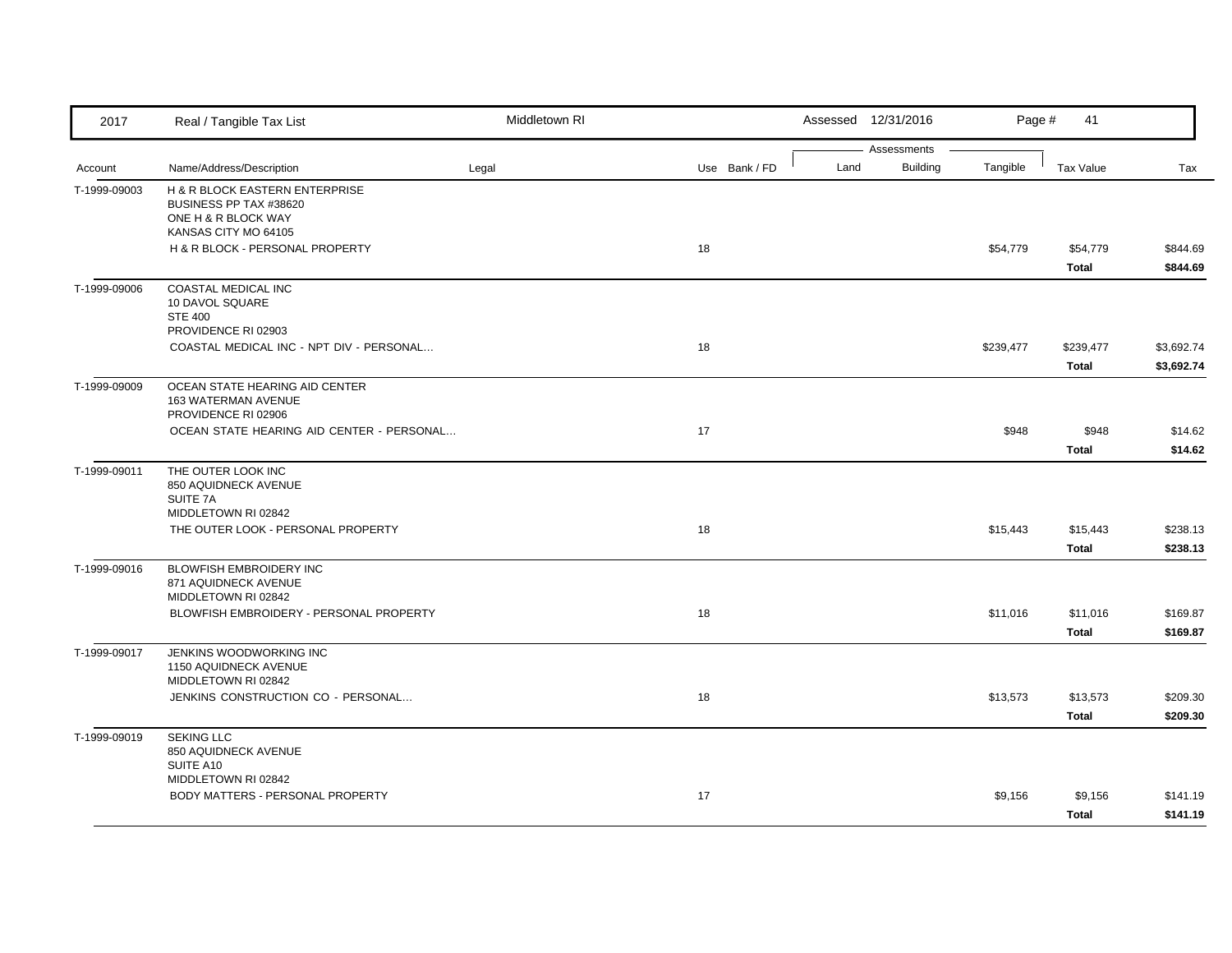| Account | Name/Address/Description | Legal | Use | Bank / FD | Land | Building | Tangible | Tax Value | Tax |
|---|---|---|---|---|---|---|---|---|---|
| T-1999-09003 | H & R BLOCK EASTERN ENTERPRISE<br>BUSINESS PP TAX #38620<br>ONE H & R BLOCK WAY<br>KANSAS CITY MO 64105 | | | | | | | | |
| | H & R BLOCK - PERSONAL PROPERTY | | 18 | | | | $54,779 | $54,779 | $844.69 |
| | | | | | | | | **Total** | **$844.69** |
| T-1999-09006 | COASTAL MEDICAL INC<br>10 DAVOL SQUARE<br>STE 400<br>PROVIDENCE RI 02903 | | | | | | | | |
| | COASTAL MEDICAL INC - NPT DIV - PERSONAL... | | 18 | | | | $239,477 | $239,477 | $3,692.74 |
| | | | | | | | | **Total** | **$3,692.74** |
| T-1999-09009 | OCEAN STATE HEARING AID CENTER<br>163 WATERMAN AVENUE<br>PROVIDENCE RI 02906 | | | | | | | | |
| | OCEAN STATE HEARING AID CENTER - PERSONAL... | | 17 | | | | $948 | $948 | $14.62 |
| | | | | | | | | **Total** | **$14.62** |
| T-1999-09011 | THE OUTER LOOK INC<br>850 AQUIDNECK AVENUE<br>SUITE 7A<br>MIDDLETOWN RI 02842 | | | | | | | | |
| | THE OUTER LOOK - PERSONAL PROPERTY | | 18 | | | | $15,443 | $15,443 | $238.13 |
| | | | | | | | | **Total** | **$238.13** |
| T-1999-09016 | BLOWFISH EMBROIDERY INC<br>871 AQUIDNECK AVENUE<br>MIDDLETOWN RI 02842 | | | | | | | | |
| | BLOWFISH EMBROIDERY - PERSONAL PROPERTY | | 18 | | | | $11,016 | $11,016 | $169.87 |
| | | | | | | | | **Total** | **$169.87** |
| T-1999-09017 | JENKINS WOODWORKING INC<br>1150 AQUIDNECK AVENUE<br>MIDDLETOWN RI 02842 | | | | | | | | |
| | JENKINS CONSTRUCTION CO - PERSONAL... | | 18 | | | | $13,573 | $13,573 | $209.30 |
| | | | | | | | | **Total** | **$209.30** |
| T-1999-09019 | SEKING LLC<br>850 AQUIDNECK AVENUE<br>SUITE A10<br>MIDDLETOWN RI 02842 | | | | | | | | |
| | BODY MATTERS - PERSONAL PROPERTY | | 17 | | | | $9,156 | $9,156 | $141.19 |
| | | | | | | | | **Total** | **$141.19** |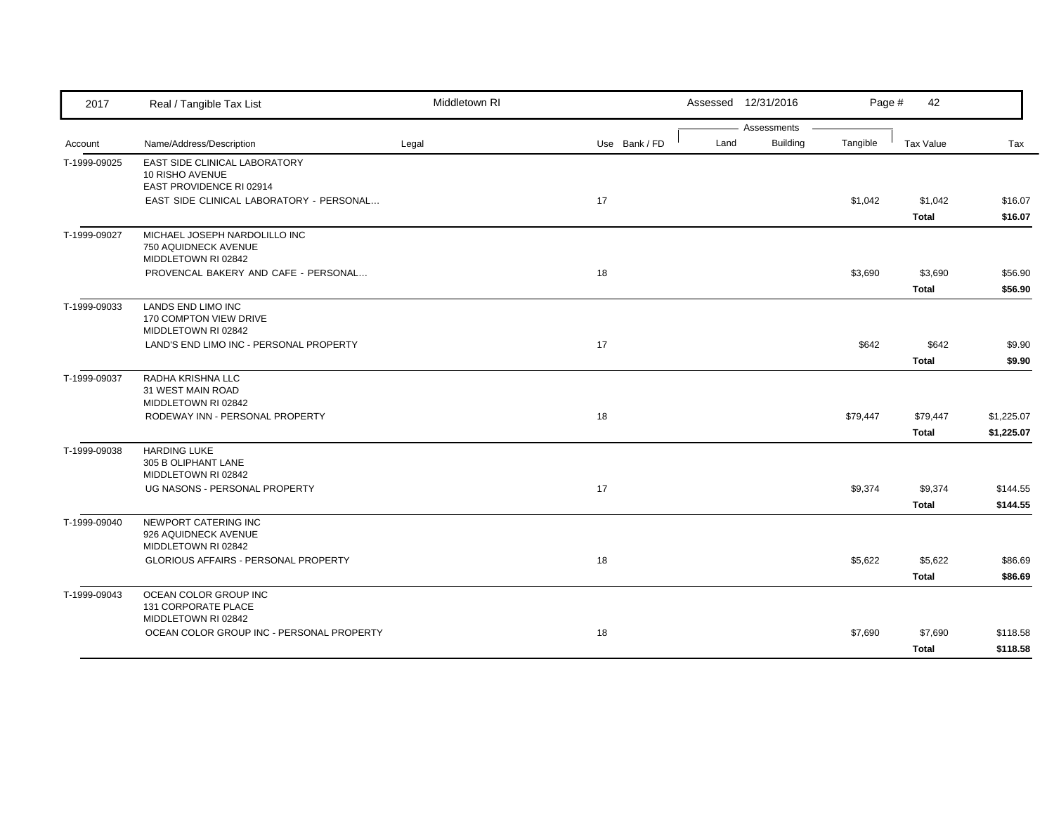| 2017 | Real / Tangible Tax List | Middletown RI | | | Assessed 12/31/2016 | | | | |
|---|---|---|---|---|---|---|---|---|---|
| | | | | | Assessments | | | | |
| Account | Name/Address/Description | Legal | Use | Bank / FD | Land | Building | Tangible | Tax Value | Tax |
| T-1999-09025 | EAST SIDE CLINICAL LABORATORY<br>10 RISHO AVENUE<br>EAST PROVIDENCE RI 02914 | | | | | | | | |
| | EAST SIDE CLINICAL LABORATORY - PERSONAL... | | 17 | | | | $1,042 | $1,042 | $16.07 |
| | | | | | | | | **Total** | **$16.07** |
| T-1999-09027 | MICHAEL JOSEPH NARDOLILLO INC<br>750 AQUIDNECK AVENUE<br>MIDDLETOWN RI 02842 | | | | | | | | |
| | PROVENCAL BAKERY AND CAFE - PERSONAL... | | 18 | | | | $3,690 | $3,690 | $56.90 |
| | | | | | | | | **Total** | **$56.90** |
| T-1999-09033 | LANDS END LIMO INC<br>170 COMPTON VIEW DRIVE<br>MIDDLETOWN RI 02842 | | | | | | | | |
| | LAND'S END LIMO INC - PERSONAL PROPERTY | | 17 | | | | $642 | $642 | $9.90 |
| | | | | | | | | **Total** | **$9.90** |
| T-1999-09037 | RADHA KRISHNA LLC<br>31 WEST MAIN ROAD<br>MIDDLETOWN RI 02842 | | | | | | | | |
| | RODEWAY INN - PERSONAL PROPERTY | | 18 | | | | $79,447 | $79,447 | $1,225.07 |
| | | | | | | | | **Total** | **$1,225.07** |
| T-1999-09038 | HARDING LUKE<br>305 B OLIPHANT LANE<br>MIDDLETOWN RI 02842 | | | | | | | | |
| | UG NASONS - PERSONAL PROPERTY | | 17 | | | | $9,374 | $9,374 | $144.55 |
| | | | | | | | | **Total** | **$144.55** |
| T-1999-09040 | NEWPORT CATERING INC<br>926 AQUIDNECK AVENUE<br>MIDDLETOWN RI 02842 | | | | | | | | |
| | GLORIOUS AFFAIRS - PERSONAL PROPERTY | | 18 | | | | $5,622 | $5,622 | $86.69 |
| | | | | | | | | **Total** | **$86.69** |
| T-1999-09043 | OCEAN COLOR GROUP INC<br>131 CORPORATE PLACE<br>MIDDLETOWN RI 02842 | | | | | | | | |
| | OCEAN COLOR GROUP INC - PERSONAL PROPERTY | | 18 | | | | $7,690 | $7,690 | $118.58 |
| | | | | | | | | **Total** | **$118.58** |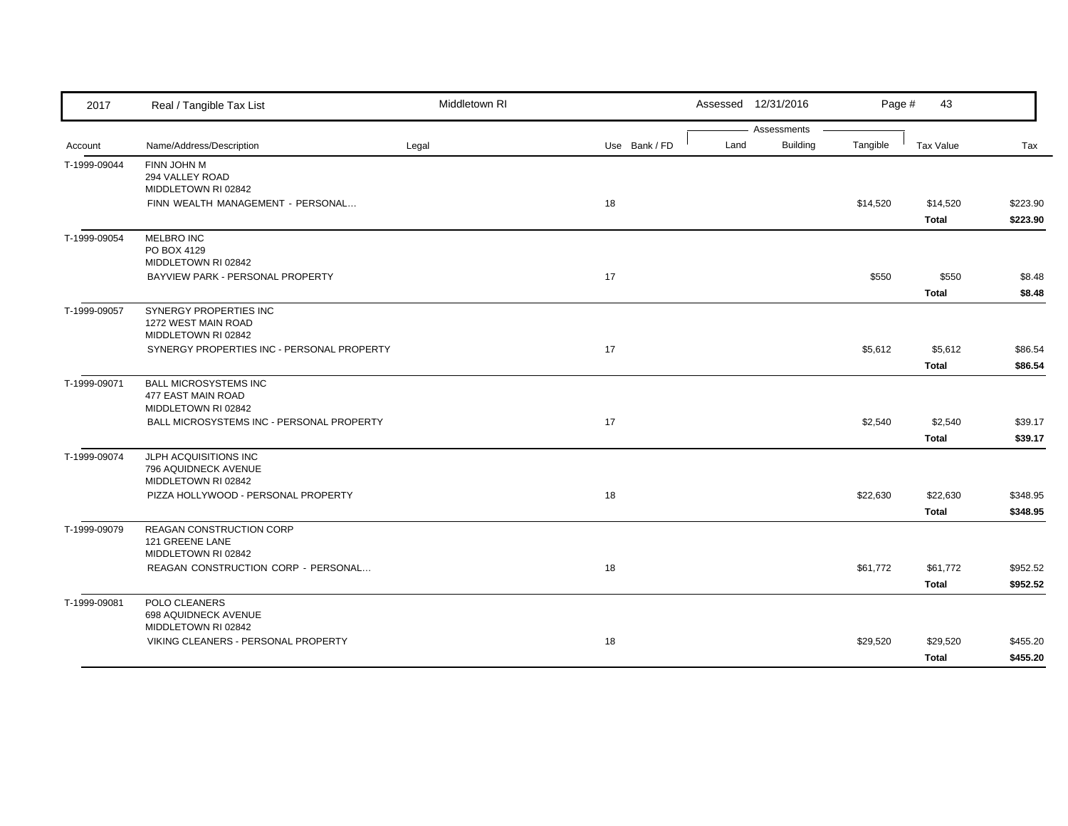| Account | Name/Address/Description | Legal | Use | Bank / FD | Land | Building | Tangible | Tax Value | Tax |
|---|---|---|---|---|---|---|---|---|---|
| T-1999-09044 | FINN JOHN M<br>294 VALLEY ROAD<br>MIDDLETOWN RI 02842 | | | | | | | | |
| | FINN WEALTH MANAGEMENT - PERSONAL... | | 18 | | | | $14,520 | $14,520 | $223.90 |
| | | | | | | | | **Total** | **$223.90** |
| T-1999-09054 | MELBRO INC<br>PO BOX 4129<br>MIDDLETOWN RI 02842 | | | | | | | | |
| | BAYVIEW PARK - PERSONAL PROPERTY | | 17 | | | | $550 | $550 | $8.48 |
| | | | | | | | | **Total** | **$8.48** |
| T-1999-09057 | SYNERGY PROPERTIES INC<br>1272 WEST MAIN ROAD<br>MIDDLETOWN RI 02842 | | | | | | | | |
| | SYNERGY PROPERTIES INC - PERSONAL PROPERTY | | 17 | | | | $5,612 | $5,612 | $86.54 |
| | | | | | | | | **Total** | **$86.54** |
| T-1999-09071 | BALL MICROSYSTEMS INC<br>477 EAST MAIN ROAD<br>MIDDLETOWN RI 02842 | | | | | | | | |
| | BALL MICROSYSTEMS INC - PERSONAL PROPERTY | | 17 | | | | $2,540 | $2,540 | $39.17 |
| | | | | | | | | **Total** | **$39.17** |
| T-1999-09074 | JLPH ACQUISITIONS INC<br>796 AQUIDNECK AVENUE<br>MIDDLETOWN RI 02842 | | | | | | | | |
| | PIZZA HOLLYWOOD - PERSONAL PROPERTY | | 18 | | | | $22,630 | $22,630 | $348.95 |
| | | | | | | | | **Total** | **$348.95** |
| T-1999-09079 | REAGAN CONSTRUCTION CORP<br>121 GREENE LANE<br>MIDDLETOWN RI 02842 | | | | | | | | |
| | REAGAN CONSTRUCTION CORP - PERSONAL... | | 18 | | | | $61,772 | $61,772 | $952.52 |
| | | | | | | | | **Total** | **$952.52** |
| T-1999-09081 | POLO CLEANERS<br>698 AQUIDNECK AVENUE<br>MIDDLETOWN RI 02842 | | | | | | | | |
| | VIKING CLEANERS - PERSONAL PROPERTY | | 18 | | | | $29,520 | $29,520 | $455.20 |
| | | | | | | | | **Total** | **$455.20** |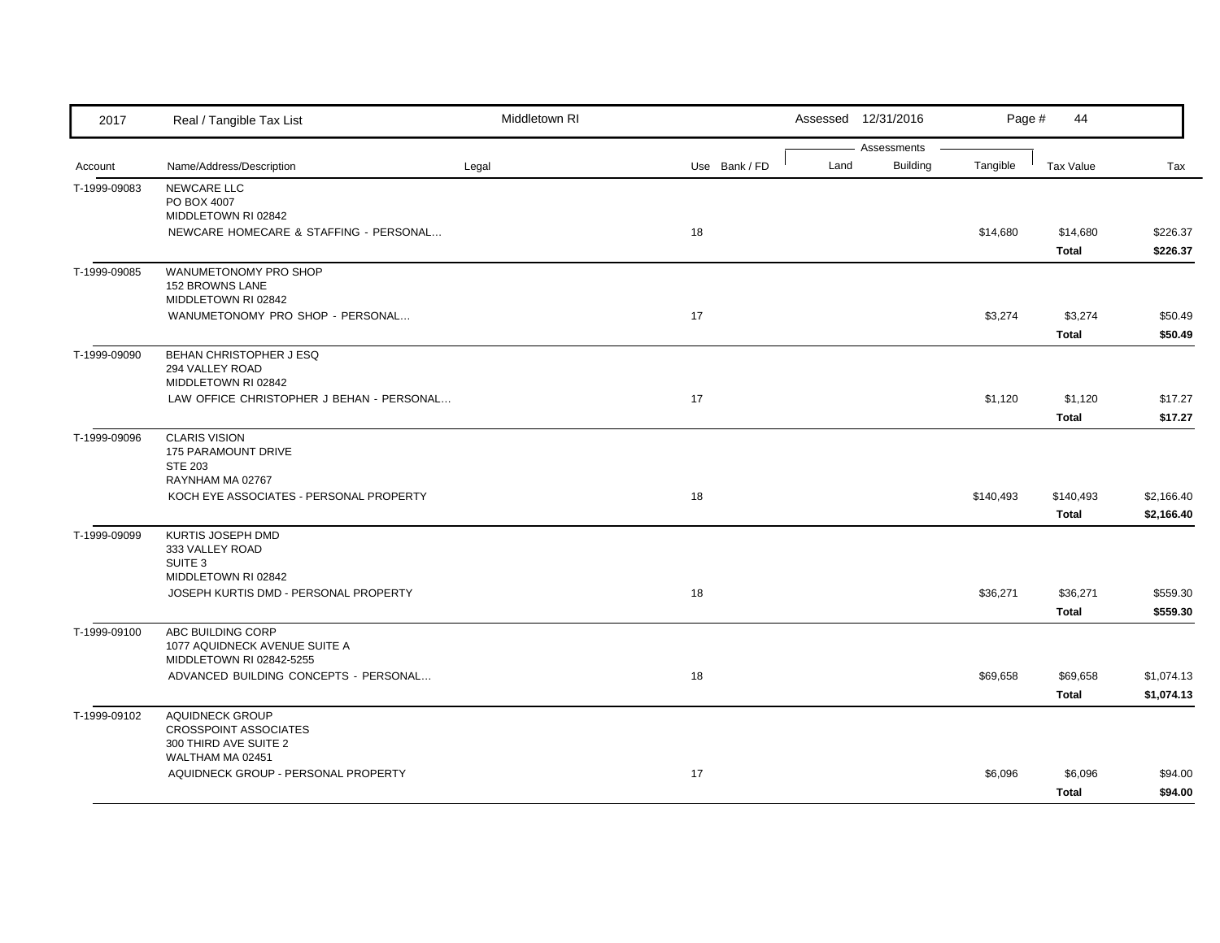| 2017 | Real / Tangible Tax List | Middletown RI | | Assessed 12/31/2016 | | | | |
|---|---|---|---|---|---|---|---|---|

| Account | Name/Address/Description | Legal | Use | Bank / FD | Land | Building | Tangible | Tax Value | Tax |
|---|---|---|---|---|---|---|---|---|---|
| T-1999-09083 | NEWCARE LLC<br>PO BOX 4007<br>MIDDLETOWN RI 02842 | | | | | | | | |
| | NEWCARE HOMECARE & STAFFING - PERSONAL... | | 18 | | | | $14,680 | $14,680 | $226.37 |
| | | | | | | | | **Total** | **$226.37** |
| T-1999-09085 | WANUMETONOMY PRO SHOP<br>152 BROWNS LANE<br>MIDDLETOWN RI 02842 | | | | | | | | |
| | WANUMETONOMY PRO SHOP - PERSONAL... | | 17 | | | | $3,274 | $3,274 | $50.49 |
| | | | | | | | | **Total** | **$50.49** |
| T-1999-09090 | BEHAN CHRISTOPHER J ESQ<br>294 VALLEY ROAD<br>MIDDLETOWN RI 02842 | | | | | | | | |
| | LAW OFFICE CHRISTOPHER J BEHAN - PERSONAL... | | 17 | | | | $1,120 | $1,120 | $17.27 |
| | | | | | | | | **Total** | **$17.27** |
| T-1999-09096 | CLARIS VISION<br>175 PARAMOUNT DRIVE<br>STE 203<br>RAYNHAM MA 02767 | | | | | | | | |
| | KOCH EYE ASSOCIATES - PERSONAL PROPERTY | | 18 | | | | $140,493 | $140,493 | $2,166.40 |
| | | | | | | | | **Total** | **$2,166.40** |
| T-1999-09099 | KURTIS JOSEPH DMD<br>333 VALLEY ROAD<br>SUITE 3<br>MIDDLETOWN RI 02842 | | | | | | | | |
| | JOSEPH KURTIS DMD - PERSONAL PROPERTY | | 18 | | | | $36,271 | $36,271 | $559.30 |
| | | | | | | | | **Total** | **$559.30** |
| T-1999-09100 | ABC BUILDING CORP<br>1077 AQUIDNECK AVENUE SUITE A<br>MIDDLETOWN RI 02842-5255 | | | | | | | | |
| | ADVANCED BUILDING CONCEPTS - PERSONAL... | | 18 | | | | $69,658 | $69,658 | $1,074.13 |
| | | | | | | | | **Total** | **$1,074.13** |
| T-1999-09102 | AQUIDNECK GROUP<br>CROSSPOINT ASSOCIATES<br>300 THIRD AVE SUITE 2<br>WALTHAM MA 02451 | | | | | | | | |
| | AQUIDNECK GROUP - PERSONAL PROPERTY | | 17 | | | | $6,096 | $6,096 | $94.00 |
| | | | | | | | | **Total** | **$94.00** |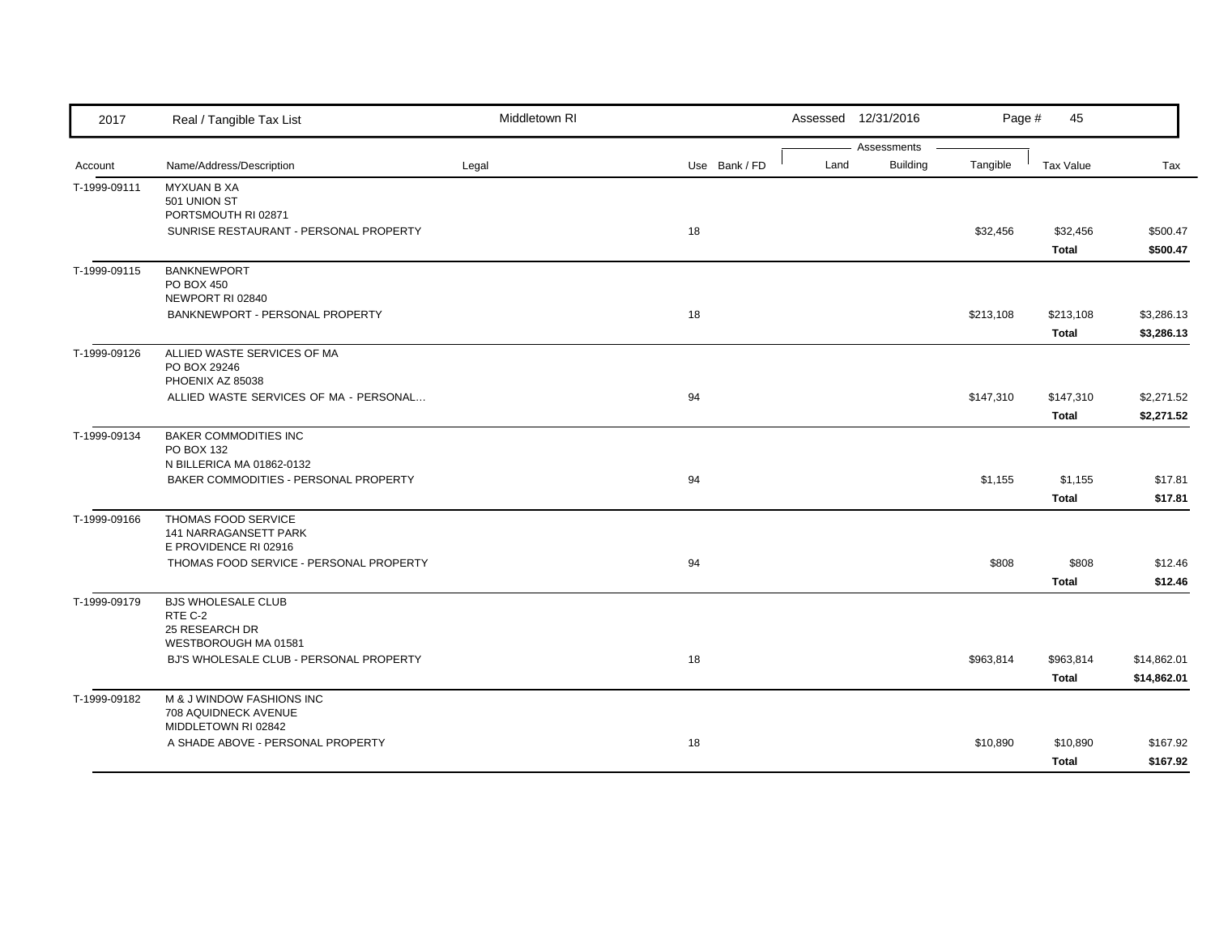| Account | Name/Address/Description | Legal | Use | Bank / FD | Land | Building | Tangible | Tax Value | Tax |
|---|---|---|---|---|---|---|---|---|---|
| T-1999-09111 | MYXUAN B XA<br>501 UNION ST<br>PORTSMOUTH RI 02871 | | | | | | | | |
| | SUNRISE RESTAURANT - PERSONAL PROPERTY | | 18 | | | | $32,456 | $32,456 | $500.47 |
| | | | | | | | | **Total** | **$500.47** |
| T-1999-09115 | BANKNEWPORT<br>PO BOX 450<br>NEWPORT RI 02840 | | | | | | | | |
| | BANKNEWPORT - PERSONAL PROPERTY | | 18 | | | | $213,108 | $213,108 | $3,286.13 |
| | | | | | | | | **Total** | **$3,286.13** |
| T-1999-09126 | ALLIED WASTE SERVICES OF MA<br>PO BOX 29246<br>PHOENIX AZ 85038 | | | | | | | | |
| | ALLIED WASTE SERVICES OF MA - PERSONAL... | | 94 | | | | $147,310 | $147,310 | $2,271.52 |
| | | | | | | | | **Total** | **$2,271.52** |
| T-1999-09134 | BAKER COMMODITIES INC<br>PO BOX 132<br>N BILLERICA MA 01862-0132 | | | | | | | | |
| | BAKER COMMODITIES - PERSONAL PROPERTY | | 94 | | | | $1,155 | $1,155 | $17.81 |
| | | | | | | | | **Total** | **$17.81** |
| T-1999-09166 | THOMAS FOOD SERVICE<br>141 NARRAGANSETT PARK<br>E PROVIDENCE RI 02916 | | | | | | | | |
| | THOMAS FOOD SERVICE - PERSONAL PROPERTY | | 94 | | | | $808 | $808 | $12.46 |
| | | | | | | | | **Total** | **$12.46** |
| T-1999-09179 | BJS WHOLESALE CLUB<br>RTE C-2<br>25 RESEARCH DR<br>WESTBOROUGH MA 01581 | | | | | | | | |
| | BJ'S WHOLESALE CLUB - PERSONAL PROPERTY | | 18 | | | | $963,814 | $963,814 | $14,862.01 |
| | | | | | | | | **Total** | **$14,862.01** |
| T-1999-09182 | M & J WINDOW FASHIONS INC<br>708 AQUIDNECK AVENUE<br>MIDDLETOWN RI 02842 | | | | | | | | |
| | A SHADE ABOVE - PERSONAL PROPERTY | | 18 | | | | $10,890 | $10,890 | $167.92 |
| | | | | | | | | **Total** | **$167.92** |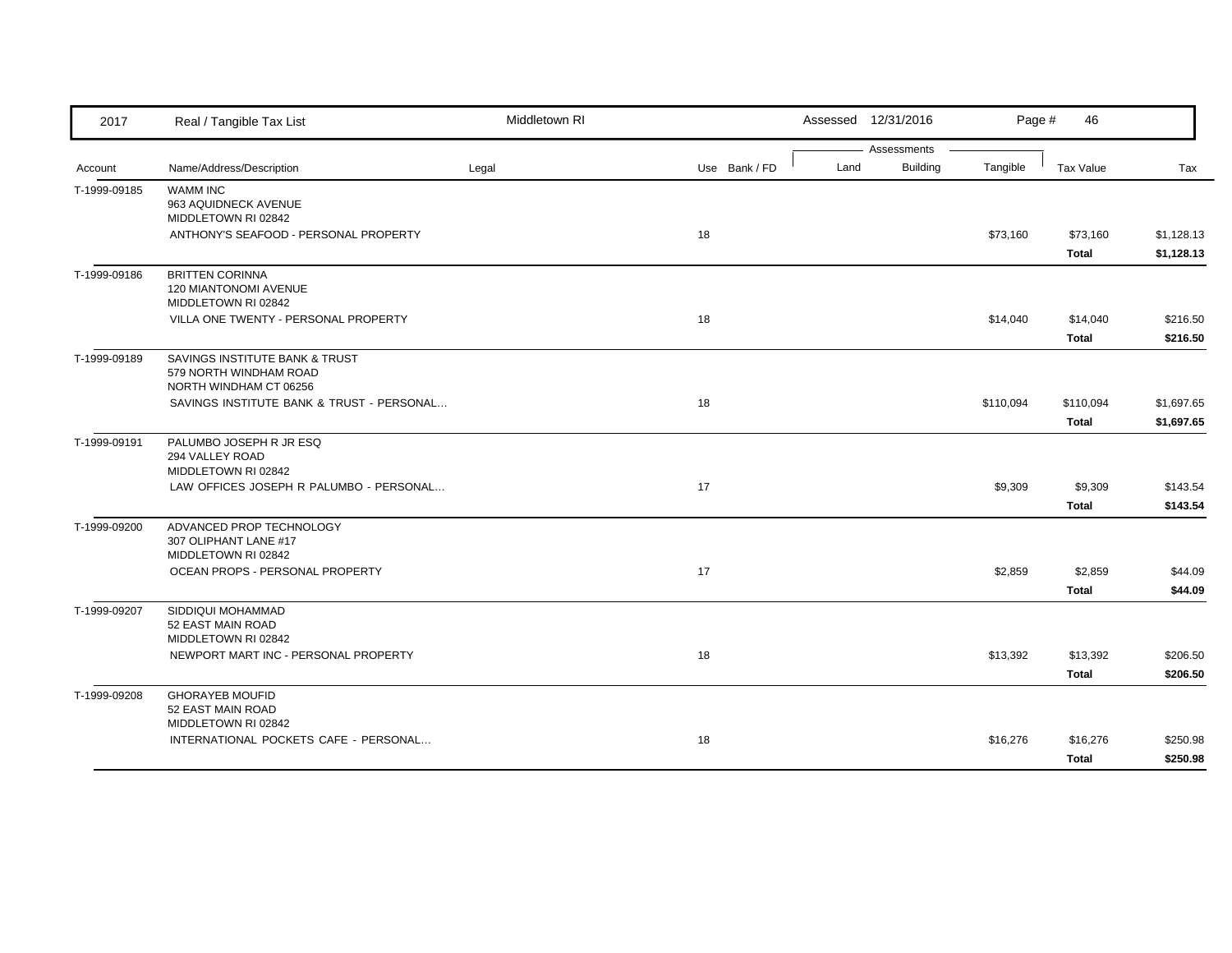| 2017 | Real / Tangible Tax List | Middletown RI | | Assessed 12/31/2016 | | | Page # 46 | |
|---|---|---|---|---|---|---|---|---|
| | | | | Assessments | | | | |
| Account | Name/Address/Description | Legal | Use Bank / FD | Land | Building | Tangible | Tax Value | Tax |
| T-1999-09185 | WAMM INC<br>963 AQUIDNECK AVENUE<br>MIDDLETOWN RI 02842 | | | | | | | |
| | ANTHONY'S SEAFOOD - PERSONAL PROPERTY | | 18 | | | $73,160 | $73,160 | $1,128.13 |
| | | | | | | | **Total** | **$1,128.13** |
| T-1999-09186 | BRITTEN CORINNA<br>120 MIANTONOMI AVENUE<br>MIDDLETOWN RI 02842 | | | | | | | |
| | VILLA ONE TWENTY - PERSONAL PROPERTY | | 18 | | | $14,040 | $14,040 | $216.50 |
| | | | | | | | **Total** | **$216.50** |
| T-1999-09189 | SAVINGS INSTITUTE BANK & TRUST<br>579 NORTH WINDHAM ROAD<br>NORTH WINDHAM CT 06256 | | | | | | | |
| | SAVINGS INSTITUTE BANK & TRUST - PERSONAL... | | 18 | | | $110,094 | $110,094 | $1,697.65 |
| | | | | | | | **Total** | **$1,697.65** |
| T-1999-09191 | PALUMBO JOSEPH R JR ESQ<br>294 VALLEY ROAD<br>MIDDLETOWN RI 02842 | | | | | | | |
| | LAW OFFICES JOSEPH R PALUMBO - PERSONAL... | | 17 | | | $9,309 | $9,309 | $143.54 |
| | | | | | | | **Total** | **$143.54** |
| T-1999-09200 | ADVANCED PROP TECHNOLOGY<br>307 OLIPHANT LANE #17<br>MIDDLETOWN RI 02842 | | | | | | | |
| | OCEAN PROPS - PERSONAL PROPERTY | | 17 | | | $2,859 | $2,859 | $44.09 |
| | | | | | | | **Total** | **$44.09** |
| T-1999-09207 | SIDDIQUI MOHAMMAD<br>52 EAST MAIN ROAD<br>MIDDLETOWN RI 02842 | | | | | | | |
| | NEWPORT MART INC - PERSONAL PROPERTY | | 18 | | | $13,392 | $13,392 | $206.50 |
| | | | | | | | **Total** | **$206.50** |
| T-1999-09208 | GHORAYEB MOUFID<br>52 EAST MAIN ROAD<br>MIDDLETOWN RI 02842 | | | | | | | |
| | INTERNATIONAL POCKETS CAFE - PERSONAL... | | 18 | | | $16,276 | $16,276 | $250.98 |
| | | | | | | | **Total** | **$250.98** |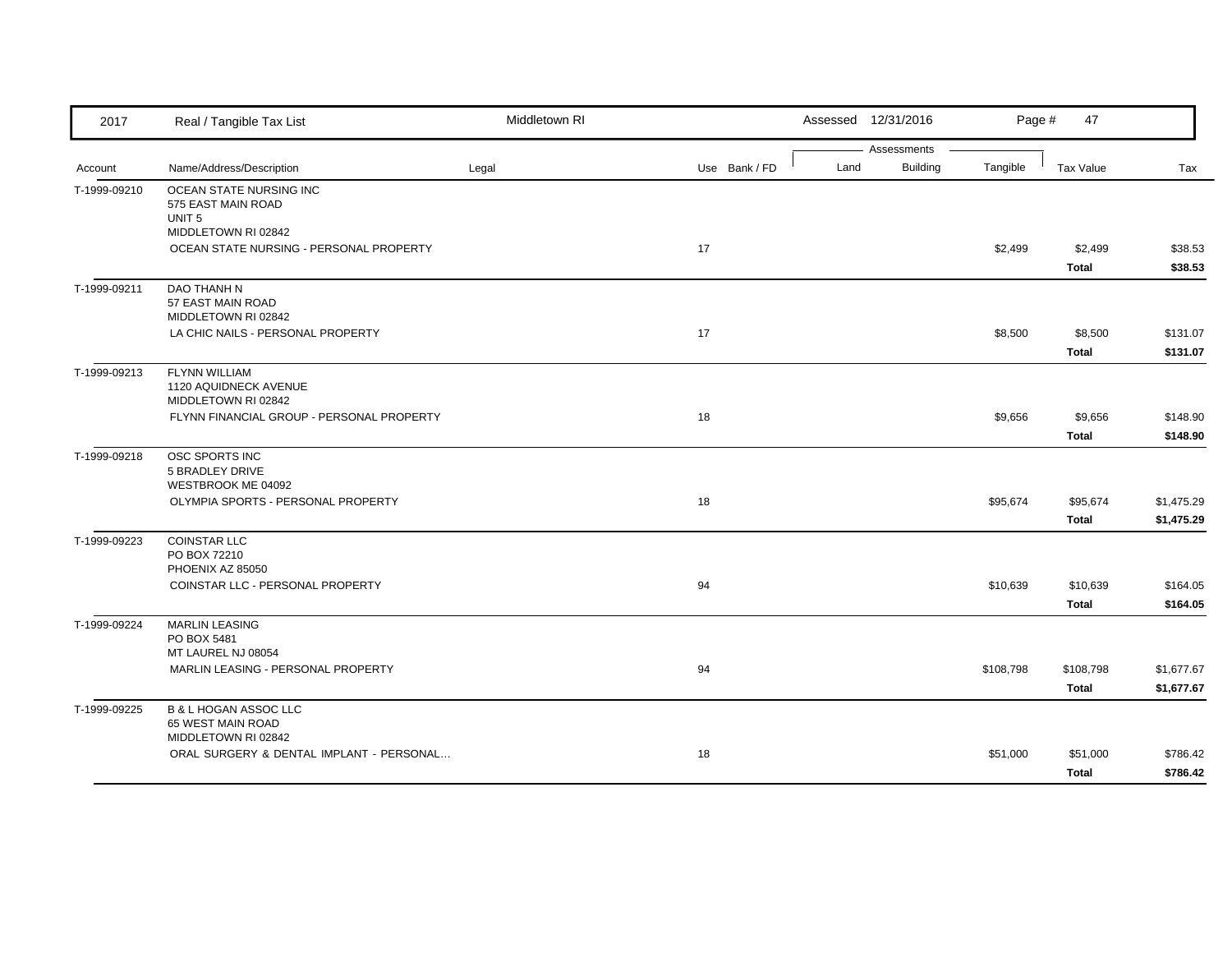| 2017 | Real / Tangible Tax List | Middletown RI | | Assessed 12/31/2016 | | | | |
|---|---|---|---|---|---|---|---|---|
| | | | | Assessments | | | | |
| Account | Name/Address/Description | Legal | Use Bank / FD | Land | Building | Tangible | Tax Value | Tax |
| T-1999-09210 | OCEAN STATE NURSING INC<br>575 EAST MAIN ROAD<br>UNIT 5<br>MIDDLETOWN RI 02842 | | | | | | | |
| | OCEAN STATE NURSING - PERSONAL PROPERTY | | 17 | | | $2,499 | $2,499 | $38.53 |
| | | | | | | | **Total** | **$38.53** |
| T-1999-09211 | DAO THANH N<br>57 EAST MAIN ROAD<br>MIDDLETOWN RI 02842 | | | | | | | |
| | LA CHIC NAILS - PERSONAL PROPERTY | | 17 | | | $8,500 | $8,500 | $131.07 |
| | | | | | | | **Total** | **$131.07** |
| T-1999-09213 | FLYNN WILLIAM<br>1120 AQUIDNECK AVENUE<br>MIDDLETOWN RI 02842 | | | | | | | |
| | FLYNN FINANCIAL GROUP - PERSONAL PROPERTY | | 18 | | | $9,656 | $9,656 | $148.90 |
| | | | | | | | **Total** | **$148.90** |
| T-1999-09218 | OSC SPORTS INC<br>5 BRADLEY DRIVE<br>WESTBROOK ME 04092 | | | | | | | |
| | OLYMPIA SPORTS - PERSONAL PROPERTY | | 18 | | | $95,674 | $95,674 | $1,475.29 |
| | | | | | | | **Total** | **$1,475.29** |
| T-1999-09223 | COINSTAR LLC<br>PO BOX 72210<br>PHOENIX AZ 85050 | | | | | | | |
| | COINSTAR LLC - PERSONAL PROPERTY | | 94 | | | $10,639 | $10,639 | $164.05 |
| | | | | | | | **Total** | **$164.05** |
| T-1999-09224 | MARLIN LEASING<br>PO BOX 5481<br>MT LAUREL NJ 08054 | | | | | | | |
| | MARLIN LEASING - PERSONAL PROPERTY | | 94 | | | $108,798 | $108,798 | $1,677.67 |
| | | | | | | | **Total** | **$1,677.67** |
| T-1999-09225 | B & L HOGAN ASSOC LLC<br>65 WEST MAIN ROAD<br>MIDDLETOWN RI 02842 | | | | | | | |
| | ORAL SURGERY & DENTAL IMPLANT - PERSONAL... | | 18 | | | $51,000 | $51,000 | $786.42 |
| | | | | | | | **Total** | **$786.42** |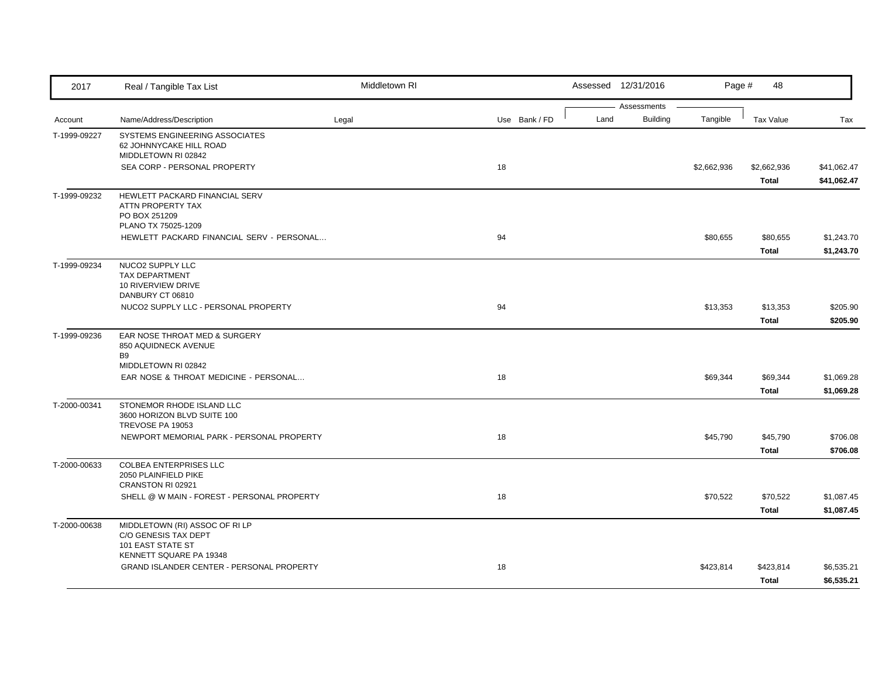| Account | Name/Address/Description | Legal | Use | Bank / FD | Land | Building | Tangible | Tax Value | Tax |
|---|---|---|---|---|---|---|---|---|---|
| T-1999-09227 | SYSTEMS ENGINEERING ASSOCIATES<br>62 JOHNNYCAKE HILL ROAD<br>MIDDLETOWN RI 02842 | | | | | | | | |
| | SEA CORP - PERSONAL PROPERTY | | 18 | | | | $2,662,936 | $2,662,936 | $41,062.47 |
| | | | | | | | | **Total** | **$41,062.47** |
| T-1999-09232 | HEWLETT PACKARD FINANCIAL SERV<br>ATTN PROPERTY TAX<br>PO BOX 251209<br>PLANO TX 75025-1209 | | | | | | | | |
| | HEWLETT PACKARD FINANCIAL SERV - PERSONAL... | | 94 | | | | $80,655 | $80,655 | $1,243.70 |
| | | | | | | | | **Total** | **$1,243.70** |
| T-1999-09234 | NUCO2 SUPPLY LLC<br>TAX DEPARTMENT<br>10 RIVERVIEW DRIVE<br>DANBURY CT 06810 | | | | | | | | |
| | NUCO2 SUPPLY LLC - PERSONAL PROPERTY | | 94 | | | | $13,353 | $13,353 | $205.90 |
| | | | | | | | | **Total** | **$205.90** |
| T-1999-09236 | EAR NOSE THROAT MED & SURGERY<br>850 AQUIDNECK AVENUE<br>B9<br>MIDDLETOWN RI 02842 | | | | | | | | |
| | EAR NOSE & THROAT MEDICINE - PERSONAL... | | 18 | | | | $69,344 | $69,344 | $1,069.28 |
| | | | | | | | | **Total** | **$1,069.28** |
| T-2000-00341 | STONEMOR RHODE ISLAND LLC<br>3600 HORIZON BLVD SUITE 100<br>TREVOSE PA 19053 | | | | | | | | |
| | NEWPORT MEMORIAL PARK - PERSONAL PROPERTY | | 18 | | | | $45,790 | $45,790 | $706.08 |
| | | | | | | | | **Total** | **$706.08** |
| T-2000-00633 | COLBEA ENTERPRISES LLC<br>2050 PLAINFIELD PIKE<br>CRANSTON RI 02921 | | | | | | | | |
| | SHELL @ W MAIN - FOREST - PERSONAL PROPERTY | | 18 | | | | $70,522 | $70,522 | $1,087.45 |
| | | | | | | | | **Total** | **$1,087.45** |
| T-2000-00638 | MIDDLETOWN (RI) ASSOC OF RI LP<br>C/O GENESIS TAX DEPT<br>101 EAST STATE ST<br>KENNETT SQUARE PA 19348 | | | | | | | | |
| | GRAND ISLANDER CENTER - PERSONAL PROPERTY | | 18 | | | | $423,814 | $423,814 | $6,535.21 |
| | | | | | | | | **Total** | **$6,535.21** |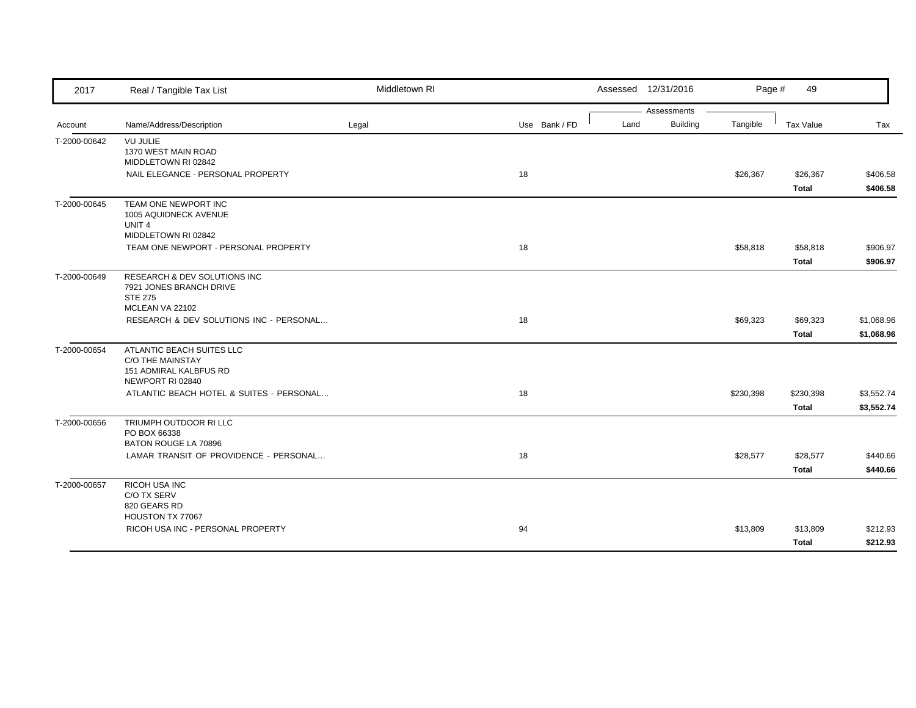| 2017 | Real / Tangible Tax List | Middletown RI | | | Assessed 12/31/2016 | | Page # 49 | | |
|---|---|---|---|---|---|---|---|---|---|
| | | | | | Assessments | | | | |
| Account | Name/Address/Description | Legal | Use | Bank / FD | Land | Building | Tangible | Tax Value | Tax |
| T-2000-00642 | VU JULIE<br>1370 WEST MAIN ROAD<br>MIDDLETOWN RI 02842 | | | | | | | | |
| | NAIL ELEGANCE - PERSONAL PROPERTY | | 18 | | | | $26,367 | $26,367 | $406.58 |
| | | | | | | | | **Total** | **$406.58** |
| T-2000-00645 | TEAM ONE NEWPORT INC<br>1005 AQUIDNECK AVENUE<br>UNIT 4<br>MIDDLETOWN RI 02842 | | | | | | | | |
| | TEAM ONE NEWPORT - PERSONAL PROPERTY | | 18 | | | | $58,818 | $58,818 | $906.97 |
| | | | | | | | | **Total** | **$906.97** |
| T-2000-00649 | RESEARCH & DEV SOLUTIONS INC<br>7921 JONES BRANCH DRIVE<br>STE 275<br>MCLEAN VA 22102 | | | | | | | | |
| | RESEARCH & DEV SOLUTIONS INC - PERSONAL... | | 18 | | | | $69,323 | $69,323 | $1,068.96 |
| | | | | | | | | **Total** | **$1,068.96** |
| T-2000-00654 | ATLANTIC BEACH SUITES LLC<br>C/O THE MAINSTAY<br>151 ADMIRAL KALBFUS RD<br>NEWPORT RI 02840 | | | | | | | | |
| | ATLANTIC BEACH HOTEL & SUITES - PERSONAL... | | 18 | | | | $230,398 | $230,398 | $3,552.74 |
| | | | | | | | | **Total** | **$3,552.74** |
| T-2000-00656 | TRIUMPH OUTDOOR RI LLC<br>PO BOX 66338<br>BATON ROUGE LA 70896 | | | | | | | | |
| | LAMAR TRANSIT OF PROVIDENCE - PERSONAL... | | 18 | | | | $28,577 | $28,577 | $440.66 |
| | | | | | | | | **Total** | **$440.66** |
| T-2000-00657 | RICOH USA INC<br>C/O TX SERV<br>820 GEARS RD<br>HOUSTON TX 77067 | | | | | | | | |
| | RICOH USA INC - PERSONAL PROPERTY | | 94 | | | | $13,809 | $13,809 | $212.93 |
| | | | | | | | | **Total** | **$212.93** |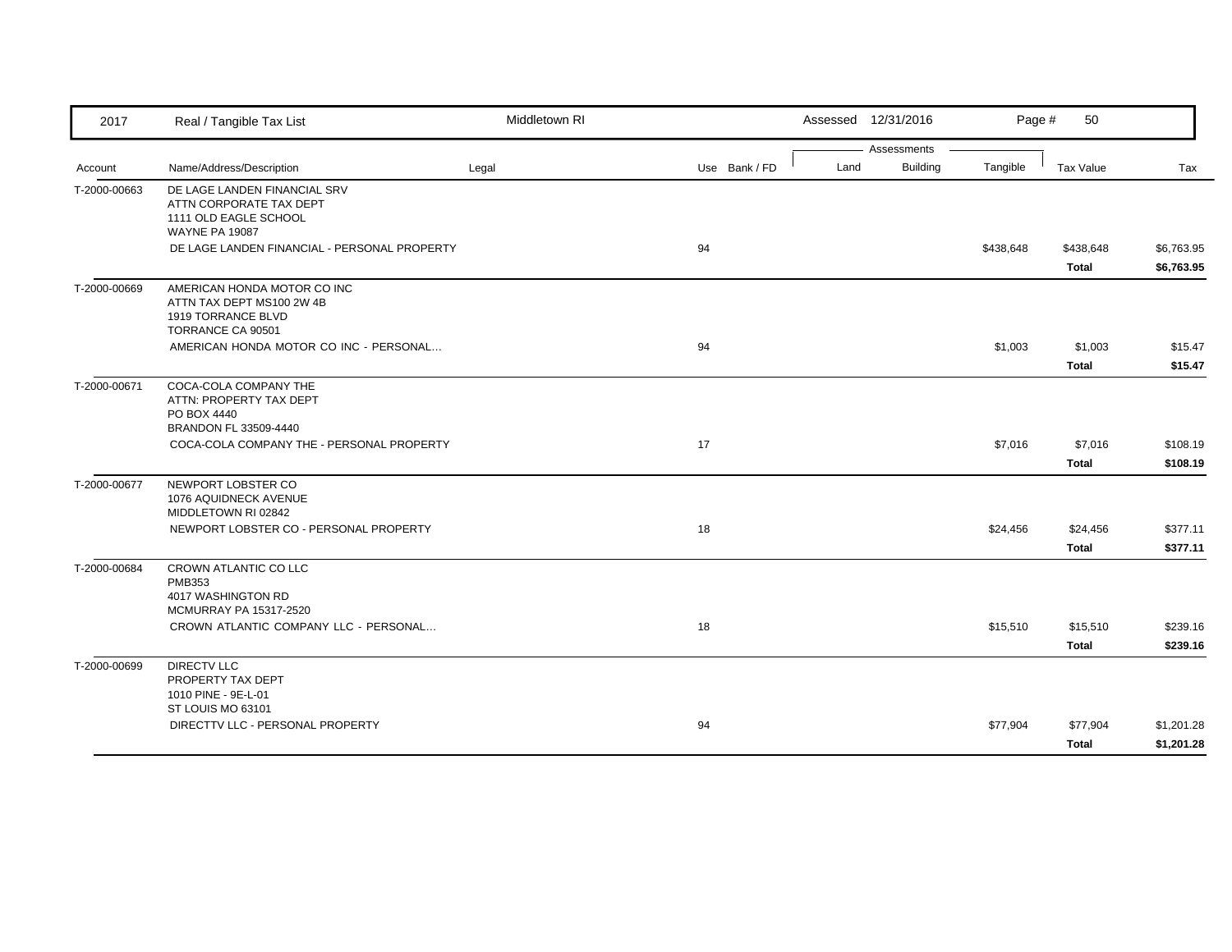| Account | Name/Address/Description | Legal | Use | Bank / FD | Land | Building | Tangible | Tax Value | Tax |
|---|---|---|---|---|---|---|---|---|---|
| T-2000-00663 | DE LAGE LANDEN FINANCIAL SRV<br>ATTN CORPORATE TAX DEPT<br>1111 OLD EAGLE SCHOOL<br>WAYNE PA 19087 | | | | | | | | |
| | DE LAGE LANDEN FINANCIAL - PERSONAL PROPERTY | | 94 | | | | $438,648 | $438,648 | $6,763.95 |
| | | | | | | | | **Total** | **$6,763.95** |
| T-2000-00669 | AMERICAN HONDA MOTOR CO INC<br>ATTN TAX DEPT MS100 2W 4B<br>1919 TORRANCE BLVD<br>TORRANCE CA 90501 | | | | | | | | |
| | AMERICAN HONDA MOTOR CO INC - PERSONAL... | | 94 | | | | $1,003 | $1,003 | $15.47 |
| | | | | | | | | **Total** | **$15.47** |
| T-2000-00671 | COCA-COLA COMPANY THE<br>ATTN: PROPERTY TAX DEPT<br>PO BOX 4440<br>BRANDON FL 33509-4440 | | | | | | | | |
| | COCA-COLA COMPANY THE - PERSONAL PROPERTY | | 17 | | | | $7,016 | $7,016 | $108.19 |
| | | | | | | | | **Total** | **$108.19** |
| T-2000-00677 | NEWPORT LOBSTER CO<br>1076 AQUIDNECK AVENUE<br>MIDDLETOWN RI 02842 | | | | | | | | |
| | NEWPORT LOBSTER CO - PERSONAL PROPERTY | | 18 | | | | $24,456 | $24,456 | $377.11 |
| | | | | | | | | **Total** | **$377.11** |
| T-2000-00684 | CROWN ATLANTIC CO LLC<br>PMB353<br>4017 WASHINGTON RD<br>MCMURRAY PA 15317-2520 | | | | | | | | |
| | CROWN ATLANTIC COMPANY LLC - PERSONAL... | | 18 | | | | $15,510 | $15,510 | $239.16 |
| | | | | | | | | **Total** | **$239.16** |
| T-2000-00699 | DIRECTV LLC<br>PROPERTY TAX DEPT<br>1010 PINE - 9E-L-01<br>ST LOUIS MO 63101 | | | | | | | | |
| | DIRECTTV LLC - PERSONAL PROPERTY | | 94 | | | | $77,904 | $77,904 | $1,201.28 |
| | | | | | | | | **Total** | **$1,201.28** |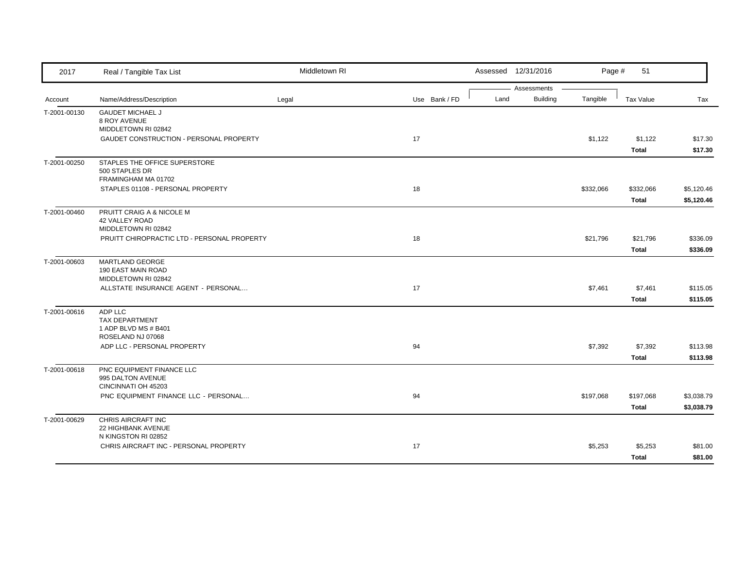| Account | Name/Address/Description | Legal | Use | Bank / FD | Land | Building | Tangible | Tax Value | Tax |
|---|---|---|---|---|---|---|---|---|---|
| T-2001-00130 | GAUDET MICHAEL J<br>8 ROY AVENUE<br>MIDDLETOWN RI 02842 | | | | | | | | |
| | GAUDET CONSTRUCTION - PERSONAL PROPERTY | | 17 | | | | $1,122 | $1,122 | $17.30 |
| | | | | | | | | **Total** | **$17.30** |
| T-2001-00250 | STAPLES THE OFFICE SUPERSTORE<br>500 STAPLES DR<br>FRAMINGHAM MA 01702 | | | | | | | | |
| | STAPLES 01108 - PERSONAL PROPERTY | | 18 | | | | $332,066 | $332,066 | $5,120.46 |
| | | | | | | | | **Total** | **$5,120.46** |
| T-2001-00460 | PRUITT CRAIG A & NICOLE M<br>42 VALLEY ROAD<br>MIDDLETOWN RI 02842 | | | | | | | | |
| | PRUITT CHIROPRACTIC LTD - PERSONAL PROPERTY | | 18 | | | | $21,796 | $21,796 | $336.09 |
| | | | | | | | | **Total** | **$336.09** |
| T-2001-00603 | MARTLAND GEORGE<br>190 EAST MAIN ROAD<br>MIDDLETOWN RI 02842 | | | | | | | | |
| | ALLSTATE INSURANCE AGENT - PERSONAL... | | 17 | | | | $7,461 | $7,461 | $115.05 |
| | | | | | | | | **Total** | **$115.05** |
| T-2001-00616 | ADP LLC<br>TAX DEPARTMENT<br>1 ADP BLVD MS # B401<br>ROSELAND NJ 07068 | | | | | | | | |
| | ADP LLC - PERSONAL PROPERTY | | 94 | | | | $7,392 | $7,392 | $113.98 |
| | | | | | | | | **Total** | **$113.98** |
| T-2001-00618 | PNC EQUIPMENT FINANCE LLC<br>995 DALTON AVENUE<br>CINCINNATI OH 45203 | | | | | | | | |
| | PNC EQUIPMENT FINANCE LLC - PERSONAL... | | 94 | | | | $197,068 | $197,068 | $3,038.79 |
| | | | | | | | | **Total** | **$3,038.79** |
| T-2001-00629 | CHRIS AIRCRAFT INC<br>22 HIGHBANK AVENUE<br>N KINGSTON RI 02852 | | | | | | | | |
| | CHRIS AIRCRAFT INC - PERSONAL PROPERTY | | 17 | | | | $5,253 | $5,253 | $81.00 |
| | | | | | | | | **Total** | **$81.00** |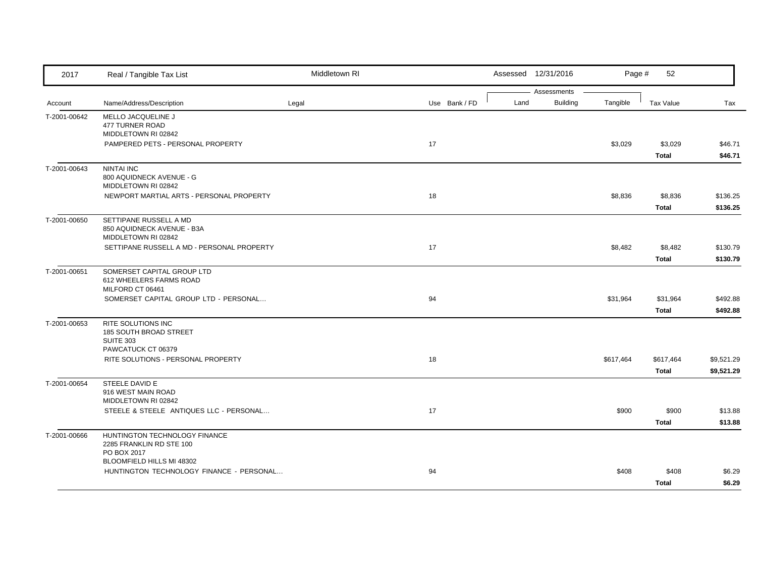| 2017 | Real / Tangible Tax List | Middletown RI | | | Assessed 12/31/2016 | | Page # 52 | | |
|---|---|---|---|---|---|---|---|---|---|
| | | | | | Assessments | | | | |
| Account | Name/Address/Description | Legal | Use | Bank / FD | Land | Building | Tangible | Tax Value | Tax |
| T-2001-00642 | MELLO JACQUELINE J<br>477 TURNER ROAD<br>MIDDLETOWN RI 02842 | | | | | | | | |
| | PAMPERED PETS - PERSONAL PROPERTY | | 17 | | | | $3,029 | $3,029 | $46.71 |
| | | | | | | | | **Total** | **$46.71** |
| T-2001-00643 | NINTAI INC<br>800 AQUIDNECK AVENUE - G<br>MIDDLETOWN RI 02842 | | | | | | | | |
| | NEWPORT MARTIAL ARTS - PERSONAL PROPERTY | | 18 | | | | $8,836 | $8,836 | $136.25 |
| | | | | | | | | **Total** | **$136.25** |
| T-2001-00650 | SETTIPANE RUSSELL A MD<br>850 AQUIDNECK AVENUE - B3A<br>MIDDLETOWN RI 02842 | | | | | | | | |
| | SETTIPANE RUSSELL A MD - PERSONAL PROPERTY | | 17 | | | | $8,482 | $8,482 | $130.79 |
| | | | | | | | | **Total** | **$130.79** |
| T-2001-00651 | SOMERSET CAPITAL GROUP LTD<br>612 WHEELERS FARMS ROAD<br>MILFORD CT 06461 | | | | | | | | |
| | SOMERSET CAPITAL GROUP LTD - PERSONAL... | | 94 | | | | $31,964 | $31,964 | $492.88 |
| | | | | | | | | **Total** | **$492.88** |
| T-2001-00653 | RITE SOLUTIONS INC<br>185 SOUTH BROAD STREET<br>SUITE 303<br>PAWCATUCK CT 06379 | | | | | | | | |
| | RITE SOLUTIONS - PERSONAL PROPERTY | | 18 | | | | $617,464 | $617,464 | $9,521.29 |
| | | | | | | | | **Total** | **$9,521.29** |
| T-2001-00654 | STEELE DAVID E<br>916 WEST MAIN ROAD<br>MIDDLETOWN RI 02842 | | | | | | | | |
| | STEELE & STEELE ANTIQUES LLC - PERSONAL... | | 17 | | | | $900 | $900 | $13.88 |
| | | | | | | | | **Total** | **$13.88** |
| T-2001-00666 | HUNTINGTON TECHNOLOGY FINANCE<br>2285 FRANKLIN RD STE 100<br>PO BOX 2017<br>BLOOMFIELD HILLS MI 48302 | | | | | | | | |
| | HUNTINGTON TECHNOLOGY FINANCE - PERSONAL... | | 94 | | | | $408 | $408 | $6.29 |
| | | | | | | | | **Total** | **$6.29** |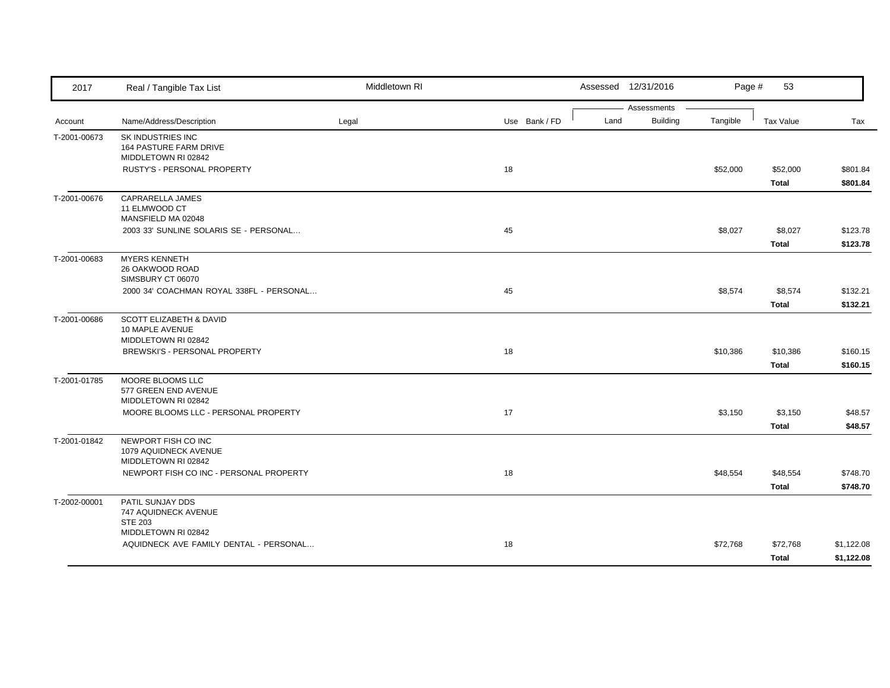| 2017 | Real / Tangible Tax List | Middletown RI | | | Assessed 12/31/2016 | | | | |
|---|---|---|---|---|---|---|---|---|---|
| | | | | | Assessments | | | | |
| Account | Name/Address/Description | Legal | Use | Bank / FD | Land | Building | Tangible | Tax Value | Tax |
| T-2001-00673 | SK INDUSTRIES INC<br>164 PASTURE FARM DRIVE<br>MIDDLETOWN RI 02842 | | | | | | | | |
| | RUSTY'S - PERSONAL PROPERTY | | 18 | | | | $52,000 | $52,000 | $801.84 |
| | | | | | | | | **Total** | **$801.84** |
| T-2001-00676 | CAPRARELLA JAMES<br>11 ELMWOOD CT<br>MANSFIELD MA 02048 | | | | | | | | |
| | 2003 33' SUNLINE SOLARIS SE - PERSONAL… | | 45 | | | | $8,027 | $8,027 | $123.78 |
| | | | | | | | | **Total** | **$123.78** |
| T-2001-00683 | MYERS KENNETH<br>26 OAKWOOD ROAD<br>SIMSBURY CT 06070 | | | | | | | | |
| | 2000 34' COACHMAN ROYAL 338FL - PERSONAL… | | 45 | | | | $8,574 | $8,574 | $132.21 |
| | | | | | | | | **Total** | **$132.21** |
| T-2001-00686 | SCOTT ELIZABETH & DAVID<br>10 MAPLE AVENUE<br>MIDDLETOWN RI 02842 | | | | | | | | |
| | BREWSKI'S - PERSONAL PROPERTY | | 18 | | | | $10,386 | $10,386 | $160.15 |
| | | | | | | | | **Total** | **$160.15** |
| T-2001-01785 | MOORE BLOOMS LLC<br>577 GREEN END AVENUE<br>MIDDLETOWN RI 02842 | | | | | | | | |
| | MOORE BLOOMS LLC - PERSONAL PROPERTY | | 17 | | | | $3,150 | $3,150 | $48.57 |
| | | | | | | | | **Total** | **$48.57** |
| T-2001-01842 | NEWPORT FISH CO INC<br>1079 AQUIDNECK AVENUE<br>MIDDLETOWN RI 02842 | | | | | | | | |
| | NEWPORT FISH CO INC - PERSONAL PROPERTY | | 18 | | | | $48,554 | $48,554 | $748.70 |
| | | | | | | | | **Total** | **$748.70** |
| T-2002-00001 | PATIL SUNJAY DDS<br>747 AQUIDNECK AVENUE<br>STE 203<br>MIDDLETOWN RI 02842 | | | | | | | | |
| | AQUIDNECK AVE FAMILY DENTAL - PERSONAL… | | 18 | | | | $72,768 | $72,768 | $1,122.08 |
| | | | | | | | | **Total** | **$1,122.08** |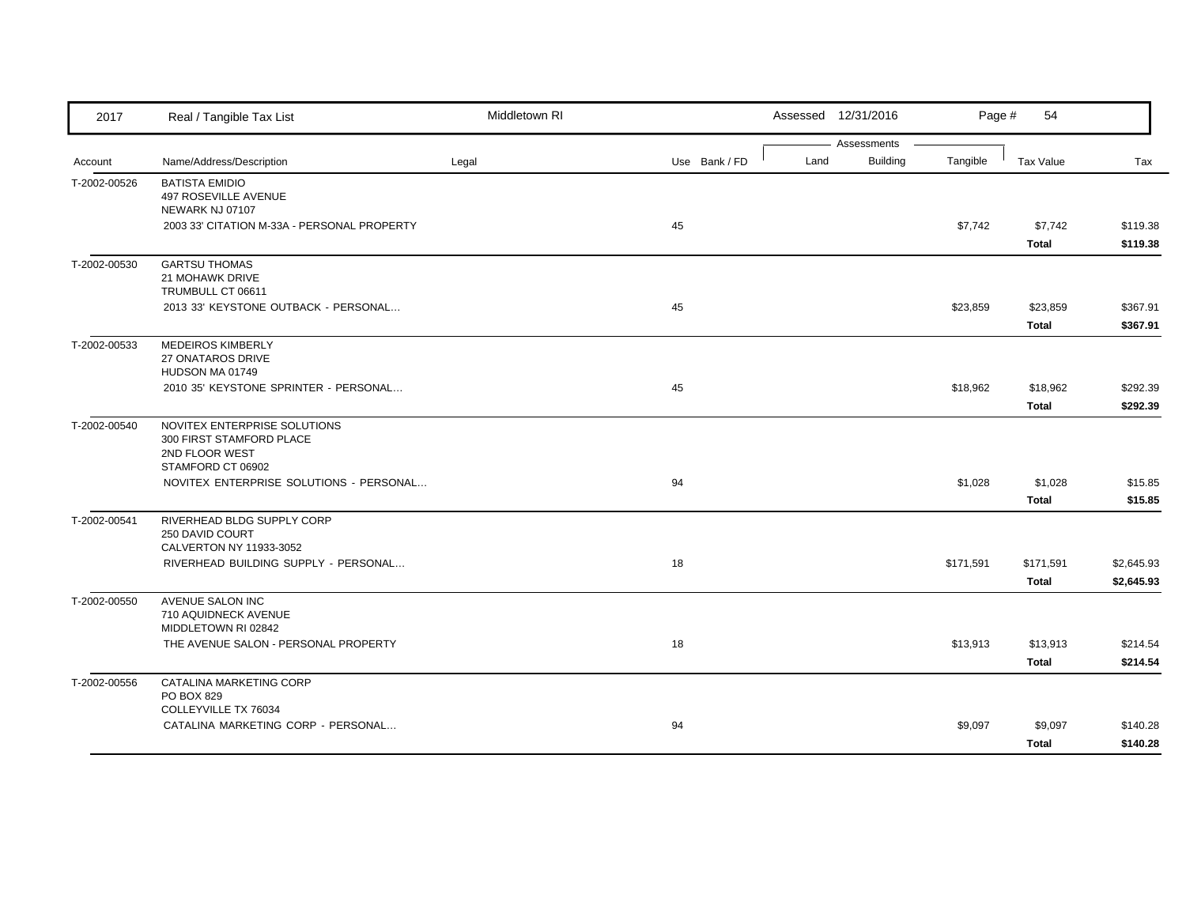| 2017 | Real / Tangible Tax List | Middletown RI | | | Assessed 12/31/2016 | | | | |
|---|---|---|---|---|---|---|---|---|---|
| | | | | | Assessments | | | | |
| Account | Name/Address/Description | Legal | Use | Bank / FD | Land | Building | Tangible | Tax Value | Tax |
| T-2002-00526 | BATISTA EMIDIO<br>497 ROSEVILLE AVENUE<br>NEWARK NJ 07107 | | | | | | | | |
| | 2003 33' CITATION M-33A - PERSONAL PROPERTY | | 45 | | | | $7,742 | $7,742 | $119.38 |
| | | | | | | | | **Total** | **$119.38** |
| T-2002-00530 | GARTSU THOMAS<br>21 MOHAWK DRIVE<br>TRUMBULL CT 06611 | | | | | | | | |
| | 2013 33' KEYSTONE OUTBACK - PERSONAL... | | 45 | | | | $23,859 | $23,859 | $367.91 |
| | | | | | | | | **Total** | **$367.91** |
| T-2002-00533 | MEDEIROS KIMBERLY<br>27 ONATAROS DRIVE<br>HUDSON MA 01749 | | | | | | | | |
| | 2010 35' KEYSTONE SPRINTER - PERSONAL... | | 45 | | | | $18,962 | $18,962 | $292.39 |
| | | | | | | | | **Total** | **$292.39** |
| T-2002-00540 | NOVITEX ENTERPRISE SOLUTIONS<br>300 FIRST STAMFORD PLACE<br>2ND FLOOR WEST<br>STAMFORD CT 06902 | | | | | | | | |
| | NOVITEX ENTERPRISE SOLUTIONS - PERSONAL... | | 94 | | | | $1,028 | $1,028 | $15.85 |
| | | | | | | | | **Total** | **$15.85** |
| T-2002-00541 | RIVERHEAD BLDG SUPPLY CORP<br>250 DAVID COURT<br>CALVERTON NY 11933-3052 | | | | | | | | |
| | RIVERHEAD BUILDING SUPPLY - PERSONAL... | | 18 | | | | $171,591 | $171,591 | $2,645.93 |
| | | | | | | | | **Total** | **$2,645.93** |
| T-2002-00550 | AVENUE SALON INC<br>710 AQUIDNECK AVENUE<br>MIDDLETOWN RI 02842 | | | | | | | | |
| | THE AVENUE SALON - PERSONAL PROPERTY | | 18 | | | | $13,913 | $13,913 | $214.54 |
| | | | | | | | | **Total** | **$214.54** |
| T-2002-00556 | CATALINA MARKETING CORP<br>PO BOX 829<br>COLLEYVILLE TX 76034 | | | | | | | | |
| | CATALINA MARKETING CORP - PERSONAL... | | 94 | | | | $9,097 | $9,097 | $140.28 |
| | | | | | | | | **Total** | **$140.28** |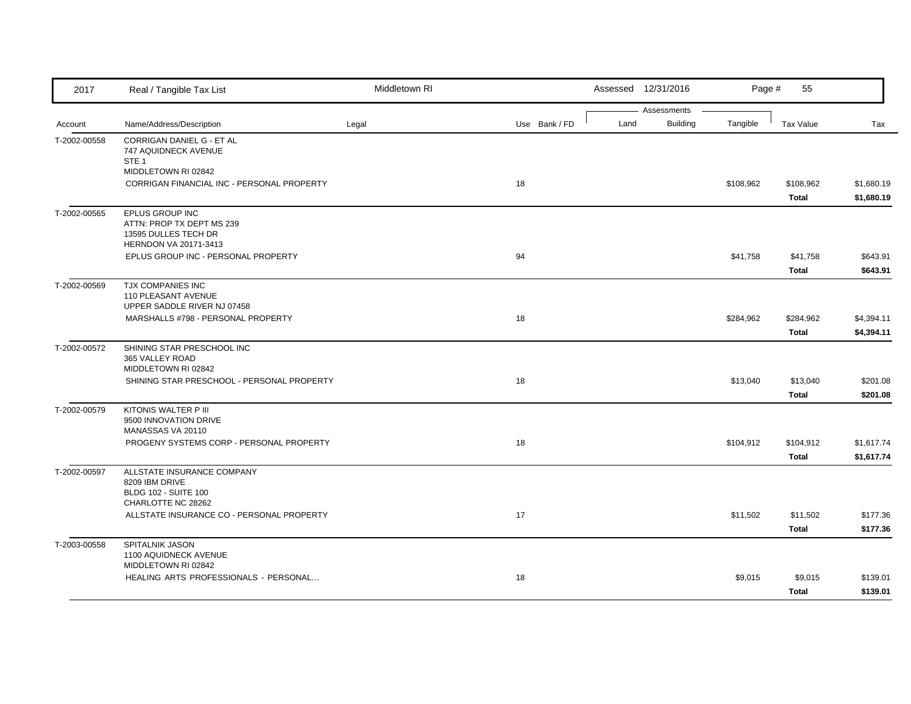| 2017 | Real / Tangible Tax List | Middletown RI | | | Assessed 12/31/2016 | | Page # 55 | | |
|---|---|---|---|---|---|---|---|---|---|
| | | | | | Assessments | | | | |
| Account | Name/Address/Description | Legal | Use | Bank / FD | Land | Building | Tangible | Tax Value | Tax |
| T-2002-00558 | CORRIGAN DANIEL G - ET AL<br>747 AQUIDNECK AVENUE<br>STE 1<br>MIDDLETOWN RI 02842 | | | | | | | | |
| | CORRIGAN FINANCIAL INC - PERSONAL PROPERTY | | 18 | | | | $108,962 | $108,962 | $1,680.19 |
| | | | | | | | | **Total** | **$1,680.19** |
| T-2002-00565 | EPLUS GROUP INC<br>ATTN: PROP TX DEPT MS 239<br>13595 DULLES TECH DR<br>HERNDON VA 20171-3413 | | | | | | | | |
| | EPLUS GROUP INC - PERSONAL PROPERTY | | 94 | | | | $41,758 | $41,758 | $643.91 |
| | | | | | | | | **Total** | **$643.91** |
| T-2002-00569 | TJX COMPANIES INC<br>110 PLEASANT AVENUE<br>UPPER SADDLE RIVER NJ 07458 | | | | | | | | |
| | MARSHALLS #798 - PERSONAL PROPERTY | | 18 | | | | $284,962 | $284,962 | $4,394.11 |
| | | | | | | | | **Total** | **$4,394.11** |
| T-2002-00572 | SHINING STAR PRESCHOOL INC<br>365 VALLEY ROAD<br>MIDDLETOWN RI 02842 | | | | | | | | |
| | SHINING STAR PRESCHOOL - PERSONAL PROPERTY | | 18 | | | | $13,040 | $13,040 | $201.08 |
| | | | | | | | | **Total** | **$201.08** |
| T-2002-00579 | KITONIS WALTER P III<br>9500 INNOVATION DRIVE<br>MANASSAS VA 20110 | | | | | | | | |
| | PROGENY SYSTEMS CORP - PERSONAL PROPERTY | | 18 | | | | $104,912 | $104,912 | $1,617.74 |
| | | | | | | | | **Total** | **$1,617.74** |
| T-2002-00597 | ALLSTATE INSURANCE COMPANY<br>8209 IBM DRIVE<br>BLDG 102 - SUITE 100<br>CHARLOTTE NC 28262 | | | | | | | | |
| | ALLSTATE INSURANCE CO - PERSONAL PROPERTY | | 17 | | | | $11,502 | $11,502 | $177.36 |
| | | | | | | | | **Total** | **$177.36** |
| T-2003-00558 | SPITALNIK JASON<br>1100 AQUIDNECK AVENUE<br>MIDDLETOWN RI 02842 | | | | | | | | |
| | HEALING ARTS PROFESSIONALS - PERSONAL... | | 18 | | | | $9,015 | $9,015 | $139.01 |
| | | | | | | | | **Total** | **$139.01** |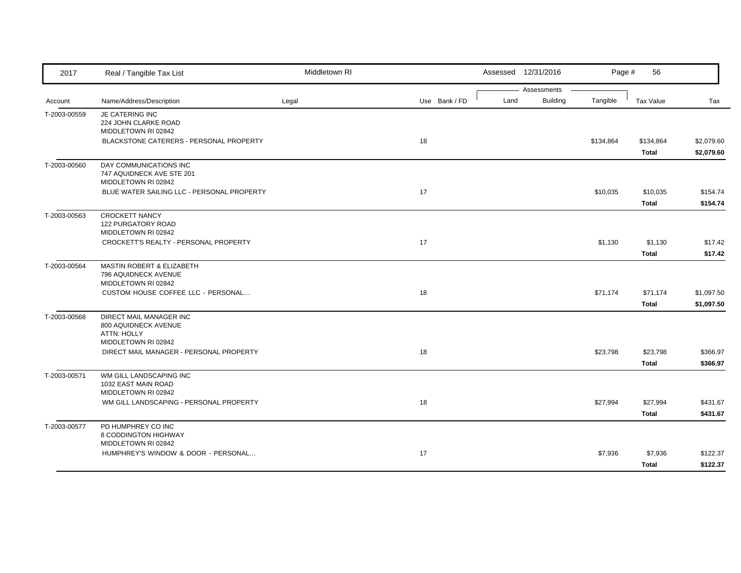| 2017 | Real / Tangible Tax List | Middletown RI | | | Assessed 12/31/2016 | | | | |
|---|---|---|---|---|---|---|---|---|---|
| | | | | | Assessments | | | | |
| Account | Name/Address/Description | Legal | Use | Bank / FD | Land | Building | Tangible | Tax Value | Tax |
| T-2003-00559 | JE CATERING INC<br>224 JOHN CLARKE ROAD<br>MIDDLETOWN RI 02842 | | | | | | | | |
| | BLACKSTONE CATERERS - PERSONAL PROPERTY | | 18 | | | | $134,864 | $134,864 | $2,079.60 |
| | | | | | | | | **Total** | **$2,079.60** |
| T-2003-00560 | DAY COMMUNICATIONS INC<br>747 AQUIDNECK AVE STE 201<br>MIDDLETOWN RI 02842 | | | | | | | | |
| | BLUE WATER SAILING LLC - PERSONAL PROPERTY | | 17 | | | | $10,035 | $10,035 | $154.74 |
| | | | | | | | | **Total** | **$154.74** |
| T-2003-00563 | CROCKETT NANCY<br>122 PURGATORY ROAD<br>MIDDLETOWN RI 02842 | | | | | | | | |
| | CROCKETT'S REALTY - PERSONAL PROPERTY | | 17 | | | | $1,130 | $1,130 | $17.42 |
| | | | | | | | | **Total** | **$17.42** |
| T-2003-00564 | MASTIN ROBERT & ELIZABETH<br>796 AQUIDNECK AVENUE<br>MIDDLETOWN RI 02842 | | | | | | | | |
| | CUSTOM HOUSE COFFEE LLC - PERSONAL... | | 18 | | | | $71,174 | $71,174 | $1,097.50 |
| | | | | | | | | **Total** | **$1,097.50** |
| T-2003-00568 | DIRECT MAIL MANAGER INC<br>800 AQUIDNECK AVENUE<br>ATTN: HOLLY<br>MIDDLETOWN RI 02842 | | | | | | | | |
| | DIRECT MAIL MANAGER - PERSONAL PROPERTY | | 18 | | | | $23,798 | $23,798 | $366.97 |
| | | | | | | | | **Total** | **$366.97** |
| T-2003-00571 | WM GILL LANDSCAPING INC<br>1032 EAST MAIN ROAD<br>MIDDLETOWN RI 02842 | | | | | | | | |
| | WM GILL LANDSCAPING - PERSONAL PROPERTY | | 18 | | | | $27,994 | $27,994 | $431.67 |
| | | | | | | | | **Total** | **$431.67** |
| T-2003-00577 | PD HUMPHREY CO INC<br>8 CODDINGTON HIGHWAY<br>MIDDLETOWN RI 02842 | | | | | | | | |
| | HUMPHREY'S WINDOW & DOOR - PERSONAL... | | 17 | | | | $7,936 | $7,936 | $122.37 |
| | | | | | | | | **Total** | **$122.37** |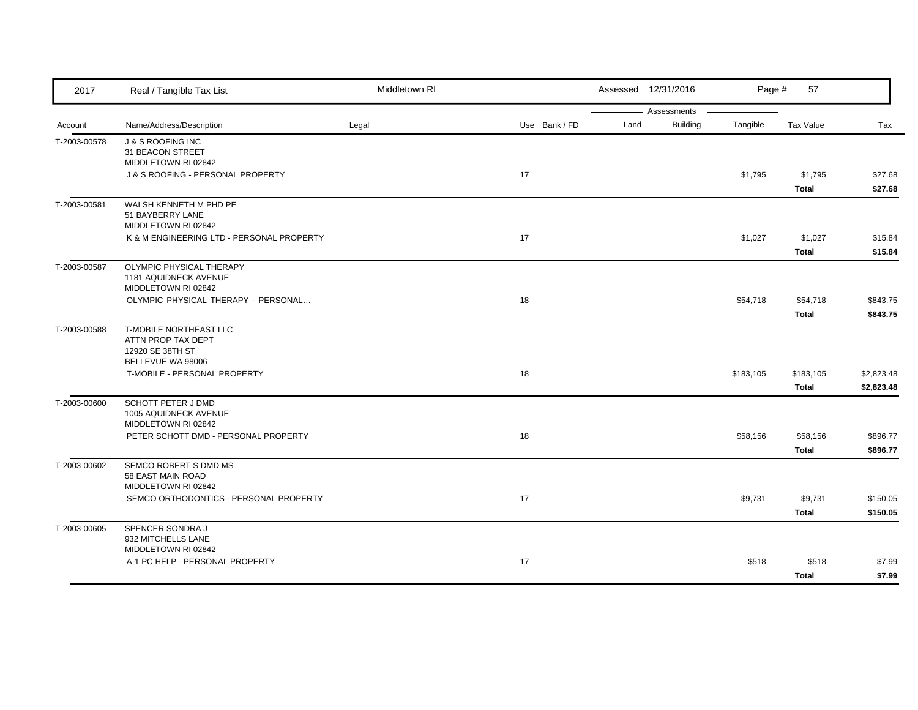| Account | Name/Address/Description | Legal | Use | Bank / FD | Land | Building | Tangible | Tax Value | Tax |
|---|---|---|---|---|---|---|---|---|---|
| T-2003-00578 | J & S ROOFING INC<br>31 BEACON STREET<br>MIDDLETOWN RI 02842 | | | | | | | | |
| | J & S ROOFING - PERSONAL PROPERTY | | 17 | | | | $1,795 | $1,795 | $27.68 |
| | | | | | | | | **Total** | **$27.68** |
| T-2003-00581 | WALSH KENNETH M PHD PE<br>51 BAYBERRY LANE<br>MIDDLETOWN RI 02842 | | | | | | | | |
| | K & M ENGINEERING LTD - PERSONAL PROPERTY | | 17 | | | | $1,027 | $1,027 | $15.84 |
| | | | | | | | | **Total** | **$15.84** |
| T-2003-00587 | OLYMPIC PHYSICAL THERAPY<br>1181 AQUIDNECK AVENUE<br>MIDDLETOWN RI 02842 | | | | | | | | |
| | OLYMPIC PHYSICAL THERAPY - PERSONAL... | | 18 | | | | $54,718 | $54,718 | $843.75 |
| | | | | | | | | **Total** | **$843.75** |
| T-2003-00588 | T-MOBILE NORTHEAST LLC<br>ATTN PROP TAX DEPT<br>12920 SE 38TH ST<br>BELLEVUE WA 98006 | | | | | | | | |
| | T-MOBILE - PERSONAL PROPERTY | | 18 | | | | $183,105 | $183,105 | $2,823.48 |
| | | | | | | | | **Total** | **$2,823.48** |
| T-2003-00600 | SCHOTT PETER J DMD<br>1005 AQUIDNECK AVENUE<br>MIDDLETOWN RI 02842 | | | | | | | | |
| | PETER SCHOTT DMD - PERSONAL PROPERTY | | 18 | | | | $58,156 | $58,156 | $896.77 |
| | | | | | | | | **Total** | **$896.77** |
| T-2003-00602 | SEMCO ROBERT S DMD MS<br>58 EAST MAIN ROAD<br>MIDDLETOWN RI 02842 | | | | | | | | |
| | SEMCO ORTHODONTICS - PERSONAL PROPERTY | | 17 | | | | $9,731 | $9,731 | $150.05 |
| | | | | | | | | **Total** | **$150.05** |
| T-2003-00605 | SPENCER SONDRA J<br>932 MITCHELLS LANE<br>MIDDLETOWN RI 02842 | | | | | | | | |
| | A-1 PC HELP - PERSONAL PROPERTY | | 17 | | | | $518 | $518 | $7.99 |
| | | | | | | | | **Total** | **$7.99** |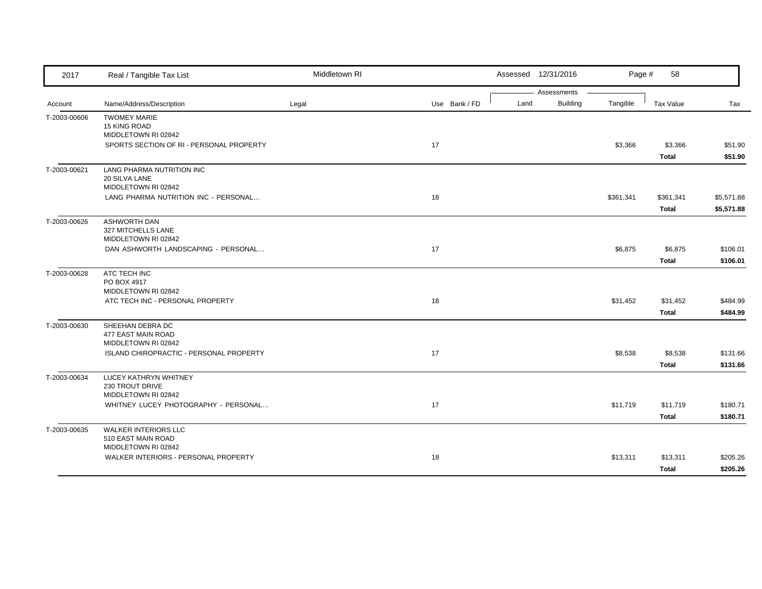| 2017 | Real / Tangible Tax List | Middletown RI | | Assessed 12/31/2016 | | | | |
|---|---|---|---|---|---|---|---|---|
| | | | | Assessments | | | | |
| Account | Name/Address/Description | Legal | Use Bank / FD | Land | Building | Tangible | Tax Value | Tax |
| T-2003-00606 | TWOMEY MARIE<br>15 KING ROAD<br>MIDDLETOWN RI 02842 | | | | | | | |
| | SPORTS SECTION OF RI - PERSONAL PROPERTY | | 17 | | | $3,366 | $3,366 | $51.90 |
| | | | | | | | **Total** | **$51.90** |
| T-2003-00621 | LANG PHARMA NUTRITION INC<br>20 SILVA LANE<br>MIDDLETOWN RI 02842 | | | | | | | |
| | LANG PHARMA NUTRITION INC - PERSONAL… | | 18 | | | $361,341 | $361,341 | $5,571.88 |
| | | | | | | | **Total** | **$5,571.88** |
| T-2003-00626 | ASHWORTH DAN<br>327 MITCHELLS LANE<br>MIDDLETOWN RI 02842 | | | | | | | |
| | DAN ASHWORTH LANDSCAPING - PERSONAL… | | 17 | | | $6,875 | $6,875 | $106.01 |
| | | | | | | | **Total** | **$106.01** |
| T-2003-00628 | ATC TECH INC<br>PO BOX 4917<br>MIDDLETOWN RI 02842 | | | | | | | |
| | ATC TECH INC - PERSONAL PROPERTY | | 18 | | | $31,452 | $31,452 | $484.99 |
| | | | | | | | **Total** | **$484.99** |
| T-2003-00630 | SHEEHAN DEBRA DC<br>477 EAST MAIN ROAD<br>MIDDLETOWN RI 02842 | | | | | | | |
| | ISLAND CHIROPRACTIC - PERSONAL PROPERTY | | 17 | | | $8,538 | $8,538 | $131.66 |
| | | | | | | | **Total** | **$131.66** |
| T-2003-00634 | LUCEY KATHRYN WHITNEY<br>230 TROUT DRIVE<br>MIDDLETOWN RI 02842 | | | | | | | |
| | WHITNEY LUCEY PHOTOGRAPHY - PERSONAL… | | 17 | | | $11,719 | $11,719 | $180.71 |
| | | | | | | | **Total** | **$180.71** |
| T-2003-00635 | WALKER INTERIORS LLC<br>510 EAST MAIN ROAD<br>MIDDLETOWN RI 02842 | | | | | | | |
| | WALKER INTERIORS - PERSONAL PROPERTY | | 18 | | | $13,311 | $13,311 | $205.26 |
| | | | | | | | **Total** | **$205.26** |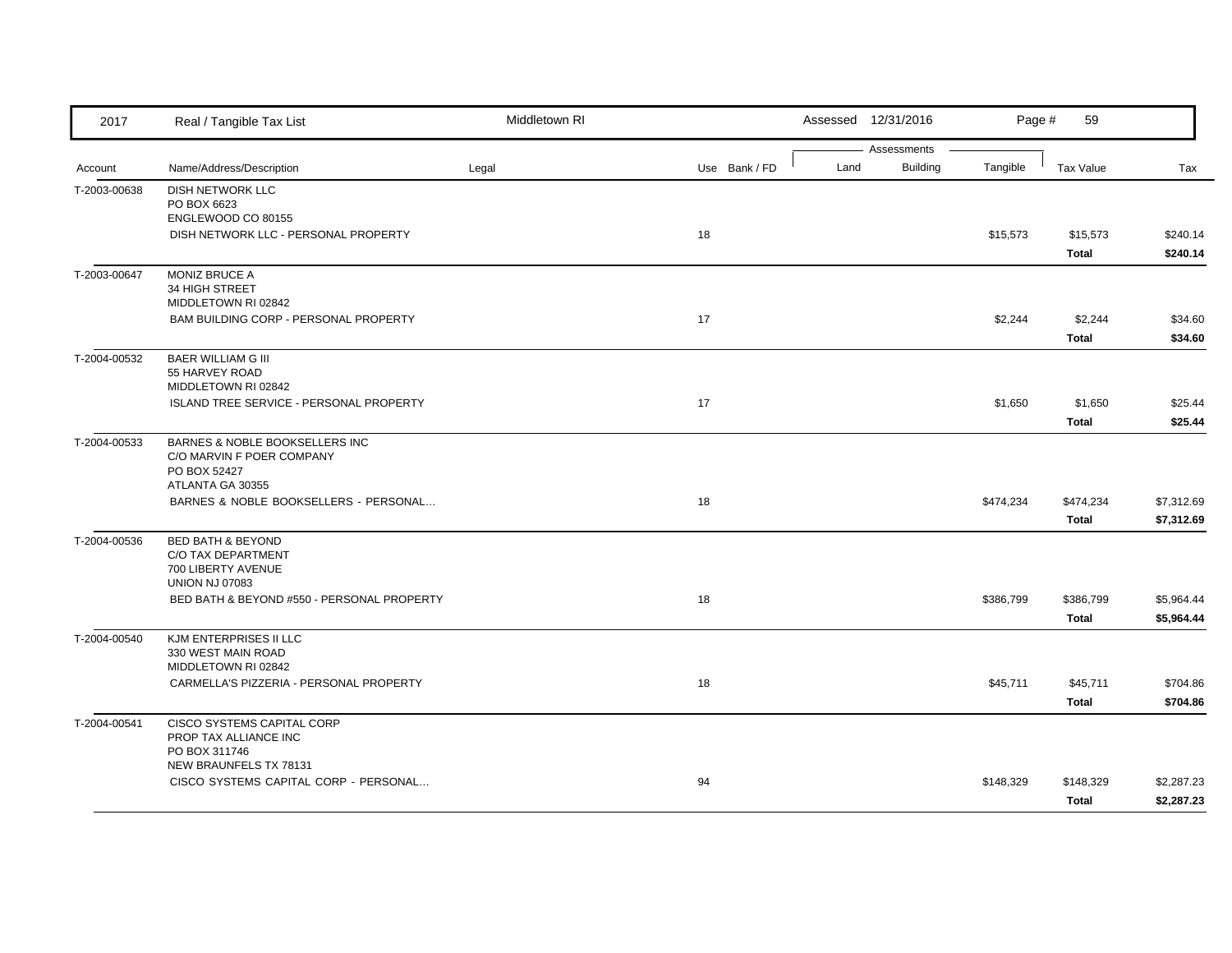| Account | Name/Address/Description | Legal | Use | Bank / FD | Land | Building | Tangible | Tax Value | Tax |
|---|---|---|---|---|---|---|---|---|---|
| T-2003-00638 | DISH NETWORK LLC<br>PO BOX 6623<br>ENGLEWOOD CO 80155 | | | | | | | | |
| | DISH NETWORK LLC - PERSONAL PROPERTY | | 18 | | | | $15,573 | $15,573 | $240.14 |
| | | | | | | | | **Total** | **$240.14** |
| T-2003-00647 | MONIZ BRUCE A<br>34 HIGH STREET<br>MIDDLETOWN RI 02842 | | | | | | | | |
| | BAM BUILDING CORP - PERSONAL PROPERTY | | 17 | | | | $2,244 | $2,244 | $34.60 |
| | | | | | | | | **Total** | **$34.60** |
| T-2004-00532 | BAER WILLIAM G III<br>55 HARVEY ROAD<br>MIDDLETOWN RI 02842 | | | | | | | | |
| | ISLAND TREE SERVICE - PERSONAL PROPERTY | | 17 | | | | $1,650 | $1,650 | $25.44 |
| | | | | | | | | **Total** | **$25.44** |
| T-2004-00533 | BARNES & NOBLE BOOKSELLERS INC<br>C/O MARVIN F POER COMPANY<br>PO BOX 52427<br>ATLANTA GA 30355 | | | | | | | | |
| | BARNES & NOBLE BOOKSELLERS - PERSONAL... | | 18 | | | | $474,234 | $474,234 | $7,312.69 |
| | | | | | | | | **Total** | **$7,312.69** |
| T-2004-00536 | BED BATH & BEYOND<br>C/O TAX DEPARTMENT<br>700 LIBERTY AVENUE<br>UNION NJ 07083 | | | | | | | | |
| | BED BATH & BEYOND #550 - PERSONAL PROPERTY | | 18 | | | | $386,799 | $386,799 | $5,964.44 |
| | | | | | | | | **Total** | **$5,964.44** |
| T-2004-00540 | KJM ENTERPRISES II LLC<br>330 WEST MAIN ROAD<br>MIDDLETOWN RI 02842 | | | | | | | | |
| | CARMELLA'S PIZZERIA - PERSONAL PROPERTY | | 18 | | | | $45,711 | $45,711 | $704.86 |
| | | | | | | | | **Total** | **$704.86** |
| T-2004-00541 | CISCO SYSTEMS CAPITAL CORP<br>PROP TAX ALLIANCE INC<br>PO BOX 311746<br>NEW BRAUNFELS TX 78131 | | | | | | | | |
| | CISCO SYSTEMS CAPITAL CORP - PERSONAL... | | 94 | | | | $148,329 | $148,329 | $2,287.23 |
| | | | | | | | | **Total** | **$2,287.23** |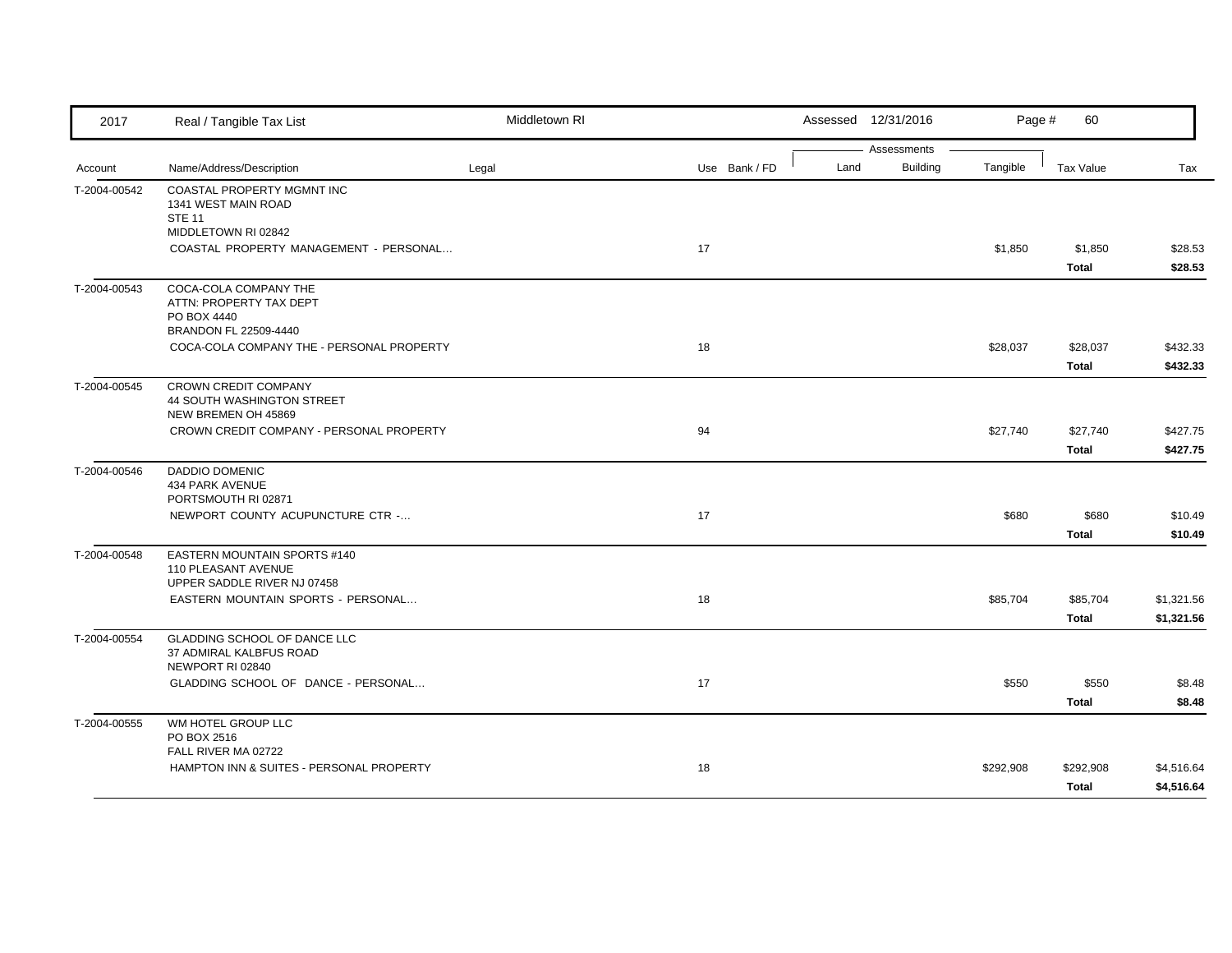| Account | Name/Address/Description | Legal | Use | Bank / FD | Land | Building | Tangible | Tax Value | Tax |
|---|---|---|---|---|---|---|---|---|---|
| T-2004-00542 | COASTAL PROPERTY MGMNT INC<br>1341 WEST MAIN ROAD<br>STE 11<br>MIDDLETOWN RI 02842 | | | | | | | | |
| | COASTAL PROPERTY MANAGEMENT - PERSONAL... | | 17 | | | | $1,850 | $1,850 | $28.53 |
| | | | | | | | | **Total** | **$28.53** |
| T-2004-00543 | COCA-COLA COMPANY THE<br>ATTN: PROPERTY TAX DEPT<br>PO BOX 4440<br>BRANDON FL 22509-4440 | | | | | | | | |
| | COCA-COLA COMPANY THE - PERSONAL PROPERTY | | 18 | | | | $28,037 | $28,037 | $432.33 |
| | | | | | | | | **Total** | **$432.33** |
| T-2004-00545 | CROWN CREDIT COMPANY<br>44 SOUTH WASHINGTON STREET<br>NEW BREMEN OH 45869 | | | | | | | | |
| | CROWN CREDIT COMPANY - PERSONAL PROPERTY | | 94 | | | | $27,740 | $27,740 | $427.75 |
| | | | | | | | | **Total** | **$427.75** |
| T-2004-00546 | DADDIO DOMENIC<br>434 PARK AVENUE<br>PORTSMOUTH RI 02871 | | | | | | | | |
| | NEWPORT COUNTY ACUPUNCTURE CTR -... | | 17 | | | | $680 | $680 | $10.49 |
| | | | | | | | | **Total** | **$10.49** |
| T-2004-00548 | EASTERN MOUNTAIN SPORTS #140<br>110 PLEASANT AVENUE<br>UPPER SADDLE RIVER NJ 07458 | | | | | | | | |
| | EASTERN MOUNTAIN SPORTS - PERSONAL... | | 18 | | | | $85,704 | $85,704 | $1,321.56 |
| | | | | | | | | **Total** | **$1,321.56** |
| T-2004-00554 | GLADDING SCHOOL OF DANCE LLC<br>37 ADMIRAL KALBFUS ROAD<br>NEWPORT RI 02840 | | | | | | | | |
| | GLADDING SCHOOL OF DANCE - PERSONAL... | | 17 | | | | $550 | $550 | $8.48 |
| | | | | | | | | **Total** | **$8.48** |
| T-2004-00555 | WM HOTEL GROUP LLC<br>PO BOX 2516<br>FALL RIVER MA 02722 | | | | | | | | |
| | HAMPTON INN & SUITES - PERSONAL PROPERTY | | 18 | | | | $292,908 | $292,908 | $4,516.64 |
| | | | | | | | | **Total** | **$4,516.64** |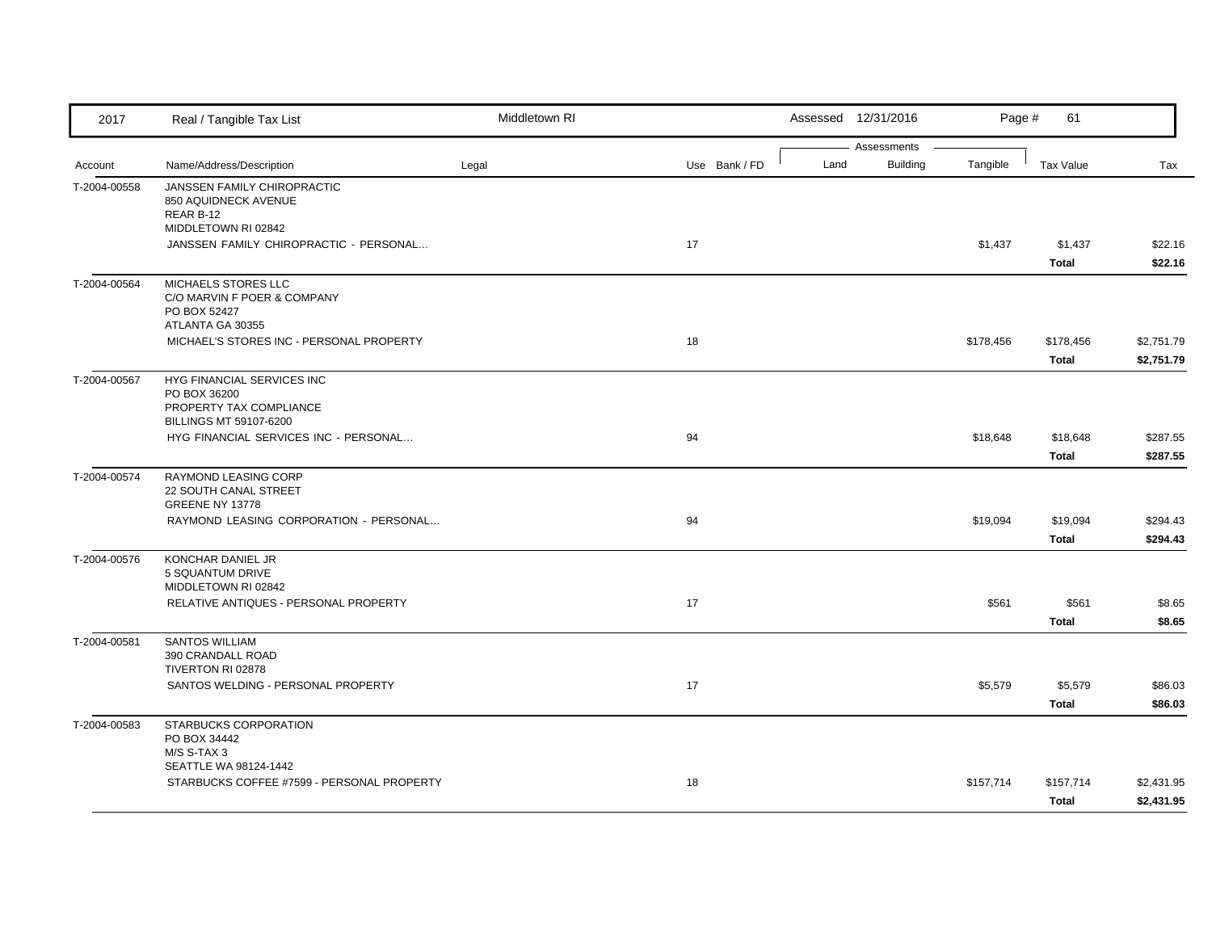| 2017 | Real / Tangible Tax List | Middletown RI | | Assessed 12/31/2016 | | | | |
|---|---|---|---|---|---|---|---|---|
| | | | | Assessments | | | | |
| Account | Name/Address/Description | Legal | Use Bank / FD | Land | Building | Tangible | Tax Value | Tax |
| T-2004-00558 | JANSSEN FAMILY CHIROPRACTIC<br>850 AQUIDNECK AVENUE<br>REAR B-12<br>MIDDLETOWN RI 02842 | | | | | | | |
| | JANSSEN FAMILY CHIROPRACTIC - PERSONAL... | | 17 | | | $1,437 | $1,437 | $22.16 |
| | | | | | | | **Total** | **$22.16** |
| T-2004-00564 | MICHAELS STORES LLC<br>C/O MARVIN F POER & COMPANY<br>PO BOX 52427<br>ATLANTA GA 30355 | | | | | | | |
| | MICHAEL'S STORES INC - PERSONAL PROPERTY | | 18 | | | $178,456 | $178,456 | $2,751.79 |
| | | | | | | | **Total** | **$2,751.79** |
| T-2004-00567 | HYG FINANCIAL SERVICES INC<br>PO BOX 36200<br>PROPERTY TAX COMPLIANCE<br>BILLINGS MT 59107-6200 | | | | | | | |
| | HYG FINANCIAL SERVICES INC - PERSONAL... | | 94 | | | $18,648 | $18,648 | $287.55 |
| | | | | | | | **Total** | **$287.55** |
| T-2004-00574 | RAYMOND LEASING CORP<br>22 SOUTH CANAL STREET<br>GREENE NY 13778 | | | | | | | |
| | RAYMOND LEASING CORPORATION - PERSONAL... | | 94 | | | $19,094 | $19,094 | $294.43 |
| | | | | | | | **Total** | **$294.43** |
| T-2004-00576 | KONCHAR DANIEL JR<br>5 SQUANTUM DRIVE<br>MIDDLETOWN RI 02842 | | | | | | | |
| | RELATIVE ANTIQUES - PERSONAL PROPERTY | | 17 | | | $561 | $561 | $8.65 |
| | | | | | | | **Total** | **$8.65** |
| T-2004-00581 | SANTOS WILLIAM<br>390 CRANDALL ROAD<br>TIVERTON RI 02878 | | | | | | | |
| | SANTOS WELDING - PERSONAL PROPERTY | | 17 | | | $5,579 | $5,579 | $86.03 |
| | | | | | | | **Total** | **$86.03** |
| T-2004-00583 | STARBUCKS CORPORATION<br>PO BOX 34442<br>M/S S-TAX 3<br>SEATTLE WA 98124-1442 | | | | | | | |
| | STARBUCKS COFFEE #7599 - PERSONAL PROPERTY | | 18 | | | $157,714 | $157,714 | $2,431.95 |
| | | | | | | | **Total** | **$2,431.95** |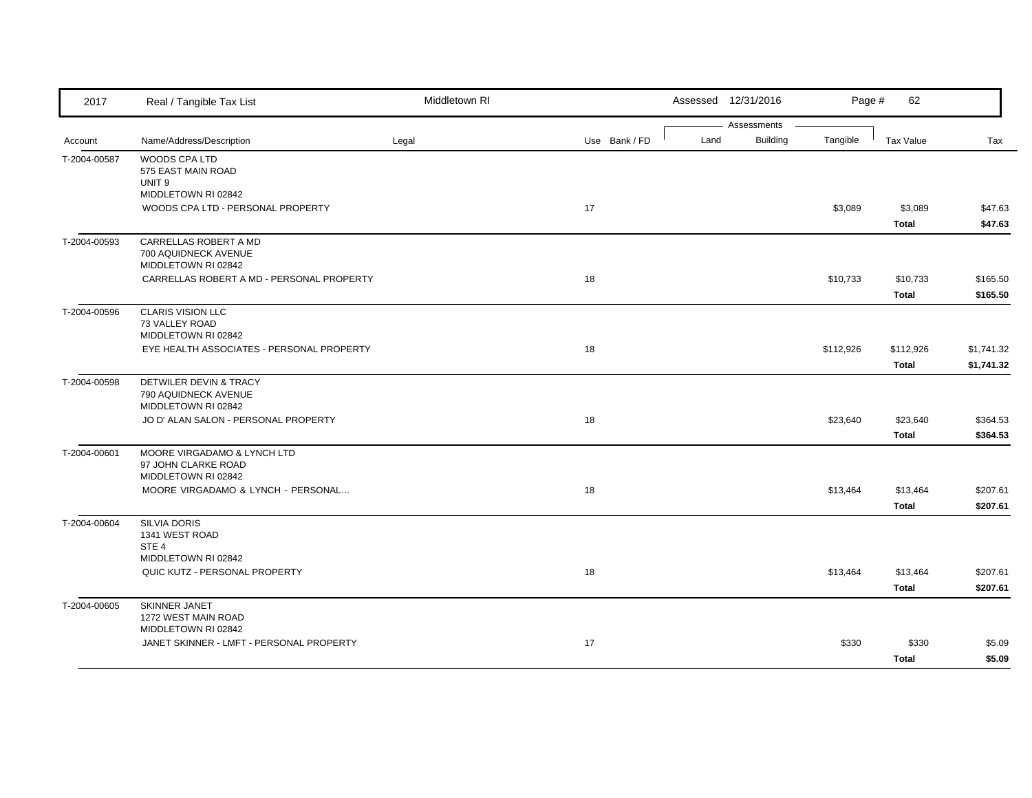| Account | Name/Address/Description | Legal | Use | Bank / FD | Land | Building | Tangible | Tax Value | Tax |
|---|---|---|---|---|---|---|---|---|---|
| T-2004-00587 | WOODS CPA LTD<br>575 EAST MAIN ROAD<br>UNIT 9<br>MIDDLETOWN RI 02842 | | | | | | | | |
| | WOODS CPA LTD - PERSONAL PROPERTY | | 17 | | | | $3,089 | $3,089 | $47.63 |
| | | | | | | | | **Total** | **$47.63** |
| T-2004-00593 | CARRELLAS ROBERT A MD<br>700 AQUIDNECK AVENUE<br>MIDDLETOWN RI 02842 | | | | | | | | |
| | CARRELLAS ROBERT A MD - PERSONAL PROPERTY | | 18 | | | | $10,733 | $10,733 | $165.50 |
| | | | | | | | | **Total** | **$165.50** |
| T-2004-00596 | CLARIS VISION LLC<br>73 VALLEY ROAD<br>MIDDLETOWN RI 02842 | | | | | | | | |
| | EYE HEALTH ASSOCIATES - PERSONAL PROPERTY | | 18 | | | | $112,926 | $112,926 | $1,741.32 |
| | | | | | | | | **Total** | **$1,741.32** |
| T-2004-00598 | DETWILER DEVIN & TRACY<br>790 AQUIDNECK AVENUE<br>MIDDLETOWN RI 02842 | | | | | | | | |
| | JO D' ALAN SALON - PERSONAL PROPERTY | | 18 | | | | $23,640 | $23,640 | $364.53 |
| | | | | | | | | **Total** | **$364.53** |
| T-2004-00601 | MOORE VIRGADAMO & LYNCH LTD<br>97 JOHN CLARKE ROAD<br>MIDDLETOWN RI 02842 | | | | | | | | |
| | MOORE VIRGADAMO & LYNCH - PERSONAL... | | 18 | | | | $13,464 | $13,464 | $207.61 |
| | | | | | | | | **Total** | **$207.61** |
| T-2004-00604 | SILVIA DORIS<br>1341 WEST ROAD<br>STE 4<br>MIDDLETOWN RI 02842 | | | | | | | | |
| | QUIC KUTZ - PERSONAL PROPERTY | | 18 | | | | $13,464 | $13,464 | $207.61 |
| | | | | | | | | **Total** | **$207.61** |
| T-2004-00605 | SKINNER JANET<br>1272 WEST MAIN ROAD<br>MIDDLETOWN RI 02842 | | | | | | | | |
| | JANET SKINNER - LMFT - PERSONAL PROPERTY | | 17 | | | | $330 | $330 | $5.09 |
| | | | | | | | | **Total** | **$5.09** |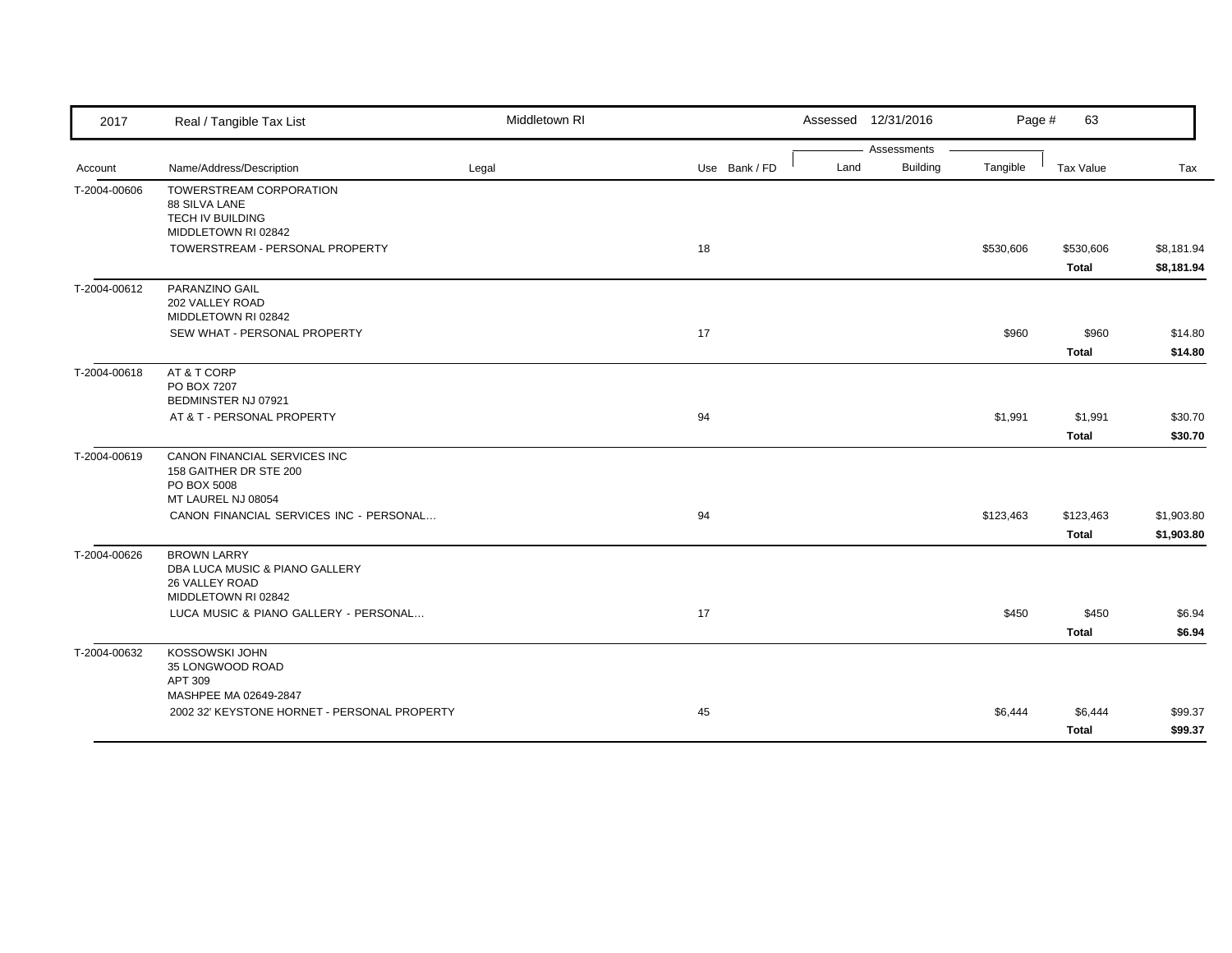| 2017 | Real / Tangible Tax List | Middletown RI | | Assessed 12/31/2016 | | | Page # 63 | |
|---|---|---|---|---|---|---|---|---|
| | | | | | Assessments | | | |
| Account | Name/Address/Description | Legal | Use Bank / FD | Land | Building | Tangible | Tax Value | Tax |
| T-2004-00606 | TOWERSTREAM CORPORATION<br>88 SILVA LANE<br>TECH IV BUILDING<br>MIDDLETOWN RI 02842 | | | | | | | |
| | TOWERSTREAM - PERSONAL PROPERTY | | 18 | | | $530,606 | $530,606 | $8,181.94 |
| | | | | | | | **Total** | **$8,181.94** |
| T-2004-00612 | PARANZINO GAIL<br>202 VALLEY ROAD<br>MIDDLETOWN RI 02842 | | | | | | | |
| | SEW WHAT - PERSONAL PROPERTY | | 17 | | | $960 | $960 | $14.80 |
| | | | | | | | **Total** | **$14.80** |
| T-2004-00618 | AT & T CORP<br>PO BOX 7207<br>BEDMINSTER NJ 07921 | | | | | | | |
| | AT & T - PERSONAL PROPERTY | | 94 | | | $1,991 | $1,991 | $30.70 |
| | | | | | | | **Total** | **$30.70** |
| T-2004-00619 | CANON FINANCIAL SERVICES INC<br>158 GAITHER DR STE 200<br>PO BOX 5008<br>MT LAUREL NJ 08054 | | | | | | | |
| | CANON FINANCIAL SERVICES INC - PERSONAL… | | 94 | | | $123,463 | $123,463 | $1,903.80 |
| | | | | | | | **Total** | **$1,903.80** |
| T-2004-00626 | BROWN LARRY<br>DBA LUCA MUSIC & PIANO GALLERY<br>26 VALLEY ROAD<br>MIDDLETOWN RI 02842 | | | | | | | |
| | LUCA MUSIC & PIANO GALLERY - PERSONAL… | | 17 | | | $450 | $450 | $6.94 |
| | | | | | | | **Total** | **$6.94** |
| T-2004-00632 | KOSSOWSKI JOHN<br>35 LONGWOOD ROAD<br>APT 309<br>MASHPEE MA 02649-2847 | | | | | | | |
| | 2002 32' KEYSTONE HORNET - PERSONAL PROPERTY | | 45 | | | $6,444 | $6,444 | $99.37 |
| | | | | | | | **Total** | **$99.37** |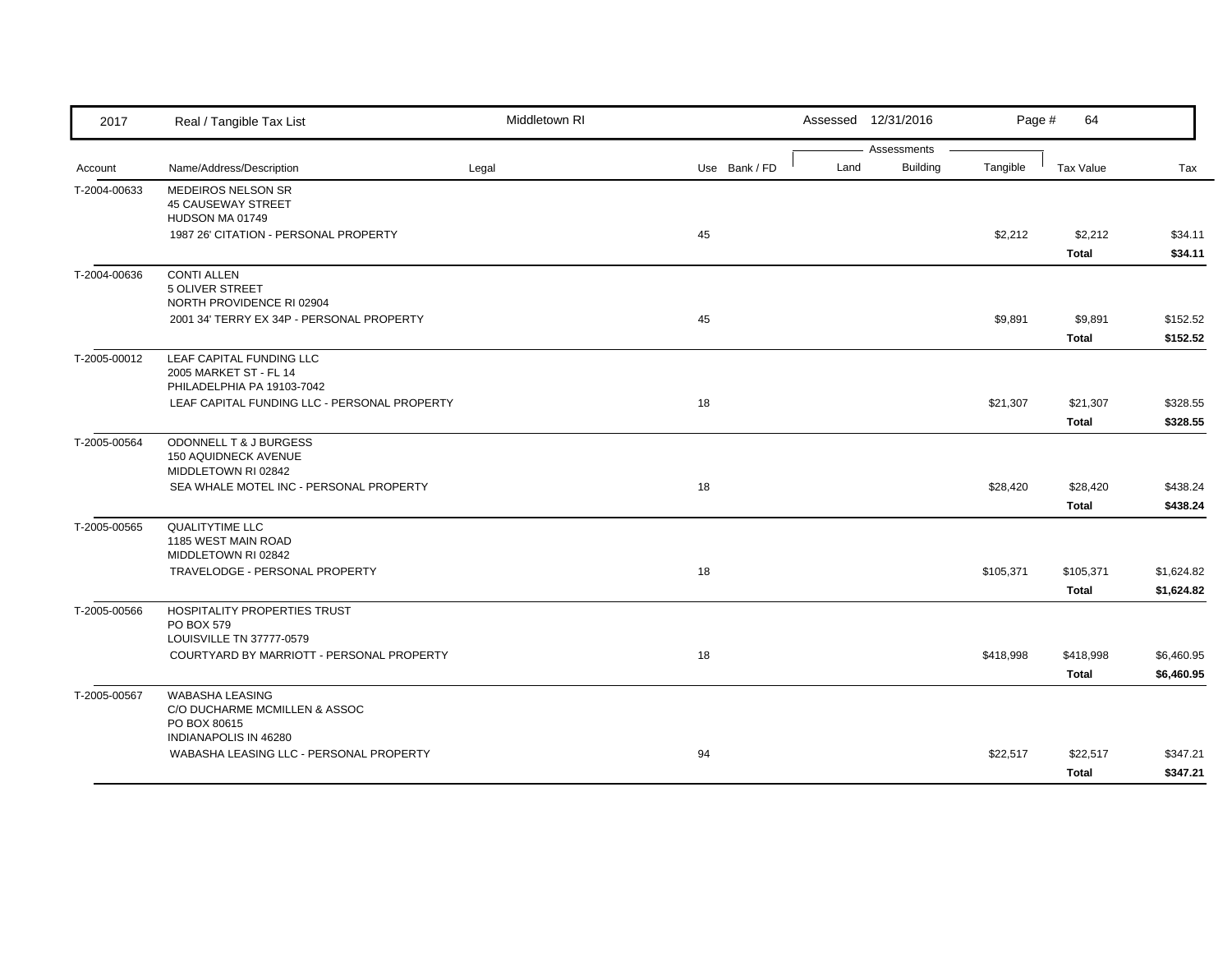| 2017 | Real / Tangible Tax List | Middletown RI | | Assessed 12/31/2016 | | Page # 64 | | |
|---|---|---|---|---|---|---|---|---|
| | | | | Assessments | | | | |
| Account | Name/Address/Description | Legal | Use Bank / FD | Land | Building | Tangible | Tax Value | Tax |
| T-2004-00633 | MEDEIROS NELSON SR<br>45 CAUSEWAY STREET<br>HUDSON MA 01749 | | | | | | | |
| | 1987 26' CITATION - PERSONAL PROPERTY | | 45 | | | $2,212 | $2,212 | $34.11 |
| | | | | | | | **Total** | **$34.11** |
| T-2004-00636 | CONTI ALLEN<br>5 OLIVER STREET<br>NORTH PROVIDENCE RI 02904 | | | | | | | |
| | 2001 34' TERRY EX 34P - PERSONAL PROPERTY | | 45 | | | $9,891 | $9,891 | $152.52 |
| | | | | | | | **Total** | **$152.52** |
| T-2005-00012 | LEAF CAPITAL FUNDING LLC<br>2005 MARKET ST - FL 14<br>PHILADELPHIA PA 19103-7042 | | | | | | | |
| | LEAF CAPITAL FUNDING LLC - PERSONAL PROPERTY | | 18 | | | $21,307 | $21,307 | $328.55 |
| | | | | | | | **Total** | **$328.55** |
| T-2005-00564 | ODONNELL T & J BURGESS<br>150 AQUIDNECK AVENUE<br>MIDDLETOWN RI 02842 | | | | | | | |
| | SEA WHALE MOTEL INC - PERSONAL PROPERTY | | 18 | | | $28,420 | $28,420 | $438.24 |
| | | | | | | | **Total** | **$438.24** |
| T-2005-00565 | QUALITYTIME LLC<br>1185 WEST MAIN ROAD<br>MIDDLETOWN RI 02842 | | | | | | | |
| | TRAVELODGE - PERSONAL PROPERTY | | 18 | | | $105,371 | $105,371 | $1,624.82 |
| | | | | | | | **Total** | **$1,624.82** |
| T-2005-00566 | HOSPITALITY PROPERTIES TRUST<br>PO BOX 579<br>LOUISVILLE TN 37777-0579 | | | | | | | |
| | COURTYARD BY MARRIOTT - PERSONAL PROPERTY | | 18 | | | $418,998 | $418,998 | $6,460.95 |
| | | | | | | | **Total** | **$6,460.95** |
| T-2005-00567 | WABASHA LEASING<br>C/O DUCHARME MCMILLEN & ASSOC<br>PO BOX 80615<br>INDIANAPOLIS IN 46280 | | | | | | | |
| | WABASHA LEASING LLC - PERSONAL PROPERTY | | 94 | | | $22,517 | $22,517 | $347.21 |
| | | | | | | | **Total** | **$347.21** |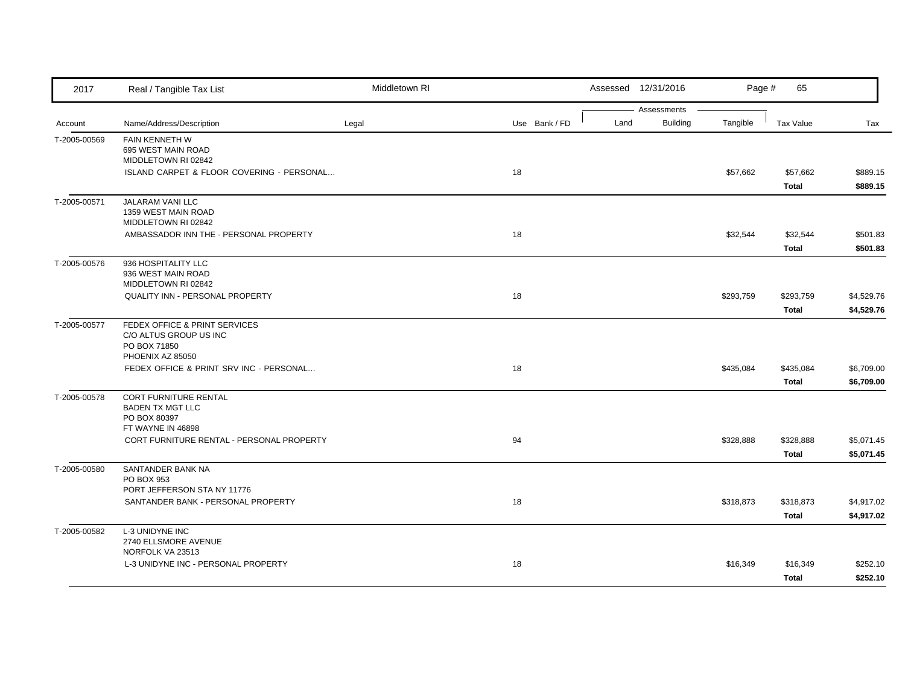| Account | Name/Address/Description | Legal | Use | Bank / FD | Land | Building | Tangible | Tax Value | Tax |
|---|---|---|---|---|---|---|---|---|---|
| T-2005-00569 | FAIN KENNETH W<br>695 WEST MAIN ROAD<br>MIDDLETOWN RI 02842 | | | | | | | | |
| | ISLAND CARPET & FLOOR COVERING - PERSONAL... | | 18 | | | | $57,662 | $57,662 | $889.15 |
| | | | | | | | | **Total** | **$889.15** |
| T-2005-00571 | JALARAM VANI LLC<br>1359 WEST MAIN ROAD<br>MIDDLETOWN RI 02842 | | | | | | | | |
| | AMBASSADOR INN THE - PERSONAL PROPERTY | | 18 | | | | $32,544 | $32,544 | $501.83 |
| | | | | | | | | **Total** | **$501.83** |
| T-2005-00576 | 936 HOSPITALITY LLC<br>936 WEST MAIN ROAD<br>MIDDLETOWN RI 02842 | | | | | | | | |
| | QUALITY INN - PERSONAL PROPERTY | | 18 | | | | $293,759 | $293,759 | $4,529.76 |
| | | | | | | | | **Total** | **$4,529.76** |
| T-2005-00577 | FEDEX OFFICE & PRINT SERVICES<br>C/O ALTUS GROUP US INC<br>PO BOX 71850<br>PHOENIX AZ 85050 | | | | | | | | |
| | FEDEX OFFICE & PRINT SRV INC - PERSONAL... | | 18 | | | | $435,084 | $435,084 | $6,709.00 |
| | | | | | | | | **Total** | **$6,709.00** |
| T-2005-00578 | CORT FURNITURE RENTAL<br>BADEN TX MGT LLC<br>PO BOX 80397<br>FT WAYNE IN 46898 | | | | | | | | |
| | CORT FURNITURE RENTAL - PERSONAL PROPERTY | | 94 | | | | $328,888 | $328,888 | $5,071.45 |
| | | | | | | | | **Total** | **$5,071.45** |
| T-2005-00580 | SANTANDER BANK NA<br>PO BOX 953<br>PORT JEFFERSON STA NY 11776 | | | | | | | | |
| | SANTANDER BANK - PERSONAL PROPERTY | | 18 | | | | $318,873 | $318,873 | $4,917.02 |
| | | | | | | | | **Total** | **$4,917.02** |
| T-2005-00582 | L-3 UNIDYNE INC<br>2740 ELLSMORE AVENUE<br>NORFOLK VA 23513 | | | | | | | | |
| | L-3 UNIDYNE INC - PERSONAL PROPERTY | | 18 | | | | $16,349 | $16,349 | $252.10 |
| | | | | | | | | **Total** | **$252.10** |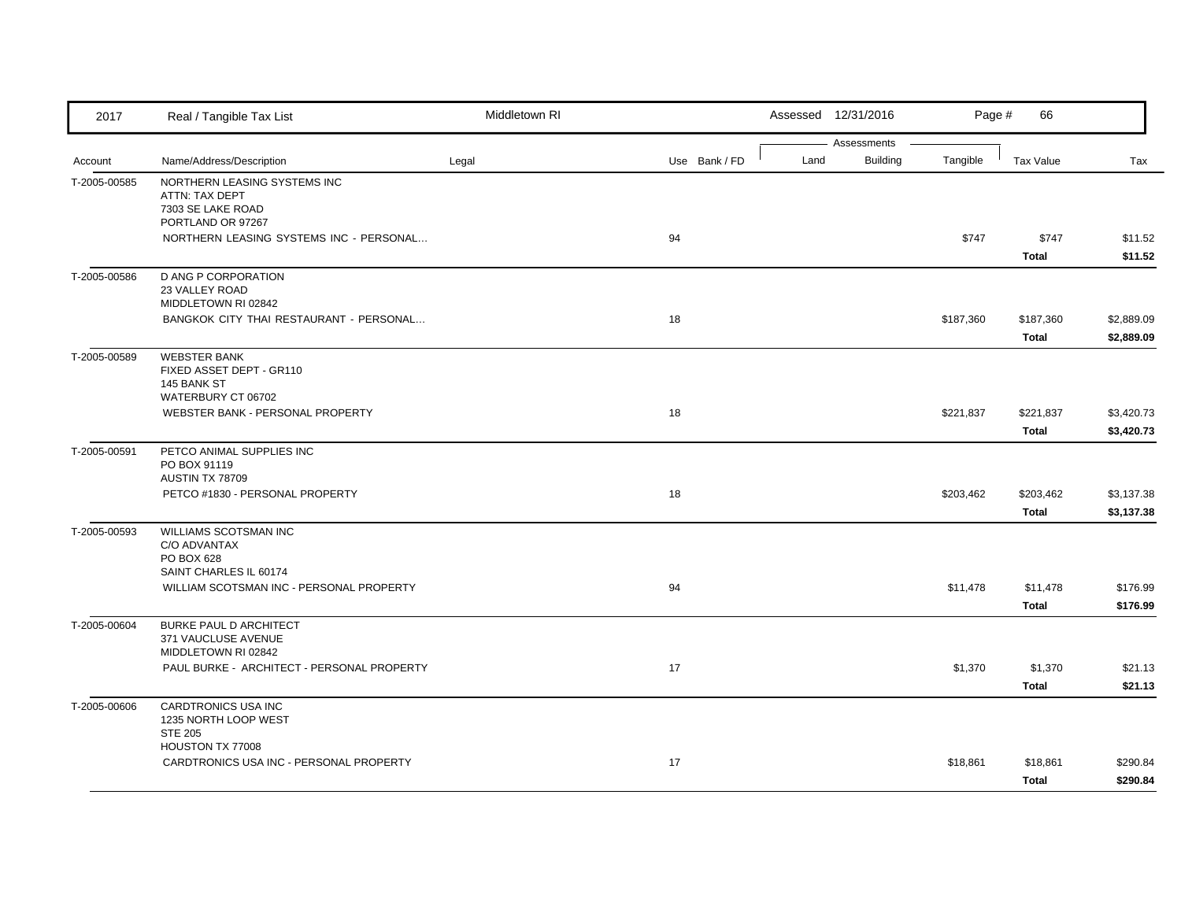| 2017 | Real / Tangible Tax List | Middletown RI | | | Assessed 12/31/2016 | | | Page # 66 | |
|---|---|---|---|---|---|---|---|---|---|
| | | | | | Assessments | | | | |
| Account | Name/Address/Description | Legal | Use | Bank / FD | Land | Building | Tangible | Tax Value | Tax |
| T-2005-00585 | NORTHERN LEASING SYSTEMS INC<br>ATTN: TAX DEPT<br>7303 SE LAKE ROAD<br>PORTLAND OR 97267 | | | | | | | | |
| | NORTHERN LEASING SYSTEMS INC - PERSONAL... | | 94 | | | | $747 | $747 | $11.52 |
| | | | | | | | | **Total** | **$11.52** |
| T-2005-00586 | D ANG P CORPORATION<br>23 VALLEY ROAD<br>MIDDLETOWN RI 02842 | | | | | | | | |
| | BANGKOK CITY THAI RESTAURANT - PERSONAL... | | 18 | | | | $187,360 | $187,360 | $2,889.09 |
| | | | | | | | | **Total** | **$2,889.09** |
| T-2005-00589 | WEBSTER BANK<br>FIXED ASSET DEPT - GR110<br>145 BANK ST<br>WATERBURY CT 06702 | | | | | | | | |
| | WEBSTER BANK - PERSONAL PROPERTY | | 18 | | | | $221,837 | $221,837 | $3,420.73 |
| | | | | | | | | **Total** | **$3,420.73** |
| T-2005-00591 | PETCO ANIMAL SUPPLIES INC<br>PO BOX 91119<br>AUSTIN TX 78709 | | | | | | | | |
| | PETCO #1830 - PERSONAL PROPERTY | | 18 | | | | $203,462 | $203,462 | $3,137.38 |
| | | | | | | | | **Total** | **$3,137.38** |
| T-2005-00593 | WILLIAMS SCOTSMAN INC<br>C/O ADVANTAX<br>PO BOX 628<br>SAINT CHARLES IL 60174 | | | | | | | | |
| | WILLIAM SCOTSMAN INC - PERSONAL PROPERTY | | 94 | | | | $11,478 | $11,478 | $176.99 |
| | | | | | | | | **Total** | **$176.99** |
| T-2005-00604 | BURKE PAUL D ARCHITECT<br>371 VAUCLUSE AVENUE<br>MIDDLETOWN RI 02842 | | | | | | | | |
| | PAUL BURKE - ARCHITECT - PERSONAL PROPERTY | | 17 | | | | $1,370 | $1,370 | $21.13 |
| | | | | | | | | **Total** | **$21.13** |
| T-2005-00606 | CARDTRONICS USA INC<br>1235 NORTH LOOP WEST<br>STE 205<br>HOUSTON TX 77008 | | | | | | | | |
| | CARDTRONICS USA INC - PERSONAL PROPERTY | | 17 | | | | $18,861 | $18,861 | $290.84 |
| | | | | | | | | **Total** | **$290.84** |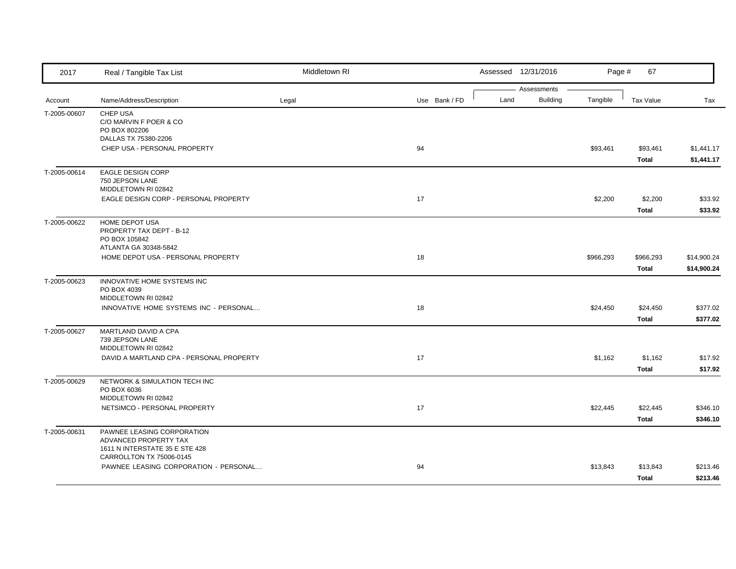| 2017 | Real / Tangible Tax List | Middletown RI | | | Assessed 12/31/2016 | | | | |
|---|---|---|---|---|---|---|---|---|---|
| | | | | | Assessments | | | | |
| Account | Name/Address/Description | Legal | Use | Bank / FD | Land | Building | Tangible | Tax Value | Tax |
| T-2005-00607 | CHEP USA<br>C/O MARVIN F POER & CO<br>PO BOX 802206<br>DALLAS TX 75380-2206 | | | | | | | | |
| | CHEP USA - PERSONAL PROPERTY | | 94 | | | | $93,461 | $93,461 | $1,441.17 |
| | | | | | | | | **Total** | **$1,441.17** |
| T-2005-00614 | EAGLE DESIGN CORP<br>750 JEPSON LANE<br>MIDDLETOWN RI 02842 | | | | | | | | |
| | EAGLE DESIGN CORP - PERSONAL PROPERTY | | 17 | | | | $2,200 | $2,200 | $33.92 |
| | | | | | | | | **Total** | **$33.92** |
| T-2005-00622 | HOME DEPOT USA<br>PROPERTY TAX DEPT - B-12<br>PO BOX 105842<br>ATLANTA GA 30348-5842 | | | | | | | | |
| | HOME DEPOT USA - PERSONAL PROPERTY | | 18 | | | | $966,293 | $966,293 | $14,900.24 |
| | | | | | | | | **Total** | **$14,900.24** |
| T-2005-00623 | INNOVATIVE HOME SYSTEMS INC<br>PO BOX 4039<br>MIDDLETOWN RI 02842 | | | | | | | | |
| | INNOVATIVE HOME SYSTEMS INC - PERSONAL... | | 18 | | | | $24,450 | $24,450 | $377.02 |
| | | | | | | | | **Total** | **$377.02** |
| T-2005-00627 | MARTLAND DAVID A CPA<br>739 JEPSON LANE<br>MIDDLETOWN RI 02842 | | | | | | | | |
| | DAVID A MARTLAND CPA - PERSONAL PROPERTY | | 17 | | | | $1,162 | $1,162 | $17.92 |
| | | | | | | | | **Total** | **$17.92** |
| T-2005-00629 | NETWORK & SIMULATION TECH INC<br>PO BOX 6036<br>MIDDLETOWN RI 02842 | | | | | | | | |
| | NETSIMCO - PERSONAL PROPERTY | | 17 | | | | $22,445 | $22,445 | $346.10 |
| | | | | | | | | **Total** | **$346.10** |
| T-2005-00631 | PAWNEE LEASING CORPORATION<br>ADVANCED PROPERTY TAX<br>1611 N INTERSTATE 35 E STE 428<br>CARROLLTON TX 75006-0145 | | | | | | | | |
| | PAWNEE LEASING CORPORATION - PERSONAL... | | 94 | | | | $13,843 | $13,843 | $213.46 |
| | | | | | | | | **Total** | **$213.46** |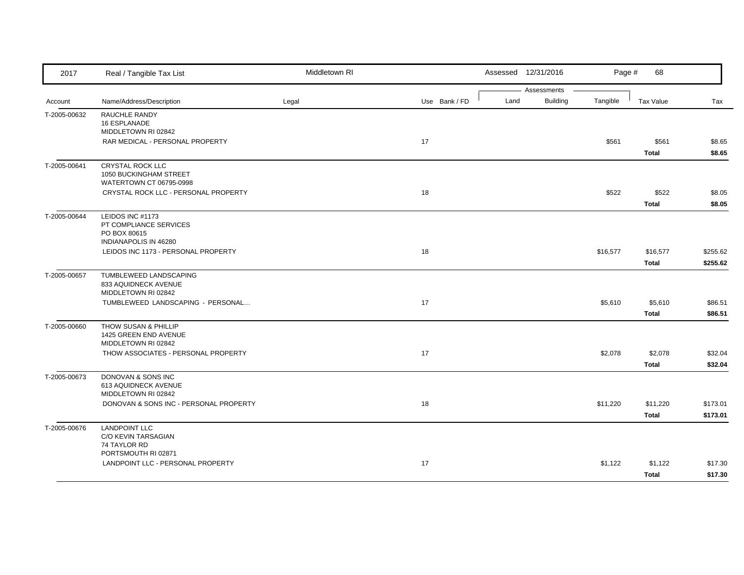| 2017 | Real / Tangible Tax List | Middletown RI | | Assessed 12/31/2016 | | | | |
|---|---|---|---|---|---|---|---|---|
| | | | | Assessments | | | | |
| Account | Name/Address/Description | Legal | Use Bank / FD | Land | Building | Tangible | Tax Value | Tax |
| T-2005-00632 | RAUCHLE RANDY<br>16 ESPLANADE<br>MIDDLETOWN RI 02842 | | | | | | | |
| | RAR MEDICAL - PERSONAL PROPERTY | | 17 | | | $561 | $561 | $8.65 |
| | | | | | | | **Total** | **$8.65** |
| T-2005-00641 | CRYSTAL ROCK LLC<br>1050 BUCKINGHAM STREET<br>WATERTOWN CT 06795-0998 | | | | | | | |
| | CRYSTAL ROCK LLC - PERSONAL PROPERTY | | 18 | | | $522 | $522 | $8.05 |
| | | | | | | | **Total** | **$8.05** |
| T-2005-00644 | LEIDOS INC #1173<br>PT COMPLIANCE SERVICES<br>PO BOX 80615<br>INDIANAPOLIS IN 46280 | | | | | | | |
| | LEIDOS INC 1173 - PERSONAL PROPERTY | | 18 | | | $16,577 | $16,577 | $255.62 |
| | | | | | | | **Total** | **$255.62** |
| T-2005-00657 | TUMBLEWEED LANDSCAPING<br>833 AQUIDNECK AVENUE<br>MIDDLETOWN RI 02842 | | | | | | | |
| | TUMBLEWEED LANDSCAPING - PERSONAL... | | 17 | | | $5,610 | $5,610 | $86.51 |
| | | | | | | | **Total** | **$86.51** |
| T-2005-00660 | THOW SUSAN & PHILLIP<br>1425 GREEN END AVENUE<br>MIDDLETOWN RI 02842 | | | | | | | |
| | THOW ASSOCIATES - PERSONAL PROPERTY | | 17 | | | $2,078 | $2,078 | $32.04 |
| | | | | | | | **Total** | **$32.04** |
| T-2005-00673 | DONOVAN & SONS INC<br>613 AQUIDNECK AVENUE<br>MIDDLETOWN RI 02842 | | | | | | | |
| | DONOVAN & SONS INC - PERSONAL PROPERTY | | 18 | | | $11,220 | $11,220 | $173.01 |
| | | | | | | | **Total** | **$173.01** |
| T-2005-00676 | LANDPOINT LLC<br>C/O KEVIN TARSAGIAN<br>74 TAYLOR RD<br>PORTSMOUTH RI 02871 | | | | | | | |
| | LANDPOINT LLC - PERSONAL PROPERTY | | 17 | | | $1,122 | $1,122 | $17.30 |
| | | | | | | | **Total** | **$17.30** |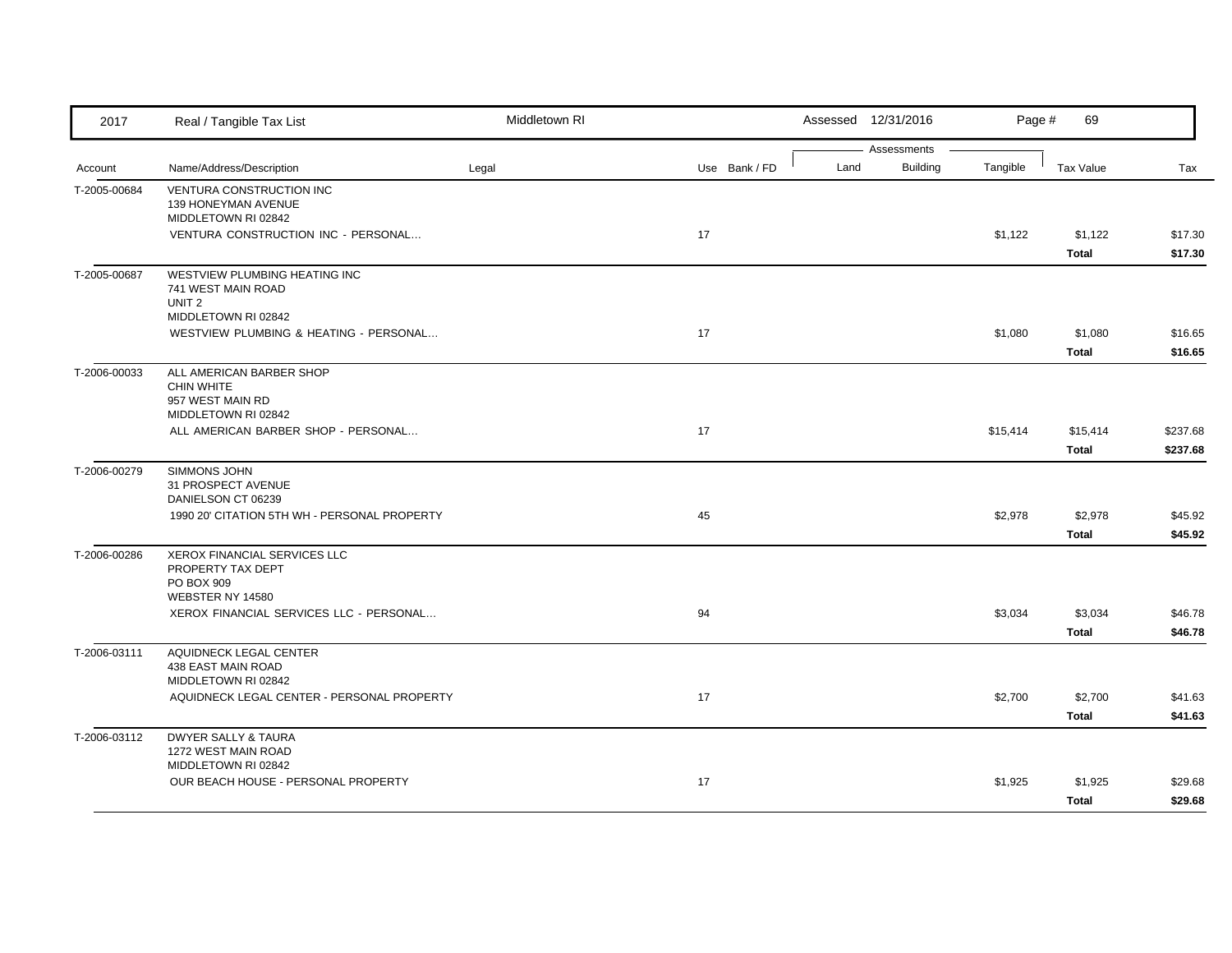| Account | Name/Address/Description | Legal | Use | Bank / FD | Land | Building | Tangible | Tax Value | Tax |
|---|---|---|---|---|---|---|---|---|---|
| T-2005-00684 | VENTURA CONSTRUCTION INC<br>139 HONEYMAN AVENUE<br>MIDDLETOWN RI 02842 | | | | | | | | |
| | VENTURA CONSTRUCTION INC - PERSONAL... | | 17 | | | | $1,122 | $1,122 | $17.30 |
| | | | | | | | | **Total** | **$17.30** |
| T-2005-00687 | WESTVIEW PLUMBING HEATING INC<br>741 WEST MAIN ROAD<br>UNIT 2<br>MIDDLETOWN RI 02842 | | | | | | | | |
| | WESTVIEW PLUMBING & HEATING - PERSONAL... | | 17 | | | | $1,080 | $1,080 | $16.65 |
| | | | | | | | | **Total** | **$16.65** |
| T-2006-00033 | ALL AMERICAN BARBER SHOP<br>CHIN WHITE<br>957 WEST MAIN RD<br>MIDDLETOWN RI 02842 | | | | | | | | |
| | ALL AMERICAN BARBER SHOP - PERSONAL... | | 17 | | | | $15,414 | $15,414 | $237.68 |
| | | | | | | | | **Total** | **$237.68** |
| T-2006-00279 | SIMMONS JOHN<br>31 PROSPECT AVENUE<br>DANIELSON CT 06239 | | | | | | | | |
| | 1990 20' CITATION 5TH WH - PERSONAL PROPERTY | | 45 | | | | $2,978 | $2,978 | $45.92 |
| | | | | | | | | **Total** | **$45.92** |
| T-2006-00286 | XEROX FINANCIAL SERVICES LLC<br>PROPERTY TAX DEPT<br>PO BOX 909<br>WEBSTER NY 14580 | | | | | | | | |
| | XEROX FINANCIAL SERVICES LLC - PERSONAL... | | 94 | | | | $3,034 | $3,034 | $46.78 |
| | | | | | | | | **Total** | **$46.78** |
| T-2006-03111 | AQUIDNECK LEGAL CENTER<br>438 EAST MAIN ROAD<br>MIDDLETOWN RI 02842 | | | | | | | | |
| | AQUIDNECK LEGAL CENTER - PERSONAL PROPERTY | | 17 | | | | $2,700 | $2,700 | $41.63 |
| | | | | | | | | **Total** | **$41.63** |
| T-2006-03112 | DWYER SALLY & TAURA<br>1272 WEST MAIN ROAD<br>MIDDLETOWN RI 02842 | | | | | | | | |
| | OUR BEACH HOUSE - PERSONAL PROPERTY | | 17 | | | | $1,925 | $1,925 | $29.68 |
| | | | | | | | | **Total** | **$29.68** |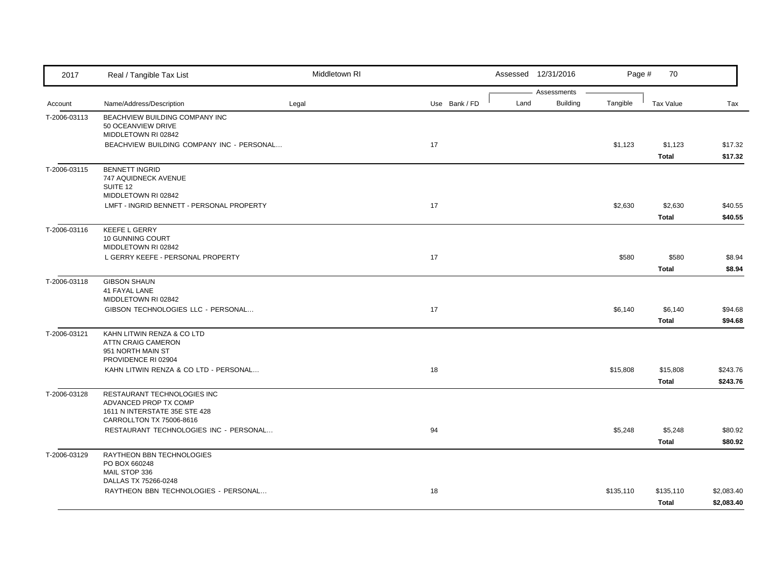| Account | Name/Address/Description | Legal | Use | Bank / FD | Land | Building | Tangible | Tax Value | Tax |
|---|---|---|---|---|---|---|---|---|---|
| T-2006-03113 | BEACHVIEW BUILDING COMPANY INC<br>50 OCEANVIEW DRIVE<br>MIDDLETOWN RI 02842 | | | | | | | | |
| | BEACHVIEW BUILDING COMPANY INC - PERSONAL... | | 17 | | | | $1,123 | $1,123 | $17.32 |
| | | | | | | | | **Total** | **$17.32** |
| T-2006-03115 | BENNETT INGRID<br>747 AQUIDNECK AVENUE<br>SUITE 12<br>MIDDLETOWN RI 02842 | | | | | | | | |
| | LMFT - INGRID BENNETT - PERSONAL PROPERTY | | 17 | | | | $2,630 | $2,630 | $40.55 |
| | | | | | | | | **Total** | **$40.55** |
| T-2006-03116 | KEEFE L GERRY<br>10 GUNNING COURT<br>MIDDLETOWN RI 02842 | | | | | | | | |
| | L GERRY KEEFE - PERSONAL PROPERTY | | 17 | | | | $580 | $580 | $8.94 |
| | | | | | | | | **Total** | **$8.94** |
| T-2006-03118 | GIBSON SHAUN<br>41 FAYAL LANE<br>MIDDLETOWN RI 02842 | | | | | | | | |
| | GIBSON TECHNOLOGIES LLC - PERSONAL... | | 17 | | | | $6,140 | $6,140 | $94.68 |
| | | | | | | | | **Total** | **$94.68** |
| T-2006-03121 | KAHN LITWIN RENZA & CO LTD<br>ATTN CRAIG CAMERON<br>951 NORTH MAIN ST<br>PROVIDENCE RI 02904 | | | | | | | | |
| | KAHN LITWIN RENZA & CO LTD - PERSONAL... | | 18 | | | | $15,808 | $15,808 | $243.76 |
| | | | | | | | | **Total** | **$243.76** |
| T-2006-03128 | RESTAURANT TECHNOLOGIES INC<br>ADVANCED PROP TX COMP<br>1611 N INTERSTATE 35E STE 428<br>CARROLLTON TX 75006-8616 | | | | | | | | |
| | RESTAURANT TECHNOLOGIES INC - PERSONAL... | | 94 | | | | $5,248 | $5,248 | $80.92 |
| | | | | | | | | **Total** | **$80.92** |
| T-2006-03129 | RAYTHEON BBN TECHNOLOGIES<br>PO BOX 660248<br>MAIL STOP 336<br>DALLAS TX 75266-0248 | | | | | | | | |
| | RAYTHEON BBN TECHNOLOGIES - PERSONAL... | | 18 | | | | $135,110 | $135,110 | $2,083.40 |
| | | | | | | | | **Total** | **$2,083.40** |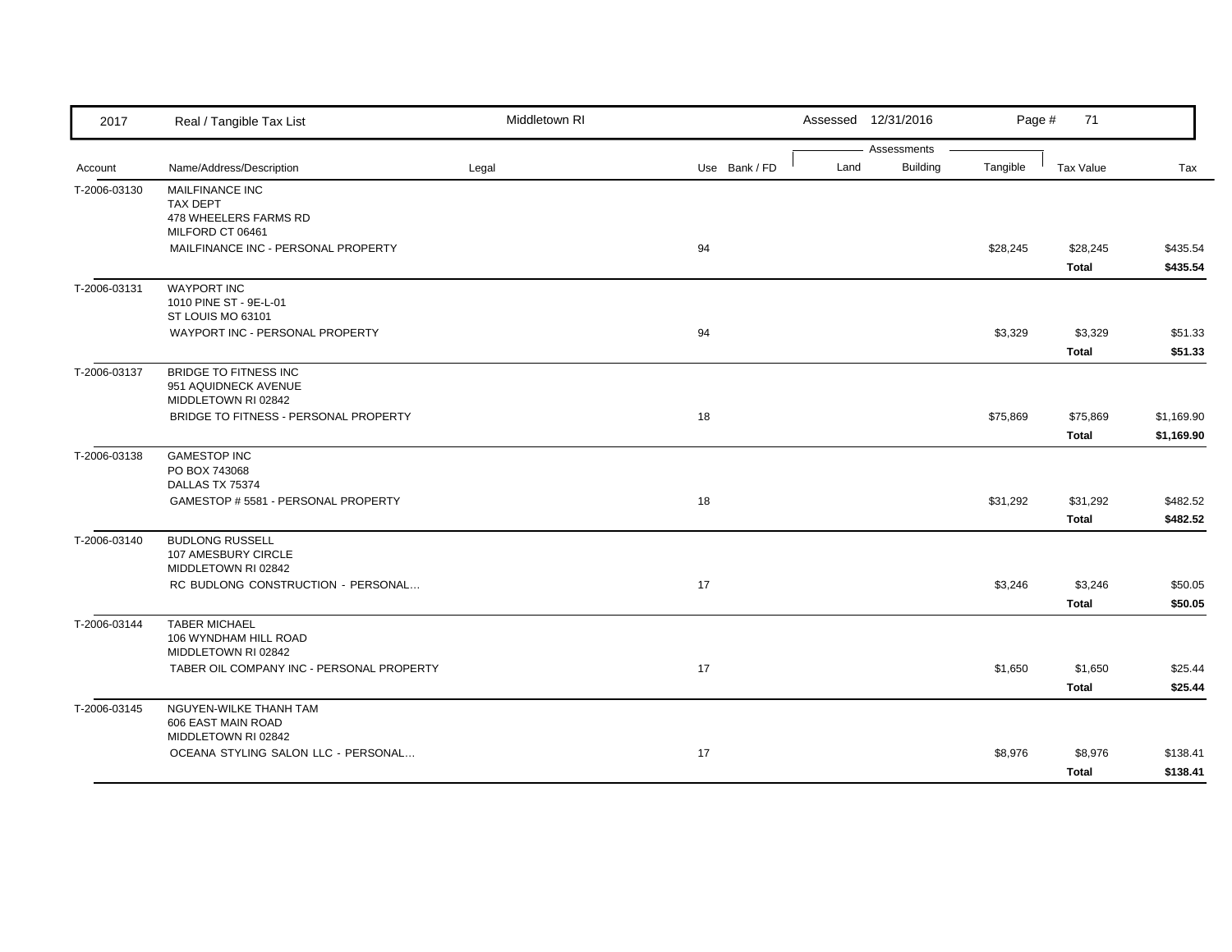| Account | Name/Address/Description | Legal | Use | Bank / FD | Land | Building | Tangible | Tax Value | Tax |
|---|---|---|---|---|---|---|---|---|---|
| T-2006-03130 | MAILFINANCE INC<br>TAX DEPT<br>478 WHEELERS FARMS RD<br>MILFORD CT 06461 | | | | | | | | |
| | MAILFINANCE INC - PERSONAL PROPERTY | | 94 | | | | $28,245 | $28,245 | $435.54 |
| | | | | | | | | **Total** | **$435.54** |
| T-2006-03131 | WAYPORT INC<br>1010 PINE ST - 9E-L-01<br>ST LOUIS MO 63101 | | | | | | | | |
| | WAYPORT INC - PERSONAL PROPERTY | | 94 | | | | $3,329 | $3,329 | $51.33 |
| | | | | | | | | **Total** | **$51.33** |
| T-2006-03137 | BRIDGE TO FITNESS INC<br>951 AQUIDNECK AVENUE<br>MIDDLETOWN RI 02842 | | | | | | | | |
| | BRIDGE TO FITNESS - PERSONAL PROPERTY | | 18 | | | | $75,869 | $75,869 | $1,169.90 |
| | | | | | | | | **Total** | **$1,169.90** |
| T-2006-03138 | GAMESTOP INC<br>PO BOX 743068<br>DALLAS TX 75374 | | | | | | | | |
| | GAMESTOP # 5581 - PERSONAL PROPERTY | | 18 | | | | $31,292 | $31,292 | $482.52 |
| | | | | | | | | **Total** | **$482.52** |
| T-2006-03140 | BUDLONG RUSSELL<br>107 AMESBURY CIRCLE<br>MIDDLETOWN RI 02842 | | | | | | | | |
| | RC BUDLONG CONSTRUCTION - PERSONAL... | | 17 | | | | $3,246 | $3,246 | $50.05 |
| | | | | | | | | **Total** | **$50.05** |
| T-2006-03144 | TABER MICHAEL<br>106 WYNDHAM HILL ROAD<br>MIDDLETOWN RI 02842 | | | | | | | | |
| | TABER OIL COMPANY INC - PERSONAL PROPERTY | | 17 | | | | $1,650 | $1,650 | $25.44 |
| | | | | | | | | **Total** | **$25.44** |
| T-2006-03145 | NGUYEN-WILKE THANH TAM<br>606 EAST MAIN ROAD<br>MIDDLETOWN RI 02842 | | | | | | | | |
| | OCEANA STYLING SALON LLC - PERSONAL... | | 17 | | | | $8,976 | $8,976 | $138.41 |
| | | | | | | | | **Total** | **$138.41** |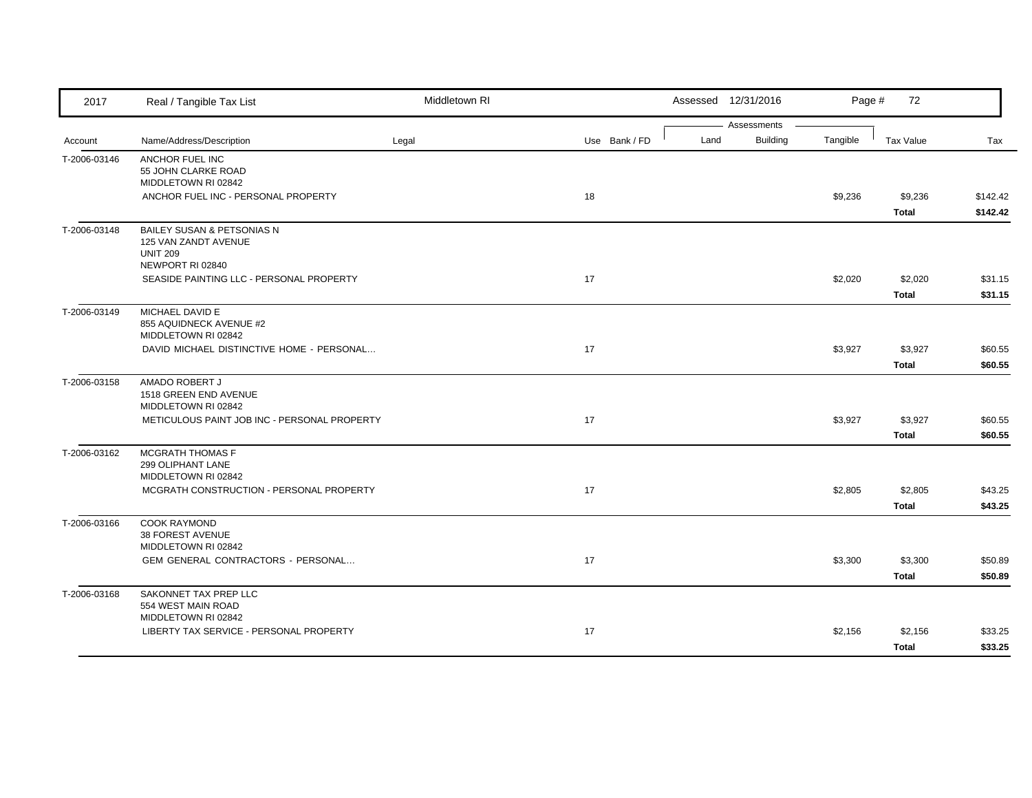| Account | Name/Address/Description | Legal | Use | Bank / FD | Land | Building | Tangible | Tax Value | Tax |
|---|---|---|---|---|---|---|---|---|---|
| T-2006-03146 | ANCHOR FUEL INC<br>55 JOHN CLARKE ROAD<br>MIDDLETOWN RI 02842 | | | | | | | | |
| | ANCHOR FUEL INC - PERSONAL PROPERTY | | 18 | | | | $9,236 | $9,236 | $142.42 |
| | | | | | | | | **Total** | **$142.42** |
| T-2006-03148 | BAILEY SUSAN & PETSONIAS N<br>125 VAN ZANDT AVENUE<br>UNIT 209<br>NEWPORT RI 02840 | | | | | | | | |
| | SEASIDE PAINTING LLC - PERSONAL PROPERTY | | 17 | | | | $2,020 | $2,020 | $31.15 |
| | | | | | | | | **Total** | **$31.15** |
| T-2006-03149 | MICHAEL DAVID E<br>855 AQUIDNECK AVENUE #2<br>MIDDLETOWN RI 02842 | | | | | | | | |
| | DAVID MICHAEL DISTINCTIVE HOME - PERSONAL... | | 17 | | | | $3,927 | $3,927 | $60.55 |
| | | | | | | | | **Total** | **$60.55** |
| T-2006-03158 | AMADO ROBERT J<br>1518 GREEN END AVENUE<br>MIDDLETOWN RI 02842 | | | | | | | | |
| | METICULOUS PAINT JOB INC - PERSONAL PROPERTY | | 17 | | | | $3,927 | $3,927 | $60.55 |
| | | | | | | | | **Total** | **$60.55** |
| T-2006-03162 | MCGRATH THOMAS F<br>299 OLIPHANT LANE<br>MIDDLETOWN RI 02842 | | | | | | | | |
| | MCGRATH CONSTRUCTION - PERSONAL PROPERTY | | 17 | | | | $2,805 | $2,805 | $43.25 |
| | | | | | | | | **Total** | **$43.25** |
| T-2006-03166 | COOK RAYMOND<br>38 FOREST AVENUE<br>MIDDLETOWN RI 02842 | | | | | | | | |
| | GEM GENERAL CONTRACTORS - PERSONAL... | | 17 | | | | $3,300 | $3,300 | $50.89 |
| | | | | | | | | **Total** | **$50.89** |
| T-2006-03168 | SAKONNET TAX PREP LLC<br>554 WEST MAIN ROAD<br>MIDDLETOWN RI 02842 | | | | | | | | |
| | LIBERTY TAX SERVICE - PERSONAL PROPERTY | | 17 | | | | $2,156 | $2,156 | $33.25 |
| | | | | | | | | **Total** | **$33.25** |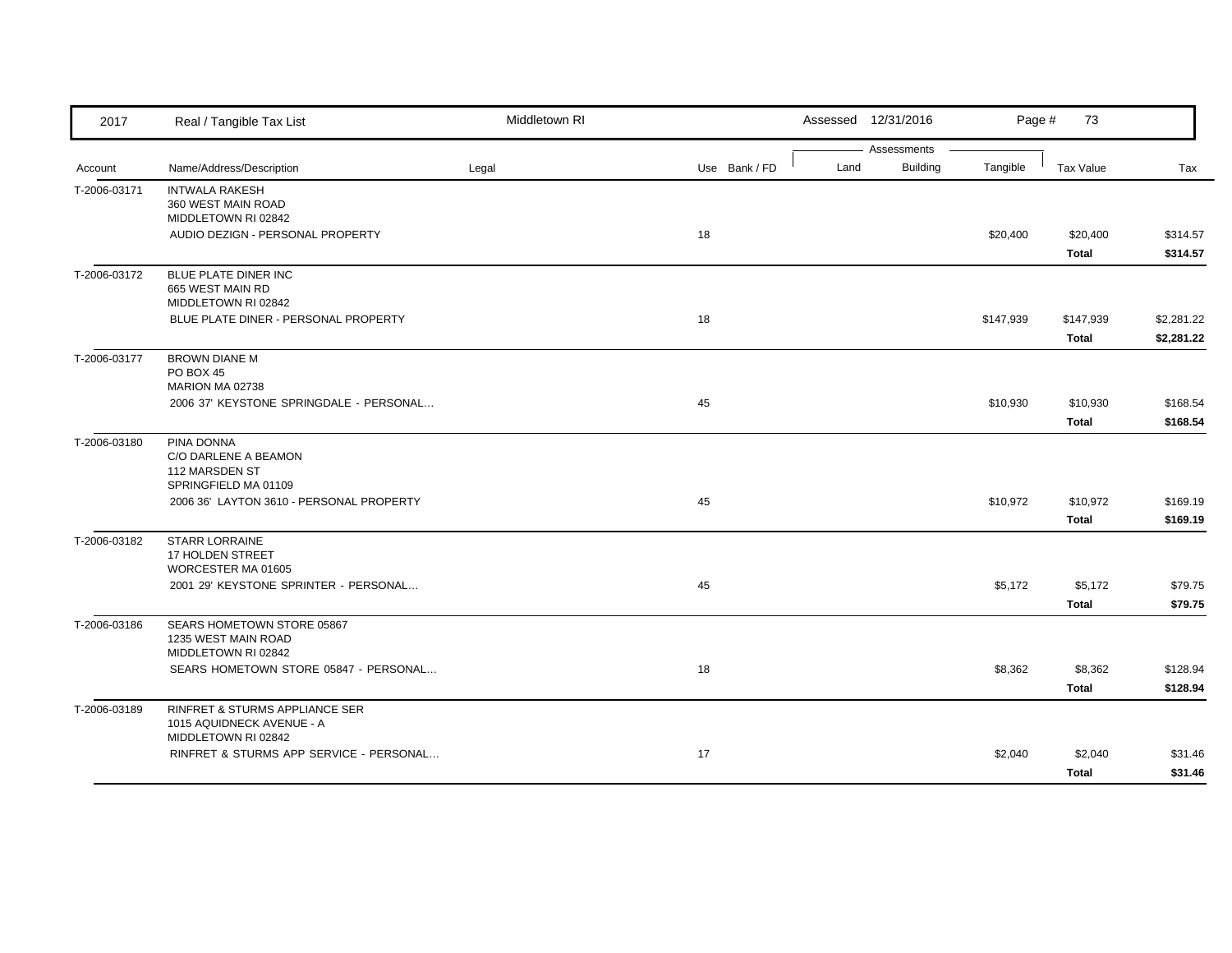| 2017 | Real / Tangible Tax List | Middletown RI | | | Assessed 12/31/2016 | | | | |
|---|---|---|---|---|---|---|---|---|---|
| | | | | | Assessments | | | | |
| Account | Name/Address/Description | Legal | Use | Bank / FD | Land | Building | Tangible | Tax Value | Tax |
| T-2006-03171 | INTWALA RAKESH<br>360 WEST MAIN ROAD<br>MIDDLETOWN RI 02842 | | | | | | | | |
| | AUDIO DEZIGN - PERSONAL PROPERTY | | 18 | | | | $20,400 | $20,400 | $314.57 |
| | | | | | | | | **Total** | **$314.57** |
| T-2006-03172 | BLUE PLATE DINER INC<br>665 WEST MAIN RD<br>MIDDLETOWN RI 02842 | | | | | | | | |
| | BLUE PLATE DINER - PERSONAL PROPERTY | | 18 | | | | $147,939 | $147,939 | $2,281.22 |
| | | | | | | | | **Total** | **$2,281.22** |
| T-2006-03177 | BROWN DIANE M<br>PO BOX 45<br>MARION MA 02738 | | | | | | | | |
| | 2006 37' KEYSTONE SPRINGDALE - PERSONAL... | | 45 | | | | $10,930 | $10,930 | $168.54 |
| | | | | | | | | **Total** | **$168.54** |
| T-2006-03180 | PINA DONNA<br>C/O DARLENE A BEAMON<br>112 MARSDEN ST<br>SPRINGFIELD MA 01109 | | | | | | | | |
| | 2006 36' LAYTON 3610 - PERSONAL PROPERTY | | 45 | | | | $10,972 | $10,972 | $169.19 |
| | | | | | | | | **Total** | **$169.19** |
| T-2006-03182 | STARR LORRAINE<br>17 HOLDEN STREET<br>WORCESTER MA 01605 | | | | | | | | |
| | 2001 29' KEYSTONE SPRINTER - PERSONAL... | | 45 | | | | $5,172 | $5,172 | $79.75 |
| | | | | | | | | **Total** | **$79.75** |
| T-2006-03186 | SEARS HOMETOWN STORE 05867<br>1235 WEST MAIN ROAD<br>MIDDLETOWN RI 02842 | | | | | | | | |
| | SEARS HOMETOWN STORE 05847 - PERSONAL... | | 18 | | | | $8,362 | $8,362 | $128.94 |
| | | | | | | | | **Total** | **$128.94** |
| T-2006-03189 | RINFRET & STURMS APPLIANCE SER<br>1015 AQUIDNECK AVENUE - A<br>MIDDLETOWN RI 02842 | | | | | | | | |
| | RINFRET & STURMS APP SERVICE - PERSONAL... | | 17 | | | | $2,040 | $2,040 | $31.46 |
| | | | | | | | | **Total** | **$31.46** |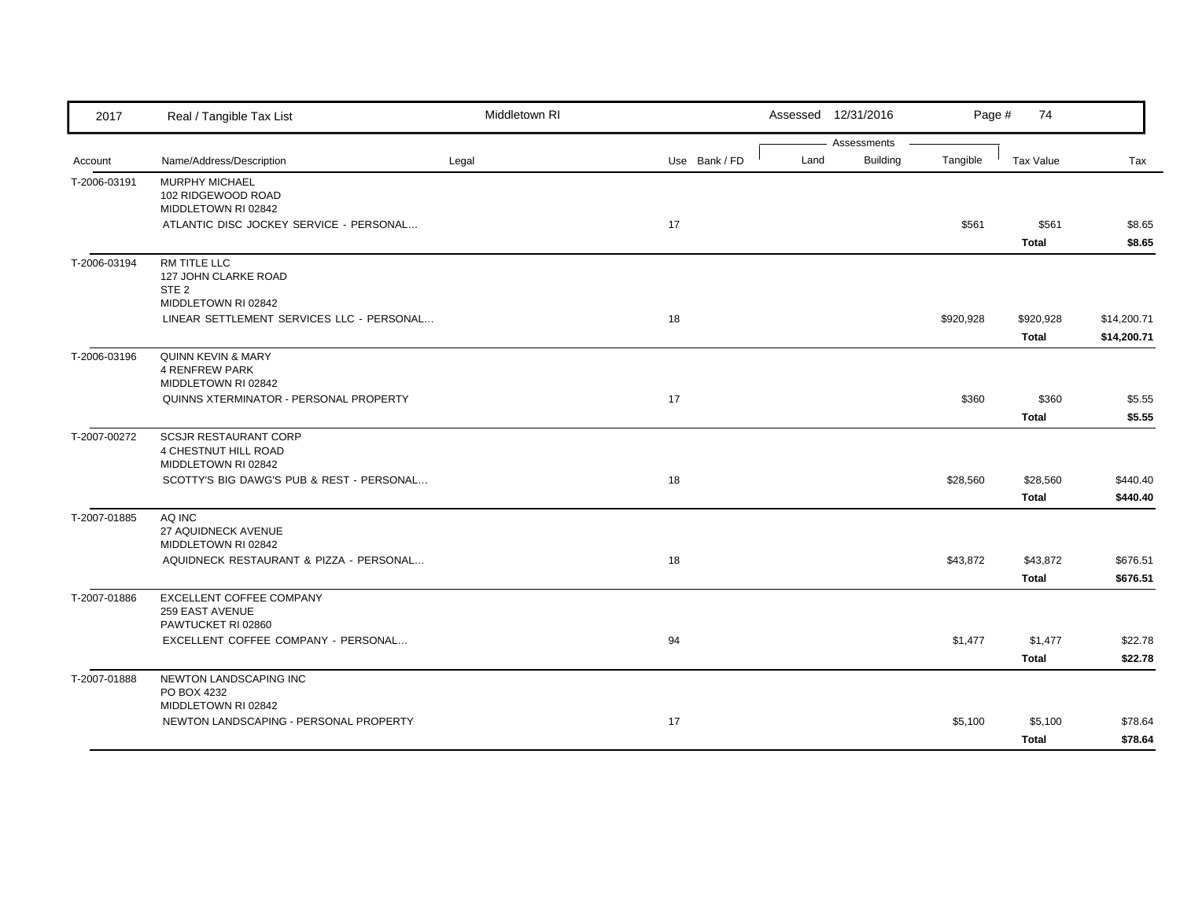| Account | Name/Address/Description | Legal | Use | Bank / FD | Land | Building | Tangible | Tax Value | Tax |
|---|---|---|---|---|---|---|---|---|---|
| T-2006-03191 | MURPHY MICHAEL<br>102 RIDGEWOOD ROAD<br>MIDDLETOWN RI 02842 | | | | | | | | |
| | ATLANTIC DISC JOCKEY SERVICE - PERSONAL... | | 17 | | | | $561 | $561 | $8.65 |
| | | | | | | | | **Total** | **$8.65** |
| T-2006-03194 | RM TITLE LLC<br>127 JOHN CLARKE ROAD<br>STE 2<br>MIDDLETOWN RI 02842 | | | | | | | | |
| | LINEAR SETTLEMENT SERVICES LLC - PERSONAL... | | 18 | | | | $920,928 | $920,928 | $14,200.71 |
| | | | | | | | | **Total** | **$14,200.71** |
| T-2006-03196 | QUINN KEVIN & MARY<br>4 RENFREW PARK<br>MIDDLETOWN RI 02842 | | | | | | | | |
| | QUINNS XTERMINATOR - PERSONAL PROPERTY | | 17 | | | | $360 | $360 | $5.55 |
| | | | | | | | | **Total** | **$5.55** |
| T-2007-00272 | SCSJR RESTAURANT CORP<br>4 CHESTNUT HILL ROAD<br>MIDDLETOWN RI 02842 | | | | | | | | |
| | SCOTTY'S BIG DAWG'S PUB & REST - PERSONAL... | | 18 | | | | $28,560 | $28,560 | $440.40 |
| | | | | | | | | **Total** | **$440.40** |
| T-2007-01885 | AQ INC<br>27 AQUIDNECK AVENUE<br>MIDDLETOWN RI 02842 | | | | | | | | |
| | AQUIDNECK RESTAURANT & PIZZA - PERSONAL... | | 18 | | | | $43,872 | $43,872 | $676.51 |
| | | | | | | | | **Total** | **$676.51** |
| T-2007-01886 | EXCELLENT COFFEE COMPANY<br>259 EAST AVENUE<br>PAWTUCKET RI 02860 | | | | | | | | |
| | EXCELLENT COFFEE COMPANY - PERSONAL... | | 94 | | | | $1,477 | $1,477 | $22.78 |
| | | | | | | | | **Total** | **$22.78** |
| T-2007-01888 | NEWTON LANDSCAPING INC<br>PO BOX 4232<br>MIDDLETOWN RI 02842 | | | | | | | | |
| | NEWTON LANDSCAPING - PERSONAL PROPERTY | | 17 | | | | $5,100 | $5,100 | $78.64 |
| | | | | | | | | **Total** | **$78.64** |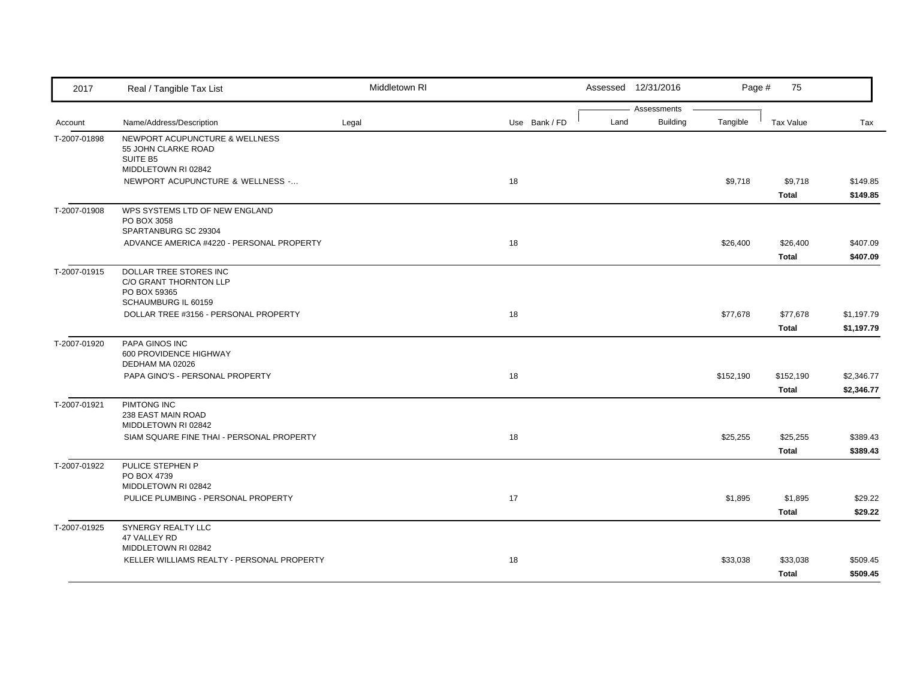| Account | Name/Address/Description | Legal | Use | Bank / FD | Land | Building | Tangible | Tax Value | Tax |
|---|---|---|---|---|---|---|---|---|---|
| T-2007-01898 | NEWPORT ACUPUNCTURE & WELLNESS<br>55 JOHN CLARKE ROAD<br>SUITE B5<br>MIDDLETOWN RI 02842 | | | | | | | | |
| | NEWPORT ACUPUNCTURE & WELLNESS -... | | 18 | | | | $9,718 | $9,718 | $149.85 |
| | | | | | | | | **Total** | **$149.85** |
| T-2007-01908 | WPS SYSTEMS LTD OF NEW ENGLAND<br>PO BOX 3058<br>SPARTANBURG SC 29304 | | | | | | | | |
| | ADVANCE AMERICA #4220 - PERSONAL PROPERTY | | 18 | | | | $26,400 | $26,400 | $407.09 |
| | | | | | | | | **Total** | **$407.09** |
| T-2007-01915 | DOLLAR TREE STORES INC<br>C/O GRANT THORNTON LLP<br>PO BOX 59365<br>SCHAUMBURG IL 60159 | | | | | | | | |
| | DOLLAR TREE #3156 - PERSONAL PROPERTY | | 18 | | | | $77,678 | $77,678 | $1,197.79 |
| | | | | | | | | **Total** | **$1,197.79** |
| T-2007-01920 | PAPA GINOS INC<br>600 PROVIDENCE HIGHWAY<br>DEDHAM MA 02026 | | | | | | | | |
| | PAPA GINO'S - PERSONAL PROPERTY | | 18 | | | | $152,190 | $152,190 | $2,346.77 |
| | | | | | | | | **Total** | **$2,346.77** |
| T-2007-01921 | PIMTONG INC<br>238 EAST MAIN ROAD<br>MIDDLETOWN RI 02842 | | | | | | | | |
| | SIAM SQUARE FINE THAI - PERSONAL PROPERTY | | 18 | | | | $25,255 | $25,255 | $389.43 |
| | | | | | | | | **Total** | **$389.43** |
| T-2007-01922 | PULICE STEPHEN P<br>PO BOX 4739<br>MIDDLETOWN RI 02842 | | | | | | | | |
| | PULICE PLUMBING - PERSONAL PROPERTY | | 17 | | | | $1,895 | $1,895 | $29.22 |
| | | | | | | | | **Total** | **$29.22** |
| T-2007-01925 | SYNERGY REALTY LLC<br>47 VALLEY RD<br>MIDDLETOWN RI 02842 | | | | | | | | |
| | KELLER WILLIAMS REALTY - PERSONAL PROPERTY | | 18 | | | | $33,038 | $33,038 | $509.45 |
| | | | | | | | | **Total** | **$509.45** |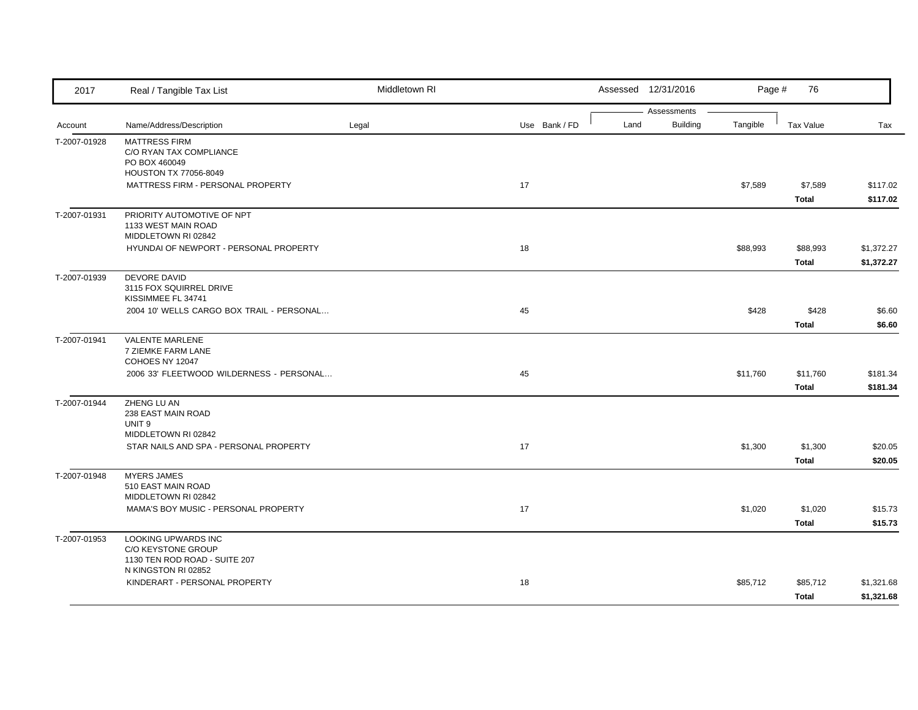| Account | Name/Address/Description | Legal | Use | Bank / FD | Land | Building | Tangible | Tax Value | Tax |
|---|---|---|---|---|---|---|---|---|---|
| T-2007-01928 | MATTRESS FIRM<br>C/O RYAN TAX COMPLIANCE<br>PO BOX 460049<br>HOUSTON TX 77056-8049 | | | | | | | | |
| | MATTRESS FIRM - PERSONAL PROPERTY | | 17 | | | | $7,589 | $7,589 | $117.02 |
| | | | | | | | | **Total** | **$117.02** |
| T-2007-01931 | PRIORITY AUTOMOTIVE OF NPT<br>1133 WEST MAIN ROAD<br>MIDDLETOWN RI 02842 | | | | | | | | |
| | HYUNDAI OF NEWPORT - PERSONAL PROPERTY | | 18 | | | | $88,993 | $88,993 | $1,372.27 |
| | | | | | | | | **Total** | **$1,372.27** |
| T-2007-01939 | DEVORE DAVID<br>3115 FOX SQUIRREL DRIVE<br>KISSIMMEE FL 34741 | | | | | | | | |
| | 2004 10' WELLS CARGO BOX TRAIL - PERSONAL... | | 45 | | | | $428 | $428 | $6.60 |
| | | | | | | | | **Total** | **$6.60** |
| T-2007-01941 | VALENTE MARLENE<br>7 ZIEMKE FARM LANE<br>COHOES NY 12047 | | | | | | | | |
| | 2006 33' FLEETWOOD WILDERNESS - PERSONAL... | | 45 | | | | $11,760 | $11,760 | $181.34 |
| | | | | | | | | **Total** | **$181.34** |
| T-2007-01944 | ZHENG LU AN<br>238 EAST MAIN ROAD<br>UNIT 9<br>MIDDLETOWN RI 02842 | | | | | | | | |
| | STAR NAILS AND SPA - PERSONAL PROPERTY | | 17 | | | | $1,300 | $1,300 | $20.05 |
| | | | | | | | | **Total** | **$20.05** |
| T-2007-01948 | MYERS JAMES<br>510 EAST MAIN ROAD<br>MIDDLETOWN RI 02842 | | | | | | | | |
| | MAMA'S BOY MUSIC - PERSONAL PROPERTY | | 17 | | | | $1,020 | $1,020 | $15.73 |
| | | | | | | | | **Total** | **$15.73** |
| T-2007-01953 | LOOKING UPWARDS INC<br>C/O KEYSTONE GROUP<br>1130 TEN ROD ROAD - SUITE 207<br>N KINGSTON RI 02852 | | | | | | | | |
| | KINDERART - PERSONAL PROPERTY | | 18 | | | | $85,712 | $85,712 | $1,321.68 |
| | | | | | | | | **Total** | **$1,321.68** |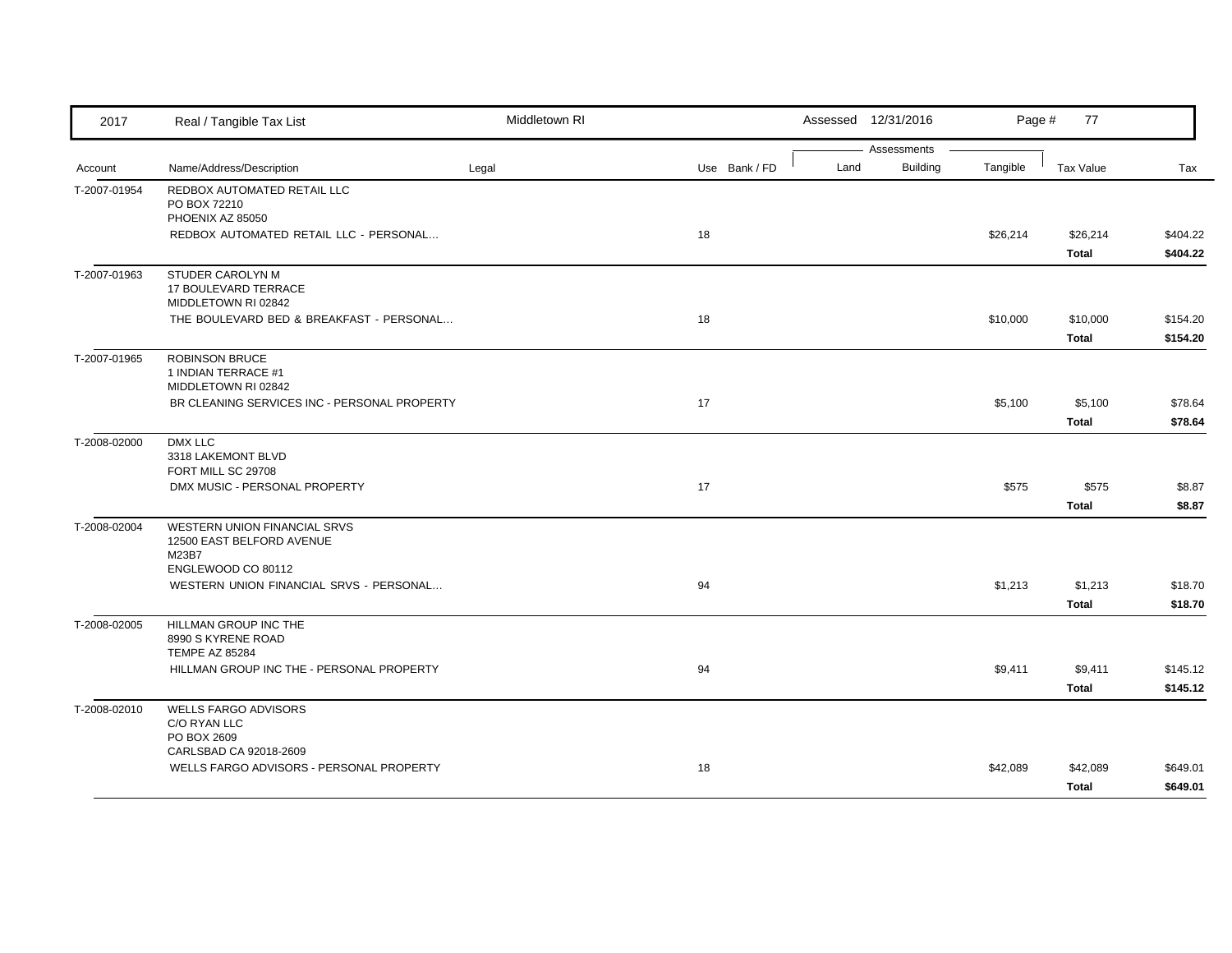| 2017 | Real / Tangible Tax List | Middletown RI | | Assessed 12/31/2016 | | | | |
|---|---|---|---|---|---|---|---|---|

| Account | Name/Address/Description | Legal | Use | Bank / FD | Land | Building | Tangible | Tax Value | Tax |
|---|---|---|---|---|---|---|---|---|---|
| | | | | | Assessments | | | | |
| T-2007-01954 | REDBOX AUTOMATED RETAIL LLC<br>PO BOX 72210<br>PHOENIX AZ 85050 | | | | | | | | |
| | REDBOX AUTOMATED RETAIL LLC - PERSONAL... | | 18 | | | | $26,214 | $26,214 | $404.22 |
| | | | | | | | | **Total** | **$404.22** |
| T-2007-01963 | STUDER CAROLYN M<br>17 BOULEVARD TERRACE<br>MIDDLETOWN RI 02842 | | | | | | | | |
| | THE BOULEVARD BED & BREAKFAST - PERSONAL... | | 18 | | | | $10,000 | $10,000 | $154.20 |
| | | | | | | | | **Total** | **$154.20** |
| T-2007-01965 | ROBINSON BRUCE<br>1 INDIAN TERRACE #1<br>MIDDLETOWN RI 02842 | | | | | | | | |
| | BR CLEANING SERVICES INC - PERSONAL PROPERTY | | 17 | | | | $5,100 | $5,100 | $78.64 |
| | | | | | | | | **Total** | **$78.64** |
| T-2008-02000 | DMX LLC<br>3318 LAKEMONT BLVD<br>FORT MILL SC 29708 | | | | | | | | |
| | DMX MUSIC - PERSONAL PROPERTY | | 17 | | | | $575 | $575 | $8.87 |
| | | | | | | | | **Total** | **$8.87** |
| T-2008-02004 | WESTERN UNION FINANCIAL SRVS<br>12500 EAST BELFORD AVENUE<br>M23B7<br>ENGLEWOOD CO 80112 | | | | | | | | |
| | WESTERN UNION FINANCIAL SRVS - PERSONAL... | | 94 | | | | $1,213 | $1,213 | $18.70 |
| | | | | | | | | **Total** | **$18.70** |
| T-2008-02005 | HILLMAN GROUP INC THE<br>8990 S KYRENE ROAD<br>TEMPE AZ 85284 | | | | | | | | |
| | HILLMAN GROUP INC THE - PERSONAL PROPERTY | | 94 | | | | $9,411 | $9,411 | $145.12 |
| | | | | | | | | **Total** | **$145.12** |
| T-2008-02010 | WELLS FARGO ADVISORS<br>C/O RYAN LLC<br>PO BOX 2609<br>CARLSBAD CA 92018-2609 | | | | | | | | |
| | WELLS FARGO ADVISORS - PERSONAL PROPERTY | | 18 | | | | $42,089 | $42,089 | $649.01 |
| | | | | | | | | **Total** | **$649.01** |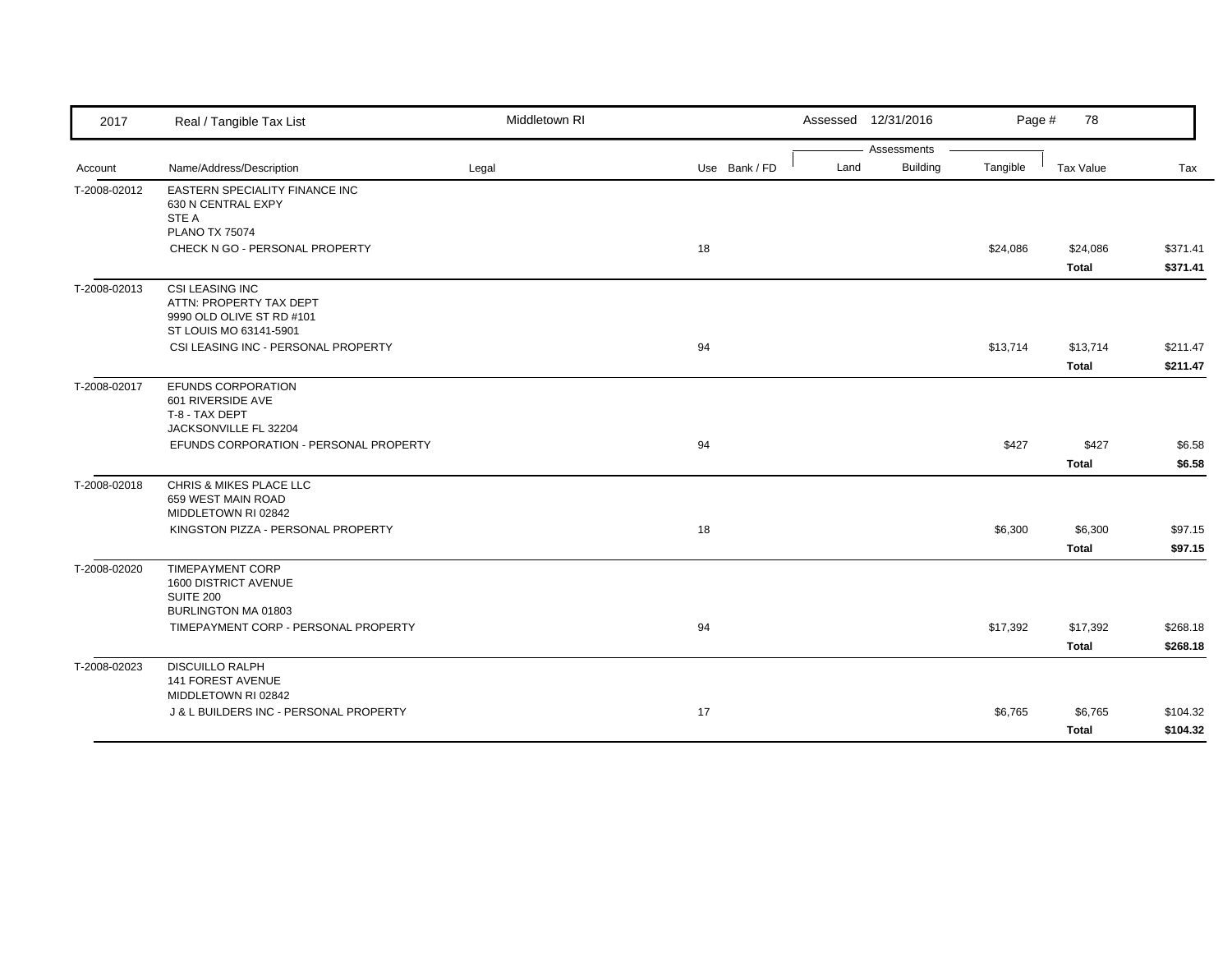| 2017 | Real / Tangible Tax List | Middletown RI | | Assessed 12/31/2016 | | Page # 78 | | |
|---|---|---|---|---|---|---|---|---|
| | | | | Assessments | | | | |
| Account | Name/Address/Description | Legal | Use Bank / FD | Land | Building | Tangible | Tax Value | Tax |
| T-2008-02012 | EASTERN SPECIALITY FINANCE INC<br>630 N CENTRAL EXPY<br>STE A<br>PLANO TX 75074 | | | | | | | |
| | CHECK N GO - PERSONAL PROPERTY | | 18 | | | $24,086 | $24,086 | $371.41 |
| | | | | | | | **Total** | **$371.41** |
| T-2008-02013 | CSI LEASING INC<br>ATTN: PROPERTY TAX DEPT<br>9990 OLD OLIVE ST RD #101<br>ST LOUIS MO 63141-5901 | | | | | | | |
| | CSI LEASING INC - PERSONAL PROPERTY | | 94 | | | $13,714 | $13,714 | $211.47 |
| | | | | | | | **Total** | **$211.47** |
| T-2008-02017 | EFUNDS CORPORATION<br>601 RIVERSIDE AVE<br>T-8 - TAX DEPT<br>JACKSONVILLE FL 32204 | | | | | | | |
| | EFUNDS CORPORATION - PERSONAL PROPERTY | | 94 | | | $427 | $427 | $6.58 |
| | | | | | | | **Total** | **$6.58** |
| T-2008-02018 | CHRIS & MIKES PLACE LLC<br>659 WEST MAIN ROAD<br>MIDDLETOWN RI 02842 | | | | | | | |
| | KINGSTON PIZZA - PERSONAL PROPERTY | | 18 | | | $6,300 | $6,300 | $97.15 |
| | | | | | | | **Total** | **$97.15** |
| T-2008-02020 | TIMEPAYMENT CORP<br>1600 DISTRICT AVENUE<br>SUITE 200<br>BURLINGTON MA 01803 | | | | | | | |
| | TIMEPAYMENT CORP - PERSONAL PROPERTY | | 94 | | | $17,392 | $17,392 | $268.18 |
| | | | | | | | **Total** | **$268.18** |
| T-2008-02023 | DISCUILLO RALPH<br>141 FOREST AVENUE<br>MIDDLETOWN RI 02842 | | | | | | | |
| | J & L BUILDERS INC - PERSONAL PROPERTY | | 17 | | | $6,765 | $6,765 | $104.32 |
| | | | | | | | **Total** | **$104.32** |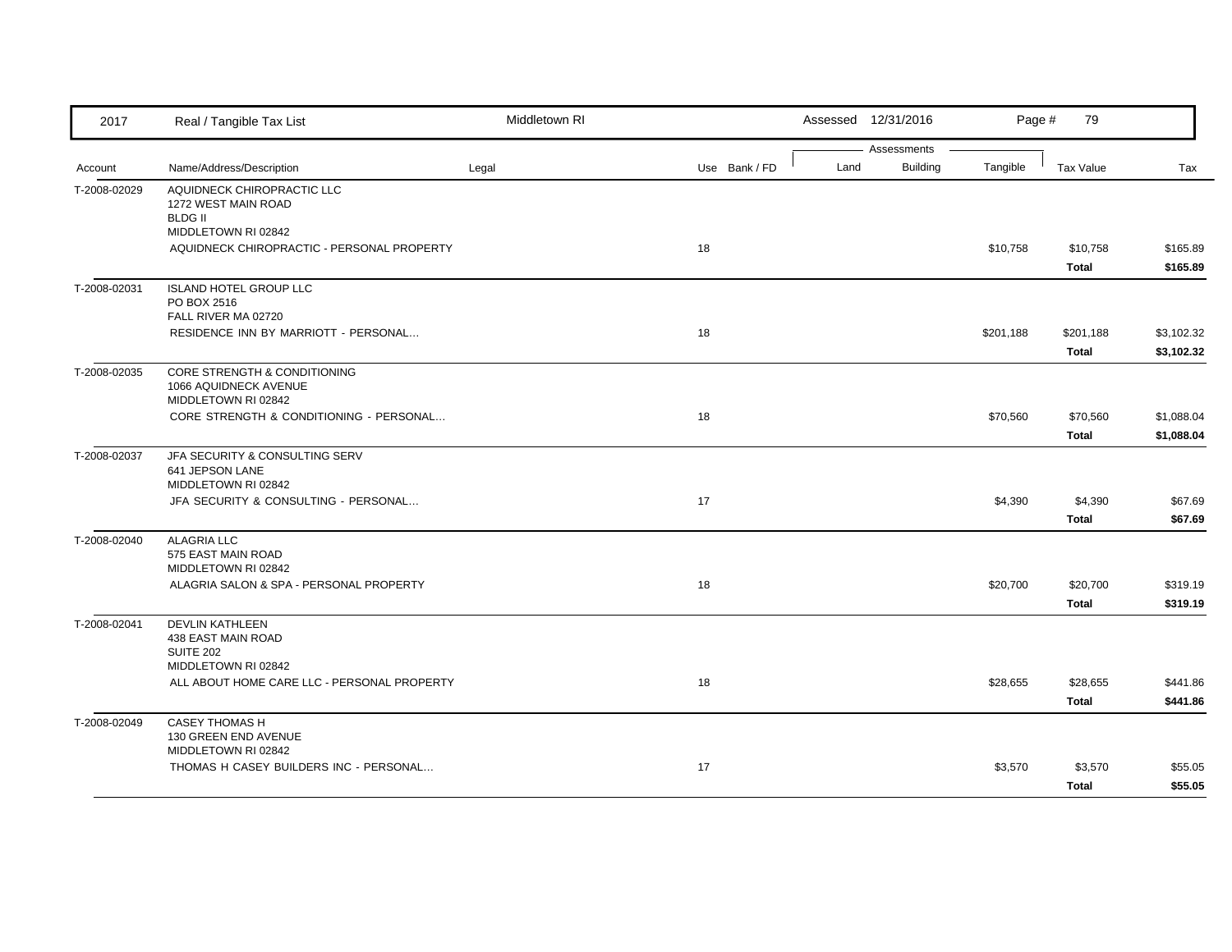| 2017 | Real / Tangible Tax List | Middletown RI | | Assessed 12/31/2016 | | | | | |
|---|---|---|---|---|---|---|---|---|---|
| | | | | | Assessments | | | | |
| Account | Name/Address/Description | Legal | Use | Bank / FD | Land | Building | Tangible | Tax Value | Tax |
| T-2008-02029 | AQUIDNECK CHIROPRACTIC LLC<br>1272 WEST MAIN ROAD<br>BLDG II<br>MIDDLETOWN RI 02842 | | | | | | | | |
| | AQUIDNECK CHIROPRACTIC - PERSONAL PROPERTY | | 18 | | | | $10,758 | $10,758 | $165.89 |
| | | | | | | | | **Total** | **$165.89** |
| T-2008-02031 | ISLAND HOTEL GROUP LLC<br>PO BOX 2516<br>FALL RIVER MA 02720 | | | | | | | | |
| | RESIDENCE INN BY MARRIOTT - PERSONAL... | | 18 | | | | $201,188 | $201,188 | $3,102.32 |
| | | | | | | | | **Total** | **$3,102.32** |
| T-2008-02035 | CORE STRENGTH & CONDITIONING<br>1066 AQUIDNECK AVENUE<br>MIDDLETOWN RI 02842 | | | | | | | | |
| | CORE STRENGTH & CONDITIONING - PERSONAL... | | 18 | | | | $70,560 | $70,560 | $1,088.04 |
| | | | | | | | | **Total** | **$1,088.04** |
| T-2008-02037 | JFA SECURITY & CONSULTING SERV<br>641 JEPSON LANE<br>MIDDLETOWN RI 02842 | | | | | | | | |
| | JFA SECURITY & CONSULTING - PERSONAL... | | 17 | | | | $4,390 | $4,390 | $67.69 |
| | | | | | | | | **Total** | **$67.69** |
| T-2008-02040 | ALAGRIA LLC<br>575 EAST MAIN ROAD<br>MIDDLETOWN RI 02842 | | | | | | | | |
| | ALAGRIA SALON & SPA - PERSONAL PROPERTY | | 18 | | | | $20,700 | $20,700 | $319.19 |
| | | | | | | | | **Total** | **$319.19** |
| T-2008-02041 | DEVLIN KATHLEEN<br>438 EAST MAIN ROAD<br>SUITE 202<br>MIDDLETOWN RI 02842 | | | | | | | | |
| | ALL ABOUT HOME CARE LLC - PERSONAL PROPERTY | | 18 | | | | $28,655 | $28,655 | $441.86 |
| | | | | | | | | **Total** | **$441.86** |
| T-2008-02049 | CASEY THOMAS H<br>130 GREEN END AVENUE<br>MIDDLETOWN RI 02842 | | | | | | | | |
| | THOMAS H CASEY BUILDERS INC - PERSONAL... | | 17 | | | | $3,570 | $3,570 | $55.05 |
| | | | | | | | | **Total** | **$55.05** |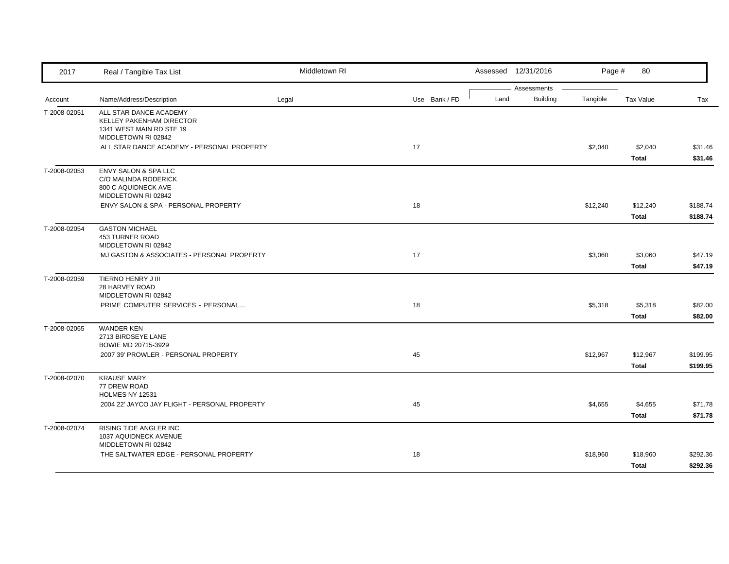| 2017 | Real / Tangible Tax List | Middletown RI | | Assessed 12/31/2016 | | | | |
|---|---|---|---|---|---|---|---|---|
| | | | | Assessments | | | | |
| Account | Name/Address/Description | Legal | Use Bank / FD | Land | Building | Tangible | Tax Value | Tax |
| T-2008-02051 | ALL STAR DANCE ACADEMY<br>KELLEY PAKENHAM DIRECTOR<br>1341 WEST MAIN RD STE 19<br>MIDDLETOWN RI 02842 | | | | | | | |
| | ALL STAR DANCE ACADEMY - PERSONAL PROPERTY | | 17 | | | $2,040 | $2,040 | $31.46 |
| | | | | | | | **Total** | **$31.46** |
| T-2008-02053 | ENVY SALON & SPA LLC<br>C/O MALINDA RODERICK<br>800 C AQUIDNECK AVE<br>MIDDLETOWN RI 02842 | | | | | | | |
| | ENVY SALON & SPA - PERSONAL PROPERTY | | 18 | | | $12,240 | $12,240 | $188.74 |
| | | | | | | | **Total** | **$188.74** |
| T-2008-02054 | GASTON MICHAEL<br>453 TURNER ROAD<br>MIDDLETOWN RI 02842 | | | | | | | |
| | MJ GASTON & ASSOCIATES - PERSONAL PROPERTY | | 17 | | | $3,060 | $3,060 | $47.19 |
| | | | | | | | **Total** | **$47.19** |
| T-2008-02059 | TIERNO HENRY J III<br>28 HARVEY ROAD<br>MIDDLETOWN RI 02842 | | | | | | | |
| | PRIME COMPUTER SERVICES - PERSONAL... | | 18 | | | $5,318 | $5,318 | $82.00 |
| | | | | | | | **Total** | **$82.00** |
| T-2008-02065 | WANDER KEN<br>2713 BIRDSEYE LANE<br>BOWIE MD 20715-3929 | | | | | | | |
| | 2007 39' PROWLER - PERSONAL PROPERTY | | 45 | | | $12,967 | $12,967 | $199.95 |
| | | | | | | | **Total** | **$199.95** |
| T-2008-02070 | KRAUSE MARY<br>77 DREW ROAD<br>HOLMES NY 12531 | | | | | | | |
| | 2004 22' JAYCO JAY FLIGHT - PERSONAL PROPERTY | | 45 | | | $4,655 | $4,655 | $71.78 |
| | | | | | | | **Total** | **$71.78** |
| T-2008-02074 | RISING TIDE ANGLER INC<br>1037 AQUIDNECK AVENUE<br>MIDDLETOWN RI 02842 | | | | | | | |
| | THE SALTWATER EDGE - PERSONAL PROPERTY | | 18 | | | $18,960 | $18,960 | $292.36 |
| | | | | | | | **Total** | **$292.36** |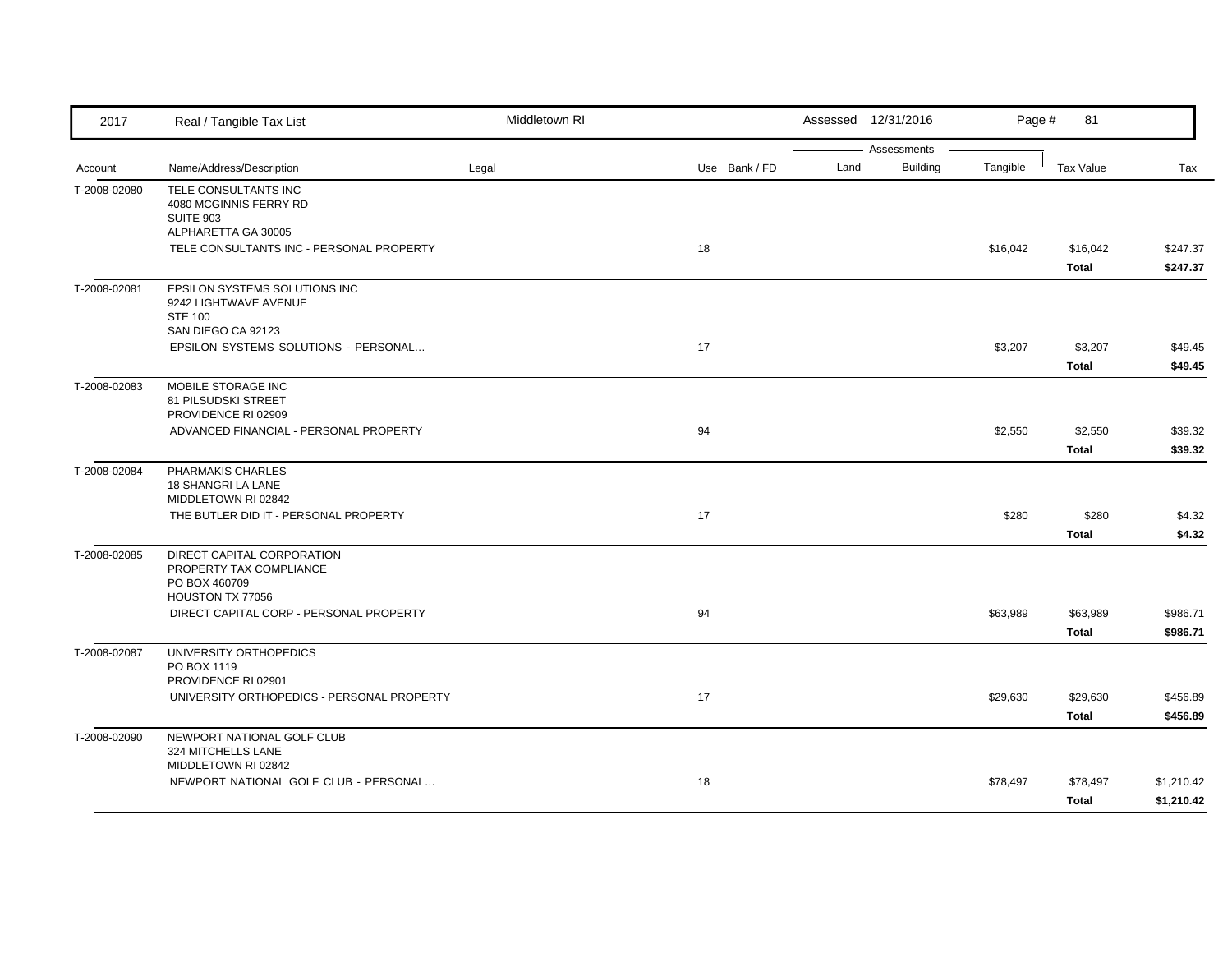| Account | Name/Address/Description | Legal | Use | Bank / FD | Land | Building | Tangible | Tax Value | Tax |
|---|---|---|---|---|---|---|---|---|---|
| T-2008-02080 | TELE CONSULTANTS INC<br>4080 MCGINNIS FERRY RD<br>SUITE 903<br>ALPHARETTA GA 30005 | | | | | | | | |
| | TELE CONSULTANTS INC - PERSONAL PROPERTY | | 18 | | | | $16,042 | $16,042 | $247.37 |
| | | | | | | | | **Total** | **$247.37** |
| T-2008-02081 | EPSILON SYSTEMS SOLUTIONS INC<br>9242 LIGHTWAVE AVENUE<br>STE 100<br>SAN DIEGO CA 92123 | | | | | | | | |
| | EPSILON SYSTEMS SOLUTIONS - PERSONAL... | | 17 | | | | $3,207 | $3,207 | $49.45 |
| | | | | | | | | **Total** | **$49.45** |
| T-2008-02083 | MOBILE STORAGE INC<br>81 PILSUDSKI STREET<br>PROVIDENCE RI 02909 | | | | | | | | |
| | ADVANCED FINANCIAL - PERSONAL PROPERTY | | 94 | | | | $2,550 | $2,550 | $39.32 |
| | | | | | | | | **Total** | **$39.32** |
| T-2008-02084 | PHARMAKIS CHARLES<br>18 SHANGRI LA LANE<br>MIDDLETOWN RI 02842 | | | | | | | | |
| | THE BUTLER DID IT - PERSONAL PROPERTY | | 17 | | | | $280 | $280 | $4.32 |
| | | | | | | | | **Total** | **$4.32** |
| T-2008-02085 | DIRECT CAPITAL CORPORATION<br>PROPERTY TAX COMPLIANCE<br>PO BOX 460709<br>HOUSTON TX 77056 | | | | | | | | |
| | DIRECT CAPITAL CORP - PERSONAL PROPERTY | | 94 | | | | $63,989 | $63,989 | $986.71 |
| | | | | | | | | **Total** | **$986.71** |
| T-2008-02087 | UNIVERSITY ORTHOPEDICS<br>PO BOX 1119<br>PROVIDENCE RI 02901 | | | | | | | | |
| | UNIVERSITY ORTHOPEDICS - PERSONAL PROPERTY | | 17 | | | | $29,630 | $29,630 | $456.89 |
| | | | | | | | | **Total** | **$456.89** |
| T-2008-02090 | NEWPORT NATIONAL GOLF CLUB<br>324 MITCHELLS LANE<br>MIDDLETOWN RI 02842 | | | | | | | | |
| | NEWPORT NATIONAL GOLF CLUB - PERSONAL... | | 18 | | | | $78,497 | $78,497 | $1,210.42 |
| | | | | | | | | **Total** | **$1,210.42** |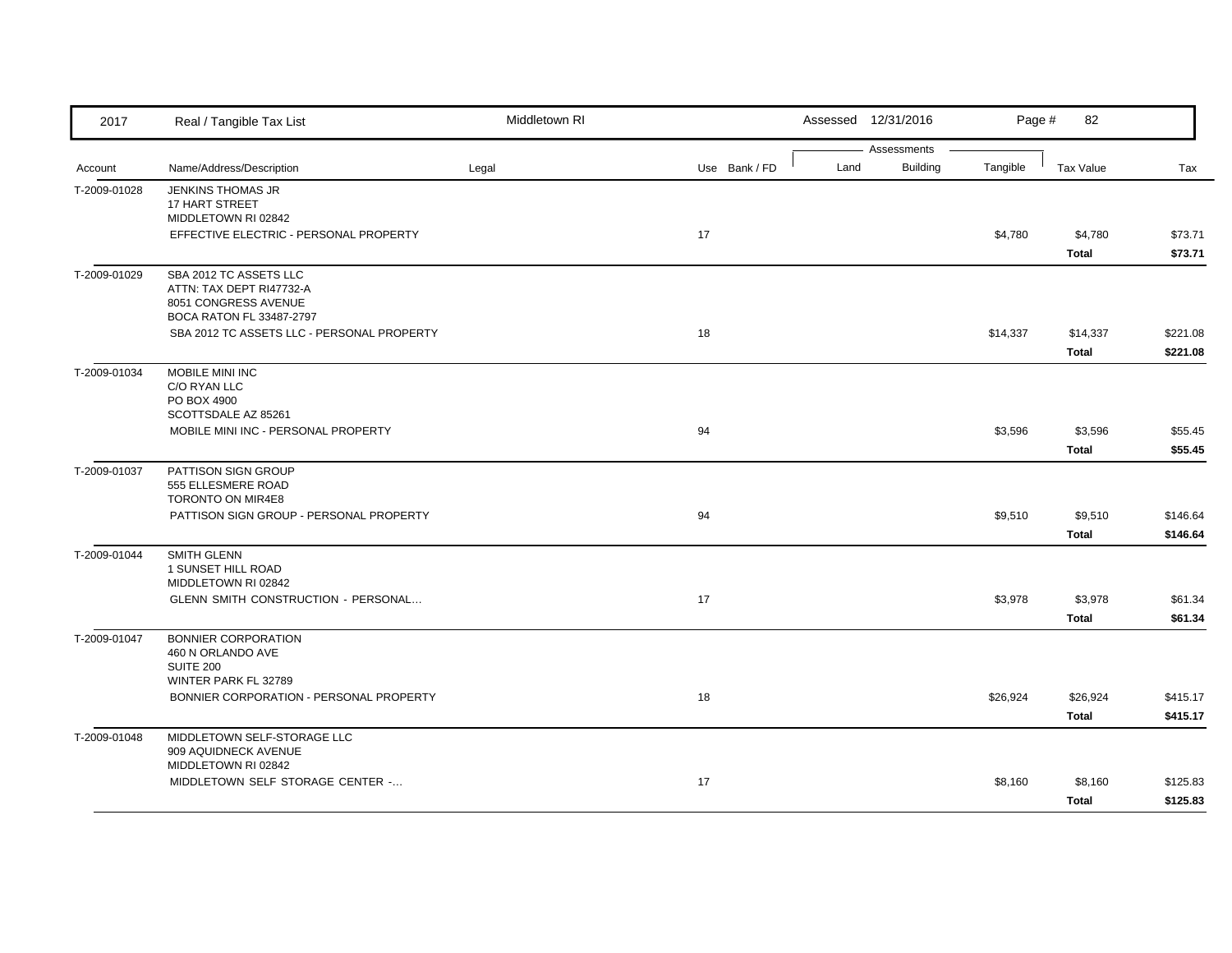| Account | Name/Address/Description | Legal | Use | Bank / FD | Land | Building | Tangible | Tax Value | Tax |
|---|---|---|---|---|---|---|---|---|---|
| T-2009-01028 | JENKINS THOMAS JR<br>17 HART STREET<br>MIDDLETOWN RI 02842 | | | | | | | | |
| | EFFECTIVE ELECTRIC - PERSONAL PROPERTY | | 17 | | | | $4,780 | $4,780 | $73.71 |
| | | | | | | | | **Total** | **$73.71** |
| T-2009-01029 | SBA 2012 TC ASSETS LLC<br>ATTN: TAX DEPT RI47732-A<br>8051 CONGRESS AVENUE<br>BOCA RATON FL 33487-2797 | | | | | | | | |
| | SBA 2012 TC ASSETS LLC - PERSONAL PROPERTY | | 18 | | | | $14,337 | $14,337 | $221.08 |
| | | | | | | | | **Total** | **$221.08** |
| T-2009-01034 | MOBILE MINI INC<br>C/O RYAN LLC<br>PO BOX 4900<br>SCOTTSDALE AZ 85261 | | | | | | | | |
| | MOBILE MINI INC - PERSONAL PROPERTY | | 94 | | | | $3,596 | $3,596 | $55.45 |
| | | | | | | | | **Total** | **$55.45** |
| T-2009-01037 | PATTISON SIGN GROUP<br>555 ELLESMERE ROAD<br>TORONTO ON MIR4E8 | | | | | | | | |
| | PATTISON SIGN GROUP - PERSONAL PROPERTY | | 94 | | | | $9,510 | $9,510 | $146.64 |
| | | | | | | | | **Total** | **$146.64** |
| T-2009-01044 | SMITH GLENN<br>1 SUNSET HILL ROAD<br>MIDDLETOWN RI 02842 | | | | | | | | |
| | GLENN SMITH CONSTRUCTION - PERSONAL... | | 17 | | | | $3,978 | $3,978 | $61.34 |
| | | | | | | | | **Total** | **$61.34** |
| T-2009-01047 | BONNIER CORPORATION<br>460 N ORLANDO AVE<br>SUITE 200<br>WINTER PARK FL 32789 | | | | | | | | |
| | BONNIER CORPORATION - PERSONAL PROPERTY | | 18 | | | | $26,924 | $26,924 | $415.17 |
| | | | | | | | | **Total** | **$415.17** |
| T-2009-01048 | MIDDLETOWN SELF-STORAGE LLC<br>909 AQUIDNECK AVENUE<br>MIDDLETOWN RI 02842 | | | | | | | | |
| | MIDDLETOWN SELF STORAGE CENTER -... | | 17 | | | | $8,160 | $8,160 | $125.83 |
| | | | | | | | | **Total** | **$125.83** |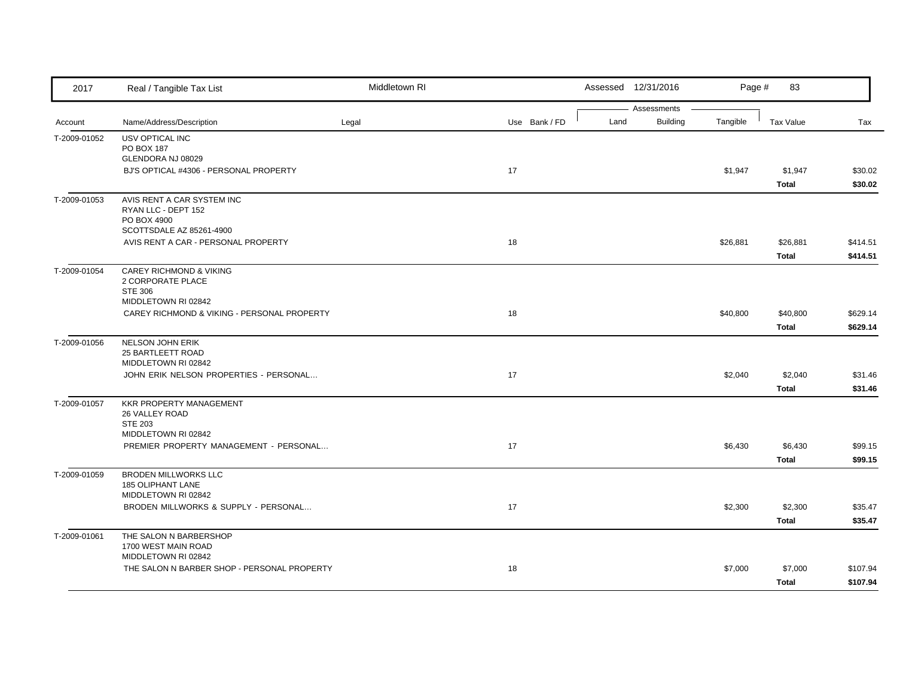| 2017 | Real / Tangible Tax List | Middletown RI | | | Assessed 12/31/2016 | | | | |
|---|---|---|---|---|---|---|---|---|---|
| | | | | | Assessments | | | | |
| Account | Name/Address/Description | Legal | Use | Bank / FD | Land | Building | Tangible | Tax Value | Tax |
| T-2009-01052 | USV OPTICAL INC<br>PO BOX 187<br>GLENDORA NJ 08029 | | | | | | | | |
| | BJ'S OPTICAL #4306 - PERSONAL PROPERTY | | 17 | | | | $1,947 | $1,947 | $30.02 |
| | | | | | | | | **Total** | **$30.02** |
| T-2009-01053 | AVIS RENT A CAR SYSTEM INC<br>RYAN LLC - DEPT 152<br>PO BOX 4900<br>SCOTTSDALE AZ 85261-4900 | | | | | | | | |
| | AVIS RENT A CAR - PERSONAL PROPERTY | | 18 | | | | $26,881 | $26,881 | $414.51 |
| | | | | | | | | **Total** | **$414.51** |
| T-2009-01054 | CAREY RICHMOND & VIKING<br>2 CORPORATE PLACE<br>STE 306<br>MIDDLETOWN RI 02842 | | | | | | | | |
| | CAREY RICHMOND & VIKING - PERSONAL PROPERTY | | 18 | | | | $40,800 | $40,800 | $629.14 |
| | | | | | | | | **Total** | **$629.14** |
| T-2009-01056 | NELSON JOHN ERIK<br>25 BARTLEETT ROAD<br>MIDDLETOWN RI 02842 | | | | | | | | |
| | JOHN ERIK NELSON PROPERTIES - PERSONAL... | | 17 | | | | $2,040 | $2,040 | $31.46 |
| | | | | | | | | **Total** | **$31.46** |
| T-2009-01057 | KKR PROPERTY MANAGEMENT<br>26 VALLEY ROAD<br>STE 203<br>MIDDLETOWN RI 02842 | | | | | | | | |
| | PREMIER PROPERTY MANAGEMENT - PERSONAL... | | 17 | | | | $6,430 | $6,430 | $99.15 |
| | | | | | | | | **Total** | **$99.15** |
| T-2009-01059 | BRODEN MILLWORKS LLC<br>185 OLIPHANT LANE<br>MIDDLETOWN RI 02842 | | | | | | | | |
| | BRODEN MILLWORKS & SUPPLY - PERSONAL... | | 17 | | | | $2,300 | $2,300 | $35.47 |
| | | | | | | | | **Total** | **$35.47** |
| T-2009-01061 | THE SALON N BARBERSHOP<br>1700 WEST MAIN ROAD<br>MIDDLETOWN RI 02842 | | | | | | | | |
| | THE SALON N BARBER SHOP - PERSONAL PROPERTY | | 18 | | | | $7,000 | $7,000 | $107.94 |
| | | | | | | | | **Total** | **$107.94** |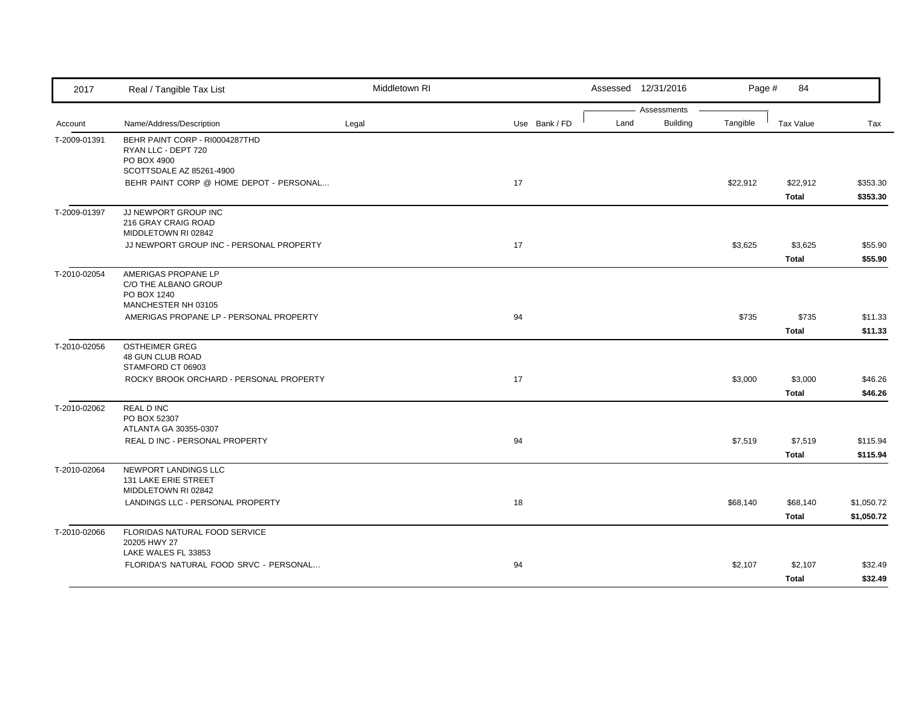| 2017 | Real / Tangible Tax List | Middletown RI | | Assessed 12/31/2016 | | | | |
|---|---|---|---|---|---|---|---|---|
| | | | | Assessments | | | | |
| Account | Name/Address/Description | Legal | Use Bank / FD | Land | Building | Tangible | Tax Value | Tax |
| T-2009-01391 | BEHR PAINT CORP - RI0004287THD<br>RYAN LLC - DEPT 720<br>PO BOX 4900<br>SCOTTSDALE AZ 85261-4900 | | | | | | | |
| | BEHR PAINT CORP @ HOME DEPOT - PERSONAL... | | 17 | | | $22,912 | $22,912 | $353.30 |
| | | | | | | | **Total** | **$353.30** |
| T-2009-01397 | JJ NEWPORT GROUP INC<br>216 GRAY CRAIG ROAD<br>MIDDLETOWN RI 02842 | | | | | | | |
| | JJ NEWPORT GROUP INC - PERSONAL PROPERTY | | 17 | | | $3,625 | $3,625 | $55.90 |
| | | | | | | | **Total** | **$55.90** |
| T-2010-02054 | AMERIGAS PROPANE LP<br>C/O THE ALBANO GROUP<br>PO BOX 1240<br>MANCHESTER NH 03105 | | | | | | | |
| | AMERIGAS PROPANE LP - PERSONAL PROPERTY | | 94 | | | $735 | $735 | $11.33 |
| | | | | | | | **Total** | **$11.33** |
| T-2010-02056 | OSTHEIMER GREG<br>48 GUN CLUB ROAD<br>STAMFORD CT 06903 | | | | | | | |
| | ROCKY BROOK ORCHARD - PERSONAL PROPERTY | | 17 | | | $3,000 | $3,000 | $46.26 |
| | | | | | | | **Total** | **$46.26** |
| T-2010-02062 | REAL D INC<br>PO BOX 52307<br>ATLANTA GA 30355-0307 | | | | | | | |
| | REAL D INC - PERSONAL PROPERTY | | 94 | | | $7,519 | $7,519 | $115.94 |
| | | | | | | | **Total** | **$115.94** |
| T-2010-02064 | NEWPORT LANDINGS LLC<br>131 LAKE ERIE STREET<br>MIDDLETOWN RI 02842 | | | | | | | |
| | LANDINGS LLC - PERSONAL PROPERTY | | 18 | | | $68,140 | $68,140 | $1,050.72 |
| | | | | | | | **Total** | **$1,050.72** |
| T-2010-02066 | FLORIDAS NATURAL FOOD SERVICE<br>20205 HWY 27<br>LAKE WALES FL 33853 | | | | | | | |
| | FLORIDA'S NATURAL FOOD SRVC - PERSONAL... | | 94 | | | $2,107 | $2,107 | $32.49 |
| | | | | | | | **Total** | **$32.49** |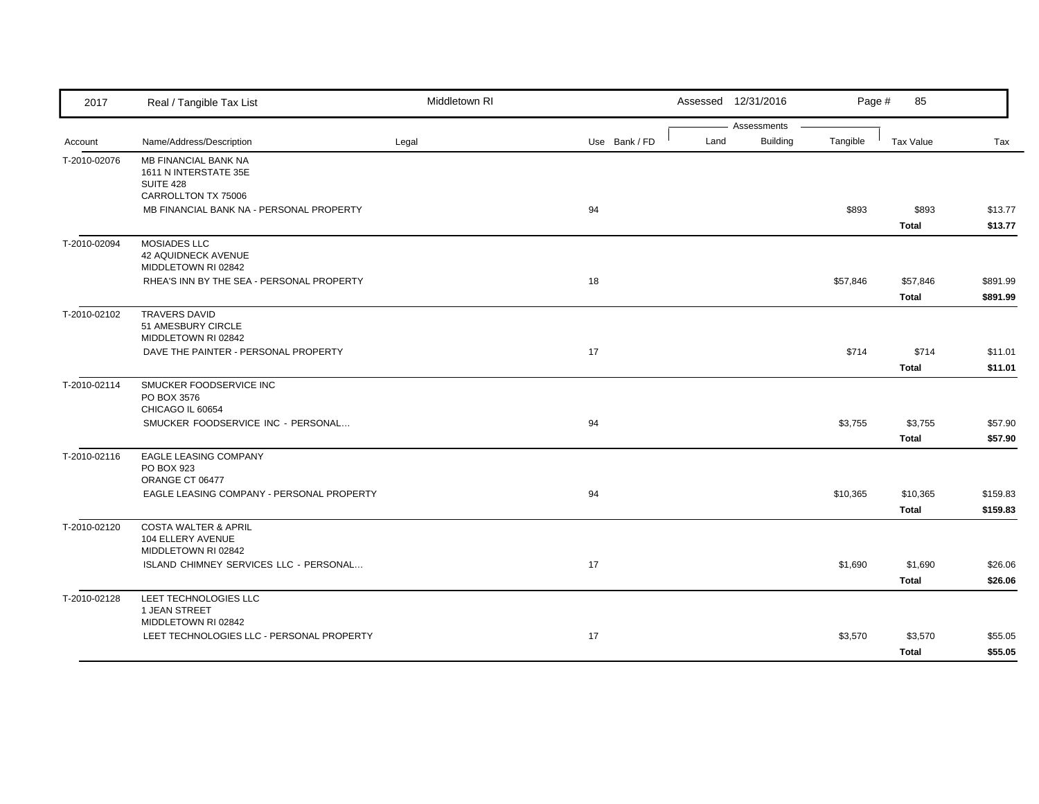| 2017 | Real / Tangible Tax List | Middletown RI | | | Assessed 12/31/2016 | | Page # 85 | | |
|---|---|---|---|---|---|---|---|---|---|
| | | | | | Assessments | | | | |
| Account | Name/Address/Description | Legal | Use | Bank / FD | Land | Building | Tangible | Tax Value | Tax |
| T-2010-02076 | MB FINANCIAL BANK NA<br>1611 N INTERSTATE 35E<br>SUITE 428<br>CARROLLTON TX 75006 | | | | | | | | |
| | MB FINANCIAL BANK NA - PERSONAL PROPERTY | | 94 | | | | $893 | $893 | $13.77 |
| | | | | | | | | **Total** | **$13.77** |
| T-2010-02094 | MOSIADES LLC<br>42 AQUIDNECK AVENUE<br>MIDDLETOWN RI 02842 | | | | | | | | |
| | RHEA'S INN BY THE SEA - PERSONAL PROPERTY | | 18 | | | | $57,846 | $57,846 | $891.99 |
| | | | | | | | | **Total** | **$891.99** |
| T-2010-02102 | TRAVERS DAVID<br>51 AMESBURY CIRCLE<br>MIDDLETOWN RI 02842 | | | | | | | | |
| | DAVE THE PAINTER - PERSONAL PROPERTY | | 17 | | | | $714 | $714 | $11.01 |
| | | | | | | | | **Total** | **$11.01** |
| T-2010-02114 | SMUCKER FOODSERVICE INC<br>PO BOX 3576<br>CHICAGO IL 60654 | | | | | | | | |
| | SMUCKER FOODSERVICE INC - PERSONAL... | | 94 | | | | $3,755 | $3,755 | $57.90 |
| | | | | | | | | **Total** | **$57.90** |
| T-2010-02116 | EAGLE LEASING COMPANY<br>PO BOX 923<br>ORANGE CT 06477 | | | | | | | | |
| | EAGLE LEASING COMPANY - PERSONAL PROPERTY | | 94 | | | | $10,365 | $10,365 | $159.83 |
| | | | | | | | | **Total** | **$159.83** |
| T-2010-02120 | COSTA WALTER & APRIL<br>104 ELLERY AVENUE<br>MIDDLETOWN RI 02842 | | | | | | | | |
| | ISLAND CHIMNEY SERVICES LLC - PERSONAL... | | 17 | | | | $1,690 | $1,690 | $26.06 |
| | | | | | | | | **Total** | **$26.06** |
| T-2010-02128 | LEET TECHNOLOGIES LLC<br>1 JEAN STREET<br>MIDDLETOWN RI 02842 | | | | | | | | |
| | LEET TECHNOLOGIES LLC - PERSONAL PROPERTY | | 17 | | | | $3,570 | $3,570 | $55.05 |
| | | | | | | | | **Total** | **$55.05** |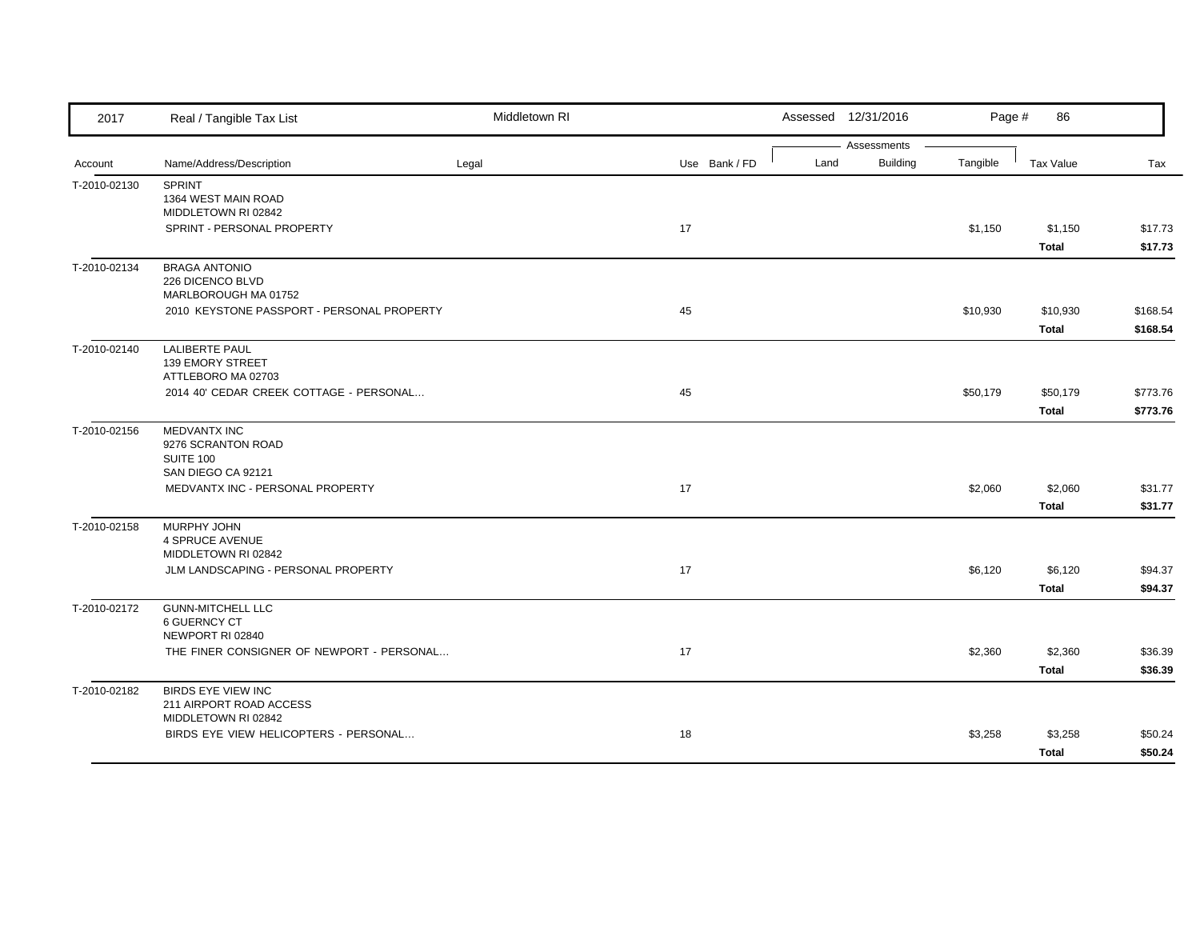| 2017 | Real / Tangible Tax List | Middletown RI | | Assessed 12/31/2016 | | | Page # 86 | |
|---|---|---|---|---|---|---|---|---|
| | | | | Assessments | | | | |
| Account | Name/Address/Description | Legal | Use Bank / FD | Land | Building | Tangible | Tax Value | Tax |
| T-2010-02130 | SPRINT<br>1364 WEST MAIN ROAD<br>MIDDLETOWN RI 02842 | | | | | | | |
| | SPRINT - PERSONAL PROPERTY | | 17 | | | $1,150 | $1,150 | $17.73 |
| | | | | | | | **Total** | **$17.73** |
| T-2010-02134 | BRAGA ANTONIO<br>226 DICENCO BLVD<br>MARLBOROUGH MA 01752 | | | | | | | |
| | 2010 KEYSTONE PASSPORT - PERSONAL PROPERTY | | 45 | | | $10,930 | $10,930 | $168.54 |
| | | | | | | | **Total** | **$168.54** |
| T-2010-02140 | LALIBERTE PAUL<br>139 EMORY STREET<br>ATTLEBORO MA 02703 | | | | | | | |
| | 2014 40' CEDAR CREEK COTTAGE - PERSONAL... | | 45 | | | $50,179 | $50,179 | $773.76 |
| | | | | | | | **Total** | **$773.76** |
| T-2010-02156 | MEDVANTX INC<br>9276 SCRANTON ROAD<br>SUITE 100<br>SAN DIEGO CA 92121 | | | | | | | |
| | MEDVANTX INC - PERSONAL PROPERTY | | 17 | | | $2,060 | $2,060 | $31.77 |
| | | | | | | | **Total** | **$31.77** |
| T-2010-02158 | MURPHY JOHN<br>4 SPRUCE AVENUE<br>MIDDLETOWN RI 02842 | | | | | | | |
| | JLM LANDSCAPING - PERSONAL PROPERTY | | 17 | | | $6,120 | $6,120 | $94.37 |
| | | | | | | | **Total** | **$94.37** |
| T-2010-02172 | GUNN-MITCHELL LLC<br>6 GUERNCY CT<br>NEWPORT RI 02840 | | | | | | | |
| | THE FINER CONSIGNER OF NEWPORT - PERSONAL... | | 17 | | | $2,360 | $2,360 | $36.39 |
| | | | | | | | **Total** | **$36.39** |
| T-2010-02182 | BIRDS EYE VIEW INC<br>211 AIRPORT ROAD ACCESS<br>MIDDLETOWN RI 02842 | | | | | | | |
| | BIRDS EYE VIEW HELICOPTERS - PERSONAL... | | 18 | | | $3,258 | $3,258 | $50.24 |
| | | | | | | | **Total** | **$50.24** |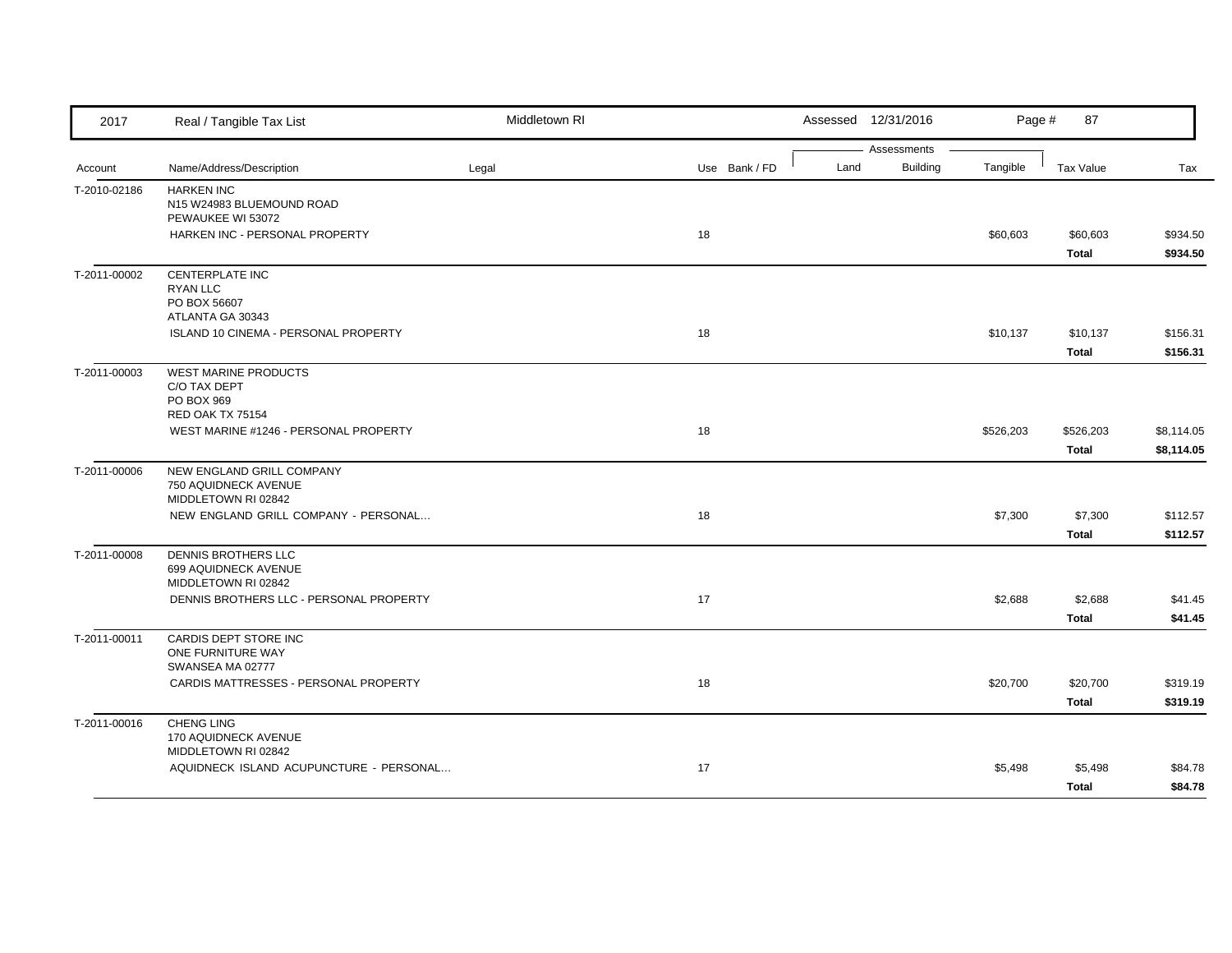| Account | Name/Address/Description | Legal | Use | Bank / FD | Land | Building | Tangible | Tax Value | Tax |
|---|---|---|---|---|---|---|---|---|---|
| T-2010-02186 | HARKEN INC<br>N15 W24983 BLUEMOUND ROAD<br>PEWAUKEE WI 53072 | | | | | | | | |
| | HARKEN INC - PERSONAL PROPERTY | | 18 | | | | $60,603 | $60,603 | $934.50 |
| | | | | | | | | **Total** | **$934.50** |
| T-2011-00002 | CENTERPLATE INC<br>RYAN LLC<br>PO BOX 56607<br>ATLANTA GA 30343 | | | | | | | | |
| | ISLAND 10 CINEMA - PERSONAL PROPERTY | | 18 | | | | $10,137 | $10,137 | $156.31 |
| | | | | | | | | **Total** | **$156.31** |
| T-2011-00003 | WEST MARINE PRODUCTS<br>C/O TAX DEPT<br>PO BOX 969<br>RED OAK TX 75154 | | | | | | | | |
| | WEST MARINE #1246 - PERSONAL PROPERTY | | 18 | | | | $526,203 | $526,203 | $8,114.05 |
| | | | | | | | | **Total** | **$8,114.05** |
| T-2011-00006 | NEW ENGLAND GRILL COMPANY<br>750 AQUIDNECK AVENUE<br>MIDDLETOWN RI 02842 | | | | | | | | |
| | NEW ENGLAND GRILL COMPANY - PERSONAL... | | 18 | | | | $7,300 | $7,300 | $112.57 |
| | | | | | | | | **Total** | **$112.57** |
| T-2011-00008 | DENNIS BROTHERS LLC<br>699 AQUIDNECK AVENUE<br>MIDDLETOWN RI 02842 | | | | | | | | |
| | DENNIS BROTHERS LLC - PERSONAL PROPERTY | | 17 | | | | $2,688 | $2,688 | $41.45 |
| | | | | | | | | **Total** | **$41.45** |
| T-2011-00011 | CARDIS DEPT STORE INC<br>ONE FURNITURE WAY<br>SWANSEA MA 02777 | | | | | | | | |
| | CARDIS MATTRESSES - PERSONAL PROPERTY | | 18 | | | | $20,700 | $20,700 | $319.19 |
| | | | | | | | | **Total** | **$319.19** |
| T-2011-00016 | CHENG LING<br>170 AQUIDNECK AVENUE<br>MIDDLETOWN RI 02842 | | | | | | | | |
| | AQUIDNECK ISLAND ACUPUNCTURE - PERSONAL... | | 17 | | | | $5,498 | $5,498 | $84.78 |
| | | | | | | | | **Total** | **$84.78** |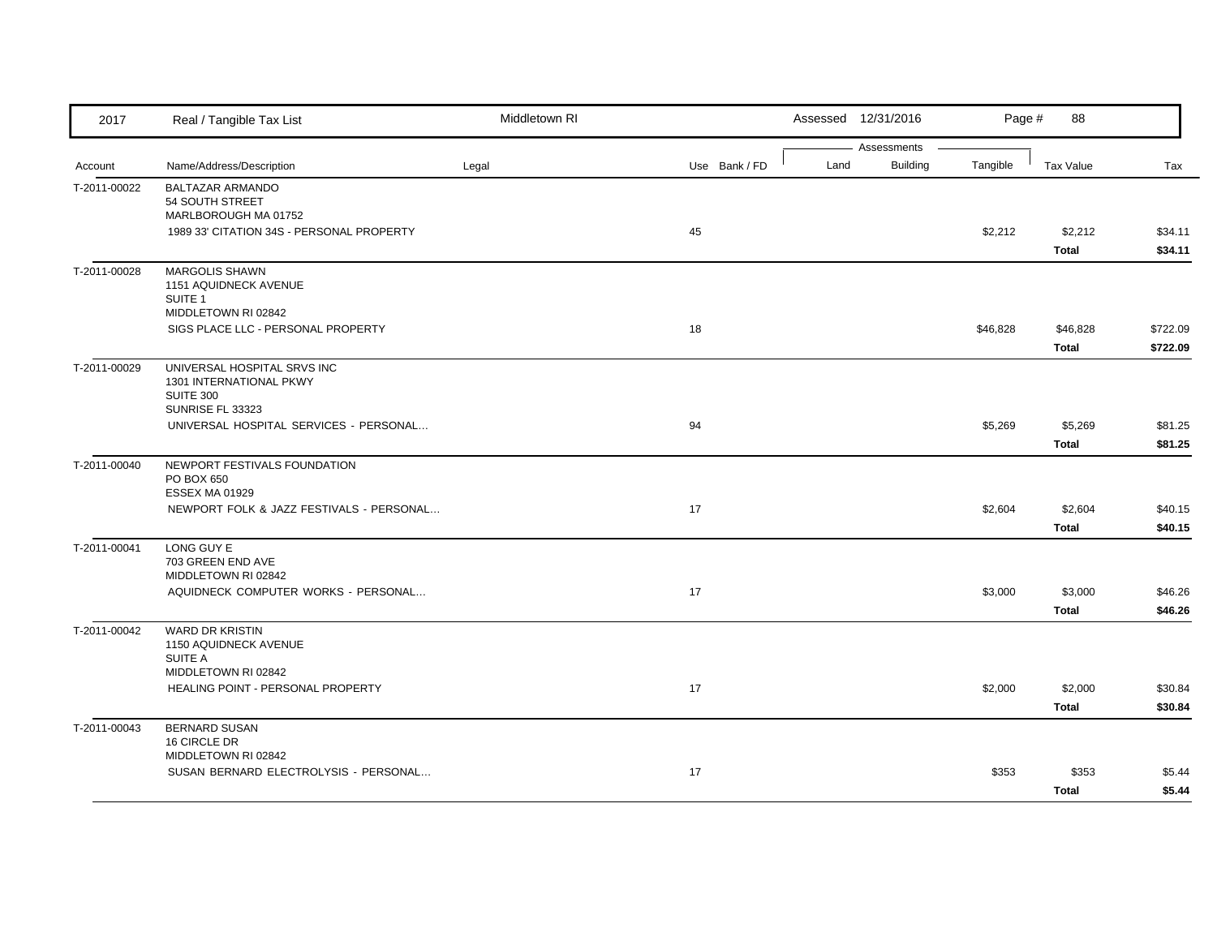| Account | Name/Address/Description | Legal | Use | Bank / FD | Land | Building | Tangible | Tax Value | Tax |
|---|---|---|---|---|---|---|---|---|---|
| T-2011-00022 | BALTAZAR ARMANDO<br>54 SOUTH STREET<br>MARLBOROUGH MA 01752 | | | | | | | | |
| | 1989 33' CITATION 34S - PERSONAL PROPERTY | | 45 | | | | $2,212 | $2,212 | $34.11 |
| | | | | | | | | **Total** | **$34.11** |
| T-2011-00028 | MARGOLIS SHAWN<br>1151 AQUIDNECK AVENUE<br>SUITE 1<br>MIDDLETOWN RI 02842 | | | | | | | | |
| | SIGS PLACE LLC - PERSONAL PROPERTY | | 18 | | | | $46,828 | $46,828 | $722.09 |
| | | | | | | | | **Total** | **$722.09** |
| T-2011-00029 | UNIVERSAL HOSPITAL SRVS INC<br>1301 INTERNATIONAL PKWY<br>SUITE 300<br>SUNRISE FL 33323 | | | | | | | | |
| | UNIVERSAL HOSPITAL SERVICES - PERSONAL... | | 94 | | | | $5,269 | $5,269 | $81.25 |
| | | | | | | | | **Total** | **$81.25** |
| T-2011-00040 | NEWPORT FESTIVALS FOUNDATION<br>PO BOX 650<br>ESSEX MA 01929 | | | | | | | | |
| | NEWPORT FOLK & JAZZ FESTIVALS - PERSONAL... | | 17 | | | | $2,604 | $2,604 | $40.15 |
| | | | | | | | | **Total** | **$40.15** |
| T-2011-00041 | LONG GUY E<br>703 GREEN END AVE<br>MIDDLETOWN RI 02842 | | | | | | | | |
| | AQUIDNECK COMPUTER WORKS - PERSONAL... | | 17 | | | | $3,000 | $3,000 | $46.26 |
| | | | | | | | | **Total** | **$46.26** |
| T-2011-00042 | WARD DR KRISTIN<br>1150 AQUIDNECK AVENUE<br>SUITE A<br>MIDDLETOWN RI 02842 | | | | | | | | |
| | HEALING POINT - PERSONAL PROPERTY | | 17 | | | | $2,000 | $2,000 | $30.84 |
| | | | | | | | | **Total** | **$30.84** |
| T-2011-00043 | BERNARD SUSAN<br>16 CIRCLE DR<br>MIDDLETOWN RI 02842 | | | | | | | | |
| | SUSAN BERNARD ELECTROLYSIS - PERSONAL... | | 17 | | | | $353 | $353 | $5.44 |
| | | | | | | | | **Total** | **$5.44** |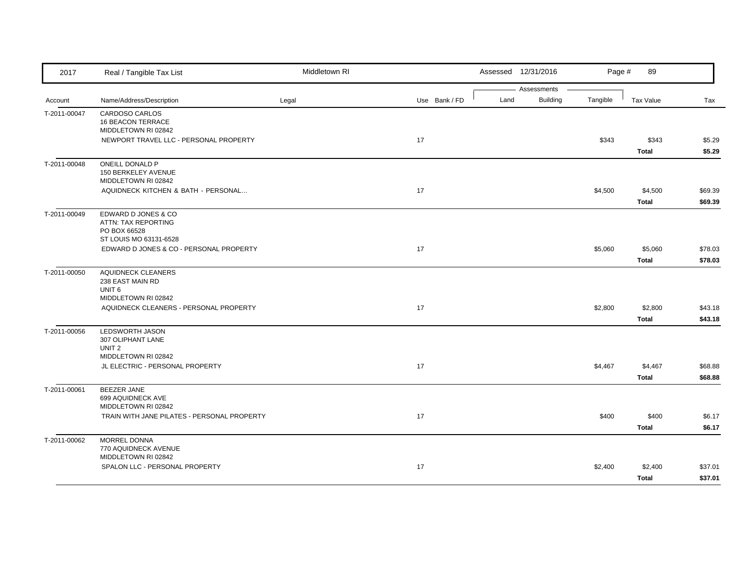| Account | Name/Address/Description | Legal | Use | Bank / FD | Land | Building | Tangible | Tax Value | Tax |
|---|---|---|---|---|---|---|---|---|---|
| T-2011-00047 | CARDOSO CARLOS<br>16 BEACON TERRACE<br>MIDDLETOWN RI 02842 | | | | | | | | |
| | NEWPORT TRAVEL LLC - PERSONAL PROPERTY | | 17 | | | | $343 | $343 | $5.29 |
| | | | | | | | | **Total** | **$5.29** |
| T-2011-00048 | ONEILL DONALD P<br>150 BERKELEY AVENUE<br>MIDDLETOWN RI 02842 | | | | | | | | |
| | AQUIDNECK KITCHEN & BATH - PERSONAL... | | 17 | | | | $4,500 | $4,500 | $69.39 |
| | | | | | | | | **Total** | **$69.39** |
| T-2011-00049 | EDWARD D JONES & CO<br>ATTN: TAX REPORTING<br>PO BOX 66528<br>ST LOUIS MO 63131-6528 | | | | | | | | |
| | EDWARD D JONES & CO - PERSONAL PROPERTY | | 17 | | | | $5,060 | $5,060 | $78.03 |
| | | | | | | | | **Total** | **$78.03** |
| T-2011-00050 | AQUIDNECK CLEANERS<br>238 EAST MAIN RD<br>UNIT 6<br>MIDDLETOWN RI 02842 | | | | | | | | |
| | AQUIDNECK CLEANERS - PERSONAL PROPERTY | | 17 | | | | $2,800 | $2,800 | $43.18 |
| | | | | | | | | **Total** | **$43.18** |
| T-2011-00056 | LEDSWORTH JASON<br>307 OLIPHANT LANE<br>UNIT 2<br>MIDDLETOWN RI 02842 | | | | | | | | |
| | JL ELECTRIC - PERSONAL PROPERTY | | 17 | | | | $4,467 | $4,467 | $68.88 |
| | | | | | | | | **Total** | **$68.88** |
| T-2011-00061 | BEEZER JANE<br>699 AQUIDNECK AVE<br>MIDDLETOWN RI 02842 | | | | | | | | |
| | TRAIN WITH JANE PILATES - PERSONAL PROPERTY | | 17 | | | | $400 | $400 | $6.17 |
| | | | | | | | | **Total** | **$6.17** |
| T-2011-00062 | MORREL DONNA<br>770 AQUIDNECK AVENUE<br>MIDDLETOWN RI 02842 | | | | | | | | |
| | SPALON LLC - PERSONAL PROPERTY | | 17 | | | | $2,400 | $2,400 | $37.01 |
| | | | | | | | | **Total** | **$37.01** |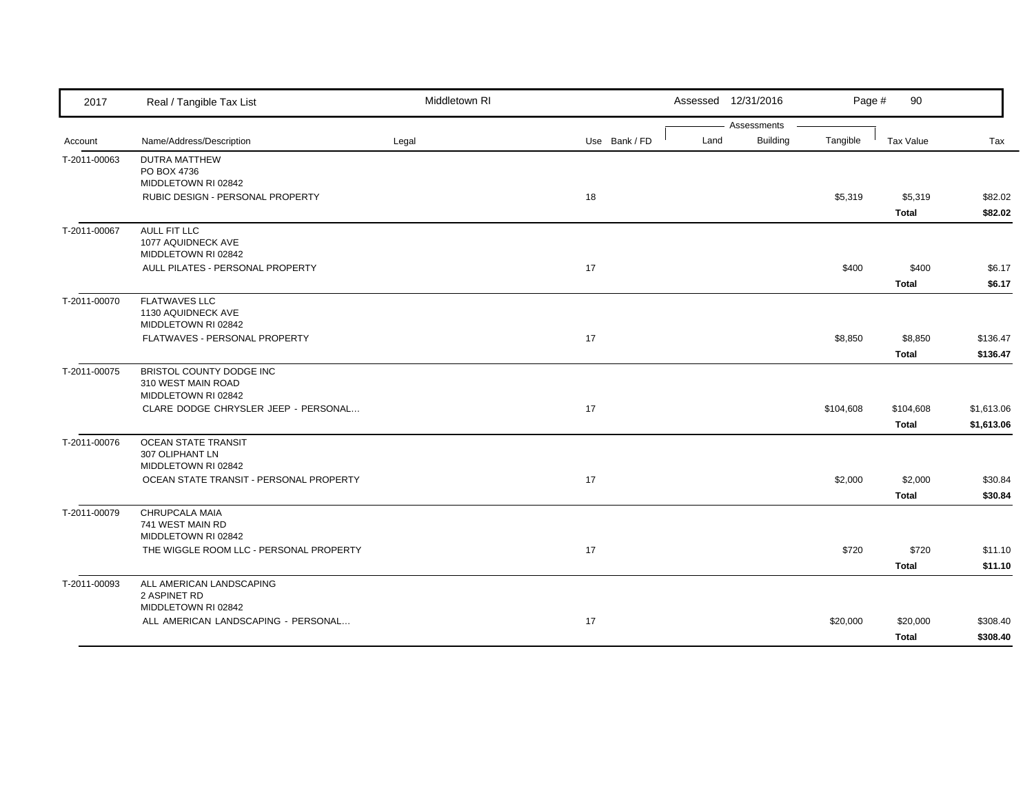| Account | Name/Address/Description | Legal | Use | Bank / FD | Land | Building | Tangible | Tax Value | Tax |
|---|---|---|---|---|---|---|---|---|---|
| T-2011-00063 | DUTRA MATTHEW<br>PO BOX 4736<br>MIDDLETOWN RI 02842 | | | | | | | | |
| | RUBIC DESIGN - PERSONAL PROPERTY | | 18 | | | | $5,319 | $5,319 | $82.02 |
| | | | | | | | | **Total** | **$82.02** |
| T-2011-00067 | AULL FIT LLC<br>1077 AQUIDNECK AVE<br>MIDDLETOWN RI 02842 | | | | | | | | |
| | AULL PILATES - PERSONAL PROPERTY | | 17 | | | | $400 | $400 | $6.17 |
| | | | | | | | | **Total** | **$6.17** |
| T-2011-00070 | FLATWAVES LLC<br>1130 AQUIDNECK AVE<br>MIDDLETOWN RI 02842 | | | | | | | | |
| | FLATWAVES - PERSONAL PROPERTY | | 17 | | | | $8,850 | $8,850 | $136.47 |
| | | | | | | | | **Total** | **$136.47** |
| T-2011-00075 | BRISTOL COUNTY DODGE INC<br>310 WEST MAIN ROAD<br>MIDDLETOWN RI 02842 | | | | | | | | |
| | CLARE DODGE CHRYSLER JEEP - PERSONAL... | | 17 | | | | $104,608 | $104,608 | $1,613.06 |
| | | | | | | | | **Total** | **$1,613.06** |
| T-2011-00076 | OCEAN STATE TRANSIT<br>307 OLIPHANT LN<br>MIDDLETOWN RI 02842 | | | | | | | | |
| | OCEAN STATE TRANSIT - PERSONAL PROPERTY | | 17 | | | | $2,000 | $2,000 | $30.84 |
| | | | | | | | | **Total** | **$30.84** |
| T-2011-00079 | CHRUPCALA MAIA<br>741 WEST MAIN RD<br>MIDDLETOWN RI 02842 | | | | | | | | |
| | THE WIGGLE ROOM LLC - PERSONAL PROPERTY | | 17 | | | | $720 | $720 | $11.10 |
| | | | | | | | | **Total** | **$11.10** |
| T-2011-00093 | ALL AMERICAN LANDSCAPING<br>2 ASPINET RD<br>MIDDLETOWN RI 02842 | | | | | | | | |
| | ALL AMERICAN LANDSCAPING - PERSONAL... | | 17 | | | | $20,000 | $20,000 | $308.40 |
| | | | | | | | | **Total** | **$308.40** |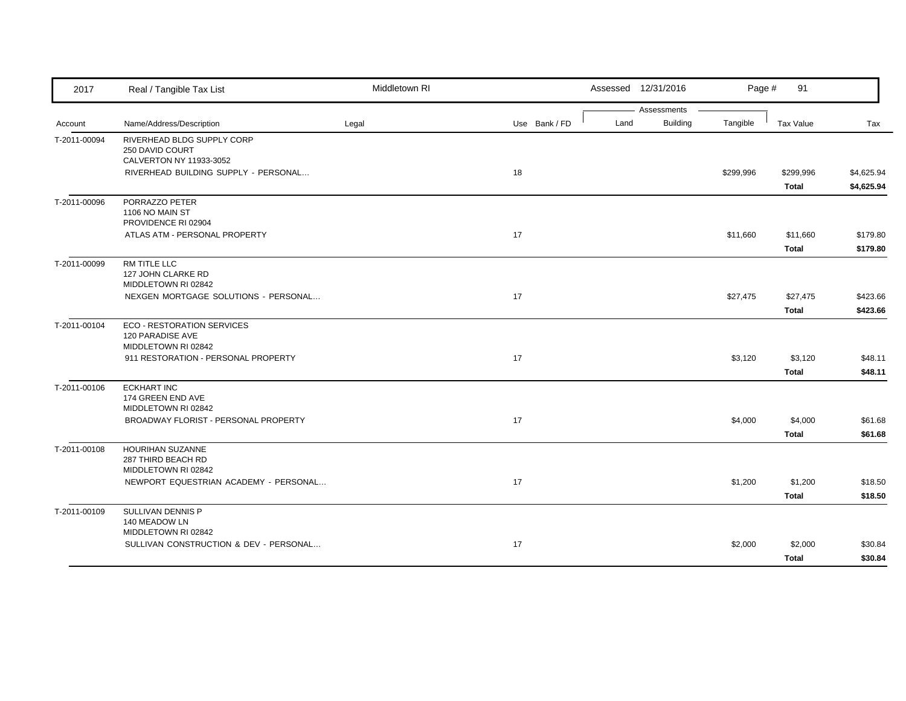| Account | Name/Address/Description | Legal | Use | Bank / FD | Land | Building | Tangible | Tax Value | Tax |
|---|---|---|---|---|---|---|---|---|---|
| T-2011-00094 | RIVERHEAD BLDG SUPPLY CORP<br>250 DAVID COURT<br>CALVERTON NY 11933-3052 | | | | | | | | |
| | RIVERHEAD BUILDING SUPPLY - PERSONAL... | | 18 | | | | $299,996 | $299,996 | $4,625.94 |
| | | | | | | | | **Total** | **$4,625.94** |
| T-2011-00096 | PORRAZZO PETER<br>1106 NO MAIN ST<br>PROVIDENCE RI 02904 | | | | | | | | |
| | ATLAS ATM - PERSONAL PROPERTY | | 17 | | | | $11,660 | $11,660 | $179.80 |
| | | | | | | | | **Total** | **$179.80** |
| T-2011-00099 | RM TITLE LLC<br>127 JOHN CLARKE RD<br>MIDDLETOWN RI 02842 | | | | | | | | |
| | NEXGEN MORTGAGE SOLUTIONS - PERSONAL... | | 17 | | | | $27,475 | $27,475 | $423.66 |
| | | | | | | | | **Total** | **$423.66** |
| T-2011-00104 | ECO - RESTORATION SERVICES<br>120 PARADISE AVE<br>MIDDLETOWN RI 02842 | | | | | | | | |
| | 911 RESTORATION - PERSONAL PROPERTY | | 17 | | | | $3,120 | $3,120 | $48.11 |
| | | | | | | | | **Total** | **$48.11** |
| T-2011-00106 | ECKHART INC<br>174 GREEN END AVE<br>MIDDLETOWN RI 02842 | | | | | | | | |
| | BROADWAY FLORIST - PERSONAL PROPERTY | | 17 | | | | $4,000 | $4,000 | $61.68 |
| | | | | | | | | **Total** | **$61.68** |
| T-2011-00108 | HOURIHAN SUZANNE<br>287 THIRD BEACH RD<br>MIDDLETOWN RI 02842 | | | | | | | | |
| | NEWPORT EQUESTRIAN ACADEMY - PERSONAL... | | 17 | | | | $1,200 | $1,200 | $18.50 |
| | | | | | | | | **Total** | **$18.50** |
| T-2011-00109 | SULLIVAN DENNIS P<br>140 MEADOW LN<br>MIDDLETOWN RI 02842 | | | | | | | | |
| | SULLIVAN CONSTRUCTION & DEV - PERSONAL... | | 17 | | | | $2,000 | $2,000 | $30.84 |
| | | | | | | | | **Total** | **$30.84** |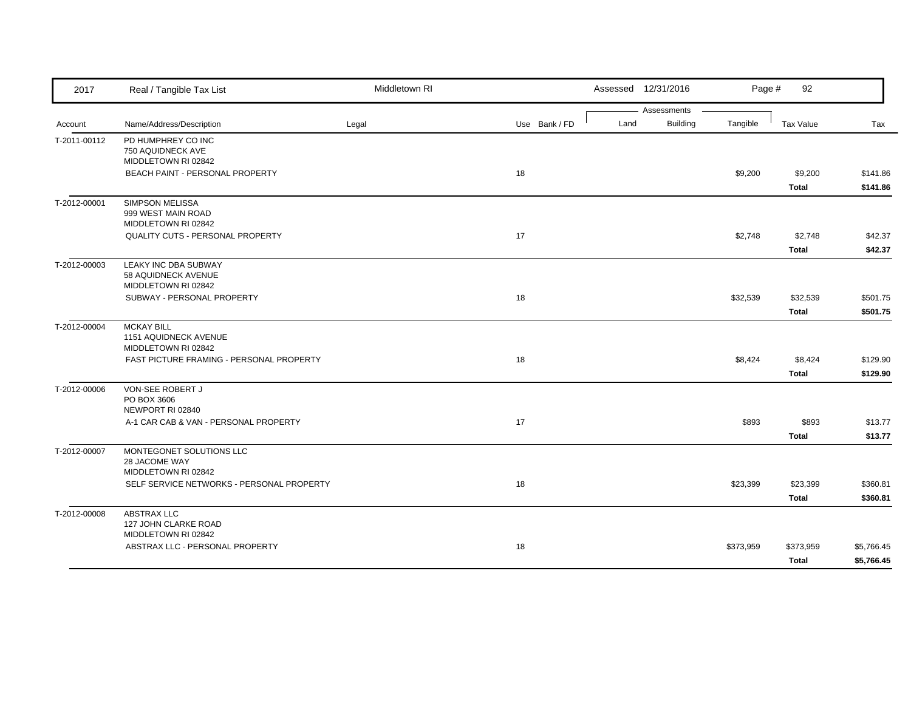| 2017 | Real / Tangible Tax List | Middletown RI | | | Assessed 12/31/2016 | | | | |
|---|---|---|---|---|---|---|---|---|---|
| | | | | | Assessments | | | | |
| Account | Name/Address/Description | Legal | Use | Bank / FD | Land | Building | Tangible | Tax Value | Tax |
| T-2011-00112 | PD HUMPHREY CO INC<br>750 AQUIDNECK AVE<br>MIDDLETOWN RI 02842 | | | | | | | | |
| | BEACH PAINT - PERSONAL PROPERTY | | 18 | | | | $9,200 | $9,200 | $141.86 |
| | | | | | | | | **Total** | **$141.86** |
| T-2012-00001 | SIMPSON MELISSA<br>999 WEST MAIN ROAD<br>MIDDLETOWN RI 02842 | | | | | | | | |
| | QUALITY CUTS - PERSONAL PROPERTY | | 17 | | | | $2,748 | $2,748 | $42.37 |
| | | | | | | | | **Total** | **$42.37** |
| T-2012-00003 | LEAKY INC DBA SUBWAY<br>58 AQUIDNECK AVENUE<br>MIDDLETOWN RI 02842 | | | | | | | | |
| | SUBWAY - PERSONAL PROPERTY | | 18 | | | | $32,539 | $32,539 | $501.75 |
| | | | | | | | | **Total** | **$501.75** |
| T-2012-00004 | MCKAY BILL<br>1151 AQUIDNECK AVENUE<br>MIDDLETOWN RI 02842 | | | | | | | | |
| | FAST PICTURE FRAMING - PERSONAL PROPERTY | | 18 | | | | $8,424 | $8,424 | $129.90 |
| | | | | | | | | **Total** | **$129.90** |
| T-2012-00006 | VON-SEE ROBERT J<br>PO BOX 3606<br>NEWPORT RI 02840 | | | | | | | | |
| | A-1 CAR CAB & VAN - PERSONAL PROPERTY | | 17 | | | | $893 | $893 | $13.77 |
| | | | | | | | | **Total** | **$13.77** |
| T-2012-00007 | MONTEGONET SOLUTIONS LLC<br>28 JACOME WAY<br>MIDDLETOWN RI 02842 | | | | | | | | |
| | SELF SERVICE NETWORKS - PERSONAL PROPERTY | | 18 | | | | $23,399 | $23,399 | $360.81 |
| | | | | | | | | **Total** | **$360.81** |
| T-2012-00008 | ABSTRAX LLC<br>127 JOHN CLARKE ROAD<br>MIDDLETOWN RI 02842 | | | | | | | | |
| | ABSTRAX LLC - PERSONAL PROPERTY | | 18 | | | | $373,959 | $373,959 | $5,766.45 |
| | | | | | | | | **Total** | **$5,766.45** |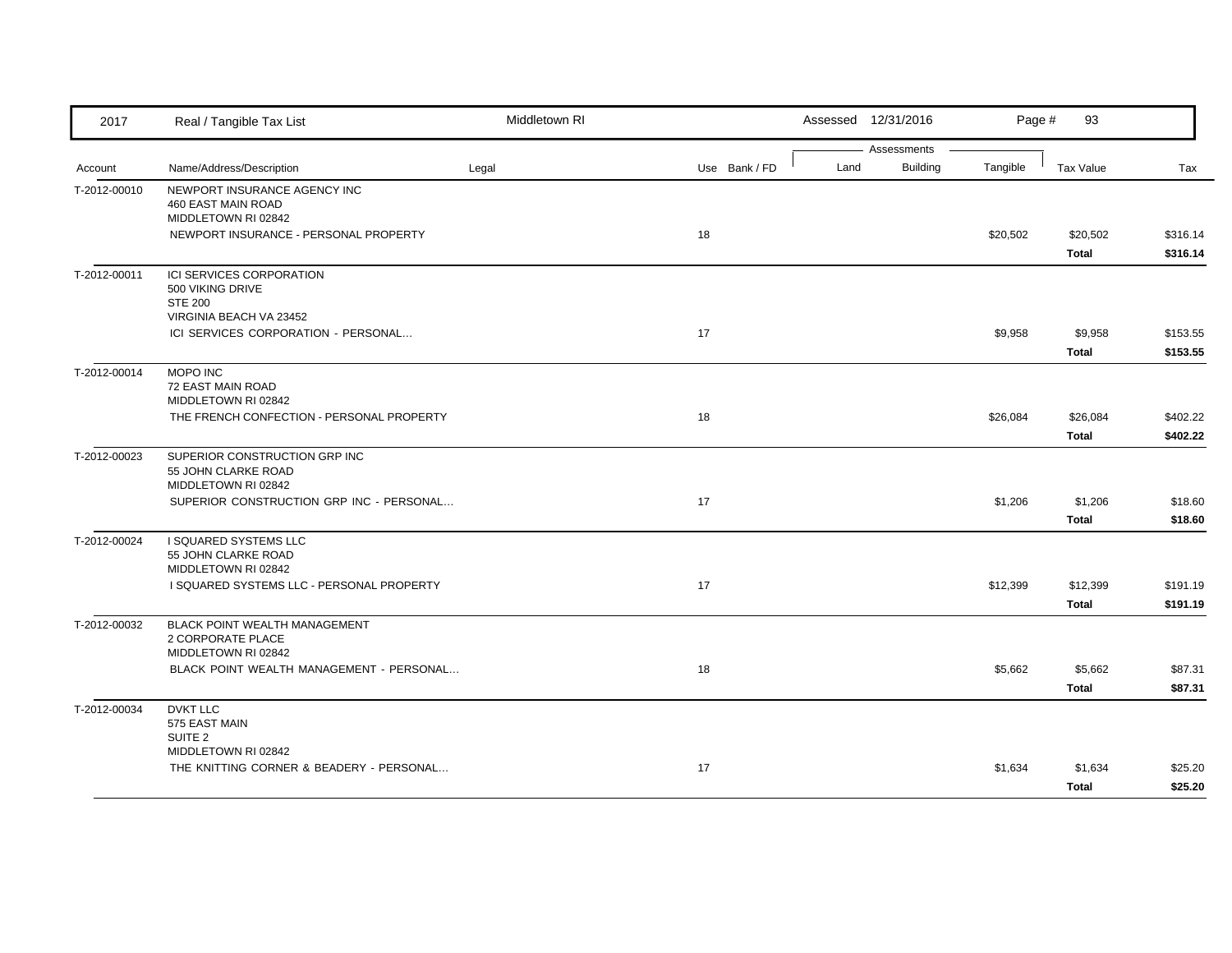| 2017 | Real / Tangible Tax List | Middletown RI | | Assessed 12/31/2016 | | | | |
|---|---|---|---|---|---|---|---|---|
| | | | | Assessments | | | | |
| Account | Name/Address/Description | Legal | Use Bank / FD | Land | Building | Tangible | Tax Value | Tax |
| T-2012-00010 | NEWPORT INSURANCE AGENCY INC<br>460 EAST MAIN ROAD<br>MIDDLETOWN RI 02842 | | | | | | | |
| | NEWPORT INSURANCE - PERSONAL PROPERTY | | 18 | | | $20,502 | $20,502 | $316.14 |
| | | | | | | | **Total** | **$316.14** |
| T-2012-00011 | ICI SERVICES CORPORATION<br>500 VIKING DRIVE<br>STE 200<br>VIRGINIA BEACH VA 23452 | | | | | | | |
| | ICI SERVICES CORPORATION - PERSONAL... | | 17 | | | $9,958 | $9,958 | $153.55 |
| | | | | | | | **Total** | **$153.55** |
| T-2012-00014 | MOPO INC<br>72 EAST MAIN ROAD<br>MIDDLETOWN RI 02842 | | | | | | | |
| | THE FRENCH CONFECTION - PERSONAL PROPERTY | | 18 | | | $26,084 | $26,084 | $402.22 |
| | | | | | | | **Total** | **$402.22** |
| T-2012-00023 | SUPERIOR CONSTRUCTION GRP INC<br>55 JOHN CLARKE ROAD<br>MIDDLETOWN RI 02842 | | | | | | | |
| | SUPERIOR CONSTRUCTION GRP INC - PERSONAL... | | 17 | | | $1,206 | $1,206 | $18.60 |
| | | | | | | | **Total** | **$18.60** |
| T-2012-00024 | I SQUARED SYSTEMS LLC<br>55 JOHN CLARKE ROAD<br>MIDDLETOWN RI 02842 | | | | | | | |
| | I SQUARED SYSTEMS LLC - PERSONAL PROPERTY | | 17 | | | $12,399 | $12,399 | $191.19 |
| | | | | | | | **Total** | **$191.19** |
| T-2012-00032 | BLACK POINT WEALTH MANAGEMENT<br>2 CORPORATE PLACE<br>MIDDLETOWN RI 02842 | | | | | | | |
| | BLACK POINT WEALTH MANAGEMENT - PERSONAL... | | 18 | | | $5,662 | $5,662 | $87.31 |
| | | | | | | | **Total** | **$87.31** |
| T-2012-00034 | DVKT LLC<br>575 EAST MAIN<br>SUITE 2<br>MIDDLETOWN RI 02842 | | | | | | | |
| | THE KNITTING CORNER & BEADERY - PERSONAL... | | 17 | | | $1,634 | $1,634 | $25.20 |
| | | | | | | | **Total** | **$25.20** |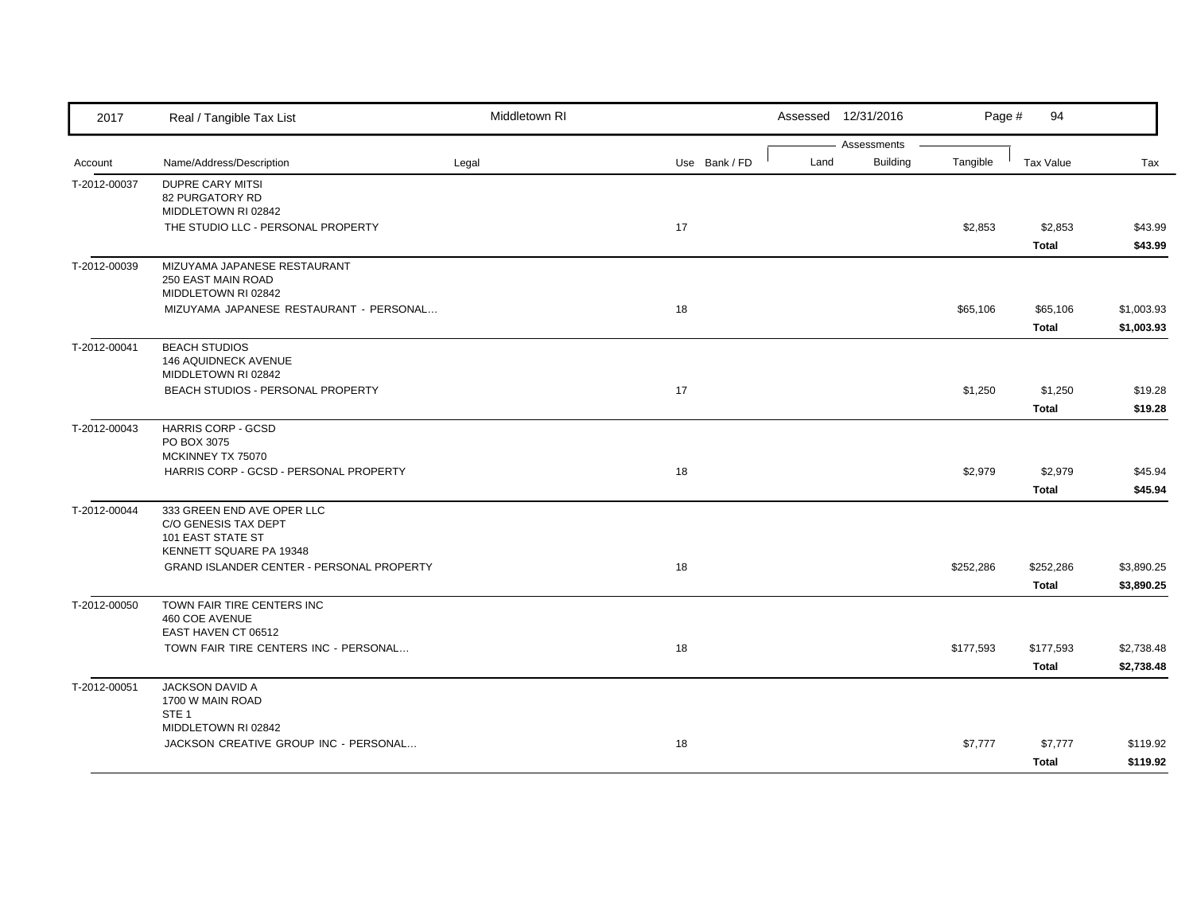| 2017 | Real / Tangible Tax List | Middletown RI | | Assessed 12/31/2016 | | | | |
|---|---|---|---|---|---|---|---|---|
| | | | | Assessments | | | | |
| Account | Name/Address/Description | Legal | Use Bank / FD | Land | Building | Tangible | Tax Value | Tax |
| T-2012-00037 | DUPRE CARY MITSI<br>82 PURGATORY RD<br>MIDDLETOWN RI 02842 | | | | | | | |
| | THE STUDIO LLC - PERSONAL PROPERTY | | 17 | | | $2,853 | $2,853 | $43.99 |
| | | | | | | | **Total** | **$43.99** |
| T-2012-00039 | MIZUYAMA JAPANESE RESTAURANT<br>250 EAST MAIN ROAD<br>MIDDLETOWN RI 02842 | | | | | | | |
| | MIZUYAMA JAPANESE RESTAURANT - PERSONAL... | | 18 | | | $65,106 | $65,106 | $1,003.93 |
| | | | | | | | **Total** | **$1,003.93** |
| T-2012-00041 | BEACH STUDIOS<br>146 AQUIDNECK AVENUE<br>MIDDLETOWN RI 02842 | | | | | | | |
| | BEACH STUDIOS - PERSONAL PROPERTY | | 17 | | | $1,250 | $1,250 | $19.28 |
| | | | | | | | **Total** | **$19.28** |
| T-2012-00043 | HARRIS CORP - GCSD<br>PO BOX 3075<br>MCKINNEY TX 75070 | | | | | | | |
| | HARRIS CORP - GCSD - PERSONAL PROPERTY | | 18 | | | $2,979 | $2,979 | $45.94 |
| | | | | | | | **Total** | **$45.94** |
| T-2012-00044 | 333 GREEN END AVE OPER LLC<br>C/O GENESIS TAX DEPT<br>101 EAST STATE ST<br>KENNETT SQUARE PA 19348 | | | | | | | |
| | GRAND ISLANDER CENTER - PERSONAL PROPERTY | | 18 | | | $252,286 | $252,286 | $3,890.25 |
| | | | | | | | **Total** | **$3,890.25** |
| T-2012-00050 | TOWN FAIR TIRE CENTERS INC<br>460 COE AVENUE<br>EAST HAVEN CT 06512 | | | | | | | |
| | TOWN FAIR TIRE CENTERS INC - PERSONAL... | | 18 | | | $177,593 | $177,593 | $2,738.48 |
| | | | | | | | **Total** | **$2,738.48** |
| T-2012-00051 | JACKSON DAVID A<br>1700 W MAIN ROAD<br>STE 1<br>MIDDLETOWN RI 02842 | | | | | | | |
| | JACKSON CREATIVE GROUP INC - PERSONAL... | | 18 | | | $7,777 | $7,777 | $119.92 |
| | | | | | | | **Total** | **$119.92** |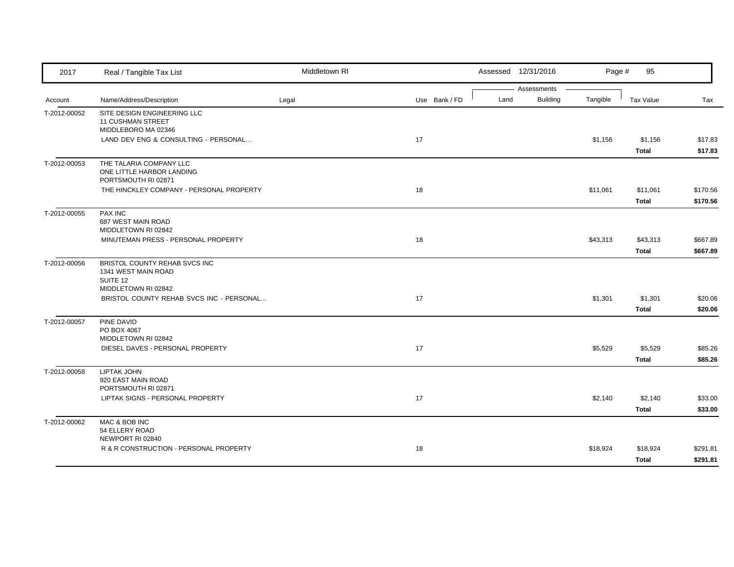| 2017 | Real / Tangible Tax List | Middletown RI | | Assessed 12/31/2016 | | | | |
|---|---|---|---|---|---|---|---|---|
| | | | | Assessments | | | | |
| Account | Name/Address/Description | Legal | Use Bank / FD | Land | Building | Tangible | Tax Value | Tax |
| T-2012-00052 | SITE DESIGN ENGINEERING LLC<br>11 CUSHMAN STREET<br>MIDDLEBORO MA 02346 | | | | | | | |
| | LAND DEV ENG & CONSULTING - PERSONAL... | | 17 | | | $1,156 | $1,156 | $17.83 |
| | | | | | | | **Total** | **$17.83** |
| T-2012-00053 | THE TALARIA COMPANY LLC<br>ONE LITTLE HARBOR LANDING<br>PORTSMOUTH RI 02871 | | | | | | | |
| | THE HINCKLEY COMPANY - PERSONAL PROPERTY | | 18 | | | $11,061 | $11,061 | $170.56 |
| | | | | | | | **Total** | **$170.56** |
| T-2012-00055 | PAX INC<br>687 WEST MAIN ROAD<br>MIDDLETOWN RI 02842 | | | | | | | |
| | MINUTEMAN PRESS - PERSONAL PROPERTY | | 18 | | | $43,313 | $43,313 | $667.89 |
| | | | | | | | **Total** | **$667.89** |
| T-2012-00056 | BRISTOL COUNTY REHAB SVCS INC<br>1341 WEST MAIN ROAD<br>SUITE 12<br>MIDDLETOWN RI 02842 | | | | | | | |
| | BRISTOL COUNTY REHAB SVCS INC - PERSONAL... | | 17 | | | $1,301 | $1,301 | $20.06 |
| | | | | | | | **Total** | **$20.06** |
| T-2012-00057 | PINE DAVID<br>PO BOX 4067<br>MIDDLETOWN RI 02842 | | | | | | | |
| | DIESEL DAVES - PERSONAL PROPERTY | | 17 | | | $5,529 | $5,529 | $85.26 |
| | | | | | | | **Total** | **$85.26** |
| T-2012-00058 | LIPTAK JOHN<br>920 EAST MAIN ROAD<br>PORTSMOUTH RI 02871 | | | | | | | |
| | LIPTAK SIGNS - PERSONAL PROPERTY | | 17 | | | $2,140 | $2,140 | $33.00 |
| | | | | | | | **Total** | **$33.00** |
| T-2012-00062 | MAC & BOB INC<br>54 ELLERY ROAD<br>NEWPORT RI 02840 | | | | | | | |
| | R & R CONSTRUCTION - PERSONAL PROPERTY | | 18 | | | $18,924 | $18,924 | $291.81 |
| | | | | | | | **Total** | **$291.81** |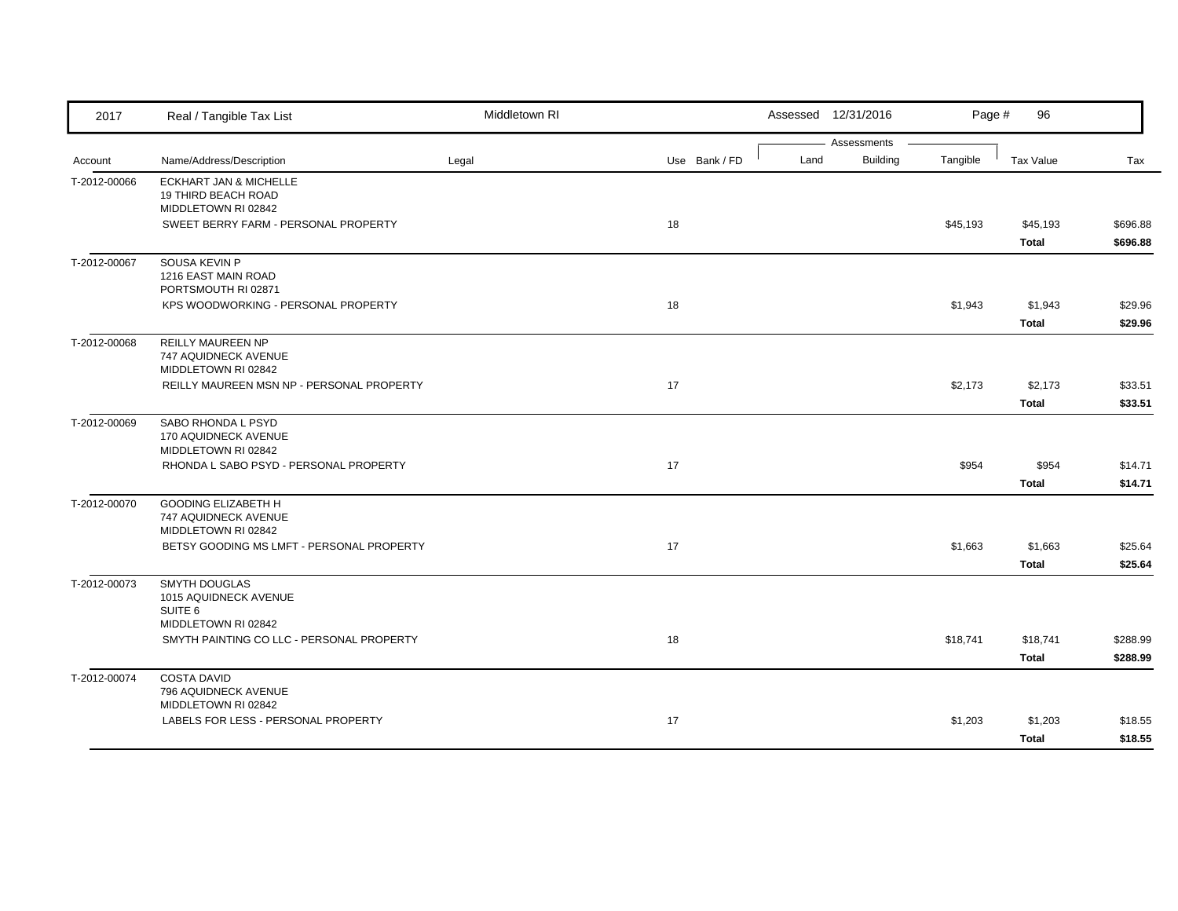| 2017 | Real / Tangible Tax List | Middletown RI | | Assessed 12/31/2016 | | | | |
|---|---|---|---|---|---|---|---|---|
| | | | | Assessments | | | | |
| Account | Name/Address/Description | Legal | Use Bank / FD | Land | Building | Tangible | Tax Value | Tax |
| T-2012-00066 | ECKHART JAN & MICHELLE<br>19 THIRD BEACH ROAD<br>MIDDLETOWN RI 02842 | | | | | | | |
| | SWEET BERRY FARM - PERSONAL PROPERTY | | 18 | | | $45,193 | $45,193 | $696.88 |
| | | | | | | | **Total** | **$696.88** |
| T-2012-00067 | SOUSA KEVIN P<br>1216 EAST MAIN ROAD<br>PORTSMOUTH RI 02871 | | | | | | | |
| | KPS WOODWORKING - PERSONAL PROPERTY | | 18 | | | $1,943 | $1,943 | $29.96 |
| | | | | | | | **Total** | **$29.96** |
| T-2012-00068 | REILLY MAUREEN NP<br>747 AQUIDNECK AVENUE<br>MIDDLETOWN RI 02842 | | | | | | | |
| | REILLY MAUREEN MSN NP - PERSONAL PROPERTY | | 17 | | | $2,173 | $2,173 | $33.51 |
| | | | | | | | **Total** | **$33.51** |
| T-2012-00069 | SABO RHONDA L PSYD<br>170 AQUIDNECK AVENUE<br>MIDDLETOWN RI 02842 | | | | | | | |
| | RHONDA L SABO PSYD - PERSONAL PROPERTY | | 17 | | | $954 | $954 | $14.71 |
| | | | | | | | **Total** | **$14.71** |
| T-2012-00070 | GOODING ELIZABETH H<br>747 AQUIDNECK AVENUE<br>MIDDLETOWN RI 02842 | | | | | | | |
| | BETSY GOODING MS LMFT - PERSONAL PROPERTY | | 17 | | | $1,663 | $1,663 | $25.64 |
| | | | | | | | **Total** | **$25.64** |
| T-2012-00073 | SMYTH DOUGLAS<br>1015 AQUIDNECK AVENUE<br>SUITE 6<br>MIDDLETOWN RI 02842 | | | | | | | |
| | SMYTH PAINTING CO LLC - PERSONAL PROPERTY | | 18 | | | $18,741 | $18,741 | $288.99 |
| | | | | | | | **Total** | **$288.99** |
| T-2012-00074 | COSTA DAVID<br>796 AQUIDNECK AVENUE<br>MIDDLETOWN RI 02842 | | | | | | | |
| | LABELS FOR LESS - PERSONAL PROPERTY | | 17 | | | $1,203 | $1,203 | $18.55 |
| | | | | | | | **Total** | **$18.55** |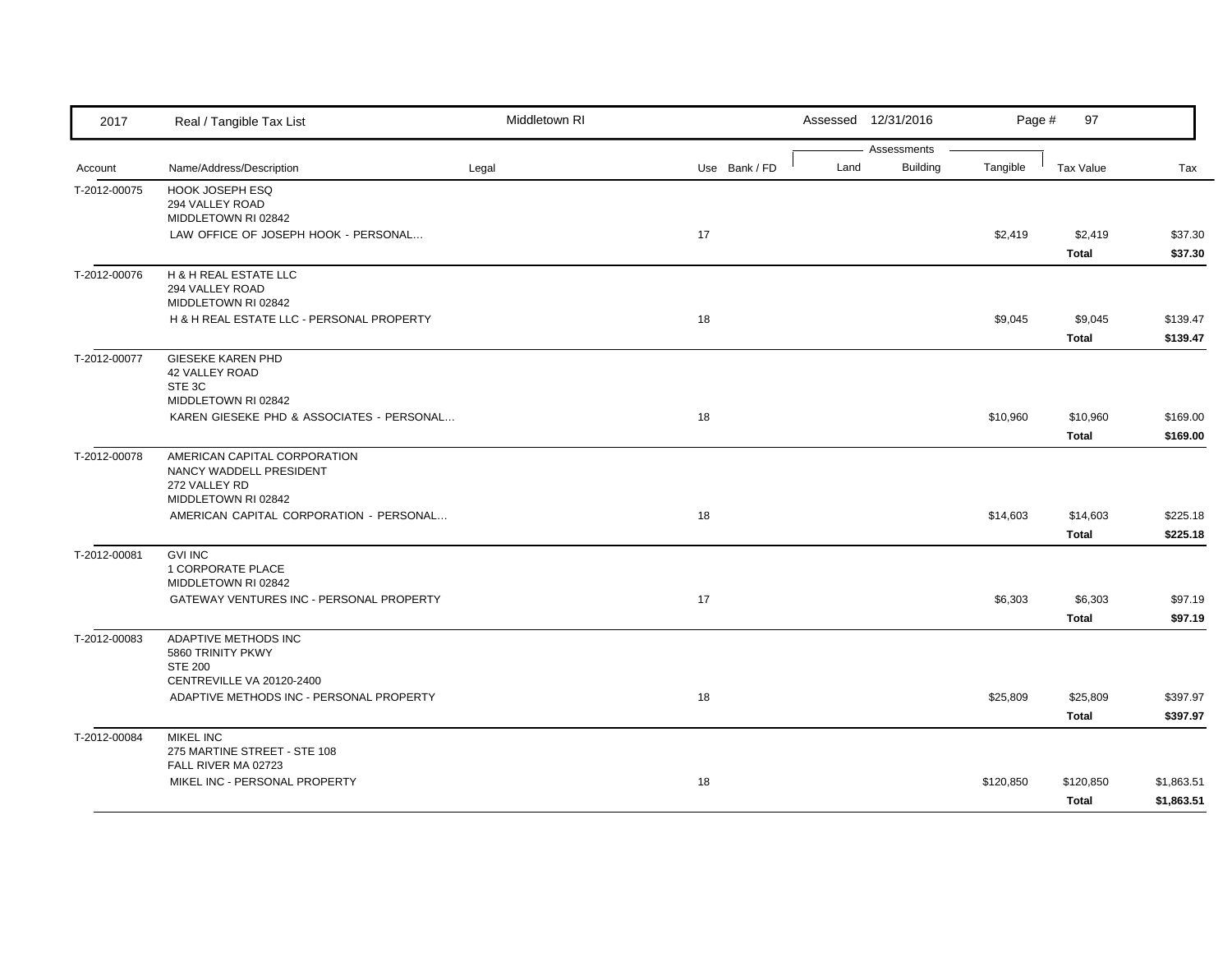| Account | Name/Address/Description | Legal | Use | Bank / FD | Land | Building | Tangible | Tax Value | Tax |
|---|---|---|---|---|---|---|---|---|---|
| T-2012-00075 | HOOK JOSEPH ESQ<br>294 VALLEY ROAD<br>MIDDLETOWN RI 02842 | | | | | | | | |
| | LAW OFFICE OF JOSEPH HOOK - PERSONAL... | | 17 | | | | $2,419 | $2,419 | $37.30 |
| | | | | | | | | **Total** | **$37.30** |
| T-2012-00076 | H & H REAL ESTATE LLC<br>294 VALLEY ROAD<br>MIDDLETOWN RI 02842 | | | | | | | | |
| | H & H REAL ESTATE LLC - PERSONAL PROPERTY | | 18 | | | | $9,045 | $9,045 | $139.47 |
| | | | | | | | | **Total** | **$139.47** |
| T-2012-00077 | GIESEKE KAREN PHD<br>42 VALLEY ROAD<br>STE 3C<br>MIDDLETOWN RI 02842 | | | | | | | | |
| | KAREN GIESEKE PHD & ASSOCIATES - PERSONAL... | | 18 | | | | $10,960 | $10,960 | $169.00 |
| | | | | | | | | **Total** | **$169.00** |
| T-2012-00078 | AMERICAN CAPITAL CORPORATION<br>NANCY WADDELL PRESIDENT<br>272 VALLEY RD<br>MIDDLETOWN RI 02842 | | | | | | | | |
| | AMERICAN CAPITAL CORPORATION - PERSONAL... | | 18 | | | | $14,603 | $14,603 | $225.18 |
| | | | | | | | | **Total** | **$225.18** |
| T-2012-00081 | GVI INC<br>1 CORPORATE PLACE<br>MIDDLETOWN RI 02842 | | | | | | | | |
| | GATEWAY VENTURES INC - PERSONAL PROPERTY | | 17 | | | | $6,303 | $6,303 | $97.19 |
| | | | | | | | | **Total** | **$97.19** |
| T-2012-00083 | ADAPTIVE METHODS INC<br>5860 TRINITY PKWY<br>STE 200<br>CENTREVILLE VA 20120-2400 | | | | | | | | |
| | ADAPTIVE METHODS INC - PERSONAL PROPERTY | | 18 | | | | $25,809 | $25,809 | $397.97 |
| | | | | | | | | **Total** | **$397.97** |
| T-2012-00084 | MIKEL INC<br>275 MARTINE STREET - STE 108<br>FALL RIVER MA 02723 | | | | | | | | |
| | MIKEL INC - PERSONAL PROPERTY | | 18 | | | | $120,850 | $120,850 | $1,863.51 |
| | | | | | | | | **Total** | **$1,863.51** |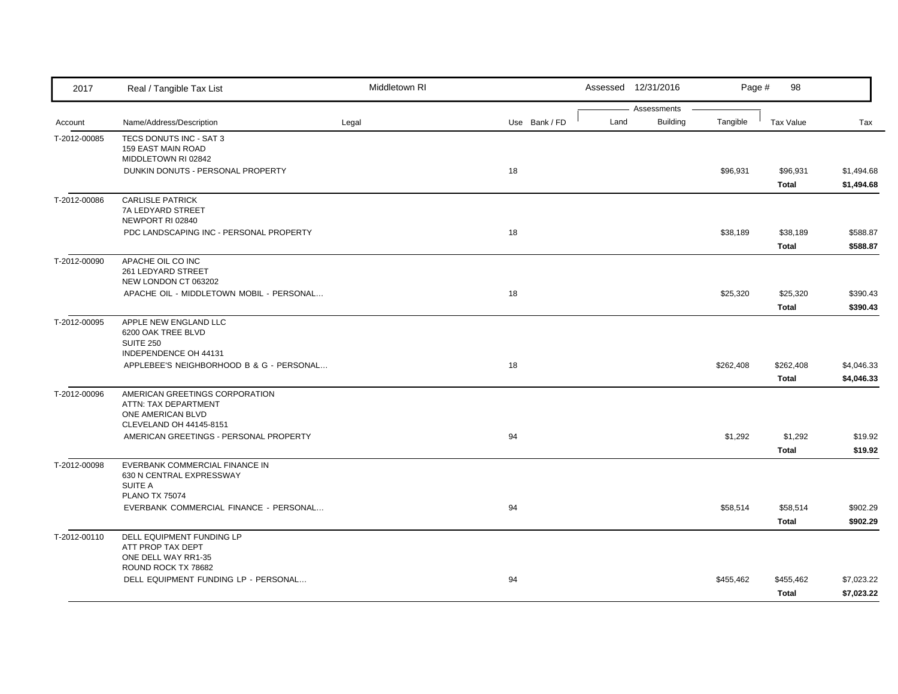| 2017 | Real / Tangible Tax List | Middletown RI | | | Assessed 12/31/2016 | | | | |
|---|---|---|---|---|---|---|---|---|---|
| | | | | | Assessments | | | | |
| Account | Name/Address/Description | Legal | Use | Bank / FD | Land | Building | Tangible | Tax Value | Tax |
| T-2012-00085 | TECS DONUTS INC - SAT 3<br>159 EAST MAIN ROAD<br>MIDDLETOWN RI 02842 | | | | | | | | |
| | DUNKIN DONUTS - PERSONAL PROPERTY | | 18 | | | | $96,931 | $96,931 | $1,494.68 |
| | | | | | | | | **Total** | **$1,494.68** |
| T-2012-00086 | CARLISLE PATRICK<br>7A LEDYARD STREET<br>NEWPORT RI 02840 | | | | | | | | |
| | PDC LANDSCAPING INC - PERSONAL PROPERTY | | 18 | | | | $38,189 | $38,189 | $588.87 |
| | | | | | | | | **Total** | **$588.87** |
| T-2012-00090 | APACHE OIL CO INC<br>261 LEDYARD STREET<br>NEW LONDON CT 063202 | | | | | | | | |
| | APACHE OIL - MIDDLETOWN MOBIL - PERSONAL... | | 18 | | | | $25,320 | $25,320 | $390.43 |
| | | | | | | | | **Total** | **$390.43** |
| T-2012-00095 | APPLE NEW ENGLAND LLC<br>6200 OAK TREE BLVD<br>SUITE 250<br>INDEPENDENCE OH 44131 | | | | | | | | |
| | APPLEBEE'S NEIGHBORHOOD B & G - PERSONAL... | | 18 | | | | $262,408 | $262,408 | $4,046.33 |
| | | | | | | | | **Total** | **$4,046.33** |
| T-2012-00096 | AMERICAN GREETINGS CORPORATION<br>ATTN: TAX DEPARTMENT<br>ONE AMERICAN BLVD<br>CLEVELAND OH 44145-8151 | | | | | | | | |
| | AMERICAN GREETINGS - PERSONAL PROPERTY | | 94 | | | | $1,292 | $1,292 | $19.92 |
| | | | | | | | | **Total** | **$19.92** |
| T-2012-00098 | EVERBANK COMMERCIAL FINANCE IN<br>630 N CENTRAL EXPRESSWAY<br>SUITE A<br>PLANO TX 75074 | | | | | | | | |
| | EVERBANK COMMERCIAL FINANCE - PERSONAL... | | 94 | | | | $58,514 | $58,514 | $902.29 |
| | | | | | | | | **Total** | **$902.29** |
| T-2012-00110 | DELL EQUIPMENT FUNDING LP<br>ATT PROP TAX DEPT<br>ONE DELL WAY RR1-35<br>ROUND ROCK TX 78682 | | | | | | | | |
| | DELL EQUIPMENT FUNDING LP - PERSONAL... | | 94 | | | | $455,462 | $455,462 | $7,023.22 |
| | | | | | | | | **Total** | **$7,023.22** |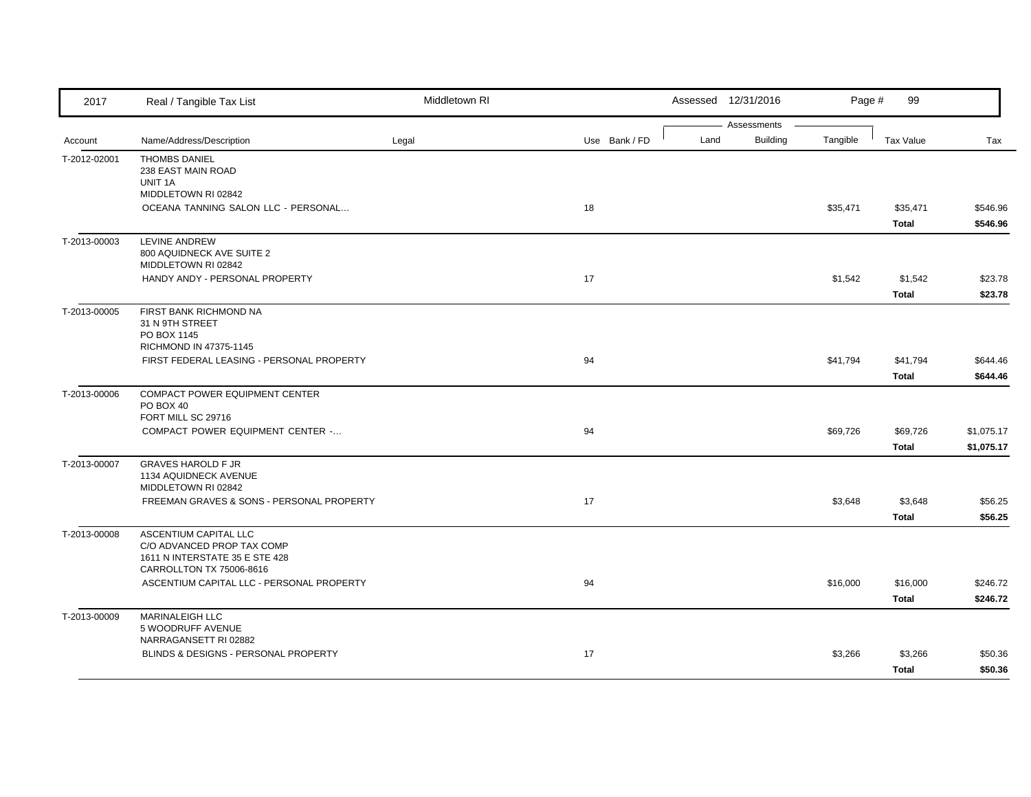| Account | Name/Address/Description | Legal | Use | Bank / FD | Land | Building | Tangible | Tax Value | Tax |
|---|---|---|---|---|---|---|---|---|---|
| T-2012-02001 | THOMBS DANIEL<br>238 EAST MAIN ROAD<br>UNIT 1A<br>MIDDLETOWN RI 02842 | | | | | | | | |
| | OCEANA TANNING SALON LLC - PERSONAL... | | 18 | | | | $35,471 | $35,471 | $546.96 |
| | | | | | | | | **Total** | **$546.96** |
| T-2013-00003 | LEVINE ANDREW<br>800 AQUIDNECK AVE SUITE 2<br>MIDDLETOWN RI 02842 | | | | | | | | |
| | HANDY ANDY - PERSONAL PROPERTY | | 17 | | | | $1,542 | $1,542 | $23.78 |
| | | | | | | | | **Total** | **$23.78** |
| T-2013-00005 | FIRST BANK RICHMOND NA<br>31 N 9TH STREET<br>PO BOX 1145<br>RICHMOND IN 47375-1145 | | | | | | | | |
| | FIRST FEDERAL LEASING - PERSONAL PROPERTY | | 94 | | | | $41,794 | $41,794 | $644.46 |
| | | | | | | | | **Total** | **$644.46** |
| T-2013-00006 | COMPACT POWER EQUIPMENT CENTER<br>PO BOX 40<br>FORT MILL SC 29716 | | | | | | | | |
| | COMPACT POWER EQUIPMENT CENTER -... | | 94 | | | | $69,726 | $69,726 | $1,075.17 |
| | | | | | | | | **Total** | **$1,075.17** |
| T-2013-00007 | GRAVES HAROLD F JR<br>1134 AQUIDNECK AVENUE<br>MIDDLETOWN RI 02842 | | | | | | | | |
| | FREEMAN GRAVES & SONS - PERSONAL PROPERTY | | 17 | | | | $3,648 | $3,648 | $56.25 |
| | | | | | | | | **Total** | **$56.25** |
| T-2013-00008 | ASCENTIUM CAPITAL LLC<br>C/O ADVANCED PROP TAX COMP<br>1611 N INTERSTATE 35 E STE 428<br>CARROLLTON TX 75006-8616 | | | | | | | | |
| | ASCENTIUM CAPITAL LLC - PERSONAL PROPERTY | | 94 | | | | $16,000 | $16,000 | $246.72 |
| | | | | | | | | **Total** | **$246.72** |
| T-2013-00009 | MARINALEIGH LLC<br>5 WOODRUFF AVENUE<br>NARRAGANSETT RI 02882 | | | | | | | | |
| | BLINDS & DESIGNS - PERSONAL PROPERTY | | 17 | | | | $3,266 | $3,266 | $50.36 |
| | | | | | | | | **Total** | **$50.36** |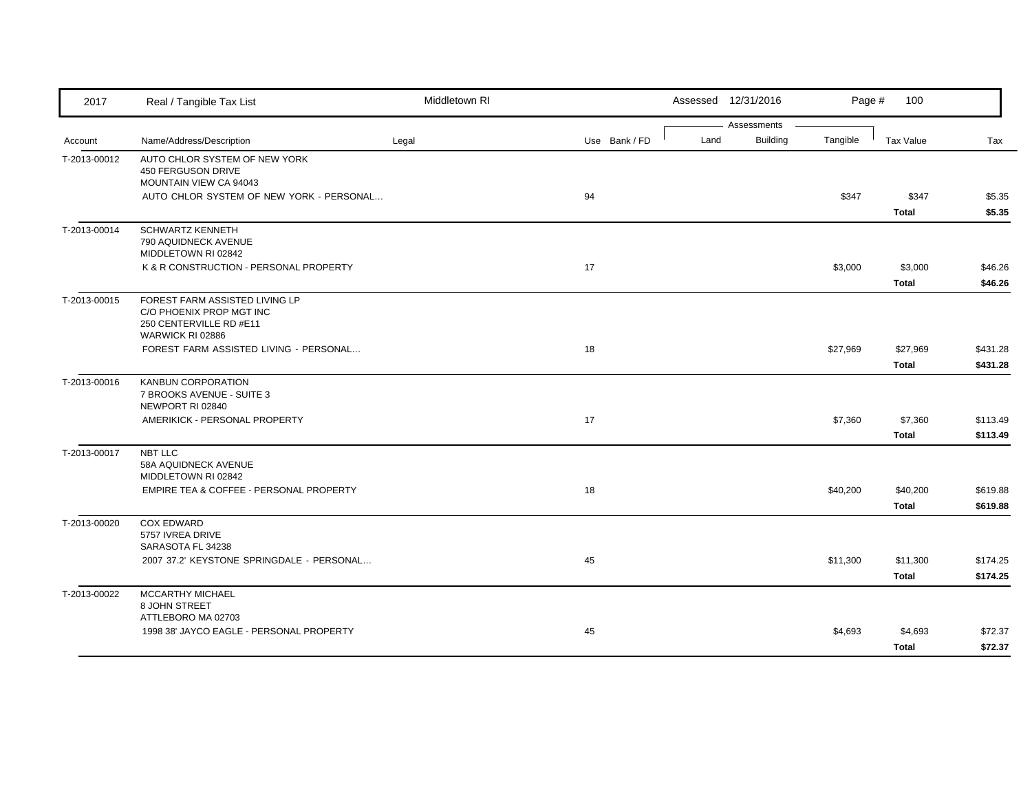| Account | Name/Address/Description | Legal | Use | Bank / FD | Land | Building | Tangible | Tax Value | Tax |
|---|---|---|---|---|---|---|---|---|---|
| T-2013-00012 | AUTO CHLOR SYSTEM OF NEW YORK<br>450 FERGUSON DRIVE<br>MOUNTAIN VIEW CA 94043 | | | | | | | | |
| | AUTO CHLOR SYSTEM OF NEW YORK - PERSONAL... | | 94 | | | | $347 | $347 | $5.35 |
| | | | | | | | | **Total** | **$5.35** |
| T-2013-00014 | SCHWARTZ KENNETH<br>790 AQUIDNECK AVENUE<br>MIDDLETOWN RI 02842 | | | | | | | | |
| | K & R CONSTRUCTION - PERSONAL PROPERTY | | 17 | | | | $3,000 | $3,000 | $46.26 |
| | | | | | | | | **Total** | **$46.26** |
| T-2013-00015 | FOREST FARM ASSISTED LIVING LP<br>C/O PHOENIX PROP MGT INC<br>250 CENTERVILLE RD #E11<br>WARWICK RI 02886 | | | | | | | | |
| | FOREST FARM ASSISTED LIVING - PERSONAL... | | 18 | | | | $27,969 | $27,969 | $431.28 |
| | | | | | | | | **Total** | **$431.28** |
| T-2013-00016 | KANBUN CORPORATION<br>7 BROOKS AVENUE - SUITE 3<br>NEWPORT RI 02840 | | | | | | | | |
| | AMERIKICK - PERSONAL PROPERTY | | 17 | | | | $7,360 | $7,360 | $113.49 |
| | | | | | | | | **Total** | **$113.49** |
| T-2013-00017 | NBT LLC<br>58A AQUIDNECK AVENUE<br>MIDDLETOWN RI 02842 | | | | | | | | |
| | EMPIRE TEA & COFFEE - PERSONAL PROPERTY | | 18 | | | | $40,200 | $40,200 | $619.88 |
| | | | | | | | | **Total** | **$619.88** |
| T-2013-00020 | COX EDWARD<br>5757 IVREA DRIVE<br>SARASOTA FL 34238 | | | | | | | | |
| | 2007 37.2' KEYSTONE SPRINGDALE - PERSONAL... | | 45 | | | | $11,300 | $11,300 | $174.25 |
| | | | | | | | | **Total** | **$174.25** |
| T-2013-00022 | MCCARTHY MICHAEL<br>8 JOHN STREET<br>ATTLEBORO MA 02703 | | | | | | | | |
| | 1998 38' JAYCO EAGLE - PERSONAL PROPERTY | | 45 | | | | $4,693 | $4,693 | $72.37 |
| | | | | | | | | **Total** | **$72.37** |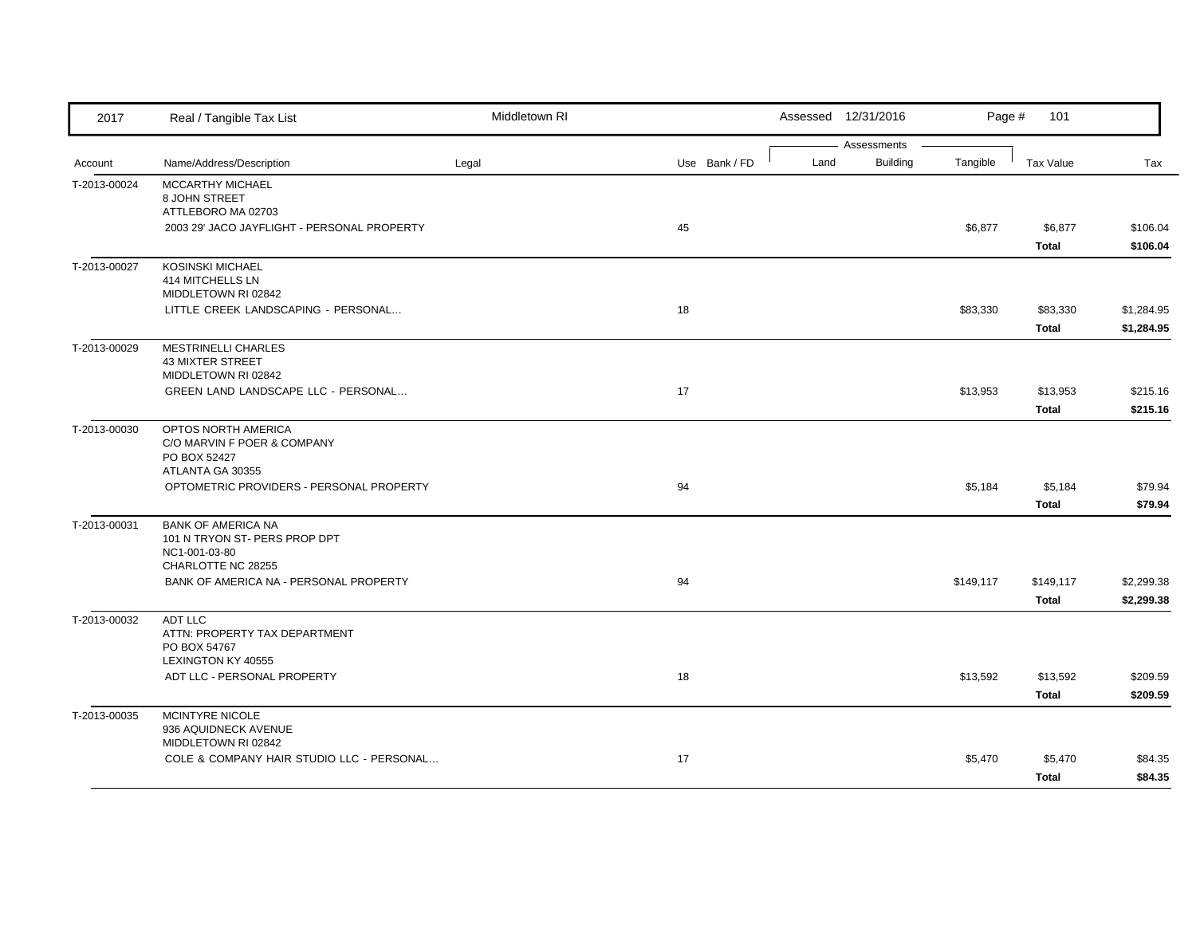| Account | Name/Address/Description | Legal | Use | Bank / FD | Land | Building | Tangible | Tax Value | Tax |
|---|---|---|---|---|---|---|---|---|---|
| T-2013-00024 | MCCARTHY MICHAEL<br>8 JOHN STREET<br>ATTLEBORO MA 02703 | | | | | | | | |
| | 2003 29' JACO JAYFLIGHT - PERSONAL PROPERTY | | 45 | | | | $6,877 | $6,877 | $106.04 |
| | | | | | | | | **Total** | **$106.04** |
| T-2013-00027 | KOSINSKI MICHAEL<br>414 MITCHELLS LN<br>MIDDLETOWN RI 02842 | | | | | | | | |
| | LITTLE CREEK LANDSCAPING - PERSONAL... | | 18 | | | | $83,330 | $83,330 | $1,284.95 |
| | | | | | | | | **Total** | **$1,284.95** |
| T-2013-00029 | MESTRINELLI CHARLES<br>43 MIXTER STREET<br>MIDDLETOWN RI 02842 | | | | | | | | |
| | GREEN LAND LANDSCAPE LLC - PERSONAL... | | 17 | | | | $13,953 | $13,953 | $215.16 |
| | | | | | | | | **Total** | **$215.16** |
| T-2013-00030 | OPTOS NORTH AMERICA<br>C/O MARVIN F POER & COMPANY<br>PO BOX 52427<br>ATLANTA GA 30355 | | | | | | | | |
| | OPTOMETRIC PROVIDERS - PERSONAL PROPERTY | | 94 | | | | $5,184 | $5,184 | $79.94 |
| | | | | | | | | **Total** | **$79.94** |
| T-2013-00031 | BANK OF AMERICA NA<br>101 N TRYON ST- PERS PROP DPT<br>NC1-001-03-80<br>CHARLOTTE NC 28255 | | | | | | | | |
| | BANK OF AMERICA NA - PERSONAL PROPERTY | | 94 | | | | $149,117 | $149,117 | $2,299.38 |
| | | | | | | | | **Total** | **$2,299.38** |
| T-2013-00032 | ADT LLC<br>ATTN: PROPERTY TAX DEPARTMENT<br>PO BOX 54767<br>LEXINGTON KY 40555 | | | | | | | | |
| | ADT LLC - PERSONAL PROPERTY | | 18 | | | | $13,592 | $13,592 | $209.59 |
| | | | | | | | | **Total** | **$209.59** |
| T-2013-00035 | MCINTYRE NICOLE<br>936 AQUIDNECK AVENUE<br>MIDDLETOWN RI 02842 | | | | | | | | |
| | COLE & COMPANY HAIR STUDIO LLC - PERSONAL... | | 17 | | | | $5,470 | $5,470 | $84.35 |
| | | | | | | | | **Total** | **$84.35** |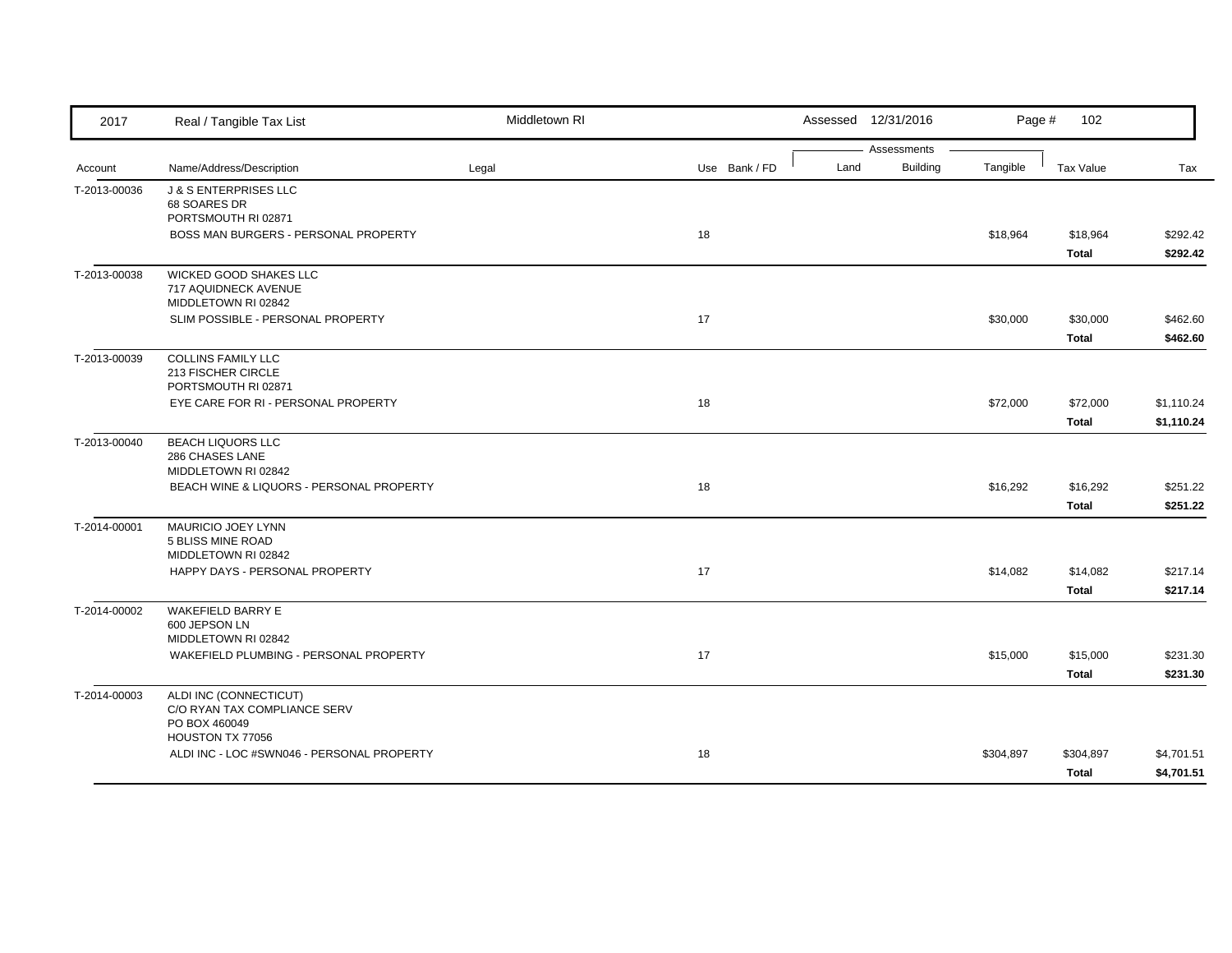| 2017 | Real / Tangible Tax List | Middletown RI | | | Assessed 12/31/2016 | | | | |
|---|---|---|---|---|---|---|---|---|---|
| | | | | | Assessments | | | | |
| Account | Name/Address/Description | Legal | Use | Bank / FD | Land | Building | Tangible | Tax Value | Tax |
| T-2013-00036 | J & S ENTERPRISES LLC<br>68 SOARES DR<br>PORTSMOUTH RI 02871 | | | | | | | | |
| | BOSS MAN BURGERS - PERSONAL PROPERTY | | 18 | | | | $18,964 | $18,964 | $292.42 |
| | | | | | | | | **Total** | **$292.42** |
| T-2013-00038 | WICKED GOOD SHAKES LLC<br>717 AQUIDNECK AVENUE<br>MIDDLETOWN RI 02842 | | | | | | | | |
| | SLIM POSSIBLE - PERSONAL PROPERTY | | 17 | | | | $30,000 | $30,000 | $462.60 |
| | | | | | | | | **Total** | **$462.60** |
| T-2013-00039 | COLLINS FAMILY LLC<br>213 FISCHER CIRCLE<br>PORTSMOUTH RI 02871 | | | | | | | | |
| | EYE CARE FOR RI - PERSONAL PROPERTY | | 18 | | | | $72,000 | $72,000 | $1,110.24 |
| | | | | | | | | **Total** | **$1,110.24** |
| T-2013-00040 | BEACH LIQUORS LLC<br>286 CHASES LANE<br>MIDDLETOWN RI 02842 | | | | | | | | |
| | BEACH WINE & LIQUORS - PERSONAL PROPERTY | | 18 | | | | $16,292 | $16,292 | $251.22 |
| | | | | | | | | **Total** | **$251.22** |
| T-2014-00001 | MAURICIO JOEY LYNN<br>5 BLISS MINE ROAD<br>MIDDLETOWN RI 02842 | | | | | | | | |
| | HAPPY DAYS - PERSONAL PROPERTY | | 17 | | | | $14,082 | $14,082 | $217.14 |
| | | | | | | | | **Total** | **$217.14** |
| T-2014-00002 | WAKEFIELD BARRY E<br>600 JEPSON LN<br>MIDDLETOWN RI 02842 | | | | | | | | |
| | WAKEFIELD PLUMBING - PERSONAL PROPERTY | | 17 | | | | $15,000 | $15,000 | $231.30 |
| | | | | | | | | **Total** | **$231.30** |
| T-2014-00003 | ALDI INC (CONNECTICUT)<br>C/O RYAN TAX COMPLIANCE SERV<br>PO BOX 460049<br>HOUSTON TX 77056 | | | | | | | | |
| | ALDI INC - LOC #SWN046 - PERSONAL PROPERTY | | 18 | | | | $304,897 | $304,897 | $4,701.51 |
| | | | | | | | | **Total** | **$4,701.51** |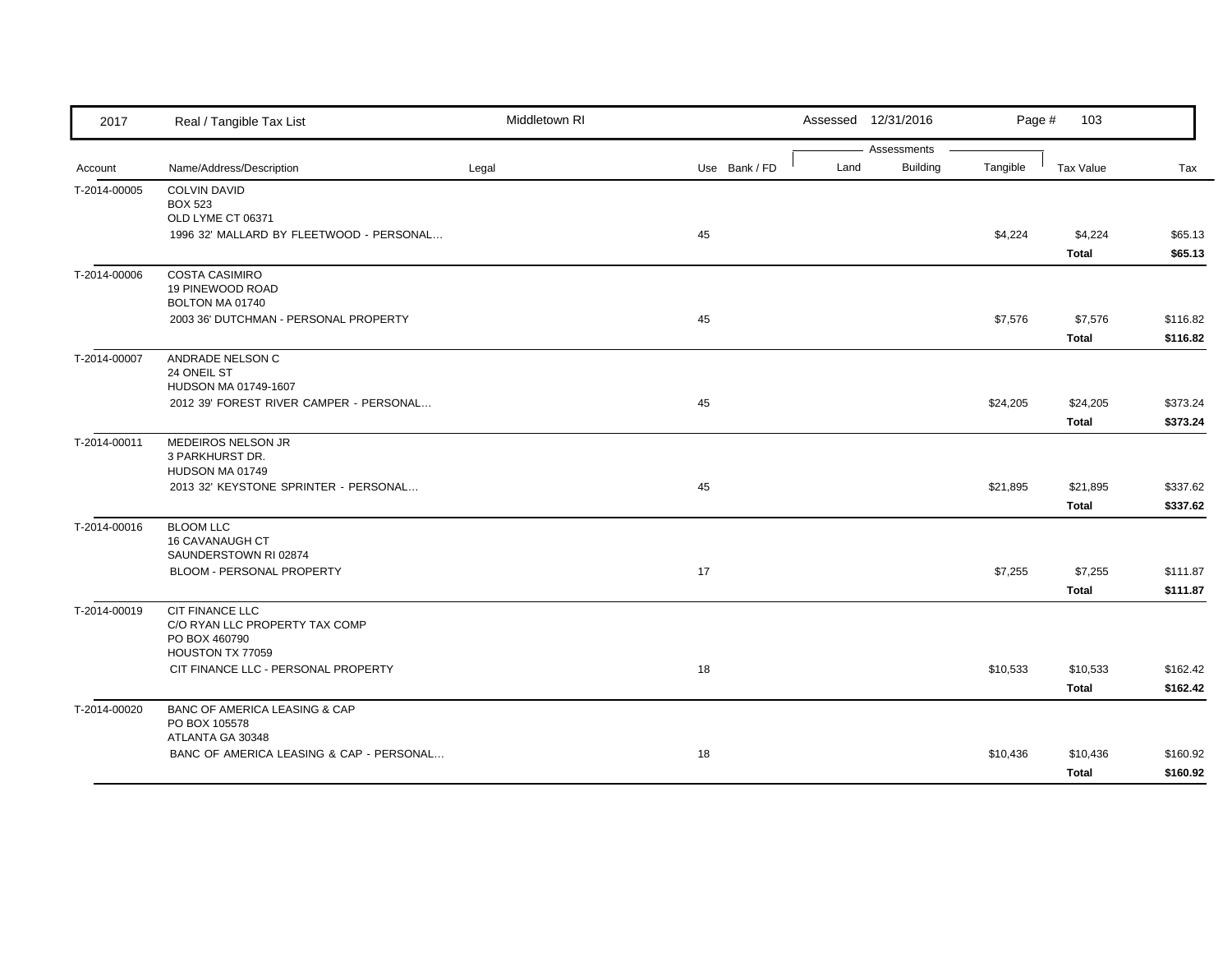| 2017 | Real / Tangible Tax List | Middletown RI | | | Assessed 12/31/2016 | | | |
|---|---|---|---|---|---|---|---|---|
| | | | | | Assessments | | | |
| Account | Name/Address/Description | Legal | Use Bank / FD | Land | Building | Tangible | Tax Value | Tax |
| T-2014-00005 | COLVIN DAVID<br>BOX 523<br>OLD LYME CT 06371 | | | | | | | |
| | 1996 32' MALLARD BY FLEETWOOD - PERSONAL… | | 45 | | | $4,224 | $4,224 | $65.13 |
| | | | | | | | **Total** | **$65.13** |
| T-2014-00006 | COSTA CASIMIRO<br>19 PINEWOOD ROAD<br>BOLTON MA 01740 | | | | | | | |
| | 2003 36' DUTCHMAN - PERSONAL PROPERTY | | 45 | | | $7,576 | $7,576 | $116.82 |
| | | | | | | | **Total** | **$116.82** |
| T-2014-00007 | ANDRADE NELSON C<br>24 ONEIL ST<br>HUDSON MA 01749-1607 | | | | | | | |
| | 2012 39' FOREST RIVER CAMPER - PERSONAL… | | 45 | | | $24,205 | $24,205 | $373.24 |
| | | | | | | | **Total** | **$373.24** |
| T-2014-00011 | MEDEIROS NELSON JR<br>3 PARKHURST DR.<br>HUDSON MA 01749 | | | | | | | |
| | 2013 32' KEYSTONE SPRINTER - PERSONAL… | | 45 | | | $21,895 | $21,895 | $337.62 |
| | | | | | | | **Total** | **$337.62** |
| T-2014-00016 | BLOOM LLC<br>16 CAVANAUGH CT<br>SAUNDERSTOWN RI 02874 | | | | | | | |
| | BLOOM - PERSONAL PROPERTY | | 17 | | | $7,255 | $7,255 | $111.87 |
| | | | | | | | **Total** | **$111.87** |
| T-2014-00019 | CIT FINANCE LLC<br>C/O RYAN LLC PROPERTY TAX COMP<br>PO BOX 460790<br>HOUSTON TX 77059 | | | | | | | |
| | CIT FINANCE LLC - PERSONAL PROPERTY | | 18 | | | $10,533 | $10,533 | $162.42 |
| | | | | | | | **Total** | **$162.42** |
| T-2014-00020 | BANC OF AMERICA LEASING & CAP<br>PO BOX 105578<br>ATLANTA GA 30348 | | | | | | | |
| | BANC OF AMERICA LEASING & CAP - PERSONAL… | | 18 | | | $10,436 | $10,436 | $160.92 |
| | | | | | | | **Total** | **$160.92** |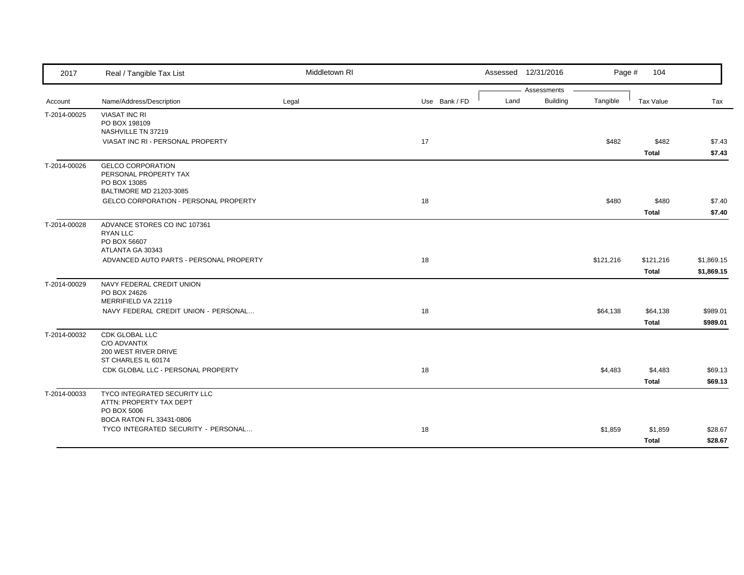| 2017 | Real / Tangible Tax List | Middletown RI | | Assessed 12/31/2016 | | | | |
|---|---|---|---|---|---|---|---|---|
| | | | | Assessments | | | | |
| Account | Name/Address/Description | Legal | Use Bank / FD | Land | Building | Tangible | Tax Value | Tax |
| T-2014-00025 | VIASAT INC RI<br>PO BOX 198109<br>NASHVILLE TN 37219 | | | | | | | |
| | VIASAT INC RI - PERSONAL PROPERTY | | 17 | | | $482 | $482 | $7.43 |
| | | | | | | | **Total** | **$7.43** |
| T-2014-00026 | GELCO CORPORATION<br>PERSONAL PROPERTY TAX<br>PO BOX 13085<br>BALTIMORE MD 21203-3085 | | | | | | | |
| | GELCO CORPORATION - PERSONAL PROPERTY | | 18 | | | $480 | $480 | $7.40 |
| | | | | | | | **Total** | **$7.40** |
| T-2014-00028 | ADVANCE STORES CO INC 107361<br>RYAN LLC<br>PO BOX 56607<br>ATLANTA GA 30343 | | | | | | | |
| | ADVANCED AUTO PARTS - PERSONAL PROPERTY | | 18 | | | $121,216 | $121,216 | $1,869.15 |
| | | | | | | | **Total** | **$1,869.15** |
| T-2014-00029 | NAVY FEDERAL CREDIT UNION<br>PO BOX 24626<br>MERRIFIELD VA 22119 | | | | | | | |
| | NAVY FEDERAL CREDIT UNION - PERSONAL... | | 18 | | | $64,138 | $64,138 | $989.01 |
| | | | | | | | **Total** | **$989.01** |
| T-2014-00032 | CDK GLOBAL LLC<br>C/O ADVANTIX<br>200 WEST RIVER DRIVE<br>ST CHARLES IL 60174 | | | | | | | |
| | CDK GLOBAL LLC - PERSONAL PROPERTY | | 18 | | | $4,483 | $4,483 | $69.13 |
| | | | | | | | **Total** | **$69.13** |
| T-2014-00033 | TYCO INTEGRATED SECURITY LLC<br>ATTN: PROPERTY TAX DEPT<br>PO BOX 5006<br>BOCA RATON FL 33431-0806 | | | | | | | |
| | TYCO INTEGRATED SECURITY - PERSONAL... | | 18 | | | $1,859 | $1,859 | $28.67 |
| | | | | | | | **Total** | **$28.67** |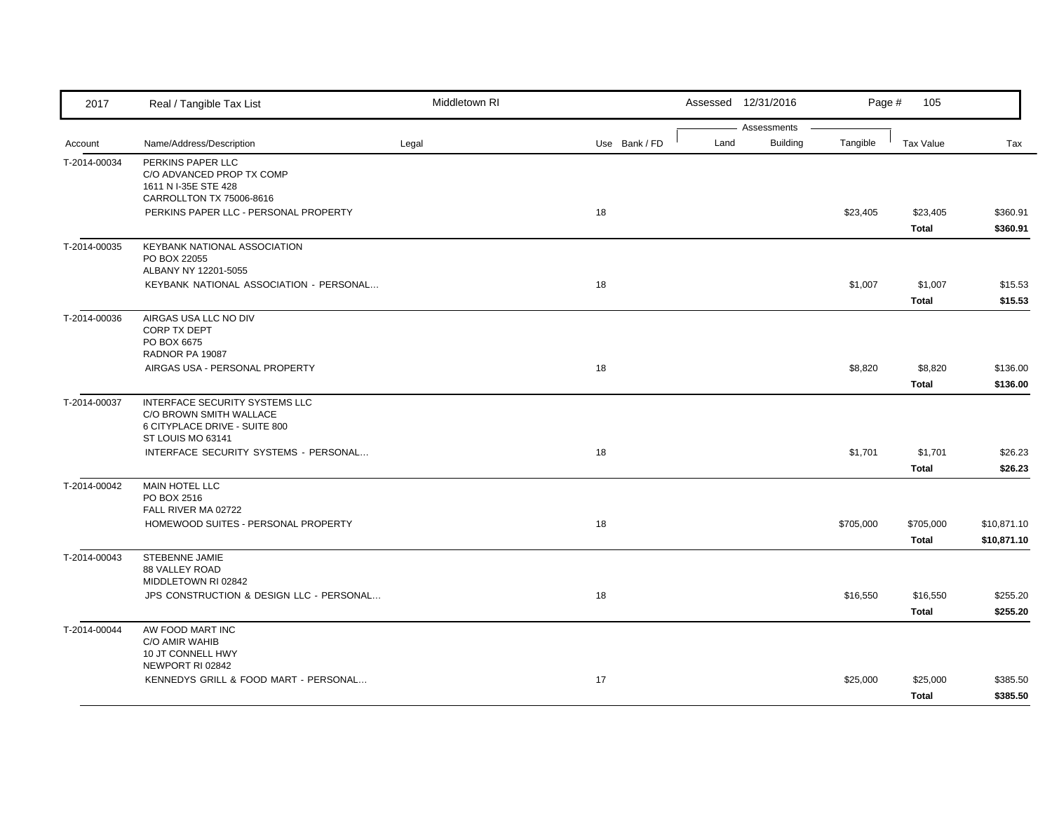| 2017 | Real / Tangible Tax List | Middletown RI | | | Assessed 12/31/2016 | | | | |
|---|---|---|---|---|---|---|---|---|---|
| | | | | | Assessments | | | | |
| Account | Name/Address/Description | Legal | Use | Bank / FD | Land | Building | Tangible | Tax Value | Tax |
| T-2014-00034 | PERKINS PAPER LLC<br>C/O ADVANCED PROP TX COMP<br>1611 N I-35E STE 428<br>CARROLLTON TX 75006-8616 | | | | | | | | |
| | PERKINS PAPER LLC - PERSONAL PROPERTY | | 18 | | | | $23,405 | $23,405 | $360.91 |
| | | | | | | | | **Total** | **$360.91** |
| T-2014-00035 | KEYBANK NATIONAL ASSOCIATION<br>PO BOX 22055<br>ALBANY NY 12201-5055 | | | | | | | | |
| | KEYBANK NATIONAL ASSOCIATION - PERSONAL... | | 18 | | | | $1,007 | $1,007 | $15.53 |
| | | | | | | | | **Total** | **$15.53** |
| T-2014-00036 | AIRGAS USA LLC NO DIV<br>CORP TX DEPT<br>PO BOX 6675<br>RADNOR PA 19087 | | | | | | | | |
| | AIRGAS USA - PERSONAL PROPERTY | | 18 | | | | $8,820 | $8,820 | $136.00 |
| | | | | | | | | **Total** | **$136.00** |
| T-2014-00037 | INTERFACE SECURITY SYSTEMS LLC<br>C/O BROWN SMITH WALLACE<br>6 CITYPLACE DRIVE - SUITE 800<br>ST LOUIS MO 63141 | | | | | | | | |
| | INTERFACE SECURITY SYSTEMS - PERSONAL... | | 18 | | | | $1,701 | $1,701 | $26.23 |
| | | | | | | | | **Total** | **$26.23** |
| T-2014-00042 | MAIN HOTEL LLC<br>PO BOX 2516<br>FALL RIVER MA 02722 | | | | | | | | |
| | HOMEWOOD SUITES - PERSONAL PROPERTY | | 18 | | | | $705,000 | $705,000 | $10,871.10 |
| | | | | | | | | **Total** | **$10,871.10** |
| T-2014-00043 | STEBENNE JAMIE<br>88 VALLEY ROAD<br>MIDDLETOWN RI 02842 | | | | | | | | |
| | JPS CONSTRUCTION & DESIGN LLC - PERSONAL... | | 18 | | | | $16,550 | $16,550 | $255.20 |
| | | | | | | | | **Total** | **$255.20** |
| T-2014-00044 | AW FOOD MART INC<br>C/O AMIR WAHIB<br>10 JT CONNELL HWY<br>NEWPORT RI 02842 | | | | | | | | |
| | KENNEDYS GRILL & FOOD MART - PERSONAL... | | 17 | | | | $25,000 | $25,000 | $385.50 |
| | | | | | | | | **Total** | **$385.50** |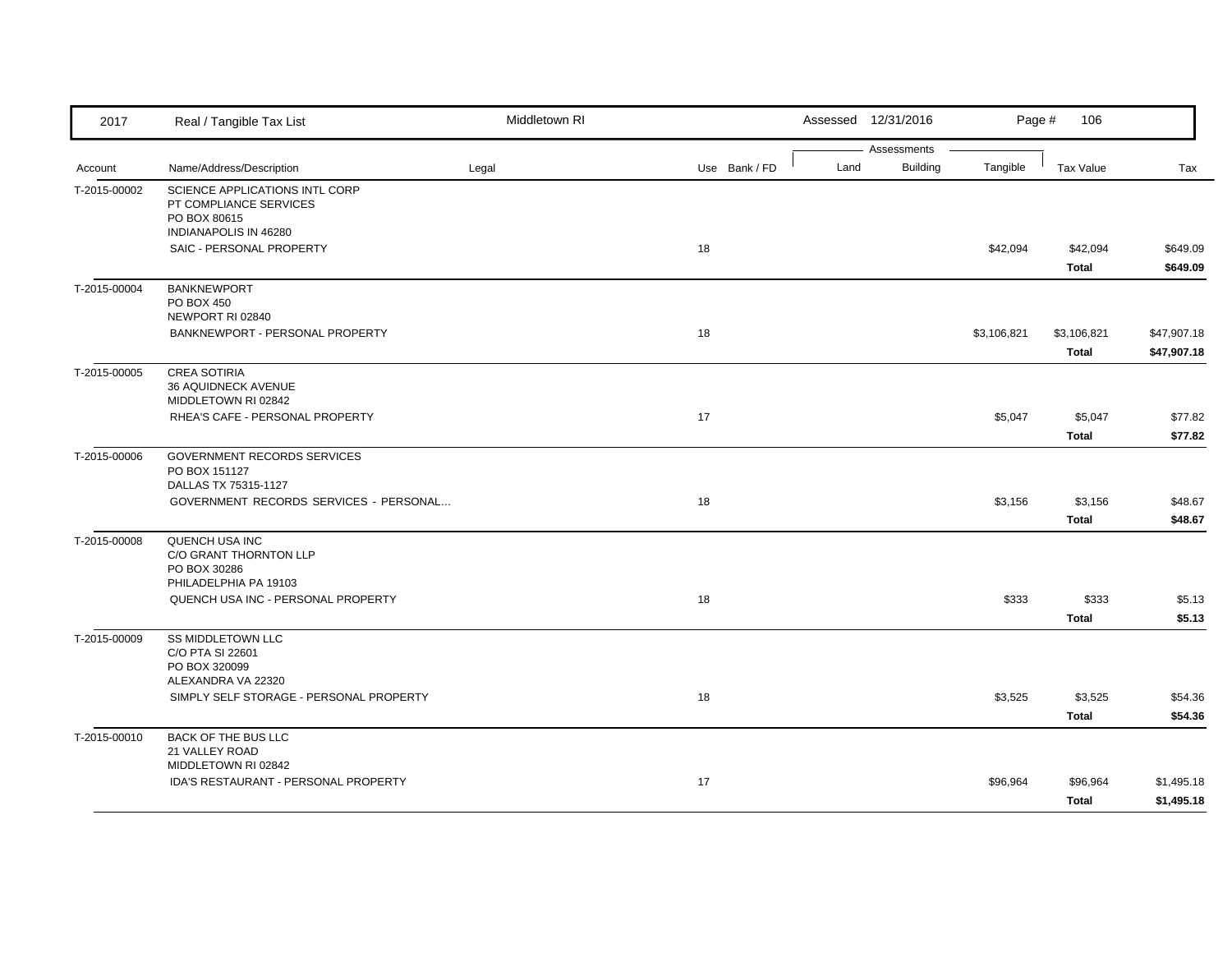| 2017 | Real / Tangible Tax List | Middletown RI | | | Assessed 12/31/2016 | | Page # 106 | | |
|---|---|---|---|---|---|---|---|---|---|
| | | | | | Assessments | | | | |
| Account | Name/Address/Description | Legal | Use | Bank / FD | Land | Building | Tangible | Tax Value | Tax |
| T-2015-00002 | SCIENCE APPLICATIONS INTL CORP<br>PT COMPLIANCE SERVICES<br>PO BOX 80615<br>INDIANAPOLIS IN 46280 | | | | | | | | |
| | SAIC - PERSONAL PROPERTY | | 18 | | | | $42,094 | $42,094 | $649.09 |
| | | | | | | | | **Total** | **$649.09** |
| T-2015-00004 | BANKNEWPORT<br>PO BOX 450<br>NEWPORT RI 02840 | | | | | | | | |
| | BANKNEWPORT - PERSONAL PROPERTY | | 18 | | | | $3,106,821 | $3,106,821 | $47,907.18 |
| | | | | | | | | **Total** | **$47,907.18** |
| T-2015-00005 | CREA SOTIRIA<br>36 AQUIDNECK AVENUE<br>MIDDLETOWN RI 02842 | | | | | | | | |
| | RHEA'S CAFE - PERSONAL PROPERTY | | 17 | | | | $5,047 | $5,047 | $77.82 |
| | | | | | | | | **Total** | **$77.82** |
| T-2015-00006 | GOVERNMENT RECORDS SERVICES<br>PO BOX 151127<br>DALLAS TX 75315-1127 | | | | | | | | |
| | GOVERNMENT RECORDS SERVICES - PERSONAL... | | 18 | | | | $3,156 | $3,156 | $48.67 |
| | | | | | | | | **Total** | **$48.67** |
| T-2015-00008 | QUENCH USA INC<br>C/O GRANT THORNTON LLP<br>PO BOX 30286<br>PHILADELPHIA PA 19103 | | | | | | | | |
| | QUENCH USA INC - PERSONAL PROPERTY | | 18 | | | | $333 | $333 | $5.13 |
| | | | | | | | | **Total** | **$5.13** |
| T-2015-00009 | SS MIDDLETOWN LLC<br>C/O PTA SI 22601<br>PO BOX 320099<br>ALEXANDRA VA 22320 | | | | | | | | |
| | SIMPLY SELF STORAGE - PERSONAL PROPERTY | | 18 | | | | $3,525 | $3,525 | $54.36 |
| | | | | | | | | **Total** | **$54.36** |
| T-2015-00010 | BACK OF THE BUS LLC<br>21 VALLEY ROAD<br>MIDDLETOWN RI 02842 | | | | | | | | |
| | IDA'S RESTAURANT - PERSONAL PROPERTY | | 17 | | | | $96,964 | $96,964 | $1,495.18 |
| | | | | | | | | **Total** | **$1,495.18** |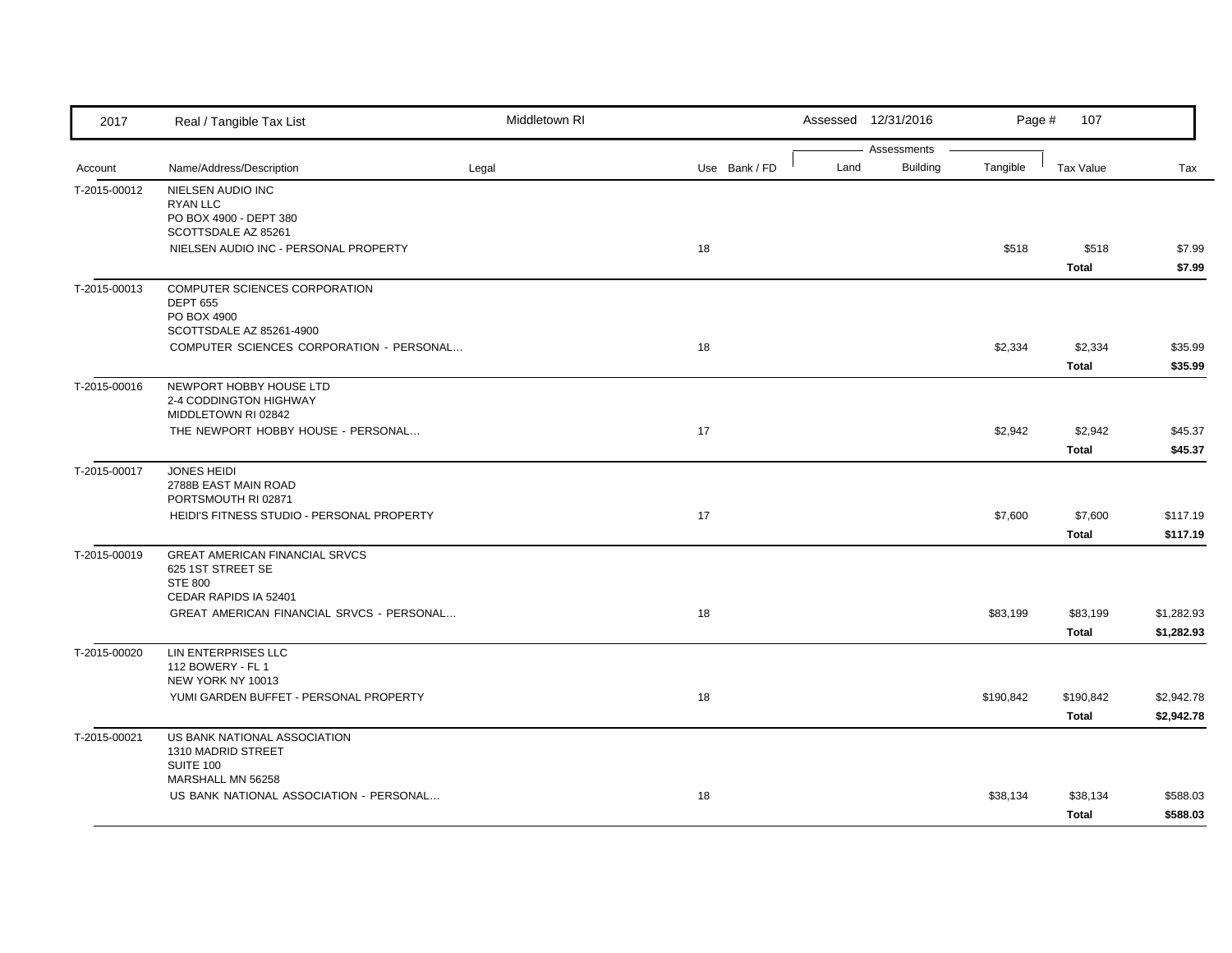| 2017 | Real / Tangible Tax List | Middletown RI | | | Assessed 12/31/2016 | | | |
|---|---|---|---|---|---|---|---|---|
| | | | | | Assessments | | | |
| Account | Name/Address/Description | Legal | Use | Bank / FD | Land | Building | Tangible | Tax Value | Tax |
| T-2015-00012 | NIELSEN AUDIO INC<br>RYAN LLC<br>PO BOX 4900 - DEPT 380<br>SCOTTSDALE AZ 85261 | | | | | | | | |
| | NIELSEN AUDIO INC - PERSONAL PROPERTY | | 18 | | | | $518 | $518 | $7.99 |
| | | | | | | | | **Total** | **$7.99** |
| T-2015-00013 | COMPUTER SCIENCES CORPORATION<br>DEPT 655<br>PO BOX 4900<br>SCOTTSDALE AZ 85261-4900 | | | | | | | | |
| | COMPUTER SCIENCES CORPORATION - PERSONAL... | | 18 | | | | $2,334 | $2,334 | $35.99 |
| | | | | | | | | **Total** | **$35.99** |
| T-2015-00016 | NEWPORT HOBBY HOUSE LTD<br>2-4 CODDINGTON HIGHWAY<br>MIDDLETOWN RI 02842 | | | | | | | | |
| | THE NEWPORT HOBBY HOUSE - PERSONAL... | | 17 | | | | $2,942 | $2,942 | $45.37 |
| | | | | | | | | **Total** | **$45.37** |
| T-2015-00017 | JONES HEIDI<br>2788B EAST MAIN ROAD<br>PORTSMOUTH RI 02871 | | | | | | | | |
| | HEIDI'S FITNESS STUDIO - PERSONAL PROPERTY | | 17 | | | | $7,600 | $7,600 | $117.19 |
| | | | | | | | | **Total** | **$117.19** |
| T-2015-00019 | GREAT AMERICAN FINANCIAL SRVCS<br>625 1ST STREET SE<br>STE 800<br>CEDAR RAPIDS IA 52401 | | | | | | | | |
| | GREAT AMERICAN FINANCIAL SRVCS - PERSONAL... | | 18 | | | | $83,199 | $83,199 | $1,282.93 |
| | | | | | | | | **Total** | **$1,282.93** |
| T-2015-00020 | LIN ENTERPRISES LLC<br>112 BOWERY - FL 1<br>NEW YORK NY 10013 | | | | | | | | |
| | YUMI GARDEN BUFFET - PERSONAL PROPERTY | | 18 | | | | $190,842 | $190,842 | $2,942.78 |
| | | | | | | | | **Total** | **$2,942.78** |
| T-2015-00021 | US BANK NATIONAL ASSOCIATION<br>1310 MADRID STREET<br>SUITE 100<br>MARSHALL MN 56258 | | | | | | | | |
| | US BANK NATIONAL ASSOCIATION - PERSONAL... | | 18 | | | | $38,134 | $38,134 | $588.03 |
| | | | | | | | | **Total** | **$588.03** |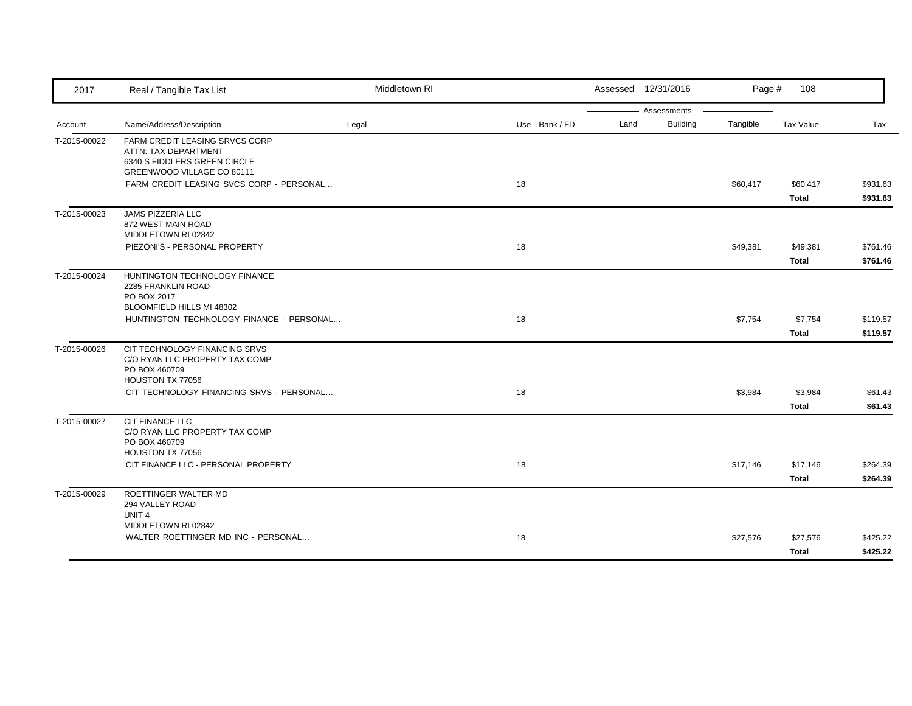| 2017 | Real / Tangible Tax List | Middletown RI | | | Assessed 12/31/2016 | | | | |
|---|---|---|---|---|---|---|---|---|---|
| | | | | | Assessments | | | | |
| Account | Name/Address/Description | Legal | Use | Bank / FD | Land | Building | Tangible | Tax Value | Tax |
| T-2015-00022 | FARM CREDIT LEASING SRVCS CORP<br>ATTN: TAX DEPARTMENT<br>6340 S FIDDLERS GREEN CIRCLE<br>GREENWOOD VILLAGE CO 80111 | | | | | | | | |
| | FARM CREDIT LEASING SVCS CORP - PERSONAL... | | 18 | | | | $60,417 | $60,417 | $931.63 |
| | | | | | | | | **Total** | **$931.63** |
| T-2015-00023 | JAMS PIZZERIA LLC<br>872 WEST MAIN ROAD<br>MIDDLETOWN RI 02842 | | | | | | | | |
| | PIEZONI'S - PERSONAL PROPERTY | | 18 | | | | $49,381 | $49,381 | $761.46 |
| | | | | | | | | **Total** | **$761.46** |
| T-2015-00024 | HUNTINGTON TECHNOLOGY FINANCE<br>2285 FRANKLIN ROAD<br>PO BOX 2017<br>BLOOMFIELD HILLS MI 48302 | | | | | | | | |
| | HUNTINGTON TECHNOLOGY FINANCE - PERSONAL... | | 18 | | | | $7,754 | $7,754 | $119.57 |
| | | | | | | | | **Total** | **$119.57** |
| T-2015-00026 | CIT TECHNOLOGY FINANCING SRVS<br>C/O RYAN LLC PROPERTY TAX COMP<br>PO BOX 460709<br>HOUSTON TX 77056 | | | | | | | | |
| | CIT TECHNOLOGY FINANCING SRVS - PERSONAL... | | 18 | | | | $3,984 | $3,984 | $61.43 |
| | | | | | | | | **Total** | **$61.43** |
| T-2015-00027 | CIT FINANCE LLC<br>C/O RYAN LLC PROPERTY TAX COMP<br>PO BOX 460709<br>HOUSTON TX 77056 | | | | | | | | |
| | CIT FINANCE LLC - PERSONAL PROPERTY | | 18 | | | | $17,146 | $17,146 | $264.39 |
| | | | | | | | | **Total** | **$264.39** |
| T-2015-00029 | ROETTINGER WALTER MD<br>294 VALLEY ROAD<br>UNIT 4<br>MIDDLETOWN RI 02842 | | | | | | | | |
| | WALTER ROETTINGER MD INC - PERSONAL... | | 18 | | | | $27,576 | $27,576 | $425.22 |
| | | | | | | | | **Total** | **$425.22** |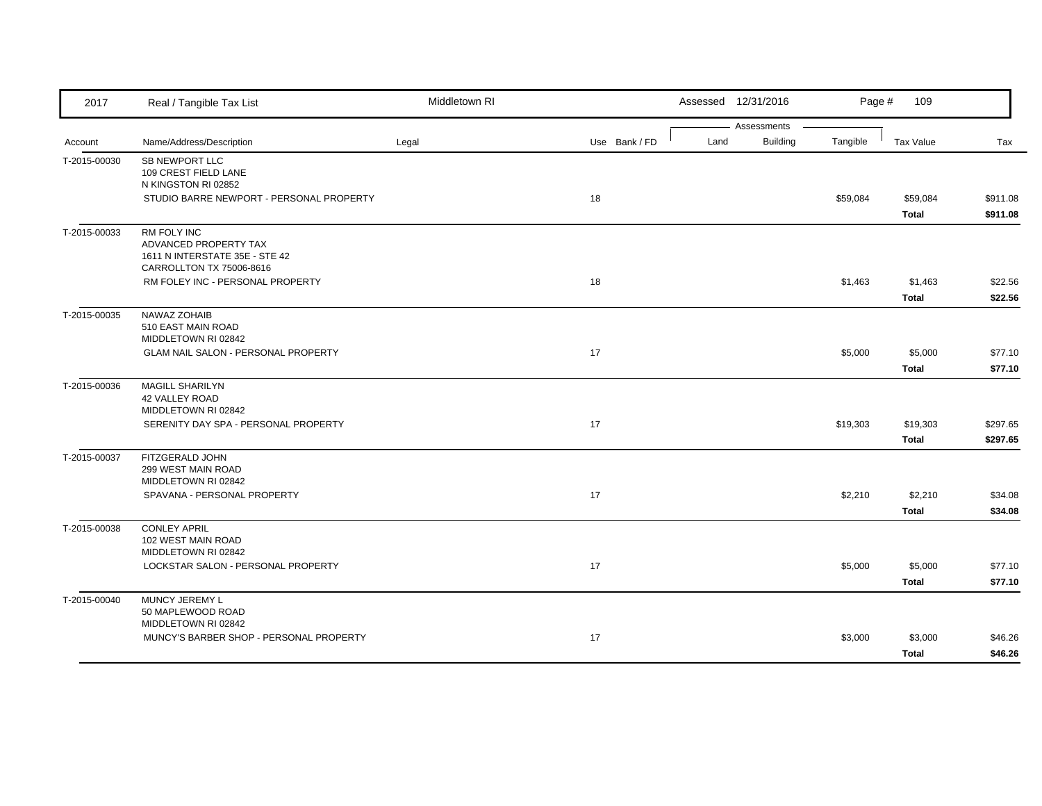2017 Real / Tangible Tax List — Middletown RI — Assessed 12/31/2016

| Account | Name/Address/Description | Legal | Use | Bank / FD | Land | Building | Tangible | Tax Value | Tax |
|---|---|---|---|---|---|---|---|---|---|
| T-2015-00030 | SB NEWPORT LLC<br>109 CREST FIELD LANE<br>N KINGSTON RI 02852 | | | | | | | | |
| | STUDIO BARRE NEWPORT - PERSONAL PROPERTY | | 18 | | | | $59,084 | $59,084 | $911.08 |
| | | | | | | | | **Total** | **$911.08** |
| T-2015-00033 | RM FOLY INC<br>ADVANCED PROPERTY TAX<br>1611 N INTERSTATE 35E - STE 42<br>CARROLLTON TX 75006-8616 | | | | | | | | |
| | RM FOLEY INC - PERSONAL PROPERTY | | 18 | | | | $1,463 | $1,463 | $22.56 |
| | | | | | | | | **Total** | **$22.56** |
| T-2015-00035 | NAWAZ ZOHAIB<br>510 EAST MAIN ROAD<br>MIDDLETOWN RI 02842 | | | | | | | | |
| | GLAM NAIL SALON - PERSONAL PROPERTY | | 17 | | | | $5,000 | $5,000 | $77.10 |
| | | | | | | | | **Total** | **$77.10** |
| T-2015-00036 | MAGILL SHARILYN<br>42 VALLEY ROAD<br>MIDDLETOWN RI 02842 | | | | | | | | |
| | SERENITY DAY SPA - PERSONAL PROPERTY | | 17 | | | | $19,303 | $19,303 | $297.65 |
| | | | | | | | | **Total** | **$297.65** |
| T-2015-00037 | FITZGERALD JOHN<br>299 WEST MAIN ROAD<br>MIDDLETOWN RI 02842 | | | | | | | | |
| | SPAVANA - PERSONAL PROPERTY | | 17 | | | | $2,210 | $2,210 | $34.08 |
| | | | | | | | | **Total** | **$34.08** |
| T-2015-00038 | CONLEY APRIL<br>102 WEST MAIN ROAD<br>MIDDLETOWN RI 02842 | | | | | | | | |
| | LOCKSTAR SALON - PERSONAL PROPERTY | | 17 | | | | $5,000 | $5,000 | $77.10 |
| | | | | | | | | **Total** | **$77.10** |
| T-2015-00040 | MUNCY JEREMY L<br>50 MAPLEWOOD ROAD<br>MIDDLETOWN RI 02842 | | | | | | | | |
| | MUNCY'S BARBER SHOP - PERSONAL PROPERTY | | 17 | | | | $3,000 | $3,000 | $46.26 |
| | | | | | | | | **Total** | **$46.26** |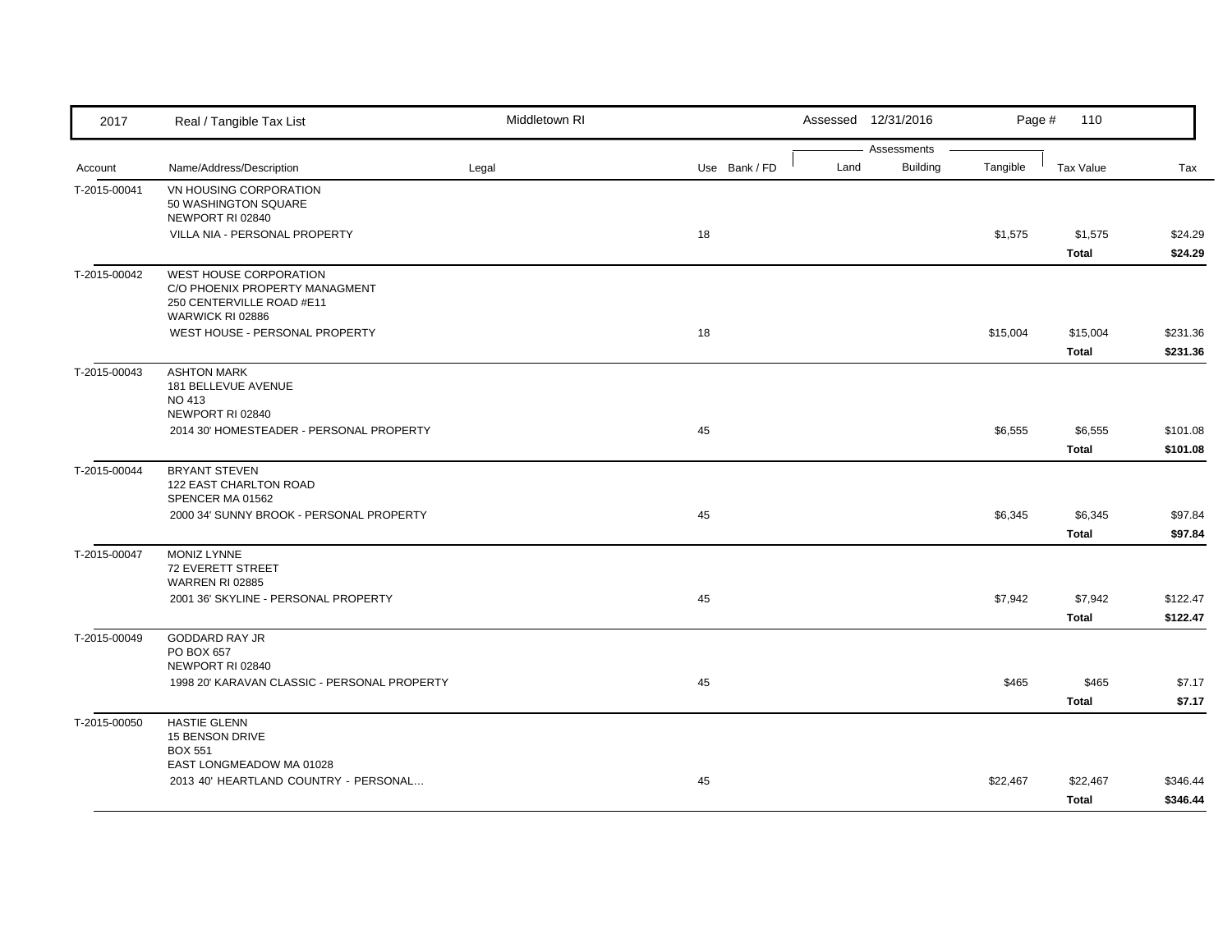| Account | Name/Address/Description | Legal | Use | Bank / FD | Land | Building | Tangible | Tax Value | Tax |
|---|---|---|---|---|---|---|---|---|---|
| T-2015-00041 | VN HOUSING CORPORATION<br>50 WASHINGTON SQUARE<br>NEWPORT RI 02840 | | | | | | | | |
| | VILLA NIA - PERSONAL PROPERTY | | 18 | | | | $1,575 | $1,575 | $24.29 |
| | | | | | | | | **Total** | **$24.29** |
| T-2015-00042 | WEST HOUSE CORPORATION<br>C/O PHOENIX PROPERTY MANAGMENT<br>250 CENTERVILLE ROAD #E11<br>WARWICK RI 02886 | | | | | | | | |
| | WEST HOUSE - PERSONAL PROPERTY | | 18 | | | | $15,004 | $15,004 | $231.36 |
| | | | | | | | | **Total** | **$231.36** |
| T-2015-00043 | ASHTON MARK<br>181 BELLEVUE AVENUE<br>NO 413<br>NEWPORT RI 02840 | | | | | | | | |
| | 2014 30' HOMESTEADER - PERSONAL PROPERTY | | 45 | | | | $6,555 | $6,555 | $101.08 |
| | | | | | | | | **Total** | **$101.08** |
| T-2015-00044 | BRYANT STEVEN<br>122 EAST CHARLTON ROAD<br>SPENCER MA 01562 | | | | | | | | |
| | 2000 34' SUNNY BROOK - PERSONAL PROPERTY | | 45 | | | | $6,345 | $6,345 | $97.84 |
| | | | | | | | | **Total** | **$97.84** |
| T-2015-00047 | MONIZ LYNNE<br>72 EVERETT STREET<br>WARREN RI 02885 | | | | | | | | |
| | 2001 36' SKYLINE - PERSONAL PROPERTY | | 45 | | | | $7,942 | $7,942 | $122.47 |
| | | | | | | | | **Total** | **$122.47** |
| T-2015-00049 | GODDARD RAY JR<br>PO BOX 657<br>NEWPORT RI 02840 | | | | | | | | |
| | 1998 20' KARAVAN CLASSIC - PERSONAL PROPERTY | | 45 | | | | $465 | $465 | $7.17 |
| | | | | | | | | **Total** | **$7.17** |
| T-2015-00050 | HASTIE GLENN<br>15 BENSON DRIVE<br>BOX 551<br>EAST LONGMEADOW MA 01028 | | | | | | | | |
| | 2013 40' HEARTLAND COUNTRY - PERSONAL... | | 45 | | | | $22,467 | $22,467 | $346.44 |
| | | | | | | | | **Total** | **$346.44** |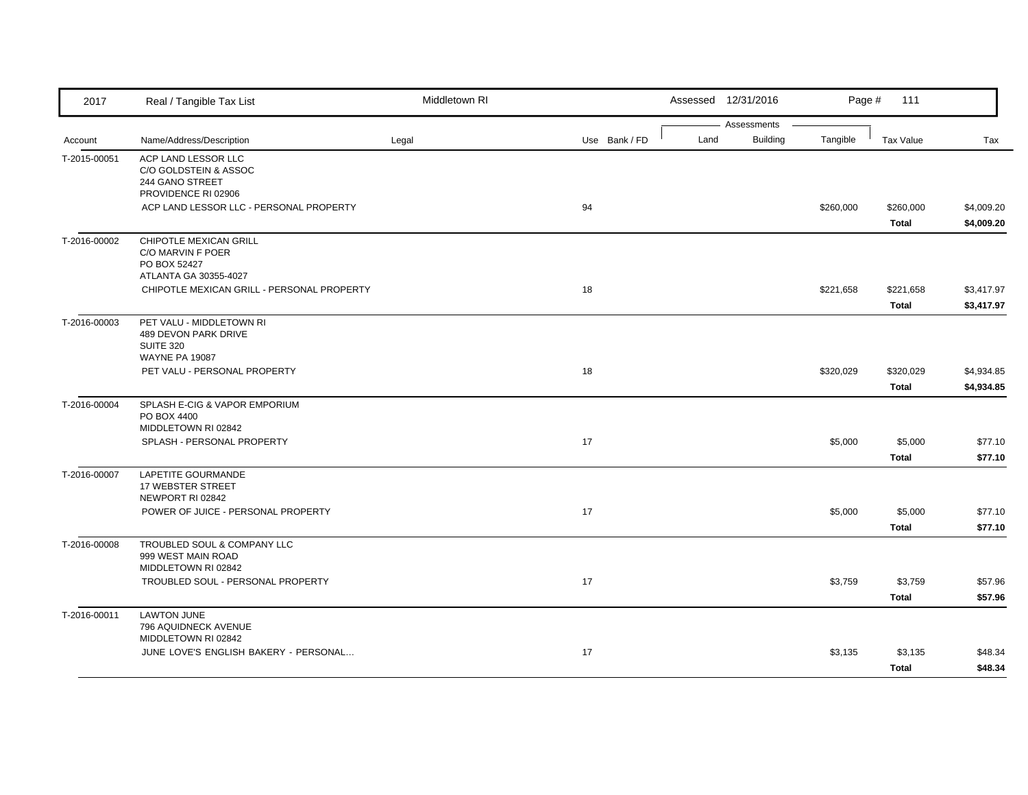| Account | Name/Address/Description | Legal | Use | Bank / FD | Land | Building | Tangible | Tax Value | Tax |
|---|---|---|---|---|---|---|---|---|---|
| T-2015-00051 | ACP LAND LESSOR LLC<br>C/O GOLDSTEIN & ASSOC<br>244 GANO STREET<br>PROVIDENCE RI 02906 | | | | | | | | |
| | ACP LAND LESSOR LLC - PERSONAL PROPERTY | | 94 | | | | $260,000 | $260,000 | $4,009.20 |
| | | | | | | | | **Total** | **$4,009.20** |
| T-2016-00002 | CHIPOTLE MEXICAN GRILL<br>C/O MARVIN F POER<br>PO BOX 52427<br>ATLANTA GA 30355-4027 | | | | | | | | |
| | CHIPOTLE MEXICAN GRILL - PERSONAL PROPERTY | | 18 | | | | $221,658 | $221,658 | $3,417.97 |
| | | | | | | | | **Total** | **$3,417.97** |
| T-2016-00003 | PET VALU - MIDDLETOWN RI<br>489 DEVON PARK DRIVE<br>SUITE 320<br>WAYNE PA 19087 | | | | | | | | |
| | PET VALU - PERSONAL PROPERTY | | 18 | | | | $320,029 | $320,029 | $4,934.85 |
| | | | | | | | | **Total** | **$4,934.85** |
| T-2016-00004 | SPLASH E-CIG & VAPOR EMPORIUM<br>PO BOX 4400<br>MIDDLETOWN RI 02842 | | | | | | | | |
| | SPLASH - PERSONAL PROPERTY | | 17 | | | | $5,000 | $5,000 | $77.10 |
| | | | | | | | | **Total** | **$77.10** |
| T-2016-00007 | LAPETITE GOURMANDE<br>17 WEBSTER STREET<br>NEWPORT RI 02842 | | | | | | | | |
| | POWER OF JUICE - PERSONAL PROPERTY | | 17 | | | | $5,000 | $5,000 | $77.10 |
| | | | | | | | | **Total** | **$77.10** |
| T-2016-00008 | TROUBLED SOUL & COMPANY LLC<br>999 WEST MAIN ROAD<br>MIDDLETOWN RI 02842 | | | | | | | | |
| | TROUBLED SOUL - PERSONAL PROPERTY | | 17 | | | | $3,759 | $3,759 | $57.96 |
| | | | | | | | | **Total** | **$57.96** |
| T-2016-00011 | LAWTON JUNE<br>796 AQUIDNECK AVENUE<br>MIDDLETOWN RI 02842 | | | | | | | | |
| | JUNE LOVE'S ENGLISH BAKERY - PERSONAL... | | 17 | | | | $3,135 | $3,135 | $48.34 |
| | | | | | | | | **Total** | **$48.34** |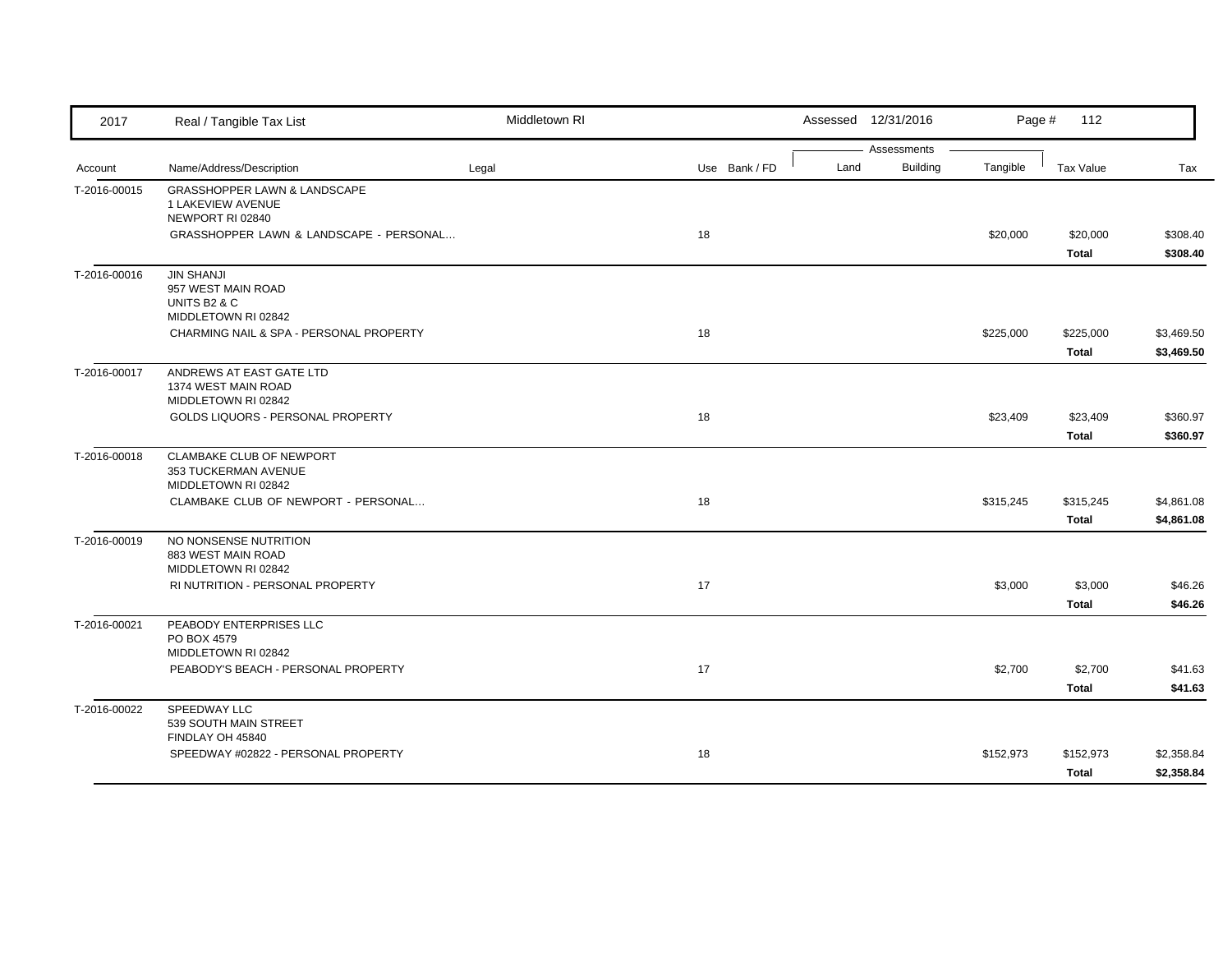| 2017 | Real / Tangible Tax List | Middletown RI | | | Assessed 12/31/2016 | | | | |
|---|---|---|---|---|---|---|---|---|---|
| | | | | | Assessments | | | | |
| Account | Name/Address/Description | Legal | Use | Bank / FD | Land | Building | Tangible | Tax Value | Tax |
| T-2016-00015 | GRASSHOPPER LAWN & LANDSCAPE<br>1 LAKEVIEW AVENUE<br>NEWPORT RI 02840 | | | | | | | | |
| | GRASSHOPPER LAWN & LANDSCAPE - PERSONAL... | | 18 | | | | $20,000 | $20,000 | $308.40 |
| | | | | | | | | **Total** | **$308.40** |
| T-2016-00016 | JIN SHANJI<br>957 WEST MAIN ROAD<br>UNITS B2 & C<br>MIDDLETOWN RI 02842 | | | | | | | | |
| | CHARMING NAIL & SPA - PERSONAL PROPERTY | | 18 | | | | $225,000 | $225,000 | $3,469.50 |
| | | | | | | | | **Total** | **$3,469.50** |
| T-2016-00017 | ANDREWS AT EAST GATE LTD<br>1374 WEST MAIN ROAD<br>MIDDLETOWN RI 02842 | | | | | | | | |
| | GOLDS LIQUORS - PERSONAL PROPERTY | | 18 | | | | $23,409 | $23,409 | $360.97 |
| | | | | | | | | **Total** | **$360.97** |
| T-2016-00018 | CLAMBAKE CLUB OF NEWPORT<br>353 TUCKERMAN AVENUE<br>MIDDLETOWN RI 02842 | | | | | | | | |
| | CLAMBAKE CLUB OF NEWPORT - PERSONAL... | | 18 | | | | $315,245 | $315,245 | $4,861.08 |
| | | | | | | | | **Total** | **$4,861.08** |
| T-2016-00019 | NO NONSENSE NUTRITION<br>883 WEST MAIN ROAD<br>MIDDLETOWN RI 02842 | | | | | | | | |
| | RI NUTRITION - PERSONAL PROPERTY | | 17 | | | | $3,000 | $3,000 | $46.26 |
| | | | | | | | | **Total** | **$46.26** |
| T-2016-00021 | PEABODY ENTERPRISES LLC<br>PO BOX 4579<br>MIDDLETOWN RI 02842 | | | | | | | | |
| | PEABODY'S BEACH - PERSONAL PROPERTY | | 17 | | | | $2,700 | $2,700 | $41.63 |
| | | | | | | | | **Total** | **$41.63** |
| T-2016-00022 | SPEEDWAY LLC<br>539 SOUTH MAIN STREET<br>FINDLAY OH 45840 | | | | | | | | |
| | SPEEDWAY #02822 - PERSONAL PROPERTY | | 18 | | | | $152,973 | $152,973 | $2,358.84 |
| | | | | | | | | **Total** | **$2,358.84** |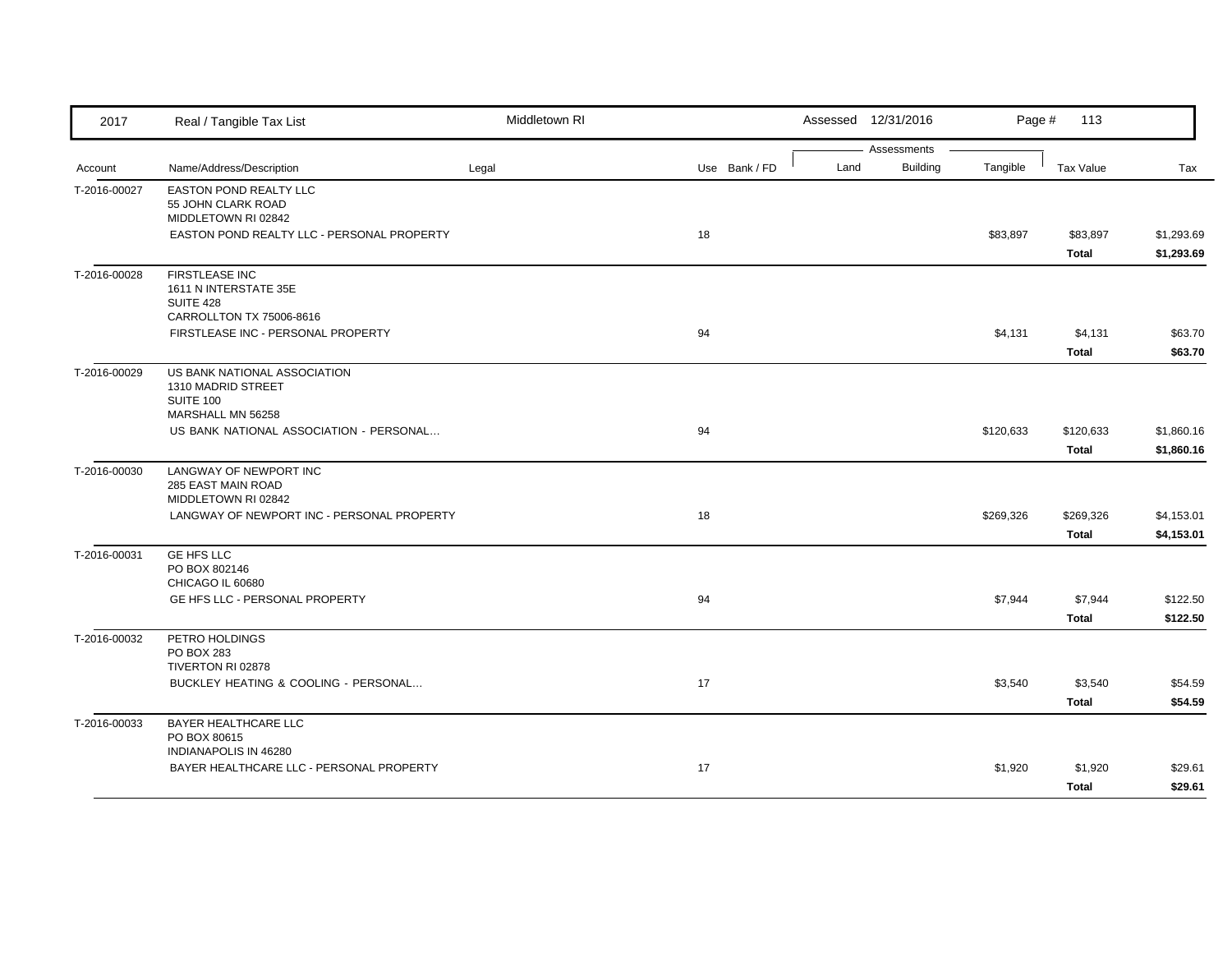| Account | Name/Address/Description | Legal | Use | Bank / FD | Land | Building | Tangible | Tax Value | Tax |
|---|---|---|---|---|---|---|---|---|---|
| T-2016-00027 | EASTON POND REALTY LLC<br>55 JOHN CLARK ROAD<br>MIDDLETOWN RI 02842 | | | | | | | | |
| | EASTON POND REALTY LLC - PERSONAL PROPERTY | | 18 | | | | $83,897 | $83,897 | $1,293.69 |
| | | | | | | | | **Total** | **$1,293.69** |
| T-2016-00028 | FIRSTLEASE INC<br>1611 N INTERSTATE 35E<br>SUITE 428<br>CARROLLTON TX 75006-8616 | | | | | | | | |
| | FIRSTLEASE INC - PERSONAL PROPERTY | | 94 | | | | $4,131 | $4,131 | $63.70 |
| | | | | | | | | **Total** | **$63.70** |
| T-2016-00029 | US BANK NATIONAL ASSOCIATION<br>1310 MADRID STREET<br>SUITE 100<br>MARSHALL MN 56258 | | | | | | | | |
| | US BANK NATIONAL ASSOCIATION - PERSONAL... | | 94 | | | | $120,633 | $120,633 | $1,860.16 |
| | | | | | | | | **Total** | **$1,860.16** |
| T-2016-00030 | LANGWAY OF NEWPORT INC<br>285 EAST MAIN ROAD<br>MIDDLETOWN RI 02842 | | | | | | | | |
| | LANGWAY OF NEWPORT INC - PERSONAL PROPERTY | | 18 | | | | $269,326 | $269,326 | $4,153.01 |
| | | | | | | | | **Total** | **$4,153.01** |
| T-2016-00031 | GE HFS LLC<br>PO BOX 802146<br>CHICAGO IL 60680 | | | | | | | | |
| | GE HFS LLC - PERSONAL PROPERTY | | 94 | | | | $7,944 | $7,944 | $122.50 |
| | | | | | | | | **Total** | **$122.50** |
| T-2016-00032 | PETRO HOLDINGS<br>PO BOX 283<br>TIVERTON RI 02878 | | | | | | | | |
| | BUCKLEY HEATING & COOLING - PERSONAL... | | 17 | | | | $3,540 | $3,540 | $54.59 |
| | | | | | | | | **Total** | **$54.59** |
| T-2016-00033 | BAYER HEALTHCARE LLC<br>PO BOX 80615<br>INDIANAPOLIS IN 46280 | | | | | | | | |
| | BAYER HEALTHCARE LLC - PERSONAL PROPERTY | | 17 | | | | $1,920 | $1,920 | $29.61 |
| | | | | | | | | **Total** | **$29.61** |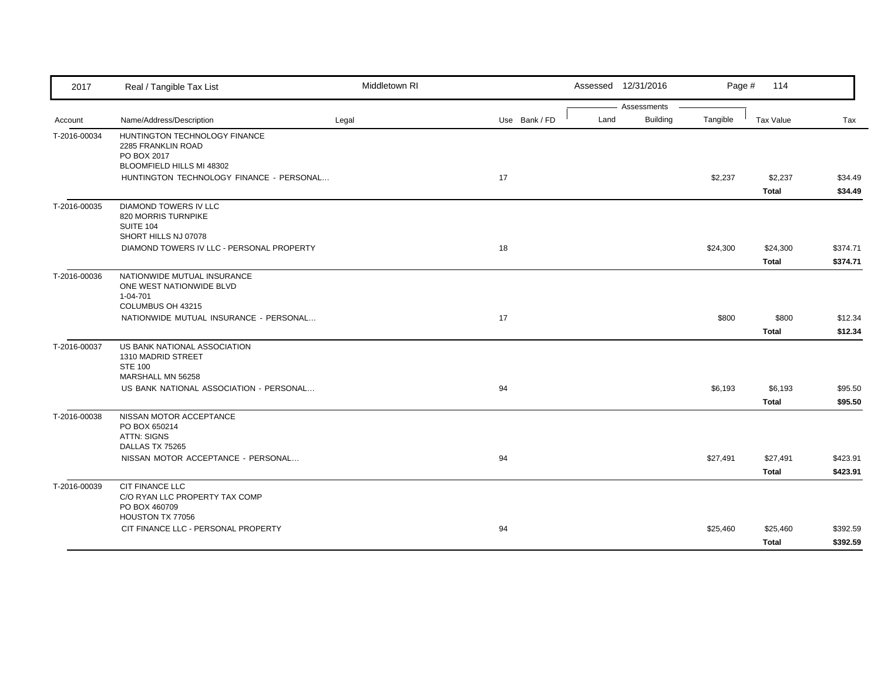| 2017 | Real / Tangible Tax List | Middletown RI | | | Assessed 12/31/2016 | | Page # 114 | | |
|---|---|---|---|---|---|---|---|---|---|
| | | | | | Assessments | | | | |
| Account | Name/Address/Description | Legal | Use | Bank / FD | Land | Building | Tangible | Tax Value | Tax |
| T-2016-00034 | HUNTINGTON TECHNOLOGY FINANCE<br>2285 FRANKLIN ROAD<br>PO BOX 2017<br>BLOOMFIELD HILLS MI 48302 | | | | | | | | |
| | HUNTINGTON TECHNOLOGY FINANCE - PERSONAL... | | 17 | | | | $2,237 | $2,237 | $34.49 |
| | | | | | | | | **Total** | **$34.49** |
| T-2016-00035 | DIAMOND TOWERS IV LLC<br>820 MORRIS TURNPIKE<br>SUITE 104<br>SHORT HILLS NJ 07078 | | | | | | | | |
| | DIAMOND TOWERS IV LLC - PERSONAL PROPERTY | | 18 | | | | $24,300 | $24,300 | $374.71 |
| | | | | | | | | **Total** | **$374.71** |
| T-2016-00036 | NATIONWIDE MUTUAL INSURANCE<br>ONE WEST NATIONWIDE BLVD<br>1-04-701<br>COLUMBUS OH 43215 | | | | | | | | |
| | NATIONWIDE MUTUAL INSURANCE - PERSONAL... | | 17 | | | | $800 | $800 | $12.34 |
| | | | | | | | | **Total** | **$12.34** |
| T-2016-00037 | US BANK NATIONAL ASSOCIATION<br>1310 MADRID STREET<br>STE 100<br>MARSHALL MN 56258 | | | | | | | | |
| | US BANK NATIONAL ASSOCIATION - PERSONAL... | | 94 | | | | $6,193 | $6,193 | $95.50 |
| | | | | | | | | **Total** | **$95.50** |
| T-2016-00038 | NISSAN MOTOR ACCEPTANCE<br>PO BOX 650214<br>ATTN: SIGNS<br>DALLAS TX 75265 | | | | | | | | |
| | NISSAN MOTOR ACCEPTANCE - PERSONAL... | | 94 | | | | $27,491 | $27,491 | $423.91 |
| | | | | | | | | **Total** | **$423.91** |
| T-2016-00039 | CIT FINANCE LLC<br>C/O RYAN LLC PROPERTY TAX COMP<br>PO BOX 460709<br>HOUSTON TX 77056 | | | | | | | | |
| | CIT FINANCE LLC - PERSONAL PROPERTY | | 94 | | | | $25,460 | $25,460 | $392.59 |
| | | | | | | | | **Total** | **$392.59** |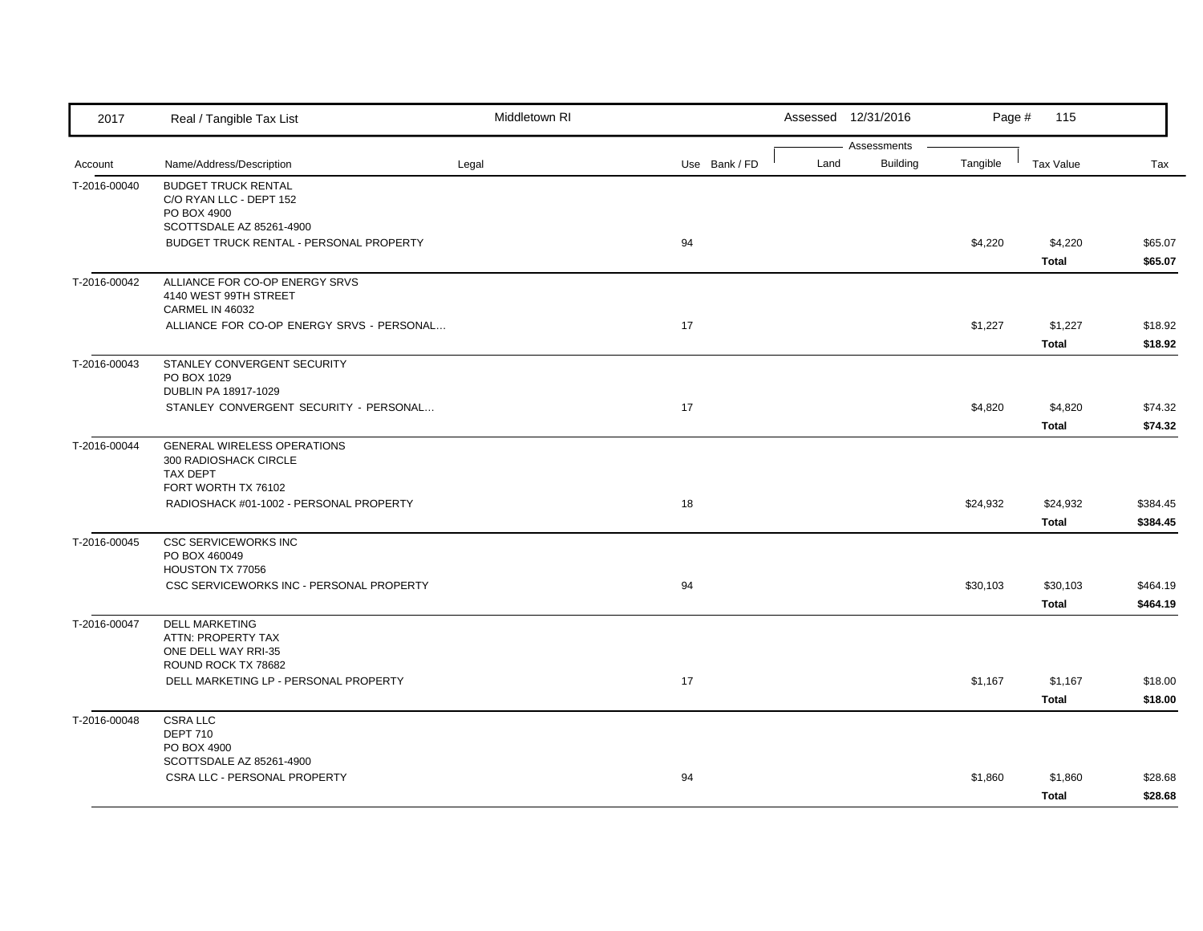| 2017 | Real / Tangible Tax List | Middletown RI | | | Assessed 12/31/2016 | | | | |
|---|---|---|---|---|---|---|---|---|---|
| | | | | | Assessments | | | | |
| Account | Name/Address/Description | Legal | Use | Bank / FD | Land | Building | Tangible | Tax Value | Tax |
| T-2016-00040 | BUDGET TRUCK RENTAL<br>C/O RYAN LLC - DEPT 152<br>PO BOX 4900<br>SCOTTSDALE AZ 85261-4900 | | | | | | | | |
| | BUDGET TRUCK RENTAL - PERSONAL PROPERTY | | 94 | | | | $4,220 | $4,220 | $65.07 |
| | | | | | | | | **Total** | **$65.07** |
| T-2016-00042 | ALLIANCE FOR CO-OP ENERGY SRVS<br>4140 WEST 99TH STREET<br>CARMEL IN 46032 | | | | | | | | |
| | ALLIANCE FOR CO-OP ENERGY SRVS - PERSONAL... | | 17 | | | | $1,227 | $1,227 | $18.92 |
| | | | | | | | | **Total** | **$18.92** |
| T-2016-00043 | STANLEY CONVERGENT SECURITY<br>PO BOX 1029<br>DUBLIN PA 18917-1029 | | | | | | | | |
| | STANLEY CONVERGENT SECURITY - PERSONAL... | | 17 | | | | $4,820 | $4,820 | $74.32 |
| | | | | | | | | **Total** | **$74.32** |
| T-2016-00044 | GENERAL WIRELESS OPERATIONS<br>300 RADIOSHACK CIRCLE<br>TAX DEPT<br>FORT WORTH TX 76102 | | | | | | | | |
| | RADIOSHACK #01-1002 - PERSONAL PROPERTY | | 18 | | | | $24,932 | $24,932 | $384.45 |
| | | | | | | | | **Total** | **$384.45** |
| T-2016-00045 | CSC SERVICEWORKS INC<br>PO BOX 460049<br>HOUSTON TX 77056 | | | | | | | | |
| | CSC SERVICEWORKS INC - PERSONAL PROPERTY | | 94 | | | | $30,103 | $30,103 | $464.19 |
| | | | | | | | | **Total** | **$464.19** |
| T-2016-00047 | DELL MARKETING<br>ATTN: PROPERTY TAX<br>ONE DELL WAY RRI-35<br>ROUND ROCK TX 78682 | | | | | | | | |
| | DELL MARKETING LP - PERSONAL PROPERTY | | 17 | | | | $1,167 | $1,167 | $18.00 |
| | | | | | | | | **Total** | **$18.00** |
| T-2016-00048 | CSRA LLC<br>DEPT 710<br>PO BOX 4900<br>SCOTTSDALE AZ 85261-4900 | | | | | | | | |
| | CSRA LLC - PERSONAL PROPERTY | | 94 | | | | $1,860 | $1,860 | $28.68 |
| | | | | | | | | **Total** | **$28.68** |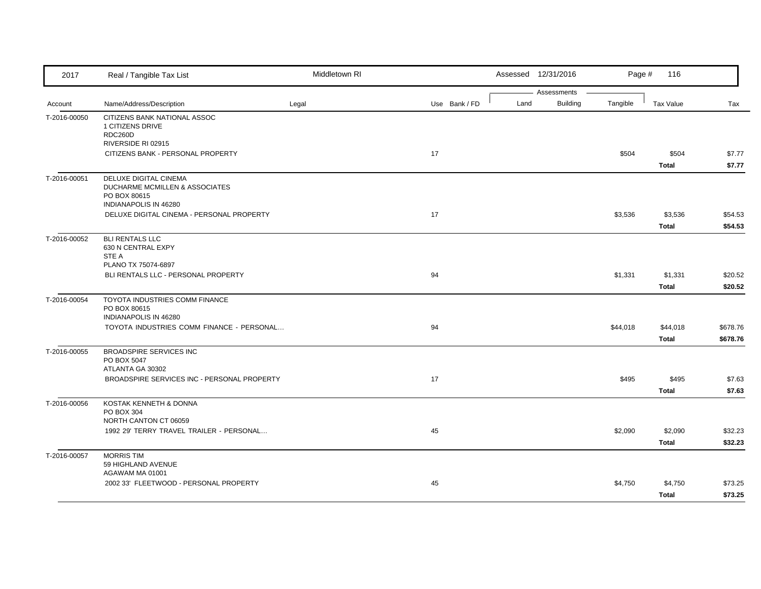| 2017 | Real / Tangible Tax List | Middletown RI | | Assessed 12/31/2016 | | | | |
|---|---|---|---|---|---|---|---|---|
| | | | | Assessments | | | | |
| Account | Name/Address/Description | Legal | Use Bank / FD | Land | Building | Tangible | Tax Value | Tax |
| T-2016-00050 | CITIZENS BANK NATIONAL ASSOC<br>1 CITIZENS DRIVE<br>RDC260D<br>RIVERSIDE RI 02915 | | | | | | | |
| | CITIZENS BANK - PERSONAL PROPERTY | | 17 | | | $504 | $504 | $7.77 |
| | | | | | | | **Total** | **$7.77** |
| T-2016-00051 | DELUXE DIGITAL CINEMA<br>DUCHARME MCMILLEN & ASSOCIATES<br>PO BOX 80615<br>INDIANAPOLIS IN 46280 | | | | | | | |
| | DELUXE DIGITAL CINEMA - PERSONAL PROPERTY | | 17 | | | $3,536 | $3,536 | $54.53 |
| | | | | | | | **Total** | **$54.53** |
| T-2016-00052 | BLI RENTALS LLC<br>630 N CENTRAL EXPY<br>STE A<br>PLANO TX 75074-6897 | | | | | | | |
| | BLI RENTALS LLC - PERSONAL PROPERTY | | 94 | | | $1,331 | $1,331 | $20.52 |
| | | | | | | | **Total** | **$20.52** |
| T-2016-00054 | TOYOTA INDUSTRIES COMM FINANCE<br>PO BOX 80615<br>INDIANAPOLIS IN 46280 | | | | | | | |
| | TOYOTA INDUSTRIES COMM FINANCE - PERSONAL… | | 94 | | | $44,018 | $44,018 | $678.76 |
| | | | | | | | **Total** | **$678.76** |
| T-2016-00055 | BROADSPIRE SERVICES INC<br>PO BOX 5047<br>ATLANTA GA 30302 | | | | | | | |
| | BROADSPIRE SERVICES INC - PERSONAL PROPERTY | | 17 | | | $495 | $495 | $7.63 |
| | | | | | | | **Total** | **$7.63** |
| T-2016-00056 | KOSTAK KENNETH & DONNA<br>PO BOX 304<br>NORTH CANTON CT 06059 | | | | | | | |
| | 1992 29' TERRY TRAVEL TRAILER - PERSONAL… | | 45 | | | $2,090 | $2,090 | $32.23 |
| | | | | | | | **Total** | **$32.23** |
| T-2016-00057 | MORRIS TIM<br>59 HIGHLAND AVENUE<br>AGAWAM MA 01001 | | | | | | | |
| | 2002 33' FLEETWOOD - PERSONAL PROPERTY | | 45 | | | $4,750 | $4,750 | $73.25 |
| | | | | | | | **Total** | **$73.25** |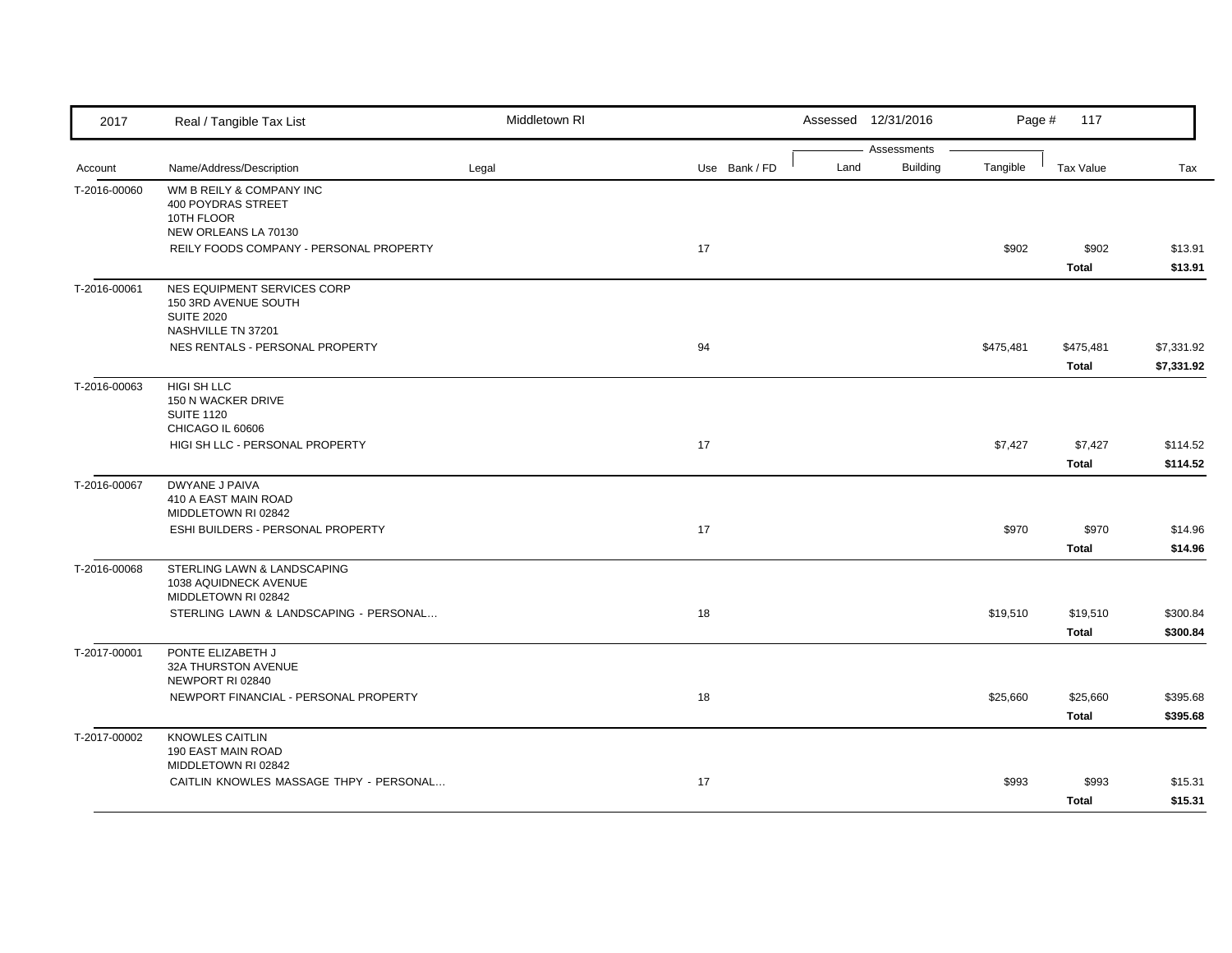| Account | Name/Address/Description | Legal | Use | Bank / FD | Land | Building | Tangible | Tax Value | Tax |
|---|---|---|---|---|---|---|---|---|---|
| T-2016-00060 | WM B REILY & COMPANY INC<br>400 POYDRAS STREET<br>10TH FLOOR<br>NEW ORLEANS LA 70130 | | | | | | | | |
| | REILY FOODS COMPANY - PERSONAL PROPERTY | | 17 | | | | $902 | $902 | $13.91 |
| | | | | | | | | **Total** | **$13.91** |
| T-2016-00061 | NES EQUIPMENT SERVICES CORP<br>150 3RD AVENUE SOUTH<br>SUITE 2020<br>NASHVILLE TN 37201 | | | | | | | | |
| | NES RENTALS - PERSONAL PROPERTY | | 94 | | | | $475,481 | $475,481 | $7,331.92 |
| | | | | | | | | **Total** | **$7,331.92** |
| T-2016-00063 | HIGI SH LLC<br>150 N WACKER DRIVE<br>SUITE 1120<br>CHICAGO IL 60606 | | | | | | | | |
| | HIGI SH LLC - PERSONAL PROPERTY | | 17 | | | | $7,427 | $7,427 | $114.52 |
| | | | | | | | | **Total** | **$114.52** |
| T-2016-00067 | DWYANE J PAIVA<br>410 A EAST MAIN ROAD<br>MIDDLETOWN RI 02842 | | | | | | | | |
| | ESHI BUILDERS - PERSONAL PROPERTY | | 17 | | | | $970 | $970 | $14.96 |
| | | | | | | | | **Total** | **$14.96** |
| T-2016-00068 | STERLING LAWN & LANDSCAPING<br>1038 AQUIDNECK AVENUE<br>MIDDLETOWN RI 02842 | | | | | | | | |
| | STERLING LAWN & LANDSCAPING - PERSONAL... | | 18 | | | | $19,510 | $19,510 | $300.84 |
| | | | | | | | | **Total** | **$300.84** |
| T-2017-00001 | PONTE ELIZABETH J<br>32A THURSTON AVENUE<br>NEWPORT RI 02840 | | | | | | | | |
| | NEWPORT FINANCIAL - PERSONAL PROPERTY | | 18 | | | | $25,660 | $25,660 | $395.68 |
| | | | | | | | | **Total** | **$395.68** |
| T-2017-00002 | KNOWLES CAITLIN<br>190 EAST MAIN ROAD<br>MIDDLETOWN RI 02842 | | | | | | | | |
| | CAITLIN KNOWLES MASSAGE THPY - PERSONAL... | | 17 | | | | $993 | $993 | $15.31 |
| | | | | | | | | **Total** | **$15.31** |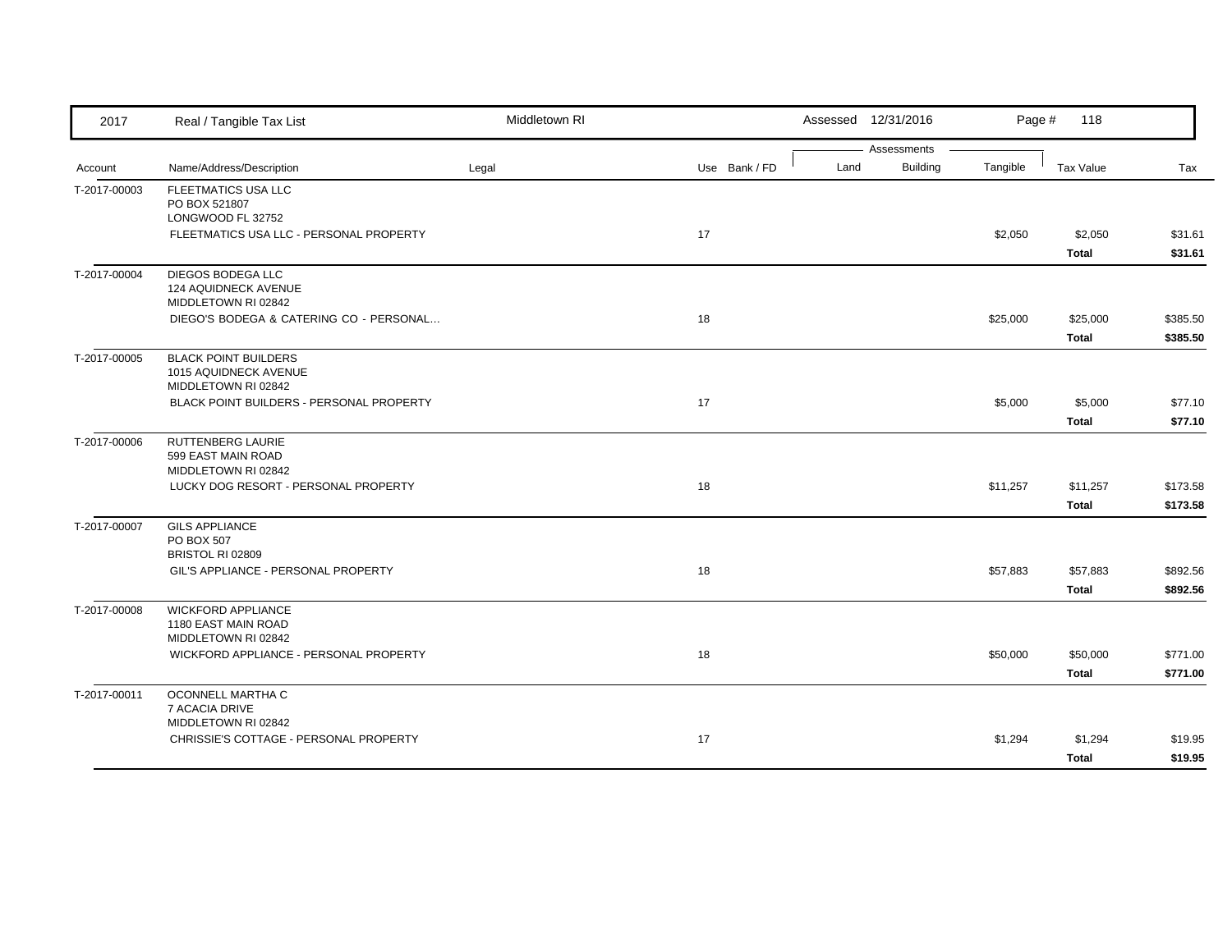| Account | Name/Address/Description | Legal | Use | Bank / FD | Land | Building | Tangible | Tax Value | Tax |
|---|---|---|---|---|---|---|---|---|---|
| T-2017-00003 | FLEETMATICS USA LLC<br>PO BOX 521807<br>LONGWOOD FL 32752 | | | | | | | | |
| | FLEETMATICS USA LLC - PERSONAL PROPERTY | | 17 | | | | $2,050 | $2,050 | $31.61 |
| | | | | | | | | **Total** | **$31.61** |
| T-2017-00004 | DIEGOS BODEGA LLC<br>124 AQUIDNECK AVENUE<br>MIDDLETOWN RI 02842 | | | | | | | | |
| | DIEGO'S BODEGA & CATERING CO - PERSONAL... | | 18 | | | | $25,000 | $25,000 | $385.50 |
| | | | | | | | | **Total** | **$385.50** |
| T-2017-00005 | BLACK POINT BUILDERS<br>1015 AQUIDNECK AVENUE<br>MIDDLETOWN RI 02842 | | | | | | | | |
| | BLACK POINT BUILDERS - PERSONAL PROPERTY | | 17 | | | | $5,000 | $5,000 | $77.10 |
| | | | | | | | | **Total** | **$77.10** |
| T-2017-00006 | RUTTENBERG LAURIE<br>599 EAST MAIN ROAD<br>MIDDLETOWN RI 02842 | | | | | | | | |
| | LUCKY DOG RESORT - PERSONAL PROPERTY | | 18 | | | | $11,257 | $11,257 | $173.58 |
| | | | | | | | | **Total** | **$173.58** |
| T-2017-00007 | GILS APPLIANCE<br>PO BOX 507<br>BRISTOL RI 02809 | | | | | | | | |
| | GIL'S APPLIANCE - PERSONAL PROPERTY | | 18 | | | | $57,883 | $57,883 | $892.56 |
| | | | | | | | | **Total** | **$892.56** |
| T-2017-00008 | WICKFORD APPLIANCE<br>1180 EAST MAIN ROAD<br>MIDDLETOWN RI 02842 | | | | | | | | |
| | WICKFORD APPLIANCE - PERSONAL PROPERTY | | 18 | | | | $50,000 | $50,000 | $771.00 |
| | | | | | | | | **Total** | **$771.00** |
| T-2017-00011 | OCONNELL MARTHA C<br>7 ACACIA DRIVE<br>MIDDLETOWN RI 02842 | | | | | | | | |
| | CHRISSIE'S COTTAGE - PERSONAL PROPERTY | | 17 | | | | $1,294 | $1,294 | $19.95 |
| | | | | | | | | **Total** | **$19.95** |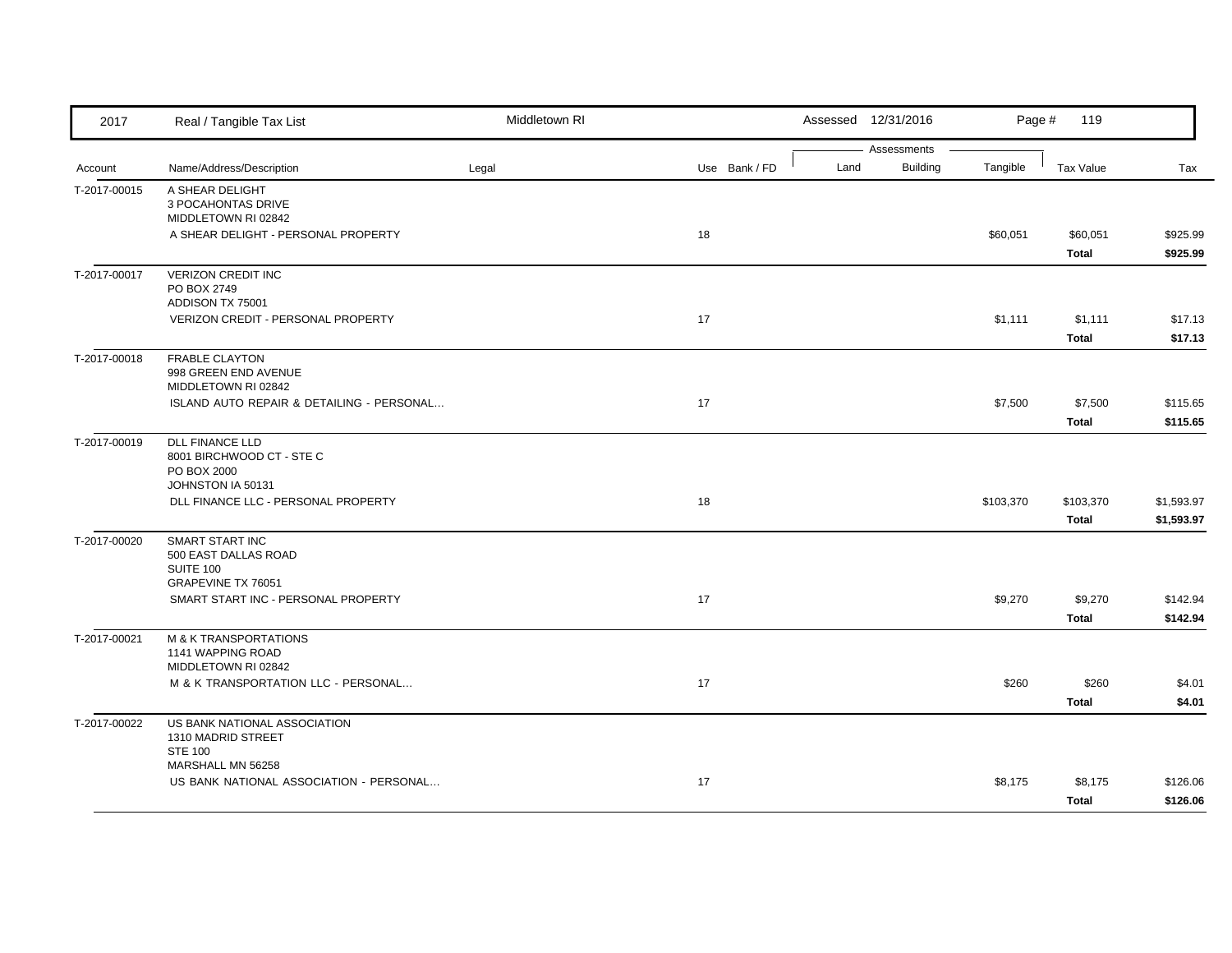| Account | Name/Address/Description | Legal | Use | Bank / FD | Land | Building | Tangible | Tax Value | Tax |
|---|---|---|---|---|---|---|---|---|---|
| T-2017-00015 | A SHEAR DELIGHT<br>3 POCAHONTAS DRIVE<br>MIDDLETOWN RI 02842 | | | | | | | | |
| | A SHEAR DELIGHT - PERSONAL PROPERTY | | 18 | | | | $60,051 | $60,051 | $925.99 |
| | | | | | | | | **Total** | **$925.99** |
| T-2017-00017 | VERIZON CREDIT INC<br>PO BOX 2749<br>ADDISON TX 75001 | | | | | | | | |
| | VERIZON CREDIT - PERSONAL PROPERTY | | 17 | | | | $1,111 | $1,111 | $17.13 |
| | | | | | | | | **Total** | **$17.13** |
| T-2017-00018 | FRABLE CLAYTON<br>998 GREEN END AVENUE<br>MIDDLETOWN RI 02842 | | | | | | | | |
| | ISLAND AUTO REPAIR & DETAILING - PERSONAL... | | 17 | | | | $7,500 | $7,500 | $115.65 |
| | | | | | | | | **Total** | **$115.65** |
| T-2017-00019 | DLL FINANCE LLD<br>8001 BIRCHWOOD CT - STE C<br>PO BOX 2000<br>JOHNSTON IA 50131 | | | | | | | | |
| | DLL FINANCE LLC - PERSONAL PROPERTY | | 18 | | | | $103,370 | $103,370 | $1,593.97 |
| | | | | | | | | **Total** | **$1,593.97** |
| T-2017-00020 | SMART START INC<br>500 EAST DALLAS ROAD<br>SUITE 100<br>GRAPEVINE TX 76051 | | | | | | | | |
| | SMART START INC - PERSONAL PROPERTY | | 17 | | | | $9,270 | $9,270 | $142.94 |
| | | | | | | | | **Total** | **$142.94** |
| T-2017-00021 | M & K TRANSPORTATIONS<br>1141 WAPPING ROAD<br>MIDDLETOWN RI 02842 | | | | | | | | |
| | M & K TRANSPORTATION LLC - PERSONAL... | | 17 | | | | $260 | $260 | $4.01 |
| | | | | | | | | **Total** | **$4.01** |
| T-2017-00022 | US BANK NATIONAL ASSOCIATION<br>1310 MADRID STREET<br>STE 100<br>MARSHALL MN 56258 | | | | | | | | |
| | US BANK NATIONAL ASSOCIATION - PERSONAL... | | 17 | | | | $8,175 | $8,175 | $126.06 |
| | | | | | | | | **Total** | **$126.06** |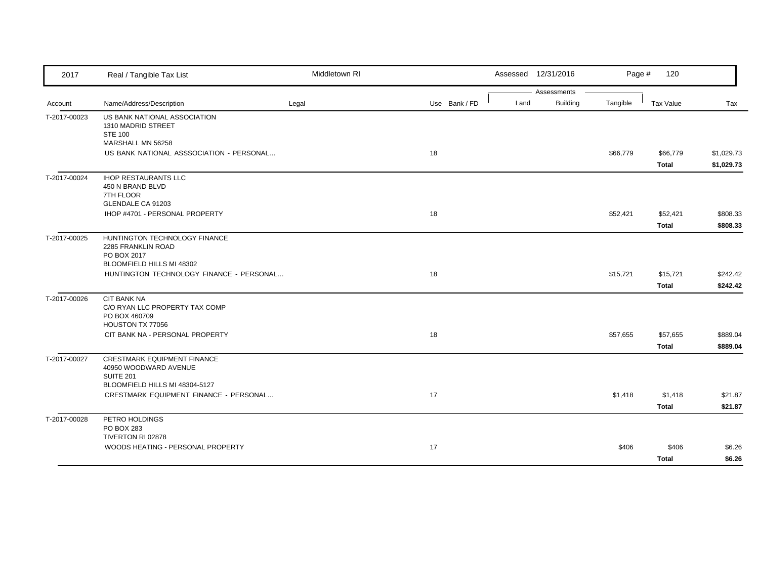| Account | Name/Address/Description | Legal | Use | Bank / FD | Land | Building | Tangible | Tax Value | Tax |
|---|---|---|---|---|---|---|---|---|---|
| T-2017-00023 | US BANK NATIONAL ASSOCIATION<br>1310 MADRID STREET<br>STE 100<br>MARSHALL MN 56258 | | | | | | | | |
| | US BANK NATIONAL ASSSOCIATION - PERSONAL... | | 18 | | | | $66,779 | $66,779 | $1,029.73 |
| | | | | | | | | **Total** | **$1,029.73** |
| T-2017-00024 | IHOP RESTAURANTS LLC<br>450 N BRAND BLVD<br>7TH FLOOR<br>GLENDALE CA 91203 | | | | | | | | |
| | IHOP #4701 - PERSONAL PROPERTY | | 18 | | | | $52,421 | $52,421 | $808.33 |
| | | | | | | | | **Total** | **$808.33** |
| T-2017-00025 | HUNTINGTON TECHNOLOGY FINANCE<br>2285 FRANKLIN ROAD<br>PO BOX 2017<br>BLOOMFIELD HILLS MI 48302 | | | | | | | | |
| | HUNTINGTON TECHNOLOGY FINANCE - PERSONAL... | | 18 | | | | $15,721 | $15,721 | $242.42 |
| | | | | | | | | **Total** | **$242.42** |
| T-2017-00026 | CIT BANK NA<br>C/O RYAN LLC PROPERTY TAX COMP<br>PO BOX 460709<br>HOUSTON TX 77056 | | | | | | | | |
| | CIT BANK NA - PERSONAL PROPERTY | | 18 | | | | $57,655 | $57,655 | $889.04 |
| | | | | | | | | **Total** | **$889.04** |
| T-2017-00027 | CRESTMARK EQUIPMENT FINANCE<br>40950 WOODWARD AVENUE<br>SUITE 201<br>BLOOMFIELD HILLS MI 48304-5127 | | | | | | | | |
| | CRESTMARK EQUIPMENT FINANCE - PERSONAL... | | 17 | | | | $1,418 | $1,418 | $21.87 |
| | | | | | | | | **Total** | **$21.87** |
| T-2017-00028 | PETRO HOLDINGS<br>PO BOX 283<br>TIVERTON RI 02878 | | | | | | | | |
| | WOODS HEATING - PERSONAL PROPERTY | | 17 | | | | $406 | $406 | $6.26 |
| | | | | | | | | **Total** | **$6.26** |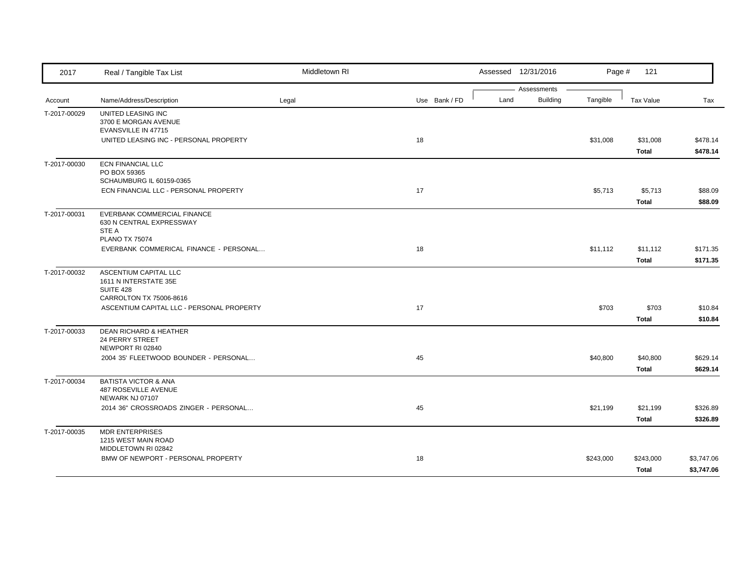| Account | Name/Address/Description | Legal | Use | Bank / FD | Land | Building | Tangible | Tax Value | Tax |
|---|---|---|---|---|---|---|---|---|---|
| T-2017-00029 | UNITED LEASING INC<br>3700 E MORGAN AVENUE<br>EVANSVILLE IN 47715 | | | | | | | | |
| | UNITED LEASING INC - PERSONAL PROPERTY | | 18 | | | | $31,008 | $31,008 | $478.14 |
| | | | | | | | | **Total** | **$478.14** |
| T-2017-00030 | ECN FINANCIAL LLC<br>PO BOX 59365<br>SCHAUMBURG IL 60159-0365 | | | | | | | | |
| | ECN FINANCIAL LLC - PERSONAL PROPERTY | | 17 | | | | $5,713 | $5,713 | $88.09 |
| | | | | | | | | **Total** | **$88.09** |
| T-2017-00031 | EVERBANK COMMERCIAL FINANCE<br>630 N CENTRAL EXPRESSWAY<br>STE A<br>PLANO TX 75074 | | | | | | | | |
| | EVERBANK COMMERICAL FINANCE - PERSONAL... | | 18 | | | | $11,112 | $11,112 | $171.35 |
| | | | | | | | | **Total** | **$171.35** |
| T-2017-00032 | ASCENTIUM CAPITAL LLC<br>1611 N INTERSTATE 35E<br>SUITE 428<br>CARROLTON TX 75006-8616 | | | | | | | | |
| | ASCENTIUM CAPITAL LLC - PERSONAL PROPERTY | | 17 | | | | $703 | $703 | $10.84 |
| | | | | | | | | **Total** | **$10.84** |
| T-2017-00033 | DEAN RICHARD & HEATHER<br>24 PERRY STREET<br>NEWPORT RI 02840 | | | | | | | | |
| | 2004 35' FLEETWOOD BOUNDER - PERSONAL... | | 45 | | | | $40,800 | $40,800 | $629.14 |
| | | | | | | | | **Total** | **$629.14** |
| T-2017-00034 | BATISTA VICTOR & ANA<br>487 ROSEVILLE AVENUE<br>NEWARK NJ 07107 | | | | | | | | |
| | 2014 36" CROSSROADS ZINGER - PERSONAL... | | 45 | | | | $21,199 | $21,199 | $326.89 |
| | | | | | | | | **Total** | **$326.89** |
| T-2017-00035 | MDR ENTERPRISES<br>1215 WEST MAIN ROAD<br>MIDDLETOWN RI 02842 | | | | | | | | |
| | BMW OF NEWPORT - PERSONAL PROPERTY | | 18 | | | | $243,000 | $243,000 | $3,747.06 |
| | | | | | | | | **Total** | **$3,747.06** |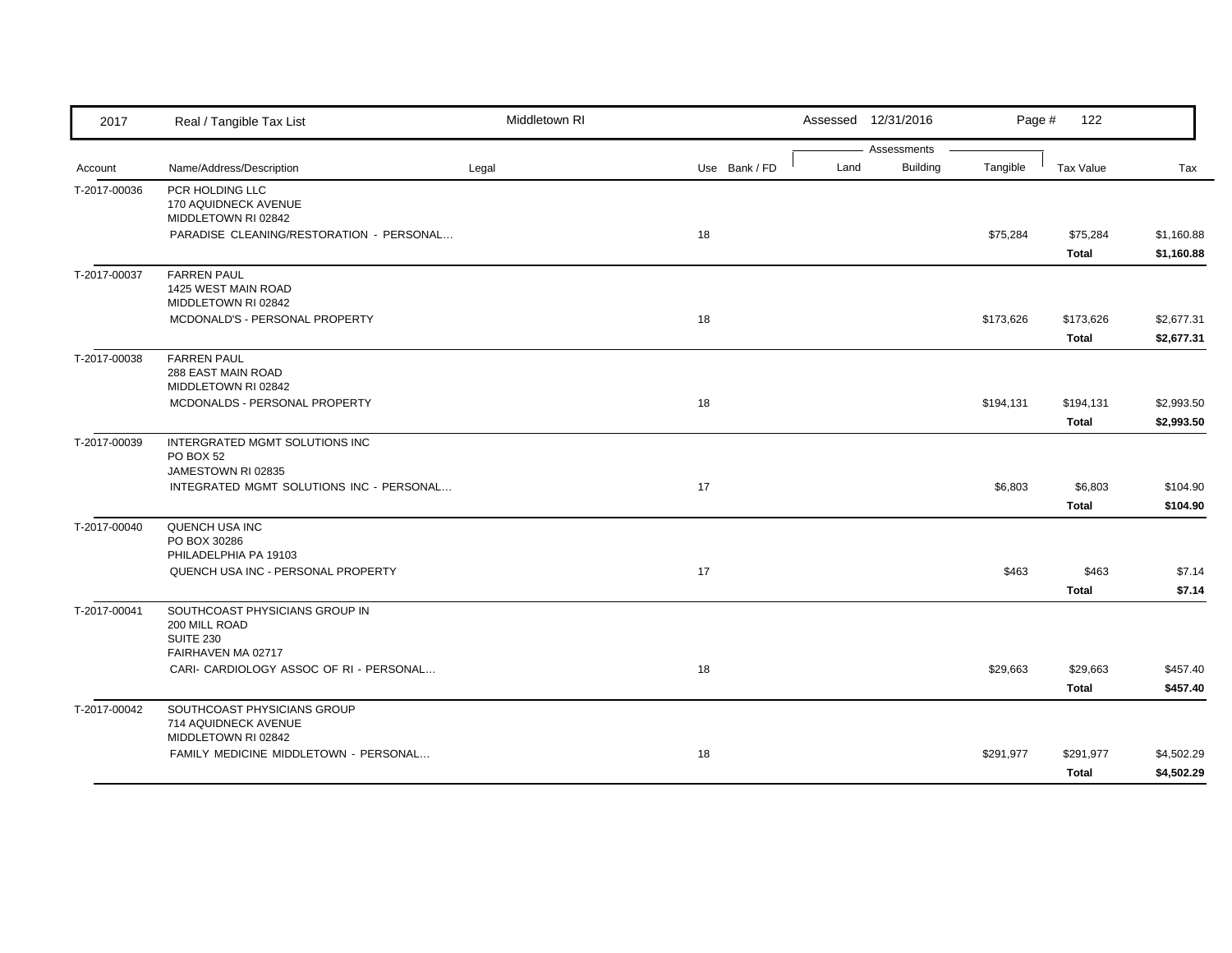| Account | Name/Address/Description | Legal | Use | Bank / FD | Land | Building | Tangible | Tax Value | Tax |
|---|---|---|---|---|---|---|---|---|---|
| T-2017-00036 | PCR HOLDING LLC<br>170 AQUIDNECK AVENUE<br>MIDDLETOWN RI 02842 | | | | | | | | |
| | PARADISE CLEANING/RESTORATION - PERSONAL... | | 18 | | | | $75,284 | $75,284 | $1,160.88 |
| | | | | | | | | **Total** | **$1,160.88** |
| T-2017-00037 | FARREN PAUL<br>1425 WEST MAIN ROAD<br>MIDDLETOWN RI 02842 | | | | | | | | |
| | MCDONALD'S - PERSONAL PROPERTY | | 18 | | | | $173,626 | $173,626 | $2,677.31 |
| | | | | | | | | **Total** | **$2,677.31** |
| T-2017-00038 | FARREN PAUL<br>288 EAST MAIN ROAD<br>MIDDLETOWN RI 02842 | | | | | | | | |
| | MCDONALDS - PERSONAL PROPERTY | | 18 | | | | $194,131 | $194,131 | $2,993.50 |
| | | | | | | | | **Total** | **$2,993.50** |
| T-2017-00039 | INTERGRATED MGMT SOLUTIONS INC<br>PO BOX 52<br>JAMESTOWN RI 02835 | | | | | | | | |
| | INTEGRATED MGMT SOLUTIONS INC - PERSONAL... | | 17 | | | | $6,803 | $6,803 | $104.90 |
| | | | | | | | | **Total** | **$104.90** |
| T-2017-00040 | QUENCH USA INC<br>PO BOX 30286<br>PHILADELPHIA PA 19103 | | | | | | | | |
| | QUENCH USA INC - PERSONAL PROPERTY | | 17 | | | | $463 | $463 | $7.14 |
| | | | | | | | | **Total** | **$7.14** |
| T-2017-00041 | SOUTHCOAST PHYSICIANS GROUP IN<br>200 MILL ROAD<br>SUITE 230<br>FAIRHAVEN MA 02717 | | | | | | | | |
| | CARI- CARDIOLOGY ASSOC OF RI - PERSONAL... | | 18 | | | | $29,663 | $29,663 | $457.40 |
| | | | | | | | | **Total** | **$457.40** |
| T-2017-00042 | SOUTHCOAST PHYSICIANS GROUP<br>714 AQUIDNECK AVENUE<br>MIDDLETOWN RI 02842 | | | | | | | | |
| | FAMILY MEDICINE MIDDLETOWN - PERSONAL... | | 18 | | | | $291,977 | $291,977 | $4,502.29 |
| | | | | | | | | **Total** | **$4,502.29** |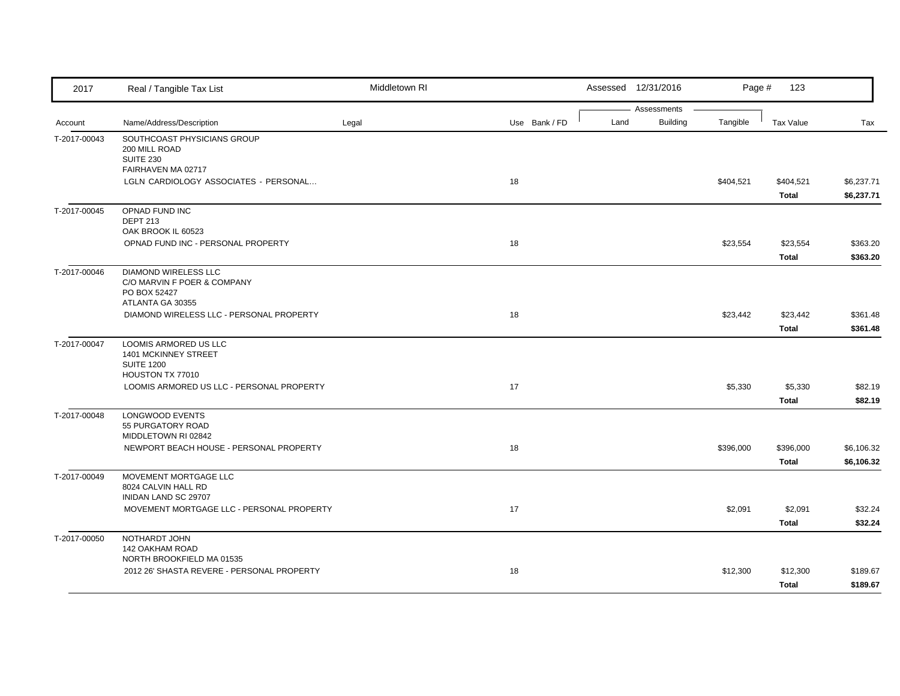| 2017 | Real / Tangible Tax List | Middletown RI | | Assessed 12/31/2016 | | | | |
|---|---|---|---|---|---|---|---|---|

| Account | Name/Address/Description | Legal | Use | Bank / FD | Land | Building | Tangible | Tax Value | Tax |
|---|---|---|---|---|---|---|---|---|---|
| T-2017-00043 | SOUTHCOAST PHYSICIANS GROUP<br>200 MILL ROAD<br>SUITE 230<br>FAIRHAVEN MA 02717 | | | | | | | | |
| | LGLN CARDIOLOGY ASSOCIATES - PERSONAL... | | 18 | | | | $404,521 | $404,521 | $6,237.71 |
| | | | | | | | | **Total** | **$6,237.71** |
| T-2017-00045 | OPNAD FUND INC<br>DEPT 213<br>OAK BROOK IL 60523 | | | | | | | | |
| | OPNAD FUND INC - PERSONAL PROPERTY | | 18 | | | | $23,554 | $23,554 | $363.20 |
| | | | | | | | | **Total** | **$363.20** |
| T-2017-00046 | DIAMOND WIRELESS LLC<br>C/O MARVIN F POER & COMPANY<br>PO BOX 52427<br>ATLANTA GA 30355 | | | | | | | | |
| | DIAMOND WIRELESS LLC - PERSONAL PROPERTY | | 18 | | | | $23,442 | $23,442 | $361.48 |
| | | | | | | | | **Total** | **$361.48** |
| T-2017-00047 | LOOMIS ARMORED US LLC<br>1401 MCKINNEY STREET<br>SUITE 1200<br>HOUSTON TX 77010 | | | | | | | | |
| | LOOMIS ARMORED US LLC - PERSONAL PROPERTY | | 17 | | | | $5,330 | $5,330 | $82.19 |
| | | | | | | | | **Total** | **$82.19** |
| T-2017-00048 | LONGWOOD EVENTS<br>55 PURGATORY ROAD<br>MIDDLETOWN RI 02842 | | | | | | | | |
| | NEWPORT BEACH HOUSE - PERSONAL PROPERTY | | 18 | | | | $396,000 | $396,000 | $6,106.32 |
| | | | | | | | | **Total** | **$6,106.32** |
| T-2017-00049 | MOVEMENT MORTGAGE LLC<br>8024 CALVIN HALL RD<br>INIDAN LAND SC 29707 | | | | | | | | |
| | MOVEMENT MORTGAGE LLC - PERSONAL PROPERTY | | 17 | | | | $2,091 | $2,091 | $32.24 |
| | | | | | | | | **Total** | **$32.24** |
| T-2017-00050 | NOTHARDT JOHN<br>142 OAKHAM ROAD<br>NORTH BROOKFIELD MA 01535 | | | | | | | | |
| | 2012 26' SHASTA REVERE - PERSONAL PROPERTY | | 18 | | | | $12,300 | $12,300 | $189.67 |
| | | | | | | | | **Total** | **$189.67** |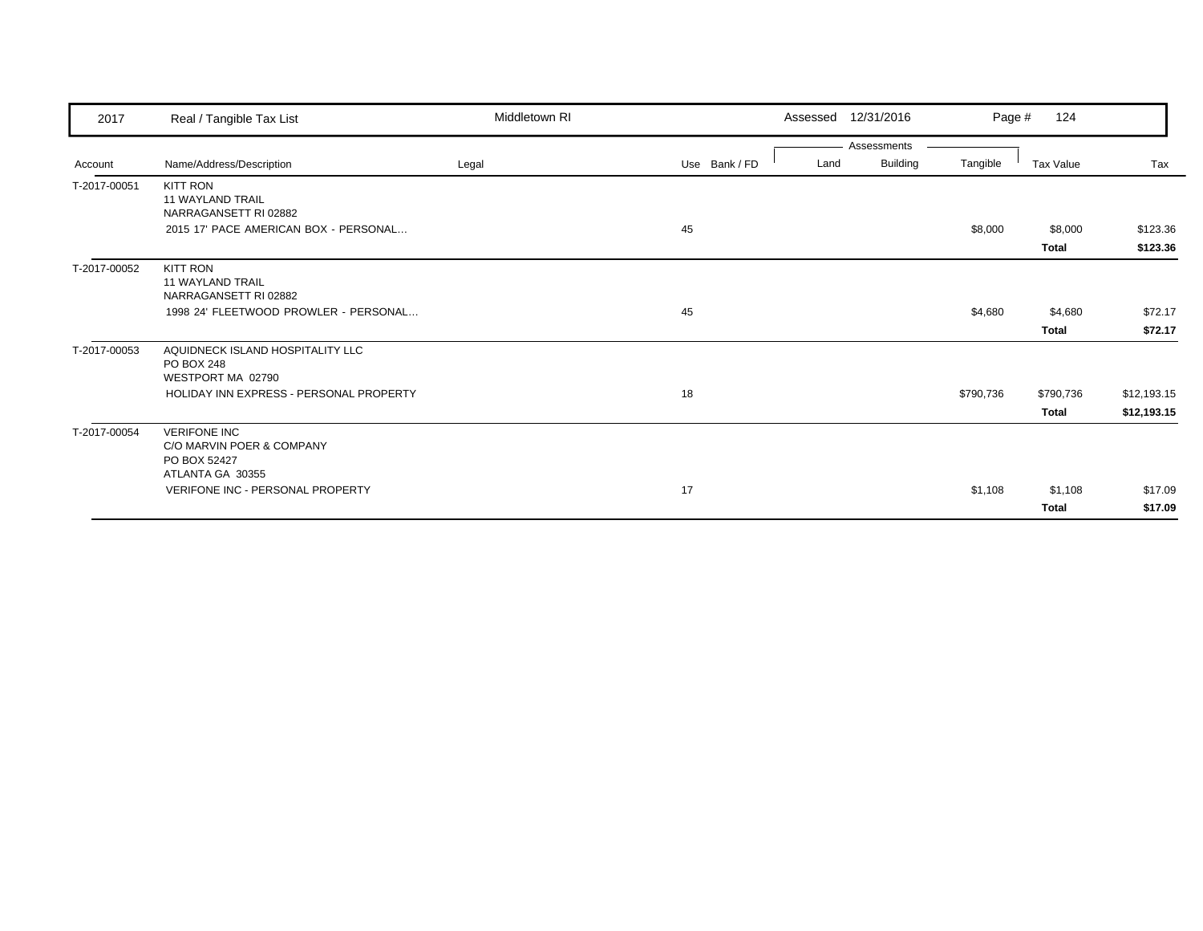| 2017 | Real / Tangible Tax List | Middletown RI | | | Assessed 12/31/2016 | | | | |
|---|---|---|---|---|---|---|---|---|---|

| Account | Name/Address/Description | Legal | Use | Bank / FD | Land | Building | Tangible | Tax Value | Tax |
|---|---|---|---|---|---|---|---|---|---|
| | | | | | Assessments | | | | |
| T-2017-00051 | KITT RON<br>11 WAYLAND TRAIL<br>NARRAGANSETT RI 02882 | | | | | | | | |
| | 2015 17' PACE AMERICAN BOX - PERSONAL… | | 45 | | | | $8,000 | $8,000 | $123.36 |
| | | | | | | | | **Total** | **$123.36** |
| T-2017-00052 | KITT RON<br>11 WAYLAND TRAIL<br>NARRAGANSETT RI 02882 | | | | | | | | |
| | 1998 24' FLEETWOOD PROWLER - PERSONAL… | | 45 | | | | $4,680 | $4,680 | $72.17 |
| | | | | | | | | **Total** | **$72.17** |
| T-2017-00053 | AQUIDNECK ISLAND HOSPITALITY LLC<br>PO BOX 248<br>WESTPORT MA 02790 | | | | | | | | |
| | HOLIDAY INN EXPRESS - PERSONAL PROPERTY | | 18 | | | | $790,736 | $790,736 | $12,193.15 |
| | | | | | | | | **Total** | **$12,193.15** |
| T-2017-00054 | VERIFONE INC<br>C/O MARVIN POER & COMPANY<br>PO BOX 52427<br>ATLANTA GA 30355 | | | | | | | | |
| | VERIFONE INC - PERSONAL PROPERTY | | 17 | | | | $1,108 | $1,108 | $17.09 |
| | | | | | | | | **Total** | **$17.09** |